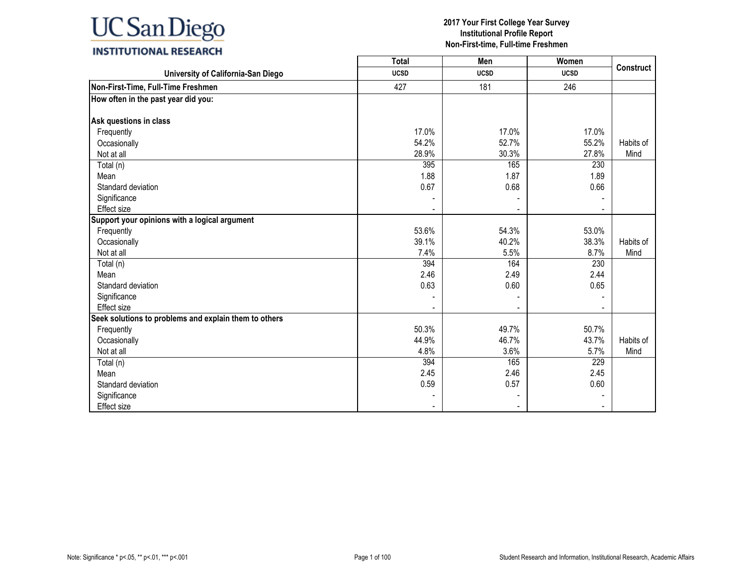# 2017 Your First College Year Survey
## Institutional Profile Report
## Non-First-time, Full-time Freshmen

| University of California-San Diego | Total | Men | Women | Construct |
|---|---|---|---|---|
| | UCSD | UCSD | UCSD | |
| **Non-First-Time, Full-Time Freshmen** | 427 | 181 | 246 | |
| **How often in the past year did you:** | | | | |
| **Ask questions in class** | | | | |
| Frequently | 17.0% | 17.0% | 17.0% | |
| Occasionally | 54.2% | 52.7% | 55.2% | Habits of Mind |
| Not at all | 28.9% | 30.3% | 27.8% | |
| Total (n) | 395 | 165 | 230 | |
| Mean | 1.88 | 1.87 | 1.89 | |
| Standard deviation | 0.67 | 0.68 | 0.66 | |
| Significance | - | - | - | |
| Effect size | - | - | - | |
| **Support your opinions with a logical argument** | | | | |
| Frequently | 53.6% | 54.3% | 53.0% | |
| Occasionally | 39.1% | 40.2% | 38.3% | Habits of Mind |
| Not at all | 7.4% | 5.5% | 8.7% | |
| Total (n) | 394 | 164 | 230 | |
| Mean | 2.46 | 2.49 | 2.44 | |
| Standard deviation | 0.63 | 0.60 | 0.65 | |
| Significance | - | - | - | |
| Effect size | - | - | - | |
| **Seek solutions to problems and explain them to others** | | | | |
| Frequently | 50.3% | 49.7% | 50.7% | |
| Occasionally | 44.9% | 46.7% | 43.7% | Habits of Mind |
| Not at all | 4.8% | 3.6% | 5.7% | |
| Total (n) | 394 | 165 | 229 | |
| Mean | 2.45 | 2.46 | 2.45 | |
| Standard deviation | 0.59 | 0.57 | 0.60 | |
| Significance | - | - | - | |
| Effect size | - | - | - | |

Note: Significance * $p<.05$, ** $p<.01$, *** $p<.001$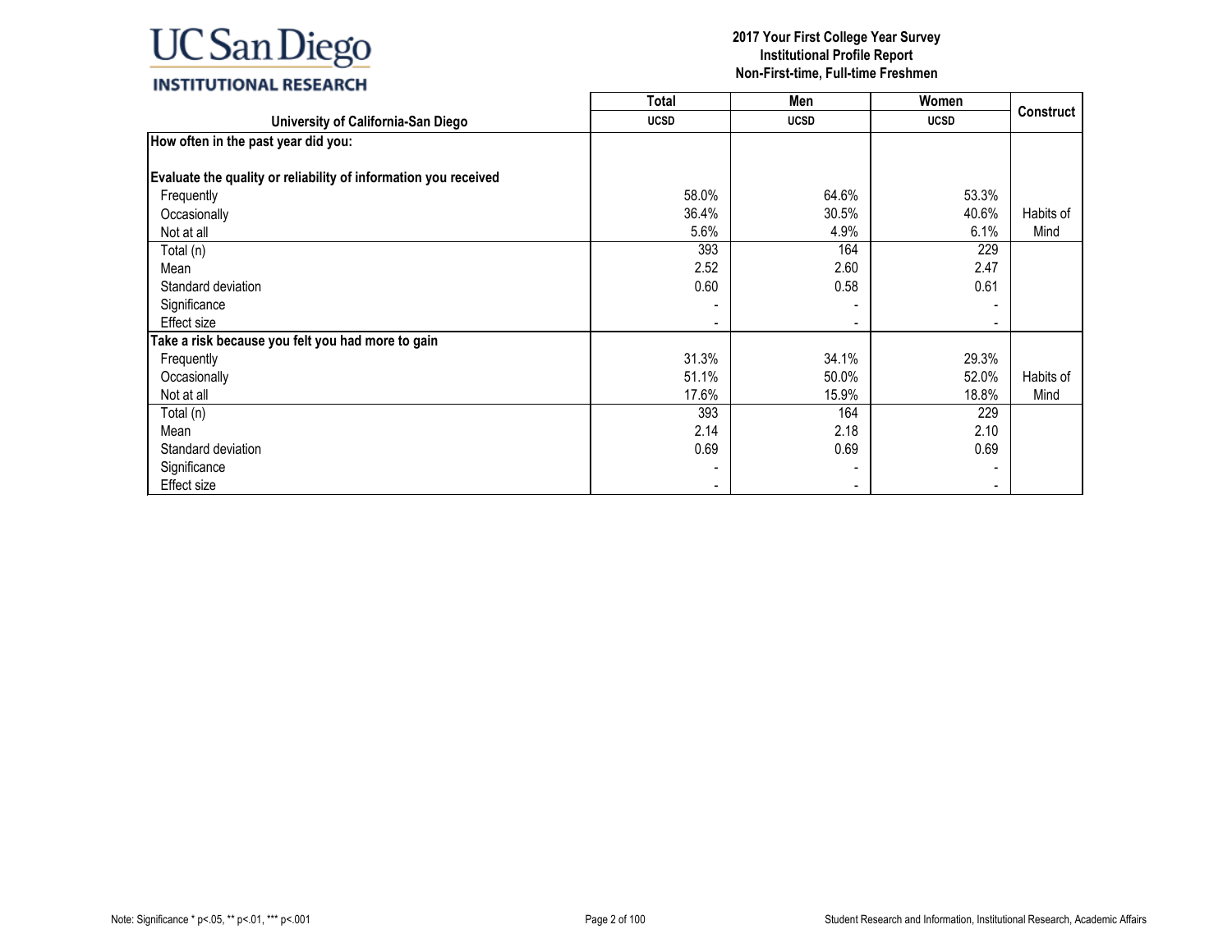UC San Diego
INSTITUTIONAL RESEARCH

**2017 Your First College Year Survey**
**Institutional Profile Report**
**Non-First-time, Full-time Freshmen**

| University of California-San Diego | Total UCSD | Men UCSD | Women UCSD | Construct |
|---|---|---|---|---|
| **How often in the past year did you:** | | | | |
| **Evaluate the quality or reliability of information you received** | | | | |
| Frequently | 58.0% | 64.6% | 53.3% | |
| Occasionally | 36.4% | 30.5% | 40.6% | Habits of Mind |
| Not at all | 5.6% | 4.9% | 6.1% | |
| Total (n) | 393 | 164 | 229 | |
| Mean | 2.52 | 2.60 | 2.47 | |
| Standard deviation | 0.60 | 0.58 | 0.61 | |
| Significance | - | - | - | |
| Effect size | - | - | - | |
| **Take a risk because you felt you had more to gain** | | | | |
| Frequently | 31.3% | 34.1% | 29.3% | |
| Occasionally | 51.1% | 50.0% | 52.0% | Habits of Mind |
| Not at all | 17.6% | 15.9% | 18.8% | |
| Total (n) | 393 | 164 | 229 | |
| Mean | 2.14 | 2.18 | 2.10 | |
| Standard deviation | 0.69 | 0.69 | 0.69 | |
| Significance | - | - | - | |
| Effect size | - | - | - | |

Note: Significance * p<.05, ** p<.01, *** p<.001

Student Research and Information, Institutional Research, Academic Affairs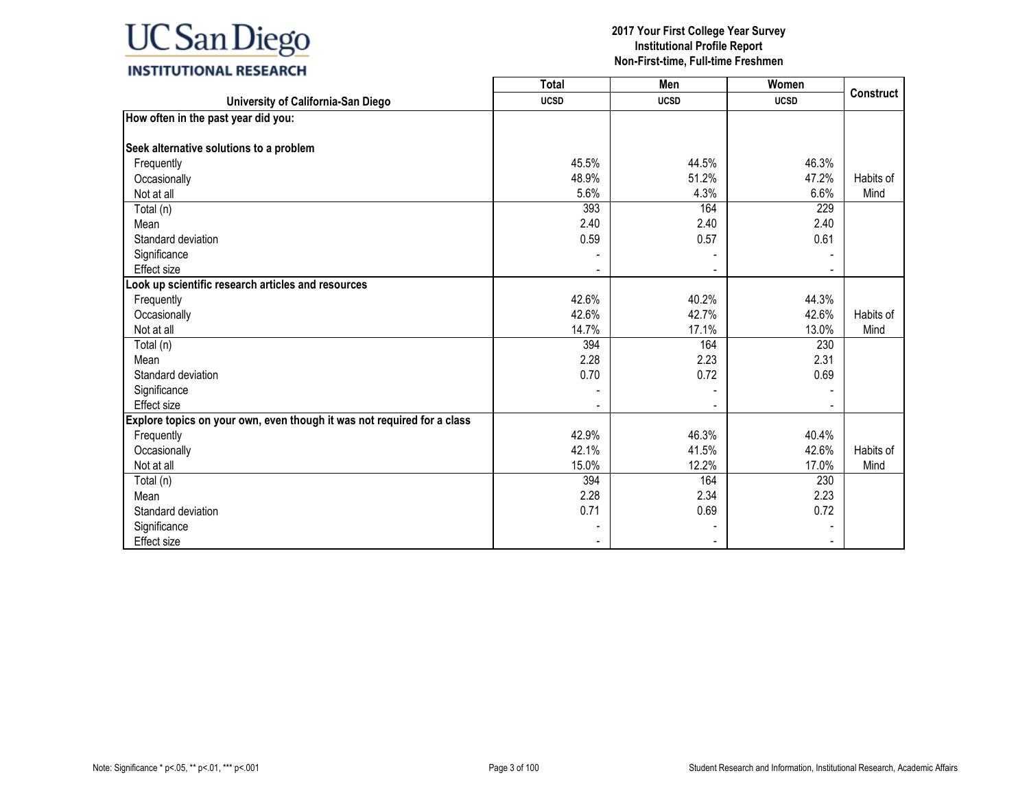**2017 Your First College Year Survey**
**Institutional Profile Report**
**Non-First-time, Full-time Freshmen**

| University of California-San Diego | Total UCSD | Men UCSD | Women UCSD | Construct |
|---|---|---|---|---|
| **How often in the past year did you:** | | | | |
| **Seek alternative solutions to a problem** | | | | |
| Frequently | 45.5% | 44.5% | 46.3% | |
| Occasionally | 48.9% | 51.2% | 47.2% | Habits of Mind |
| Not at all | 5.6% | 4.3% | 6.6% | |
| Total (n) | 393 | 164 | 229 | |
| Mean | 2.40 | 2.40 | 2.40 | |
| Standard deviation | 0.59 | 0.57 | 0.61 | |
| Significance | - | - | - | |
| Effect size | - | - | - | |
| **Look up scientific research articles and resources** | | | | |
| Frequently | 42.6% | 40.2% | 44.3% | |
| Occasionally | 42.6% | 42.7% | 42.6% | Habits of Mind |
| Not at all | 14.7% | 17.1% | 13.0% | |
| Total (n) | 394 | 164 | 230 | |
| Mean | 2.28 | 2.23 | 2.31 | |
| Standard deviation | 0.70 | 0.72 | 0.69 | |
| Significance | - | - | - | |
| Effect size | - | - | - | |
| **Explore topics on your own, even though it was not required for a class** | | | | |
| Frequently | 42.9% | 46.3% | 40.4% | |
| Occasionally | 42.1% | 41.5% | 42.6% | Habits of Mind |
| Not at all | 15.0% | 12.2% | 17.0% | |
| Total (n) | 394 | 164 | 230 | |
| Mean | 2.28 | 2.34 | 2.23 | |
| Standard deviation | 0.71 | 0.69 | 0.72 | |
| Significance | - | - | - | |
| Effect size | - | - | - | |

Note: Significance * p<.05, ** p<.01, *** p<.001

Student Research and Information, Institutional Research, Academic Affairs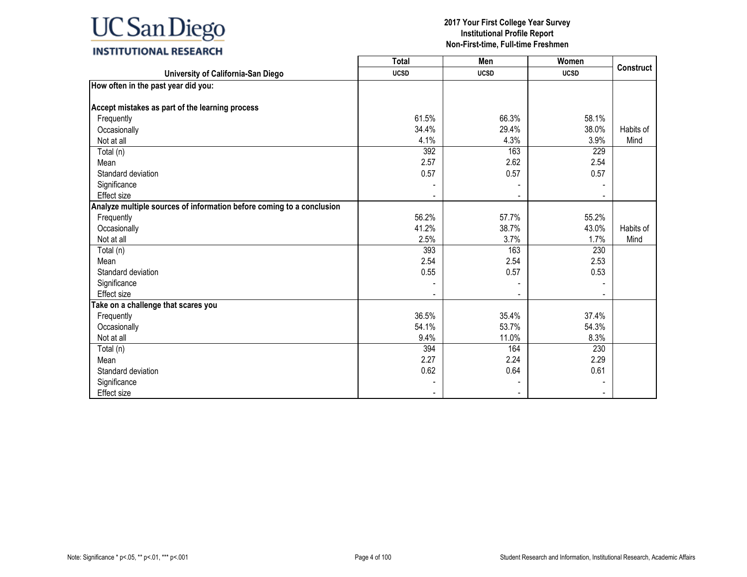UC San Diego INSTITUTIONAL RESEARCH

**2017 Your First College Year Survey**
**Institutional Profile Report**
**Non-First-time, Full-time Freshmen**

| University of California-San Diego | Total UCSD | Men UCSD | Women UCSD | Construct |
|---|---|---|---|---|
| **How often in the past year did you:** | | | | |
| **Accept mistakes as part of the learning process** | | | | |
| Frequently | 61.5% | 66.3% | 58.1% | |
| Occasionally | 34.4% | 29.4% | 38.0% | Habits of Mind |
| Not at all | 4.1% | 4.3% | 3.9% | |
| Total (n) | 392 | 163 | 229 | |
| Mean | 2.57 | 2.62 | 2.54 | |
| Standard deviation | 0.57 | 0.57 | 0.57 | |
| Significance | - | - | - | |
| Effect size | - | - | - | |
| **Analyze multiple sources of information before coming to a conclusion** | | | | |
| Frequently | 56.2% | 57.7% | 55.2% | |
| Occasionally | 41.2% | 38.7% | 43.0% | Habits of Mind |
| Not at all | 2.5% | 3.7% | 1.7% | |
| Total (n) | 393 | 163 | 230 | |
| Mean | 2.54 | 2.54 | 2.53 | |
| Standard deviation | 0.55 | 0.57 | 0.53 | |
| Significance | - | - | - | |
| Effect size | - | - | - | |
| **Take on a challenge that scares you** | | | | |
| Frequently | 36.5% | 35.4% | 37.4% | |
| Occasionally | 54.1% | 53.7% | 54.3% | |
| Not at all | 9.4% | 11.0% | 8.3% | |
| Total (n) | 394 | 164 | 230 | |
| Mean | 2.27 | 2.24 | 2.29 | |
| Standard deviation | 0.62 | 0.64 | 0.61 | |
| Significance | - | - | - | |
| Effect size | - | - | - | |

Note: Significance * p<.05, ** p<.01, *** p<.001

Student Research and Information, Institutional Research, Academic Affairs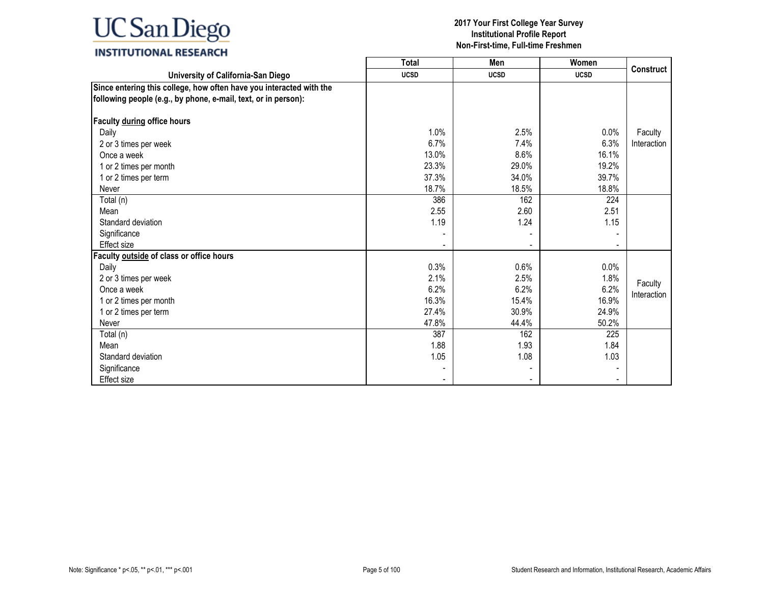| University of California-San Diego | Total UCSD | Men UCSD | Women UCSD | Construct |
|---|---|---|---|---|
| **Since entering this college, how often have you interacted with the following people (e.g., by phone, e-mail, text, or in person):** | | | | |
| **Faculty during office hours** | | | | |
| Daily | 1.0% | 2.5% | 0.0% | Faculty Interaction |
| 2 or 3 times per week | 6.7% | 7.4% | 6.3% | |
| Once a week | 13.0% | 8.6% | 16.1% | |
| 1 or 2 times per month | 23.3% | 29.0% | 19.2% | |
| 1 or 2 times per term | 37.3% | 34.0% | 39.7% | |
| Never | 18.7% | 18.5% | 18.8% | |
| Total (n) | 386 | 162 | 224 | |
| Mean | 2.55 | 2.60 | 2.51 | |
| Standard deviation | 1.19 | 1.24 | 1.15 | |
| Significance | - | - | - | |
| Effect size | - | - | - | |
| **Faculty outside of class or office hours** | | | | |
| Daily | 0.3% | 0.6% | 0.0% | Faculty Interaction |
| 2 or 3 times per week | 2.1% | 2.5% | 1.8% | |
| Once a week | 6.2% | 6.2% | 6.2% | |
| 1 or 2 times per month | 16.3% | 15.4% | 16.9% | |
| 1 or 2 times per term | 27.4% | 30.9% | 24.9% | |
| Never | 47.8% | 44.4% | 50.2% | |
| Total (n) | 387 | 162 | 225 | |
| Mean | 1.88 | 1.93 | 1.84 | |
| Standard deviation | 1.05 | 1.08 | 1.03 | |
| Significance | - | - | - | |
| Effect size | - | - | - | |

Note: Significance * p<.05, ** p<.01, *** p<.001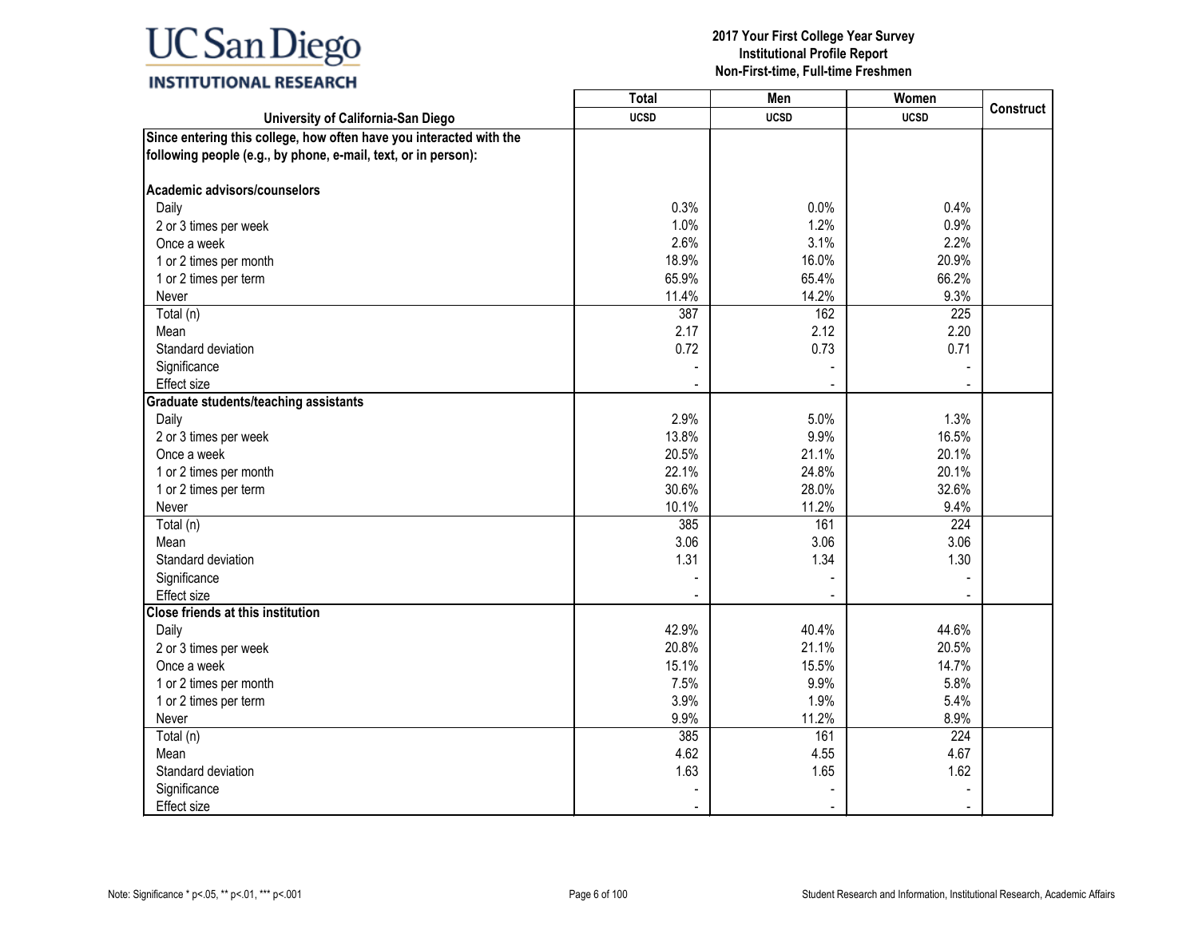UC San Diego
INSTITUTIONAL RESEARCH

**2017 Your First College Year Survey**
**Institutional Profile Report**
**Non-First-time, Full-time Freshmen**

| University of California-San Diego | Total UCSD | Men UCSD | Women UCSD | Construct |
|---|---|---|---|---|
| **Since entering this college, how often have you interacted with the following people (e.g., by phone, e-mail, text, or in person):** | | | | |
| **Academic advisors/counselors** | | | | |
| Daily | 0.3% | 0.0% | 0.4% | |
| 2 or 3 times per week | 1.0% | 1.2% | 0.9% | |
| Once a week | 2.6% | 3.1% | 2.2% | |
| 1 or 2 times per month | 18.9% | 16.0% | 20.9% | |
| 1 or 2 times per term | 65.9% | 65.4% | 66.2% | |
| Never | 11.4% | 14.2% | 9.3% | |
| Total (n) | 387 | 162 | 225 | |
| Mean | 2.17 | 2.12 | 2.20 | |
| Standard deviation | 0.72 | 0.73 | 0.71 | |
| Significance | - | - | - | |
| Effect size | - | - | - | |
| **Graduate students/teaching assistants** | | | | |
| Daily | 2.9% | 5.0% | 1.3% | |
| 2 or 3 times per week | 13.8% | 9.9% | 16.5% | |
| Once a week | 20.5% | 21.1% | 20.1% | |
| 1 or 2 times per month | 22.1% | 24.8% | 20.1% | |
| 1 or 2 times per term | 30.6% | 28.0% | 32.6% | |
| Never | 10.1% | 11.2% | 9.4% | |
| Total (n) | 385 | 161 | 224 | |
| Mean | 3.06 | 3.06 | 3.06 | |
| Standard deviation | 1.31 | 1.34 | 1.30 | |
| Significance | - | - | - | |
| Effect size | - | - | - | |
| **Close friends at this institution** | | | | |
| Daily | 42.9% | 40.4% | 44.6% | |
| 2 or 3 times per week | 20.8% | 21.1% | 20.5% | |
| Once a week | 15.1% | 15.5% | 14.7% | |
| 1 or 2 times per month | 7.5% | 9.9% | 5.8% | |
| 1 or 2 times per term | 3.9% | 1.9% | 5.4% | |
| Never | 9.9% | 11.2% | 8.9% | |
| Total (n) | 385 | 161 | 224 | |
| Mean | 4.62 | 4.55 | 4.67 | |
| Standard deviation | 1.63 | 1.65 | 1.62 | |
| Significance | - | - | - | |
| Effect size | - | - | - | |

Note: Significance * p<.05, ** p<.01, *** p<.001

Student Research and Information, Institutional Research, Academic Affairs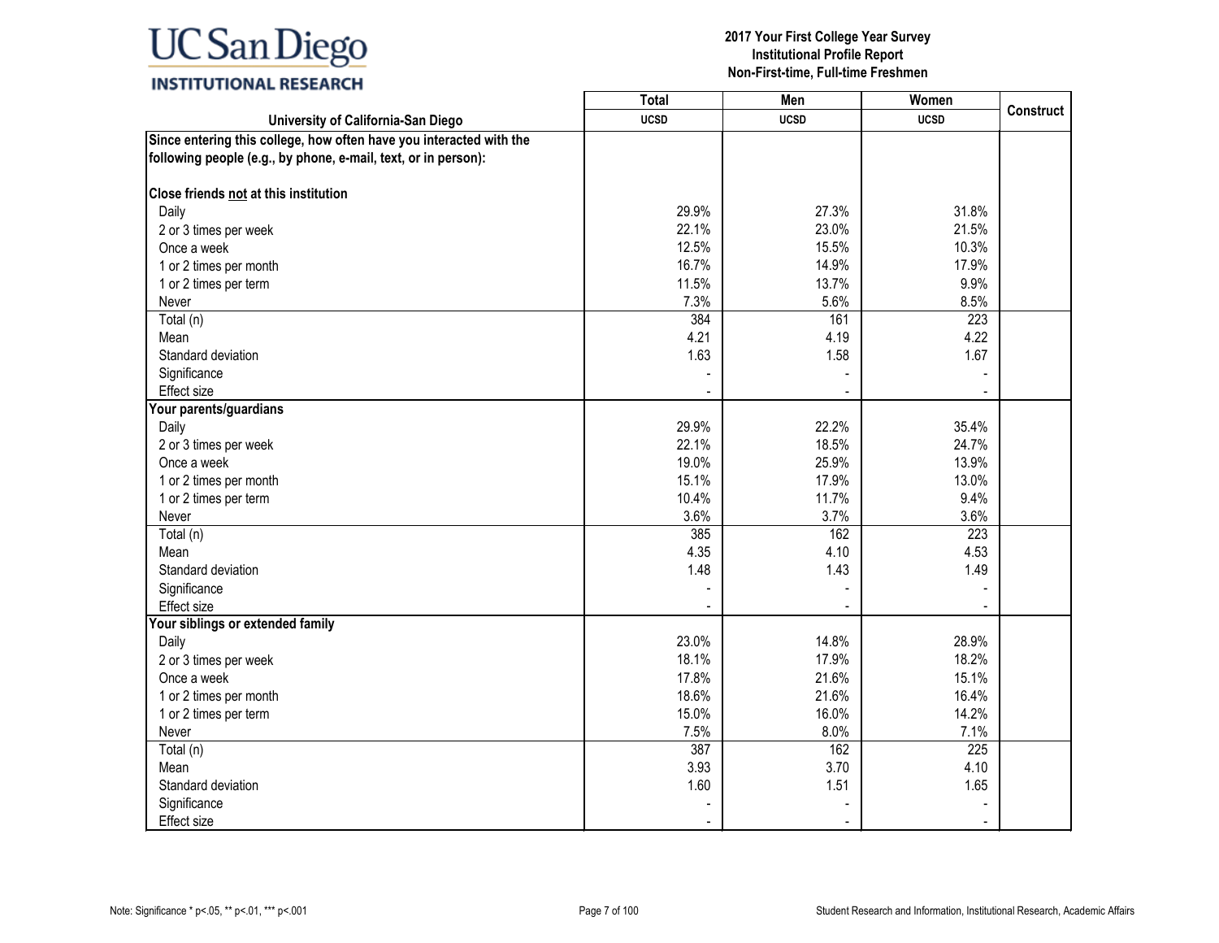| University of California-San Diego | Total UCSD | Men UCSD | Women UCSD | Construct |
|---|---|---|---|---|
| **Since entering this college, how often have you interacted with the following people (e.g., by phone, e-mail, text, or in person):** | | | | |
| **Close friends not at this institution** | | | | |
| Daily | 29.9% | 27.3% | 31.8% | |
| 2 or 3 times per week | 22.1% | 23.0% | 21.5% | |
| Once a week | 12.5% | 15.5% | 10.3% | |
| 1 or 2 times per month | 16.7% | 14.9% | 17.9% | |
| 1 or 2 times per term | 11.5% | 13.7% | 9.9% | |
| Never | 7.3% | 5.6% | 8.5% | |
| Total (n) | 384 | 161 | 223 | |
| Mean | 4.21 | 4.19 | 4.22 | |
| Standard deviation | 1.63 | 1.58 | 1.67 | |
| Significance | - | - | - | |
| Effect size | - | - | - | |
| **Your parents/guardians** | | | | |
| Daily | 29.9% | 22.2% | 35.4% | |
| 2 or 3 times per week | 22.1% | 18.5% | 24.7% | |
| Once a week | 19.0% | 25.9% | 13.9% | |
| 1 or 2 times per month | 15.1% | 17.9% | 13.0% | |
| 1 or 2 times per term | 10.4% | 11.7% | 9.4% | |
| Never | 3.6% | 3.7% | 3.6% | |
| Total (n) | 385 | 162 | 223 | |
| Mean | 4.35 | 4.10 | 4.53 | |
| Standard deviation | 1.48 | 1.43 | 1.49 | |
| Significance | - | - | - | |
| Effect size | - | - | - | |
| **Your siblings or extended family** | | | | |
| Daily | 23.0% | 14.8% | 28.9% | |
| 2 or 3 times per week | 18.1% | 17.9% | 18.2% | |
| Once a week | 17.8% | 21.6% | 15.1% | |
| 1 or 2 times per month | 18.6% | 21.6% | 16.4% | |
| 1 or 2 times per term | 15.0% | 16.0% | 14.2% | |
| Never | 7.5% | 8.0% | 7.1% | |
| Total (n) | 387 | 162 | 225 | |
| Mean | 3.93 | 3.70 | 4.10 | |
| Standard deviation | 1.60 | 1.51 | 1.65 | |
| Significance | - | - | - | |
| Effect size | - | - | - | |

Note: Significance * p<.05, ** p<.01, *** p<.001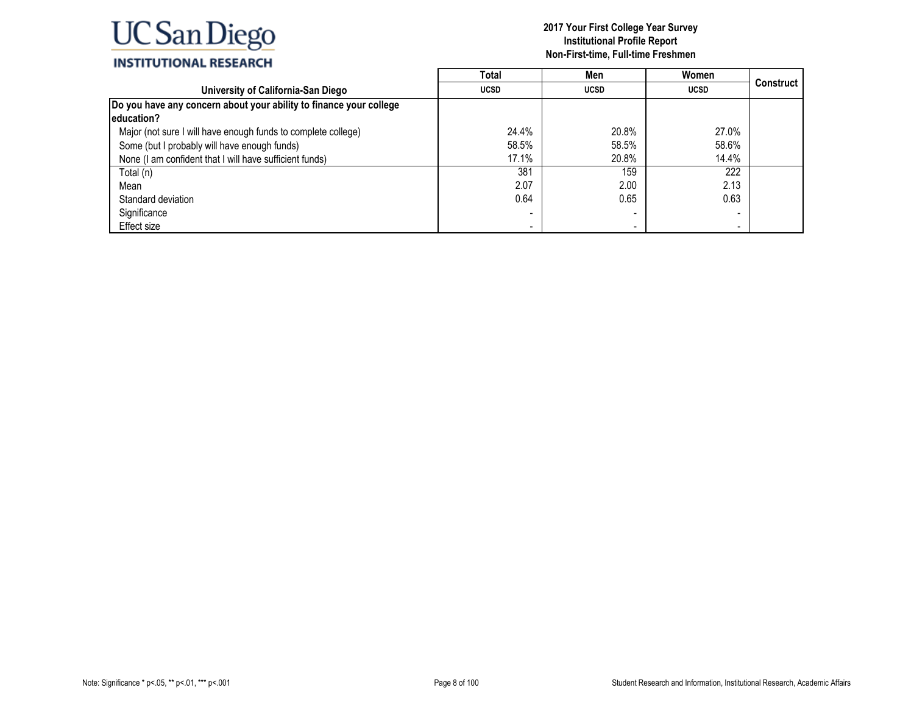# UC San Diego INSTITUTIONAL RESEARCH

**2017 Your First College Year Survey**
**Institutional Profile Report**
**Non-First-time, Full-time Freshmen**

| University of California-San Diego | Total | Men | Women | Construct |
|---|---|---|---|---|
| | UCSD | UCSD | UCSD | |
| **Do you have any concern about your ability to finance your college education?** | | | | |
| Major (not sure I will have enough funds to complete college) | 24.4% | 20.8% | 27.0% | |
| Some (but I probably will have enough funds) | 58.5% | 58.5% | 58.6% | |
| None (I am confident that I will have sufficient funds) | 17.1% | 20.8% | 14.4% | |
| Total (n) | 381 | 159 | 222 | |
| Mean | 2.07 | 2.00 | 2.13 | |
| Standard deviation | 0.64 | 0.65 | 0.63 | |
| Significance | - | - | - | |
| Effect size | - | - | - | |

Note: Significance * p<.05, ** p<.01, *** p<.001

Student Research and Information, Institutional Research, Academic Affairs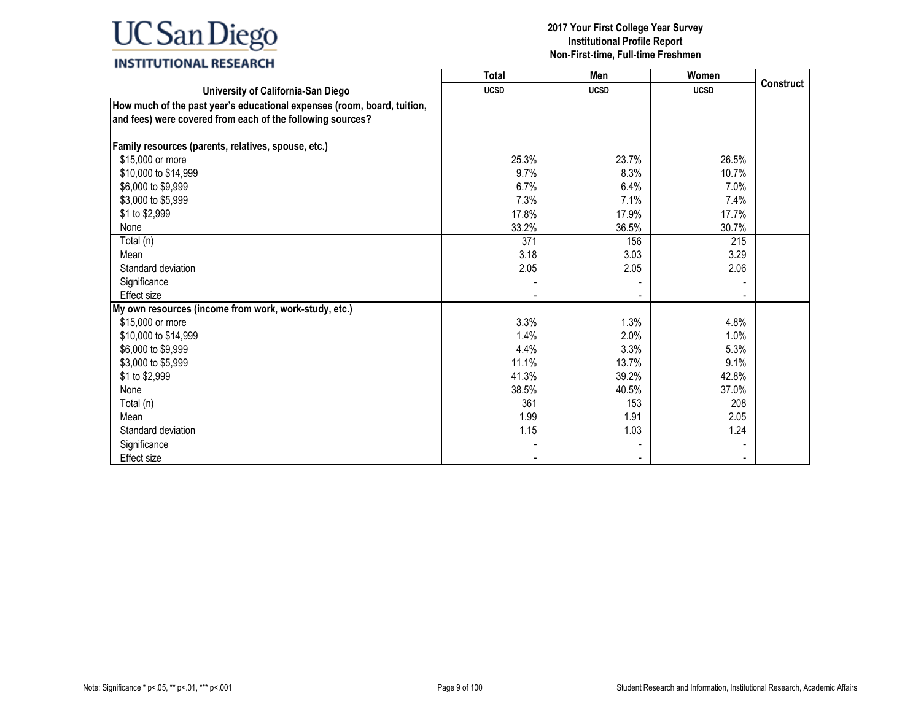| University of California-San Diego | Total UCSD | Men UCSD | Women UCSD | Construct |
|---|---|---|---|---|
| **How much of the past year's educational expenses (room, board, tuition, and fees) were covered from each of the following sources?** | | | | |
| **Family resources (parents, relatives, spouse, etc.)** | | | | |
| $15,000 or more | 25.3% | 23.7% | 26.5% | |
| $10,000 to $14,999 | 9.7% | 8.3% | 10.7% | |
| $6,000 to $9,999 | 6.7% | 6.4% | 7.0% | |
| $3,000 to $5,999 | 7.3% | 7.1% | 7.4% | |
| $1 to $2,999 | 17.8% | 17.9% | 17.7% | |
| None | 33.2% | 36.5% | 30.7% | |
| Total (n) | 371 | 156 | 215 | |
| Mean | 3.18 | 3.03 | 3.29 | |
| Standard deviation | 2.05 | 2.05 | 2.06 | |
| Significance | - | - | - | |
| Effect size | - | - | - | |
| **My own resources (income from work, work-study, etc.)** | | | | |
| $15,000 or more | 3.3% | 1.3% | 4.8% | |
| $10,000 to $14,999 | 1.4% | 2.0% | 1.0% | |
| $6,000 to $9,999 | 4.4% | 3.3% | 5.3% | |
| $3,000 to $5,999 | 11.1% | 13.7% | 9.1% | |
| $1 to $2,999 | 41.3% | 39.2% | 42.8% | |
| None | 38.5% | 40.5% | 37.0% | |
| Total (n) | 361 | 153 | 208 | |
| Mean | 1.99 | 1.91 | 2.05 | |
| Standard deviation | 1.15 | 1.03 | 1.24 | |
| Significance | - | - | - | |
| Effect size | - | - | - | |

Note: Significance * p<.05, ** p<.01, *** p<.001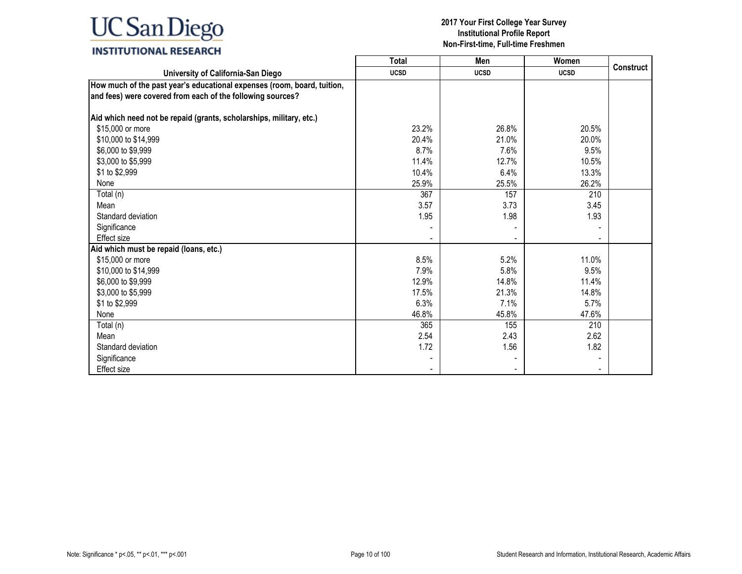# 2017 Your First College Year Survey
## Institutional Profile Report
## Non-First-time, Full-time Freshmen

| University of California-San Diego | Total UCSD | Men UCSD | Women UCSD | Construct |
|---|---|---|---|---|
| **How much of the past year's educational expenses (room, board, tuition, and fees) were covered from each of the following sources?** | | | | |
| **Aid which need not be repaid (grants, scholarships, military, etc.)** | | | | |
| $15,000 or more | 23.2% | 26.8% | 20.5% | |
| $10,000 to $14,999 | 20.4% | 21.0% | 20.0% | |
| $6,000 to $9,999 | 8.7% | 7.6% | 9.5% | |
| $3,000 to $5,999 | 11.4% | 12.7% | 10.5% | |
| $1 to $2,999 | 10.4% | 6.4% | 13.3% | |
| None | 25.9% | 25.5% | 26.2% | |
| Total (n) | 367 | 157 | 210 | |
| Mean | 3.57 | 3.73 | 3.45 | |
| Standard deviation | 1.95 | 1.98 | 1.93 | |
| Significance | - | - | - | |
| Effect size | - | - | - | |
| **Aid which must be repaid (loans, etc.)** | | | | |
| $15,000 or more | 8.5% | 5.2% | 11.0% | |
| $10,000 to $14,999 | 7.9% | 5.8% | 9.5% | |
| $6,000 to $9,999 | 12.9% | 14.8% | 11.4% | |
| $3,000 to $5,999 | 17.5% | 21.3% | 14.8% | |
| $1 to $2,999 | 6.3% | 7.1% | 5.7% | |
| None | 46.8% | 45.8% | 47.6% | |
| Total (n) | 365 | 155 | 210 | |
| Mean | 2.54 | 2.43 | 2.62 | |
| Standard deviation | 1.72 | 1.56 | 1.82 | |
| Significance | - | - | - | |
| Effect size | - | - | - | |

Note: Significance * p<.05, ** p<.01, *** p<.001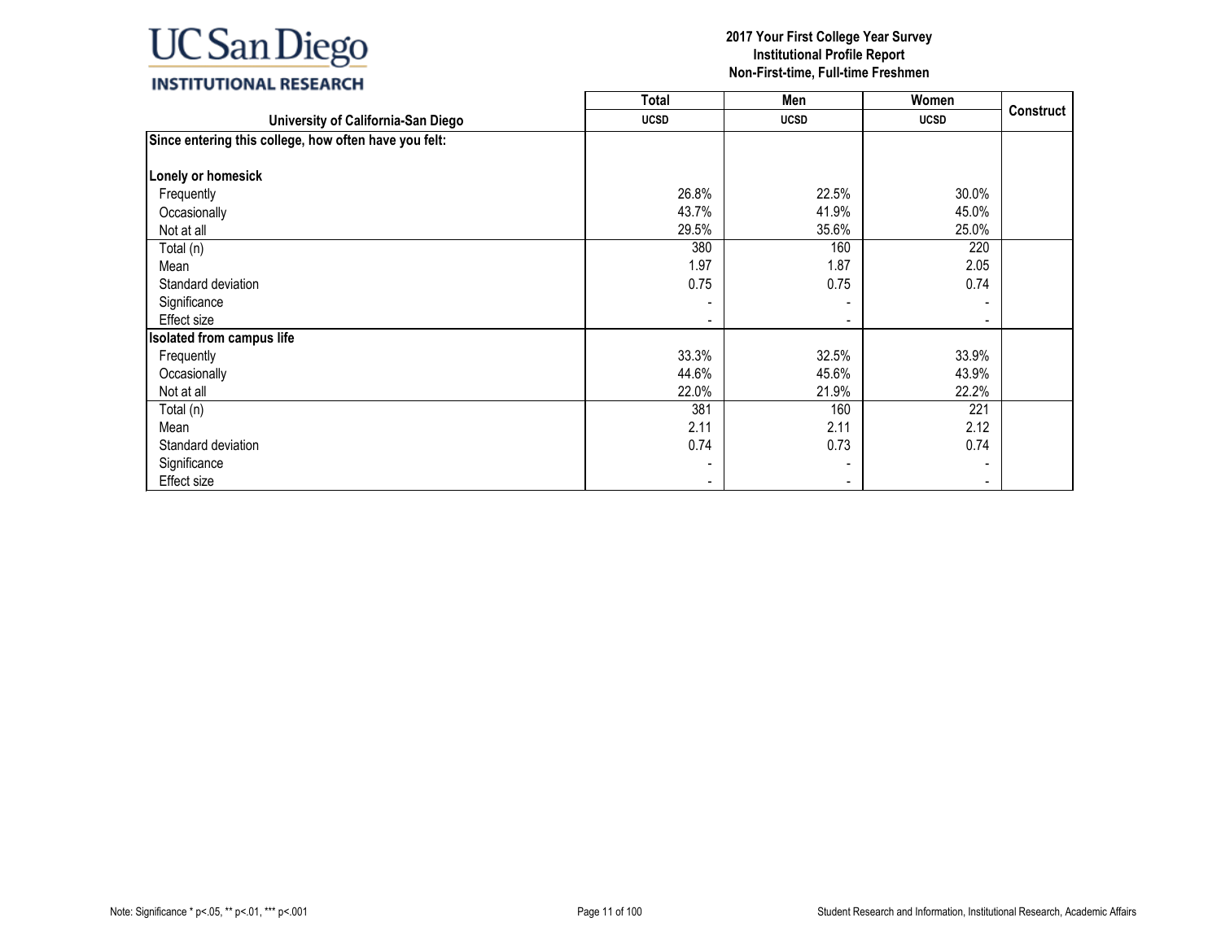**2017 Your First College Year Survey**
**Institutional Profile Report**
**Non-First-time, Full-time Freshmen**

| University of California-San Diego | Total<br>UCSD | Men<br>UCSD | Women<br>UCSD | Construct |
|---|---|---|---|---|
| **Since entering this college, how often have you felt:** | | | | |
| **Lonely or homesick** | | | | |
| Frequently | 26.8% | 22.5% | 30.0% | |
| Occasionally | 43.7% | 41.9% | 45.0% | |
| Not at all | 29.5% | 35.6% | 25.0% | |
| Total (n) | 380 | 160 | 220 | |
| Mean | 1.97 | 1.87 | 2.05 | |
| Standard deviation | 0.75 | 0.75 | 0.74 | |
| Significance | - | - | - | |
| Effect size | - | - | - | |
| **Isolated from campus life** | | | | |
| Frequently | 33.3% | 32.5% | 33.9% | |
| Occasionally | 44.6% | 45.6% | 43.9% | |
| Not at all | 22.0% | 21.9% | 22.2% | |
| Total (n) | 381 | 160 | 221 | |
| Mean | 2.11 | 2.11 | 2.12 | |
| Standard deviation | 0.74 | 0.73 | 0.74 | |
| Significance | - | - | - | |
| Effect size | - | - | - | |

Note: Significance * p<.05, ** p<.01, *** p<.001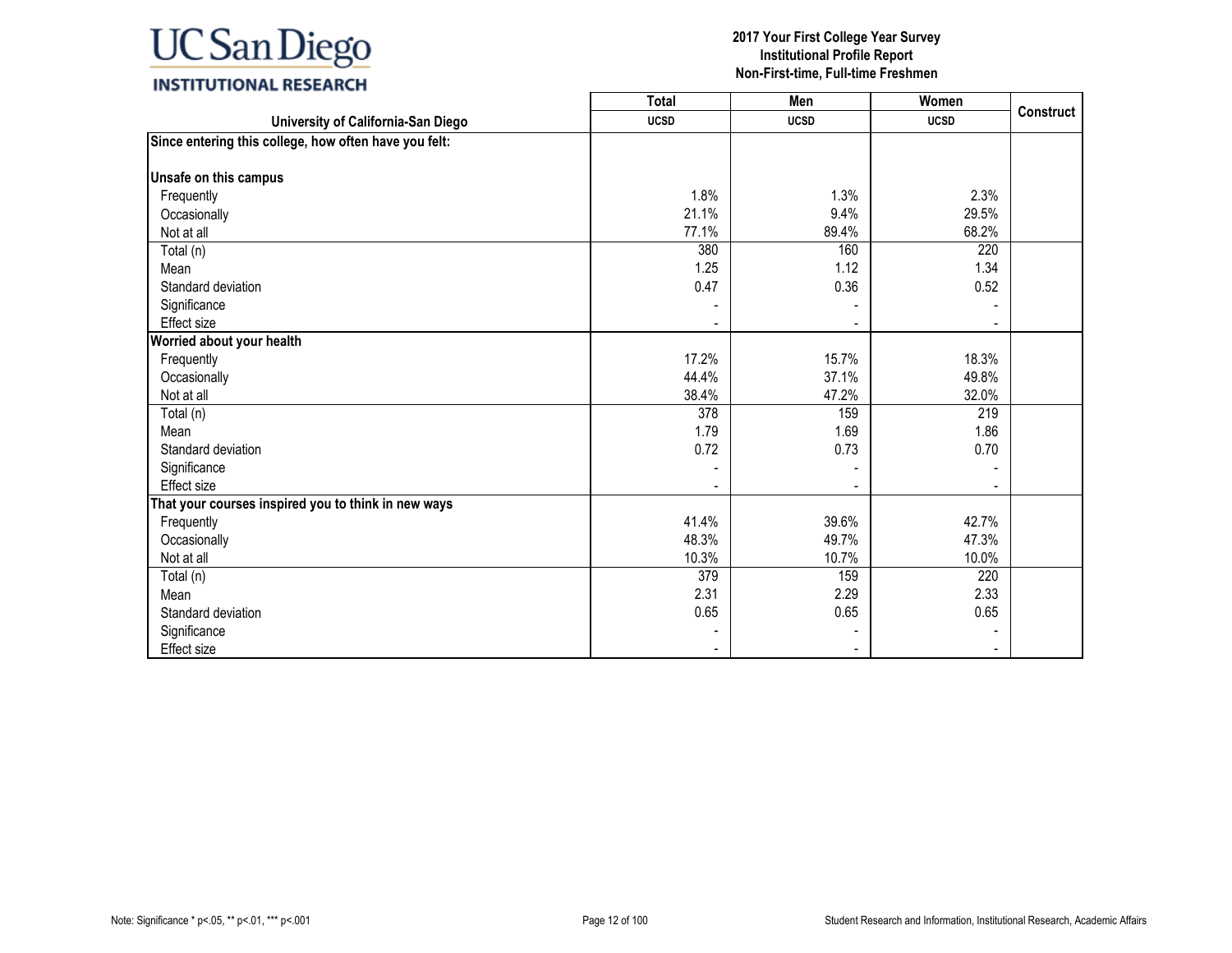# 2017 Your First College Year Survey
## Institutional Profile Report
## Non-First-time, Full-time Freshmen

| University of California-San Diego | Total | Men | Women | Construct |
|---|---|---|---|---|
| | UCSD | UCSD | UCSD | |
| **Since entering this college, how often have you felt:** | | | | |
| **Unsafe on this campus** | | | | |
| Frequently | 1.8% | 1.3% | 2.3% | |
| Occasionally | 21.1% | 9.4% | 29.5% | |
| Not at all | 77.1% | 89.4% | 68.2% | |
| Total (n) | 380 | 160 | 220 | |
| Mean | 1.25 | 1.12 | 1.34 | |
| Standard deviation | 0.47 | 0.36 | 0.52 | |
| Significance | - | - | - | |
| Effect size | - | - | - | |
| **Worried about your health** | | | | |
| Frequently | 17.2% | 15.7% | 18.3% | |
| Occasionally | 44.4% | 37.1% | 49.8% | |
| Not at all | 38.4% | 47.2% | 32.0% | |
| Total (n) | 378 | 159 | 219 | |
| Mean | 1.79 | 1.69 | 1.86 | |
| Standard deviation | 0.72 | 0.73 | 0.70 | |
| Significance | - | - | - | |
| Effect size | - | - | - | |
| **That your courses inspired you to think in new ways** | | | | |
| Frequently | 41.4% | 39.6% | 42.7% | |
| Occasionally | 48.3% | 49.7% | 47.3% | |
| Not at all | 10.3% | 10.7% | 10.0% | |
| Total (n) | 379 | 159 | 220 | |
| Mean | 2.31 | 2.29 | 2.33 | |
| Standard deviation | 0.65 | 0.65 | 0.65 | |
| Significance | - | - | - | |
| Effect size | - | - | - | |

Note: Significance * p<.05, ** p<.01, *** p<.001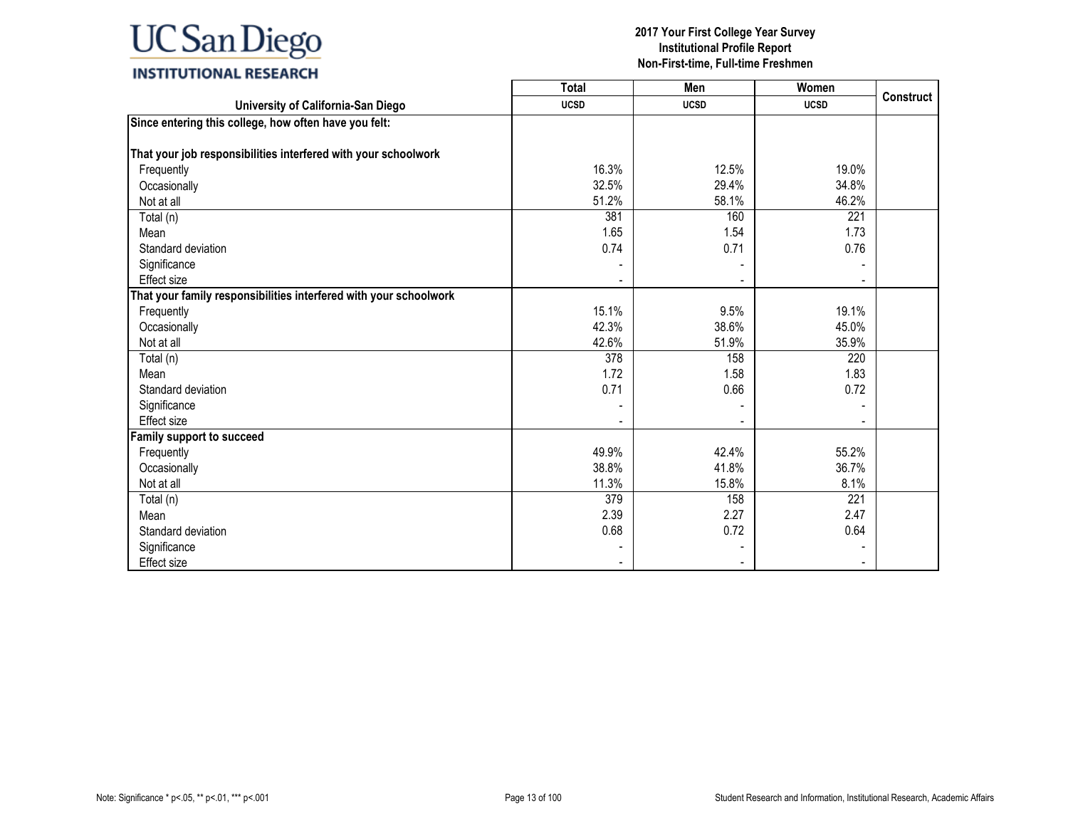UC San Diego
INSTITUTIONAL RESEARCH

**2017 Your First College Year Survey**
**Institutional Profile Report**
**Non-First-time, Full-time Freshmen**

| University of California-San Diego | Total UCSD | Men UCSD | Women UCSD | Construct |
|---|---|---|---|---|
| **Since entering this college, how often have you felt:** | | | | |
| **That your job responsibilities interfered with your schoolwork** | | | | |
| Frequently | 16.3% | 12.5% | 19.0% | |
| Occasionally | 32.5% | 29.4% | 34.8% | |
| Not at all | 51.2% | 58.1% | 46.2% | |
| Total (n) | 381 | 160 | 221 | |
| Mean | 1.65 | 1.54 | 1.73 | |
| Standard deviation | 0.74 | 0.71 | 0.76 | |
| Significance | - | - | - | |
| Effect size | - | - | - | |
| **That your family responsibilities interfered with your schoolwork** | | | | |
| Frequently | 15.1% | 9.5% | 19.1% | |
| Occasionally | 42.3% | 38.6% | 45.0% | |
| Not at all | 42.6% | 51.9% | 35.9% | |
| Total (n) | 378 | 158 | 220 | |
| Mean | 1.72 | 1.58 | 1.83 | |
| Standard deviation | 0.71 | 0.66 | 0.72 | |
| Significance | - | - | - | |
| Effect size | - | - | - | |
| **Family support to succeed** | | | | |
| Frequently | 49.9% | 42.4% | 55.2% | |
| Occasionally | 38.8% | 41.8% | 36.7% | |
| Not at all | 11.3% | 15.8% | 8.1% | |
| Total (n) | 379 | 158 | 221 | |
| Mean | 2.39 | 2.27 | 2.47 | |
| Standard deviation | 0.68 | 0.72 | 0.64 | |
| Significance | - | - | - | |
| Effect size | - | - | - | |

Note: Significance * p<.05, ** p<.01, *** p<.001

Student Research and Information, Institutional Research, Academic Affairs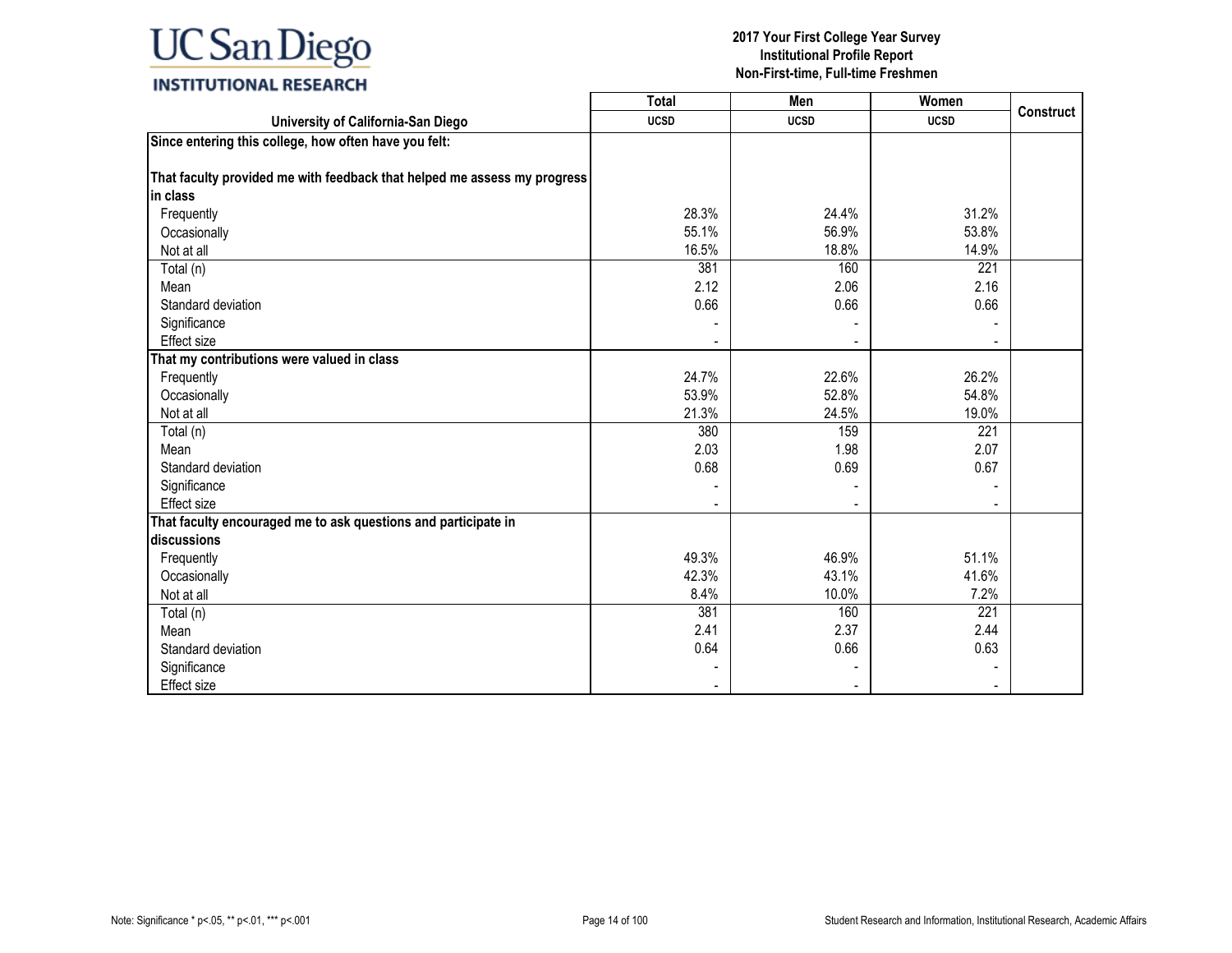2017 Your First College Year Survey
Institutional Profile Report
Non-First-time, Full-time Freshmen

| University of California-San Diego | Total | Men | Women | Construct |
|---|---|---|---|---|
| | UCSD | UCSD | UCSD | |
| **Since entering this college, how often have you felt:** | | | | |
| **That faculty provided me with feedback that helped me assess my progress in class** | | | | |
| Frequently | 28.3% | 24.4% | 31.2% | |
| Occasionally | 55.1% | 56.9% | 53.8% | |
| Not at all | 16.5% | 18.8% | 14.9% | |
| Total (n) | 381 | 160 | 221 | |
| Mean | 2.12 | 2.06 | 2.16 | |
| Standard deviation | 0.66 | 0.66 | 0.66 | |
| Significance | - | - | - | |
| Effect size | - | - | - | |
| **That my contributions were valued in class** | | | | |
| Frequently | 24.7% | 22.6% | 26.2% | |
| Occasionally | 53.9% | 52.8% | 54.8% | |
| Not at all | 21.3% | 24.5% | 19.0% | |
| Total (n) | 380 | 159 | 221 | |
| Mean | 2.03 | 1.98 | 2.07 | |
| Standard deviation | 0.68 | 0.69 | 0.67 | |
| Significance | - | - | - | |
| Effect size | - | - | - | |
| **That faculty encouraged me to ask questions and participate in discussions** | | | | |
| Frequently | 49.3% | 46.9% | 51.1% | |
| Occasionally | 42.3% | 43.1% | 41.6% | |
| Not at all | 8.4% | 10.0% | 7.2% | |
| Total (n) | 381 | 160 | 221 | |
| Mean | 2.41 | 2.37 | 2.44 | |
| Standard deviation | 0.64 | 0.66 | 0.63 | |
| Significance | - | - | - | |
| Effect size | - | - | - | |

Note: Significance * p<.05, ** p<.01, *** p<.001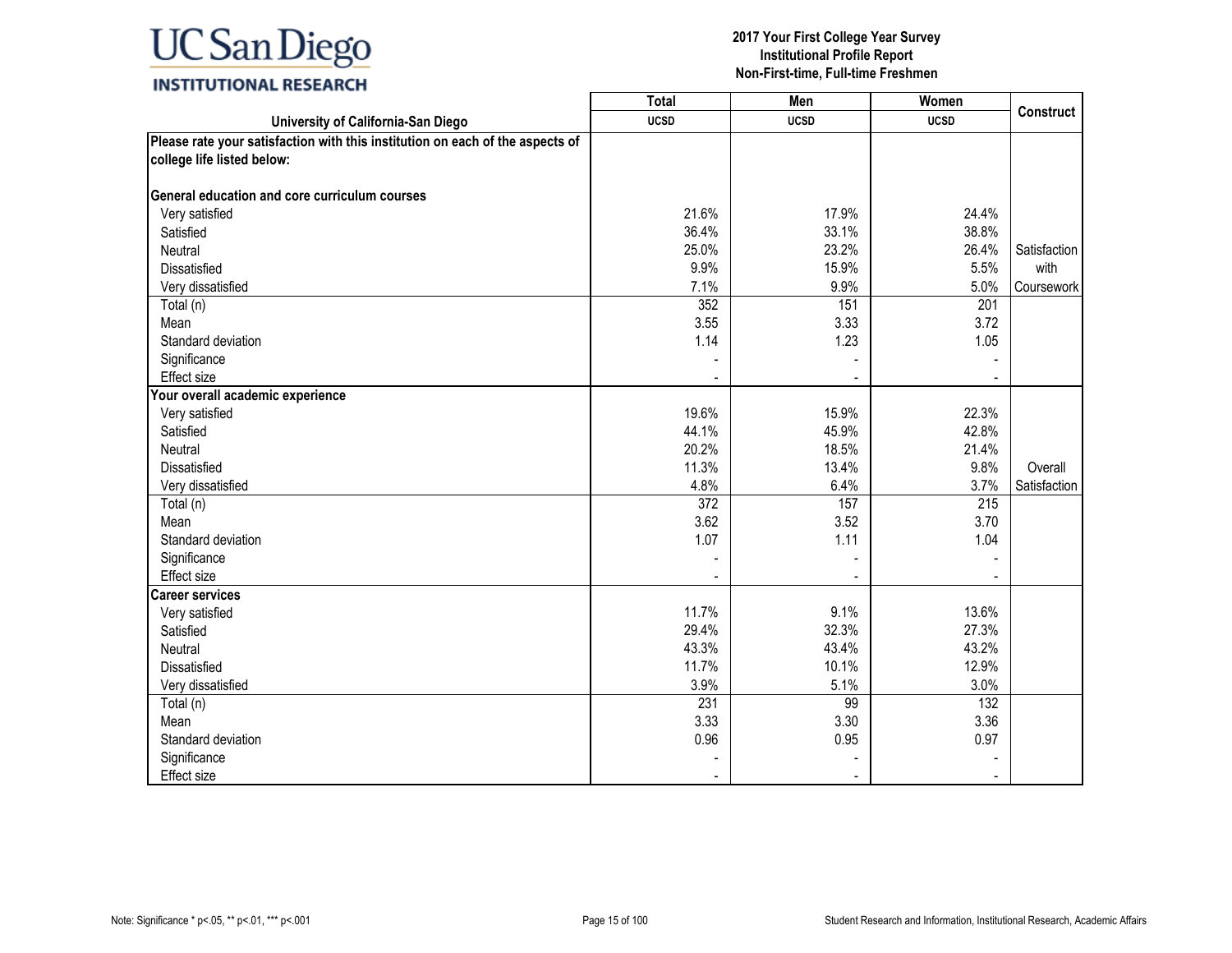**2017 Your First College Year Survey**
**Institutional Profile Report**
**Non-First-time, Full-time Freshmen**

| University of California-San Diego | Total UCSD | Men UCSD | Women UCSD | Construct |
|---|---|---|---|---|
| **Please rate your satisfaction with this institution on each of the aspects of college life listed below:** | | | | |
| **General education and core curriculum courses** | | | | |
| Very satisfied | 21.6% | 17.9% | 24.4% | |
| Satisfied | 36.4% | 33.1% | 38.8% | |
| Neutral | 25.0% | 23.2% | 26.4% | Satisfaction with Coursework |
| Dissatisfied | 9.9% | 15.9% | 5.5% | |
| Very dissatisfied | 7.1% | 9.9% | 5.0% | |
| Total (n) | 352 | 151 | 201 | |
| Mean | 3.55 | 3.33 | 3.72 | |
| Standard deviation | 1.14 | 1.23 | 1.05 | |
| Significance | - | - | - | |
| Effect size | - | - | - | |
| **Your overall academic experience** | | | | |
| Very satisfied | 19.6% | 15.9% | 22.3% | |
| Satisfied | 44.1% | 45.9% | 42.8% | |
| Neutral | 20.2% | 18.5% | 21.4% | |
| Dissatisfied | 11.3% | 13.4% | 9.8% | Overall Satisfaction |
| Very dissatisfied | 4.8% | 6.4% | 3.7% | |
| Total (n) | 372 | 157 | 215 | |
| Mean | 3.62 | 3.52 | 3.70 | |
| Standard deviation | 1.07 | 1.11 | 1.04 | |
| Significance | - | - | - | |
| Effect size | - | - | - | |
| **Career services** | | | | |
| Very satisfied | 11.7% | 9.1% | 13.6% | |
| Satisfied | 29.4% | 32.3% | 27.3% | |
| Neutral | 43.3% | 43.4% | 43.2% | |
| Dissatisfied | 11.7% | 10.1% | 12.9% | |
| Very dissatisfied | 3.9% | 5.1% | 3.0% | |
| Total (n) | 231 | 99 | 132 | |
| Mean | 3.33 | 3.30 | 3.36 | |
| Standard deviation | 0.96 | 0.95 | 0.97 | |
| Significance | - | - | - | |
| Effect size | - | - | - | |

Note: Significance * p<.05, ** p<.01, *** p<.001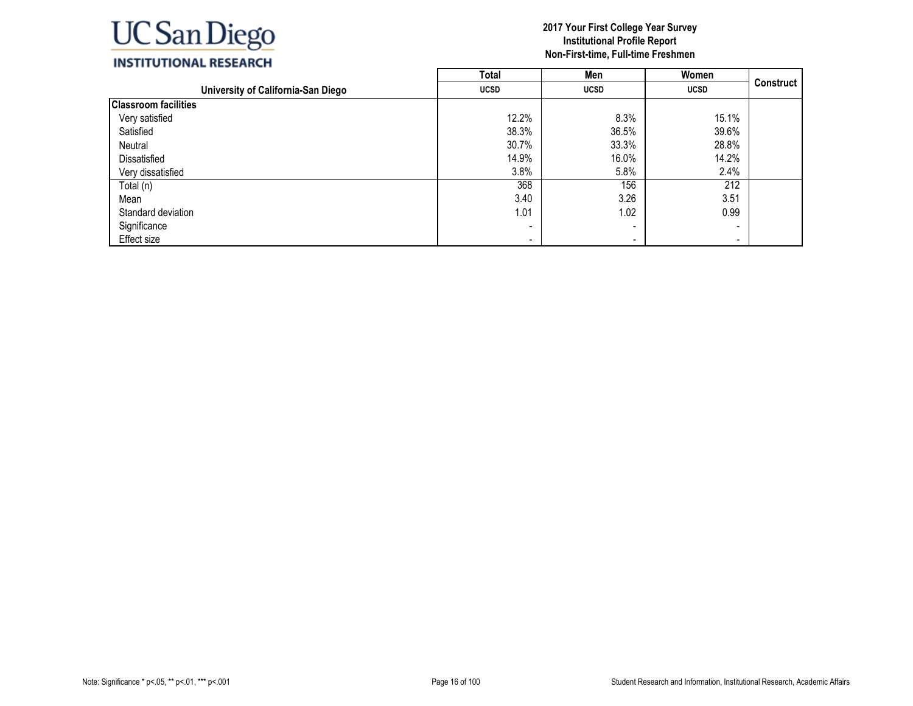# 2017 Your First College Year Survey
## Institutional Profile Report
## Non-First-time, Full-time Freshmen

| University of California-San Diego | Total | Men | Women | Construct |
|---|---|---|---|---|
| | UCSD | UCSD | UCSD | |
| **Classroom facilities** | | | | |
| Very satisfied | 12.2% | 8.3% | 15.1% | |
| Satisfied | 38.3% | 36.5% | 39.6% | |
| Neutral | 30.7% | 33.3% | 28.8% | |
| Dissatisfied | 14.9% | 16.0% | 14.2% | |
| Very dissatisfied | 3.8% | 5.8% | 2.4% | |
| Total (n) | 368 | 156 | 212 | |
| Mean | 3.40 | 3.26 | 3.51 | |
| Standard deviation | 1.01 | 1.02 | 0.99 | |
| Significance | - | - | - | |
| Effect size | - | - | - | |

Note: Significance * p<.05, ** p<.01, *** p<.001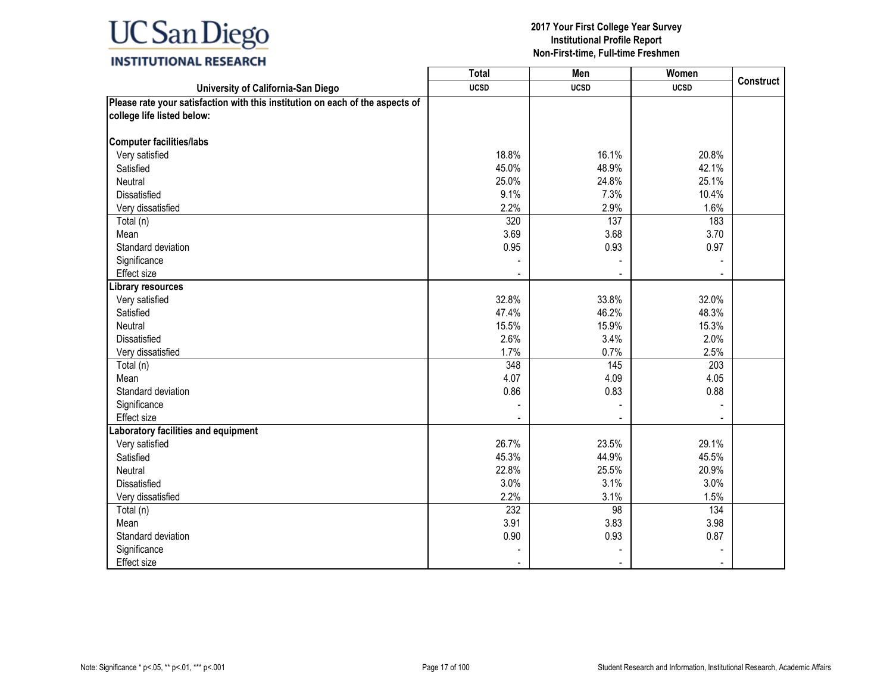**2017 Your First College Year Survey**
**Institutional Profile Report**
**Non-First-time, Full-time Freshmen**

| University of California-San Diego | Total UCSD | Men UCSD | Women UCSD | Construct |
|---|---|---|---|---|
| **Please rate your satisfaction with this institution on each of the aspects of college life listed below:** | | | | |
| **Computer facilities/labs** | | | | |
| Very satisfied | 18.8% | 16.1% | 20.8% | |
| Satisfied | 45.0% | 48.9% | 42.1% | |
| Neutral | 25.0% | 24.8% | 25.1% | |
| Dissatisfied | 9.1% | 7.3% | 10.4% | |
| Very dissatisfied | 2.2% | 2.9% | 1.6% | |
| Total (n) | 320 | 137 | 183 | |
| Mean | 3.69 | 3.68 | 3.70 | |
| Standard deviation | 0.95 | 0.93 | 0.97 | |
| Significance | - | - | - | |
| Effect size | - | - | - | |
| **Library resources** | | | | |
| Very satisfied | 32.8% | 33.8% | 32.0% | |
| Satisfied | 47.4% | 46.2% | 48.3% | |
| Neutral | 15.5% | 15.9% | 15.3% | |
| Dissatisfied | 2.6% | 3.4% | 2.0% | |
| Very dissatisfied | 1.7% | 0.7% | 2.5% | |
| Total (n) | 348 | 145 | 203 | |
| Mean | 4.07 | 4.09 | 4.05 | |
| Standard deviation | 0.86 | 0.83 | 0.88 | |
| Significance | - | - | - | |
| Effect size | - | - | - | |
| **Laboratory facilities and equipment** | | | | |
| Very satisfied | 26.7% | 23.5% | 29.1% | |
| Satisfied | 45.3% | 44.9% | 45.5% | |
| Neutral | 22.8% | 25.5% | 20.9% | |
| Dissatisfied | 3.0% | 3.1% | 3.0% | |
| Very dissatisfied | 2.2% | 3.1% | 1.5% | |
| Total (n) | 232 | 98 | 134 | |
| Mean | 3.91 | 3.83 | 3.98 | |
| Standard deviation | 0.90 | 0.93 | 0.87 | |
| Significance | - | - | - | |
| Effect size | - | - | - | |

Note: Significance * p<.05, ** p<.01, *** p<.001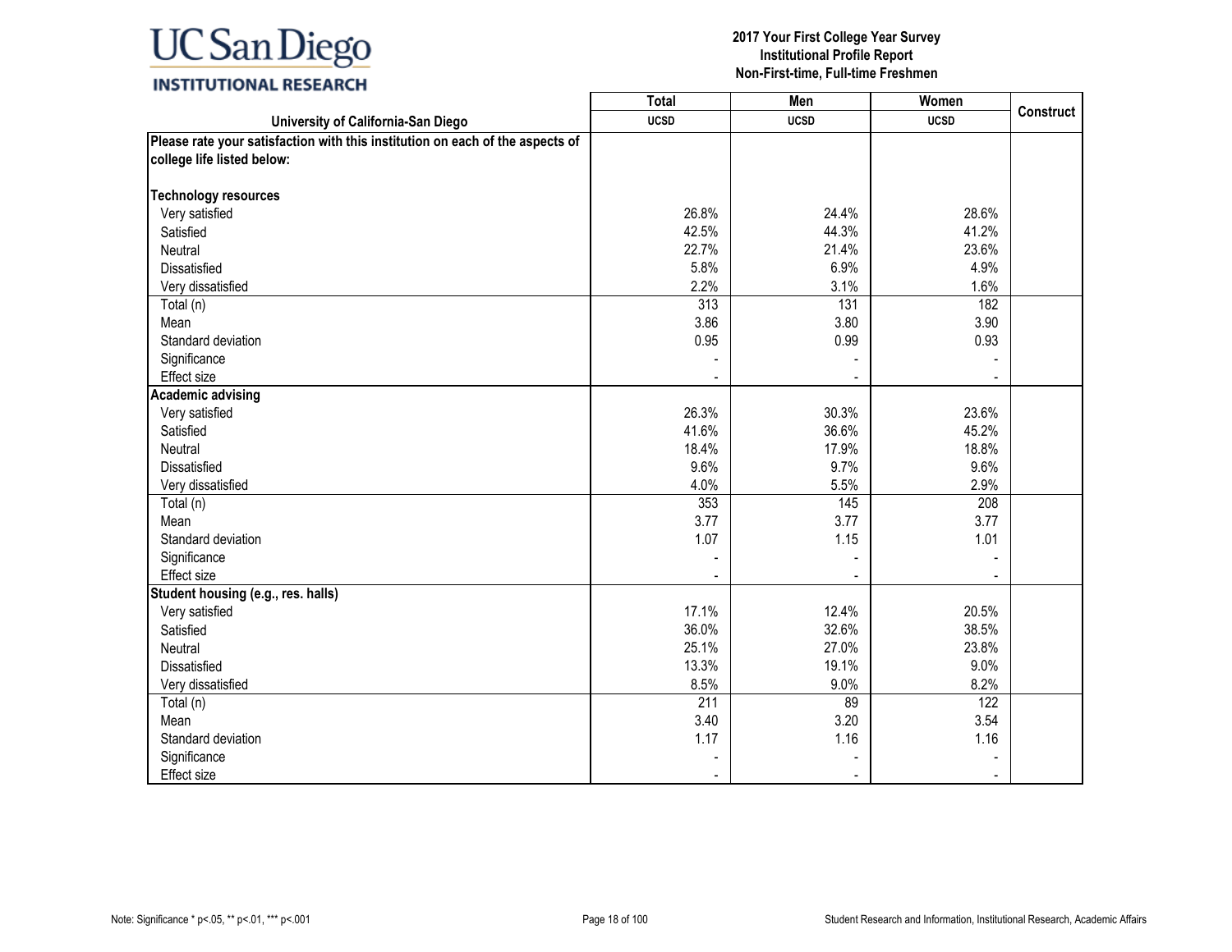UC San Diego
INSTITUTIONAL RESEARCH

**2017 Your First College Year Survey**
**Institutional Profile Report**
**Non-First-time, Full-time Freshmen**

| University of California-San Diego | Total UCSD | Men UCSD | Women UCSD | Construct |
|---|---|---|---|---|
| **Please rate your satisfaction with this institution on each of the aspects of college life listed below:** | | | | |
| **Technology resources** | | | | |
| Very satisfied | 26.8% | 24.4% | 28.6% | |
| Satisfied | 42.5% | 44.3% | 41.2% | |
| Neutral | 22.7% | 21.4% | 23.6% | |
| Dissatisfied | 5.8% | 6.9% | 4.9% | |
| Very dissatisfied | 2.2% | 3.1% | 1.6% | |
| Total (n) | 313 | 131 | 182 | |
| Mean | 3.86 | 3.80 | 3.90 | |
| Standard deviation | 0.95 | 0.99 | 0.93 | |
| Significance | - | - | - | |
| Effect size | - | - | - | |
| **Academic advising** | | | | |
| Very satisfied | 26.3% | 30.3% | 23.6% | |
| Satisfied | 41.6% | 36.6% | 45.2% | |
| Neutral | 18.4% | 17.9% | 18.8% | |
| Dissatisfied | 9.6% | 9.7% | 9.6% | |
| Very dissatisfied | 4.0% | 5.5% | 2.9% | |
| Total (n) | 353 | 145 | 208 | |
| Mean | 3.77 | 3.77 | 3.77 | |
| Standard deviation | 1.07 | 1.15 | 1.01 | |
| Significance | - | - | - | |
| Effect size | - | - | - | |
| **Student housing (e.g., res. halls)** | | | | |
| Very satisfied | 17.1% | 12.4% | 20.5% | |
| Satisfied | 36.0% | 32.6% | 38.5% | |
| Neutral | 25.1% | 27.0% | 23.8% | |
| Dissatisfied | 13.3% | 19.1% | 9.0% | |
| Very dissatisfied | 8.5% | 9.0% | 8.2% | |
| Total (n) | 211 | 89 | 122 | |
| Mean | 3.40 | 3.20 | 3.54 | |
| Standard deviation | 1.17 | 1.16 | 1.16 | |
| Significance | - | - | - | |
| Effect size | - | - | - | |

Note: Significance * p<.05, ** p<.01, *** p<.001

Student Research and Information, Institutional Research, Academic Affairs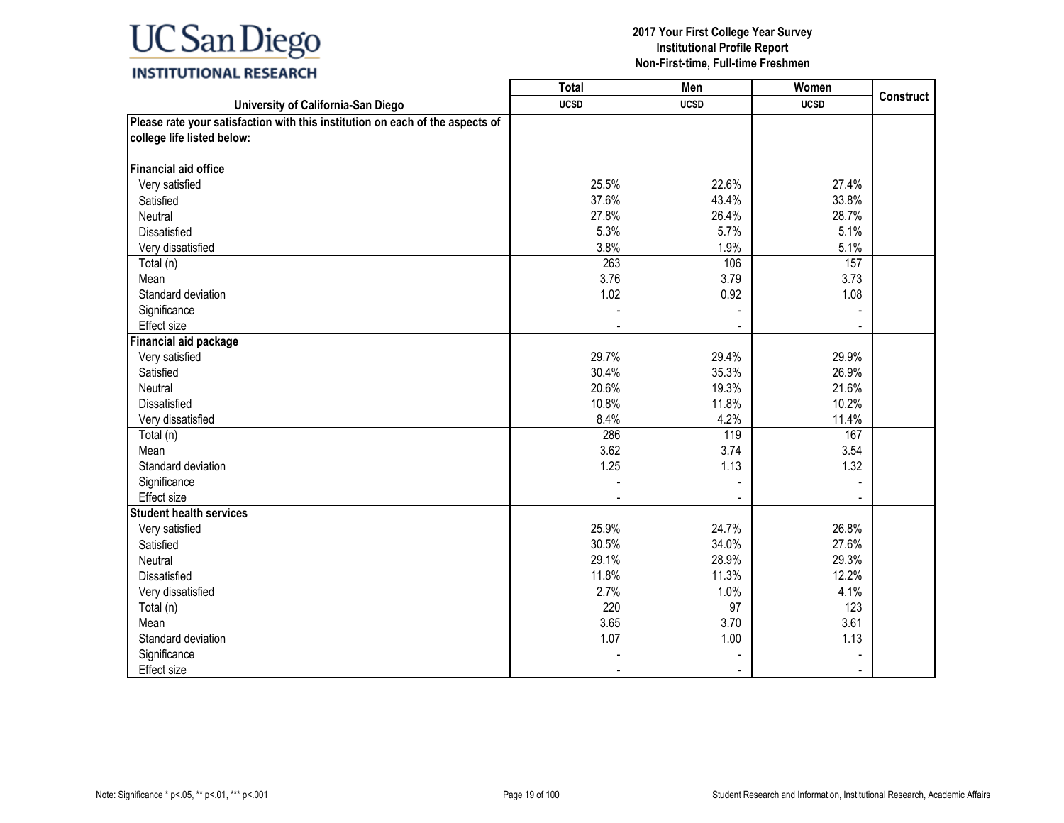UC San Diego
INSTITUTIONAL RESEARCH

**2017 Your First College Year Survey**
**Institutional Profile Report**
**Non-First-time, Full-time Freshmen**

| University of California-San Diego | Total UCSD | Men UCSD | Women UCSD | Construct |
|---|---|---|---|---|
| **Please rate your satisfaction with this institution on each of the aspects of college life listed below:** | | | | |
| **Financial aid office** | | | | |
| Very satisfied | 25.5% | 22.6% | 27.4% | |
| Satisfied | 37.6% | 43.4% | 33.8% | |
| Neutral | 27.8% | 26.4% | 28.7% | |
| Dissatisfied | 5.3% | 5.7% | 5.1% | |
| Very dissatisfied | 3.8% | 1.9% | 5.1% | |
| Total (n) | 263 | 106 | 157 | |
| Mean | 3.76 | 3.79 | 3.73 | |
| Standard deviation | 1.02 | 0.92 | 1.08 | |
| Significance | - | - | - | |
| Effect size | - | - | - | |
| **Financial aid package** | | | | |
| Very satisfied | 29.7% | 29.4% | 29.9% | |
| Satisfied | 30.4% | 35.3% | 26.9% | |
| Neutral | 20.6% | 19.3% | 21.6% | |
| Dissatisfied | 10.8% | 11.8% | 10.2% | |
| Very dissatisfied | 8.4% | 4.2% | 11.4% | |
| Total (n) | 286 | 119 | 167 | |
| Mean | 3.62 | 3.74 | 3.54 | |
| Standard deviation | 1.25 | 1.13 | 1.32 | |
| Significance | - | - | - | |
| Effect size | - | - | - | |
| **Student health services** | | | | |
| Very satisfied | 25.9% | 24.7% | 26.8% | |
| Satisfied | 30.5% | 34.0% | 27.6% | |
| Neutral | 29.1% | 28.9% | 29.3% | |
| Dissatisfied | 11.8% | 11.3% | 12.2% | |
| Very dissatisfied | 2.7% | 1.0% | 4.1% | |
| Total (n) | 220 | 97 | 123 | |
| Mean | 3.65 | 3.70 | 3.61 | |
| Standard deviation | 1.07 | 1.00 | 1.13 | |
| Significance | - | - | - | |
| Effect size | - | - | - | |

Note: Significance * p<.05, ** p<.01, *** p<.001

Student Research and Information, Institutional Research, Academic Affairs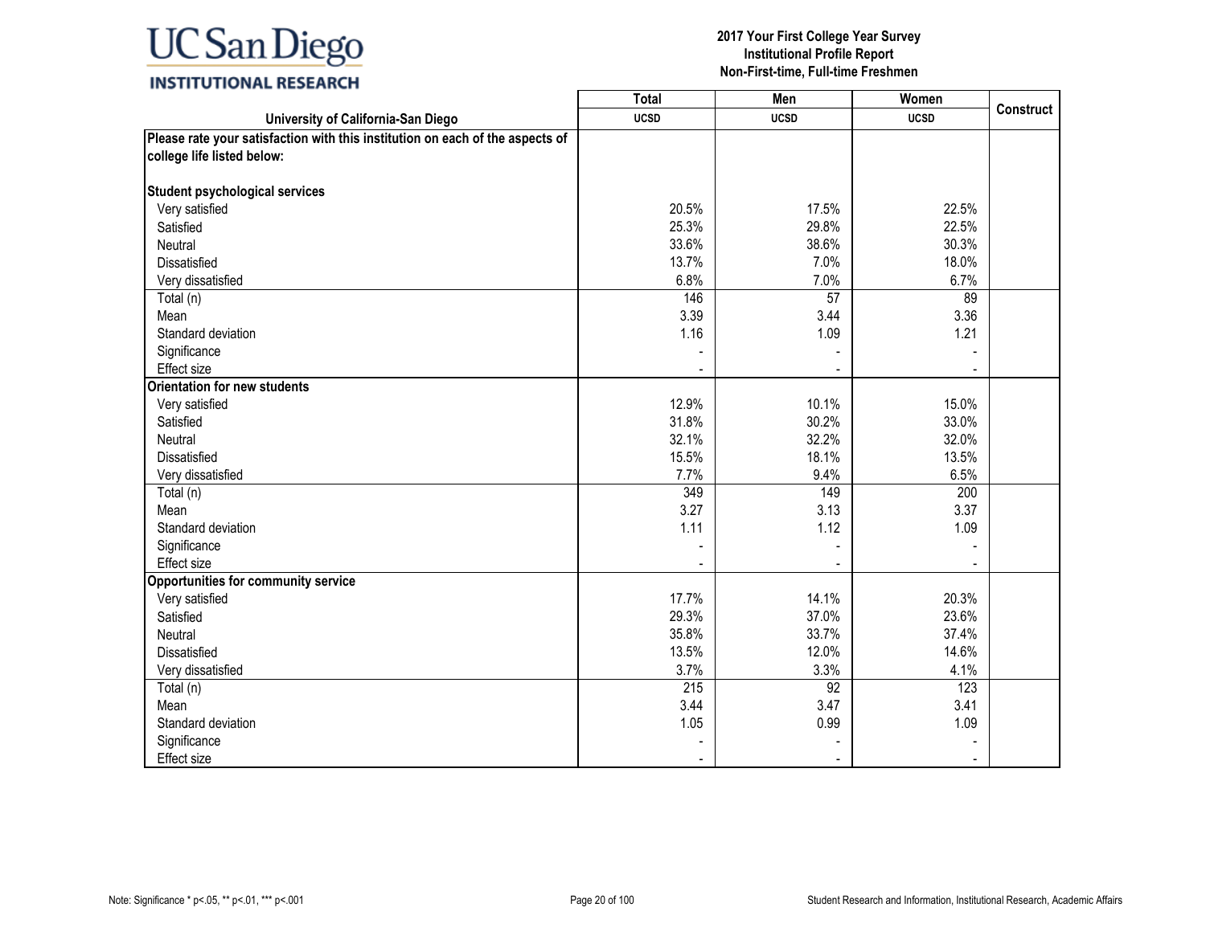**UC San Diego**
**INSTITUTIONAL RESEARCH**

**2017 Your First College Year Survey**
**Institutional Profile Report**
**Non-First-time, Full-time Freshmen**

| University of California-San Diego | Total UCSD | Men UCSD | Women UCSD | Construct |
|---|---|---|---|---|
| **Please rate your satisfaction with this institution on each of the aspects of college life listed below:** | | | | |
| **Student psychological services** | | | | |
| Very satisfied | 20.5% | 17.5% | 22.5% | |
| Satisfied | 25.3% | 29.8% | 22.5% | |
| Neutral | 33.6% | 38.6% | 30.3% | |
| Dissatisfied | 13.7% | 7.0% | 18.0% | |
| Very dissatisfied | 6.8% | 7.0% | 6.7% | |
| Total (n) | 146 | 57 | 89 | |
| Mean | 3.39 | 3.44 | 3.36 | |
| Standard deviation | 1.16 | 1.09 | 1.21 | |
| Significance | - | - | - | |
| Effect size | - | - | - | |
| **Orientation for new students** | | | | |
| Very satisfied | 12.9% | 10.1% | 15.0% | |
| Satisfied | 31.8% | 30.2% | 33.0% | |
| Neutral | 32.1% | 32.2% | 32.0% | |
| Dissatisfied | 15.5% | 18.1% | 13.5% | |
| Very dissatisfied | 7.7% | 9.4% | 6.5% | |
| Total (n) | 349 | 149 | 200 | |
| Mean | 3.27 | 3.13 | 3.37 | |
| Standard deviation | 1.11 | 1.12 | 1.09 | |
| Significance | - | - | - | |
| Effect size | - | - | - | |
| **Opportunities for community service** | | | | |
| Very satisfied | 17.7% | 14.1% | 20.3% | |
| Satisfied | 29.3% | 37.0% | 23.6% | |
| Neutral | 35.8% | 33.7% | 37.4% | |
| Dissatisfied | 13.5% | 12.0% | 14.6% | |
| Very dissatisfied | 3.7% | 3.3% | 4.1% | |
| Total (n) | 215 | 92 | 123 | |
| Mean | 3.44 | 3.47 | 3.41 | |
| Standard deviation | 1.05 | 0.99 | 1.09 | |
| Significance | - | - | - | |
| Effect size | - | - | - | |

Note: Significance * p<.05, ** p<.01, *** p<.001

Student Research and Information, Institutional Research, Academic Affairs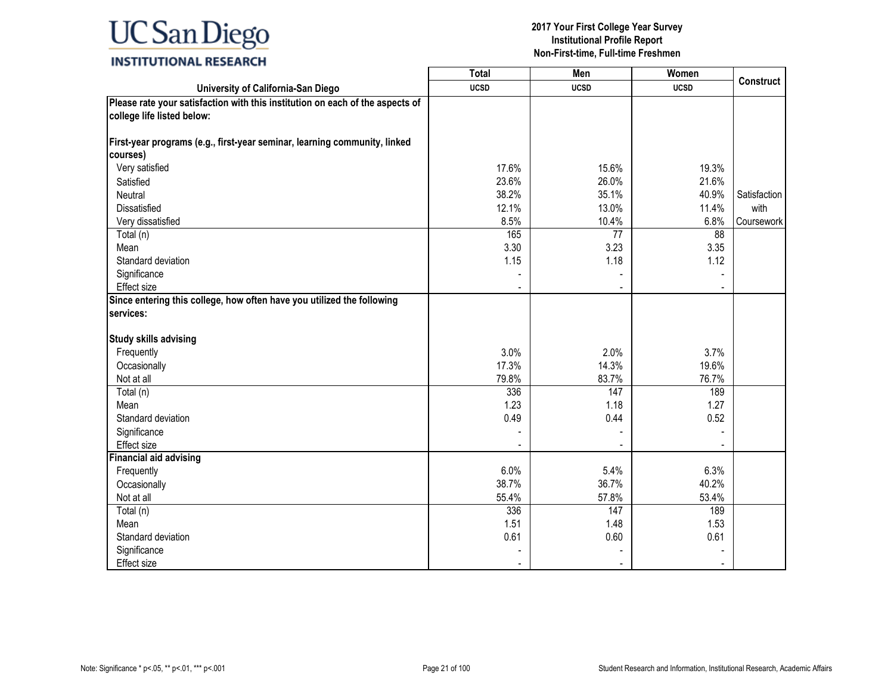**2017 Your First College Year Survey**
**Institutional Profile Report**
**Non-First-time, Full-time Freshmen**

| University of California-San Diego | Total UCSD | Men UCSD | Women UCSD | Construct |
|---|---|---|---|---|
| **Please rate your satisfaction with this institution on each of the aspects of college life listed below:** | | | | |
| **First-year programs (e.g., first-year seminar, learning community, linked courses)** | | | | |
| Very satisfied | 17.6% | 15.6% | 19.3% | |
| Satisfied | 23.6% | 26.0% | 21.6% | |
| Neutral | 38.2% | 35.1% | 40.9% | Satisfaction with Coursework |
| Dissatisfied | 12.1% | 13.0% | 11.4% | |
| Very dissatisfied | 8.5% | 10.4% | 6.8% | |
| Total (n) | 165 | 77 | 88 | |
| Mean | 3.30 | 3.23 | 3.35 | |
| Standard deviation | 1.15 | 1.18 | 1.12 | |
| Significance | - | - | - | |
| Effect size | - | - | - | |
| **Since entering this college, how often have you utilized the following services:** | | | | |
| **Study skills advising** | | | | |
| Frequently | 3.0% | 2.0% | 3.7% | |
| Occasionally | 17.3% | 14.3% | 19.6% | |
| Not at all | 79.8% | 83.7% | 76.7% | |
| Total (n) | 336 | 147 | 189 | |
| Mean | 1.23 | 1.18 | 1.27 | |
| Standard deviation | 0.49 | 0.44 | 0.52 | |
| Significance | - | - | - | |
| Effect size | - | - | - | |
| **Financial aid advising** | | | | |
| Frequently | 6.0% | 5.4% | 6.3% | |
| Occasionally | 38.7% | 36.7% | 40.2% | |
| Not at all | 55.4% | 57.8% | 53.4% | |
| Total (n) | 336 | 147 | 189 | |
| Mean | 1.51 | 1.48 | 1.53 | |
| Standard deviation | 0.61 | 0.60 | 0.61 | |
| Significance | - | - | - | |
| Effect size | - | - | - | |

Note: Significance * p<.05, ** p<.01, *** p<.001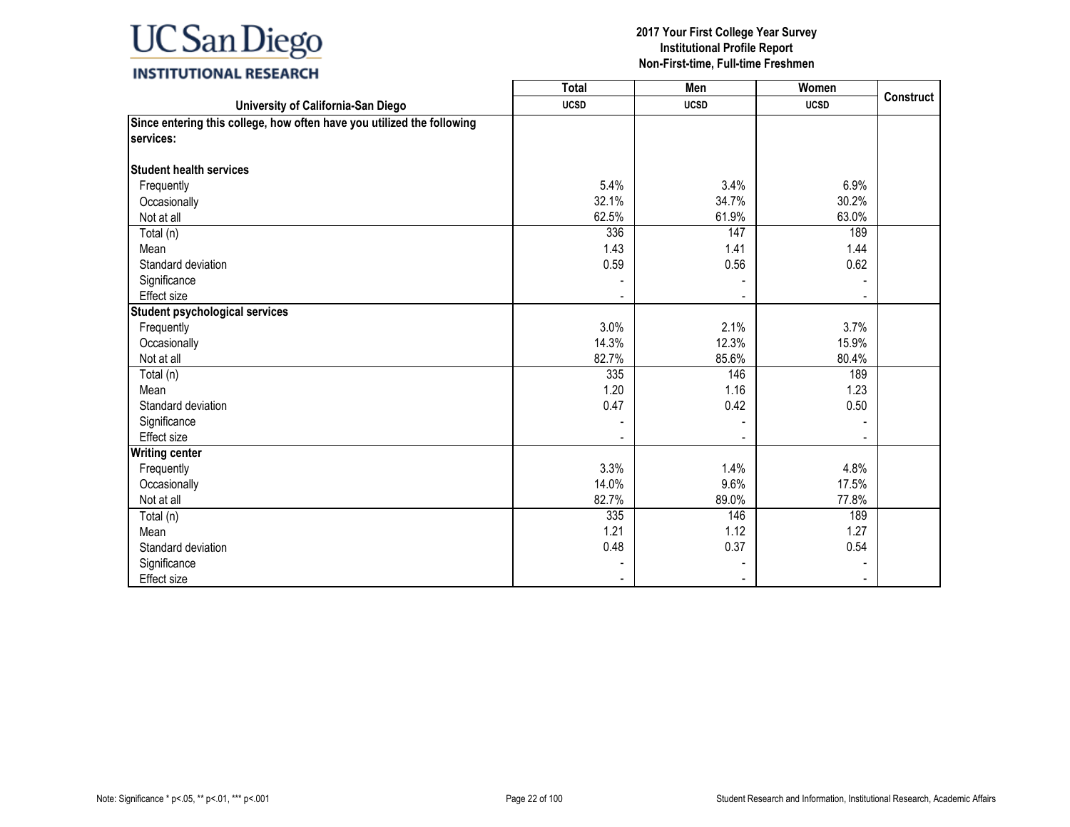**UC San Diego INSTITUTIONAL RESEARCH**

**2017 Your First College Year Survey**
**Institutional Profile Report**
**Non-First-time, Full-time Freshmen**

| University of California-San Diego | Total UCSD | Men UCSD | Women UCSD | Construct |
|---|---|---|---|---|
| **Since entering this college, how often have you utilized the following services:** | | | | |
| **Student health services** | | | | |
| Frequently | 5.4% | 3.4% | 6.9% | |
| Occasionally | 32.1% | 34.7% | 30.2% | |
| Not at all | 62.5% | 61.9% | 63.0% | |
| Total (n) | 336 | 147 | 189 | |
| Mean | 1.43 | 1.41 | 1.44 | |
| Standard deviation | 0.59 | 0.56 | 0.62 | |
| Significance | - | - | - | |
| Effect size | - | - | - | |
| **Student psychological services** | | | | |
| Frequently | 3.0% | 2.1% | 3.7% | |
| Occasionally | 14.3% | 12.3% | 15.9% | |
| Not at all | 82.7% | 85.6% | 80.4% | |
| Total (n) | 335 | 146 | 189 | |
| Mean | 1.20 | 1.16 | 1.23 | |
| Standard deviation | 0.47 | 0.42 | 0.50 | |
| Significance | - | - | - | |
| Effect size | - | - | - | |
| **Writing center** | | | | |
| Frequently | 3.3% | 1.4% | 4.8% | |
| Occasionally | 14.0% | 9.6% | 17.5% | |
| Not at all | 82.7% | 89.0% | 77.8% | |
| Total (n) | 335 | 146 | 189 | |
| Mean | 1.21 | 1.12 | 1.27 | |
| Standard deviation | 0.48 | 0.37 | 0.54 | |
| Significance | - | - | - | |
| Effect size | - | - | - | |

Note: Significance * p<.05, ** p<.01, *** p<.001

Student Research and Information, Institutional Research, Academic Affairs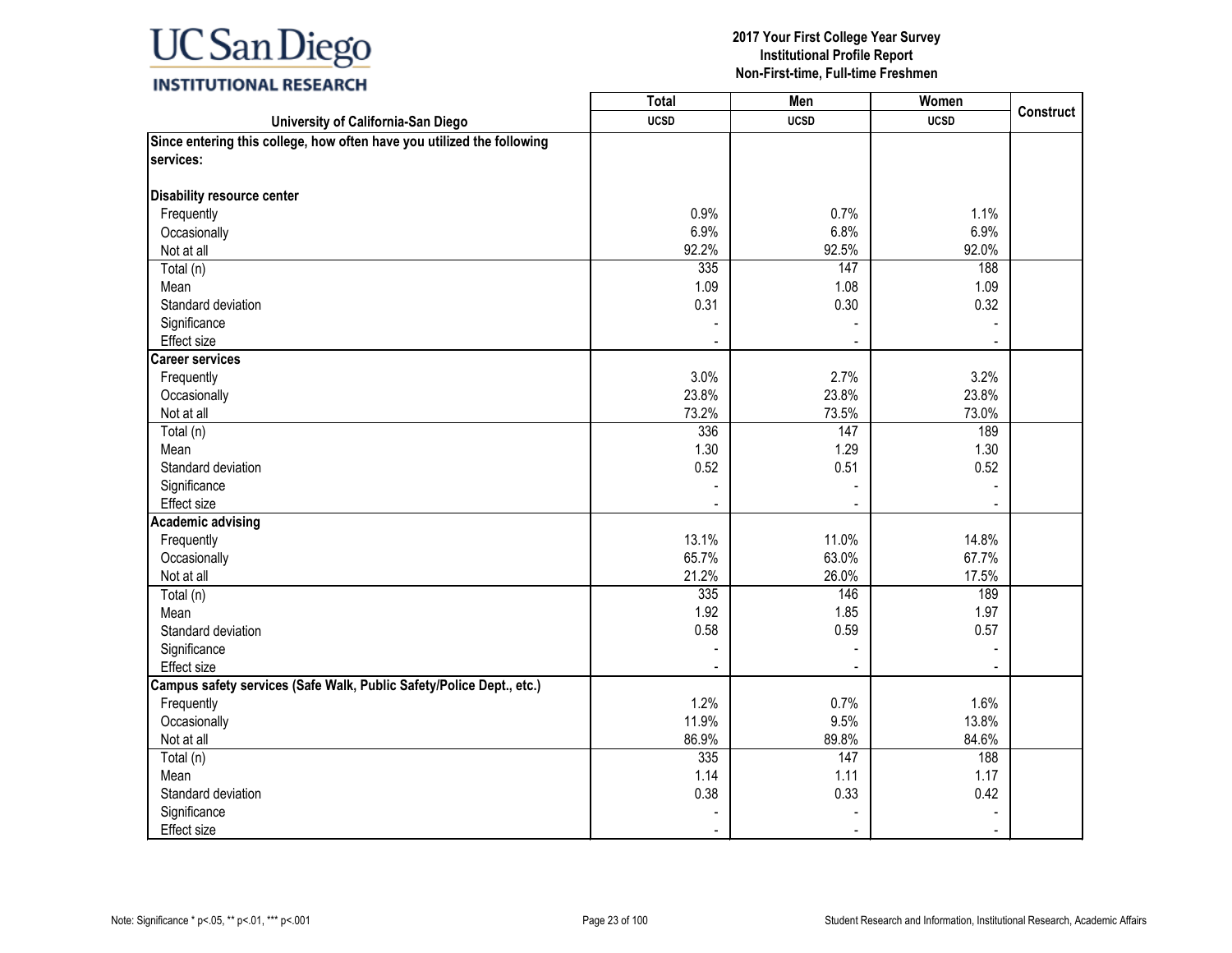| University of California-San Diego | Total | Men | Women | Construct |
|---|---|---|---|---|
| | UCSD | UCSD | UCSD | |
| **Since entering this college, how often have you utilized the following services:** | | | | |
| **Disability resource center** | | | | |
| Frequently | 0.9% | 0.7% | 1.1% | |
| Occasionally | 6.9% | 6.8% | 6.9% | |
| Not at all | 92.2% | 92.5% | 92.0% | |
| Total (n) | 335 | 147 | 188 | |
| Mean | 1.09 | 1.08 | 1.09 | |
| Standard deviation | 0.31 | 0.30 | 0.32 | |
| Significance | - | - | - | |
| Effect size | - | - | - | |
| **Career services** | | | | |
| Frequently | 3.0% | 2.7% | 3.2% | |
| Occasionally | 23.8% | 23.8% | 23.8% | |
| Not at all | 73.2% | 73.5% | 73.0% | |
| Total (n) | 336 | 147 | 189 | |
| Mean | 1.30 | 1.29 | 1.30 | |
| Standard deviation | 0.52 | 0.51 | 0.52 | |
| Significance | - | - | - | |
| Effect size | - | - | - | |
| **Academic advising** | | | | |
| Frequently | 13.1% | 11.0% | 14.8% | |
| Occasionally | 65.7% | 63.0% | 67.7% | |
| Not at all | 21.2% | 26.0% | 17.5% | |
| Total (n) | 335 | 146 | 189 | |
| Mean | 1.92 | 1.85 | 1.97 | |
| Standard deviation | 0.58 | 0.59 | 0.57 | |
| Significance | - | - | - | |
| Effect size | - | - | - | |
| **Campus safety services (Safe Walk, Public Safety/Police Dept., etc.)** | | | | |
| Frequently | 1.2% | 0.7% | 1.6% | |
| Occasionally | 11.9% | 9.5% | 13.8% | |
| Not at all | 86.9% | 89.8% | 84.6% | |
| Total (n) | 335 | 147 | 188 | |
| Mean | 1.14 | 1.11 | 1.17 | |
| Standard deviation | 0.38 | 0.33 | 0.42 | |
| Significance | - | - | - | |
| Effect size | - | - | - | |

Note: Significance * p<.05, ** p<.01, *** p<.001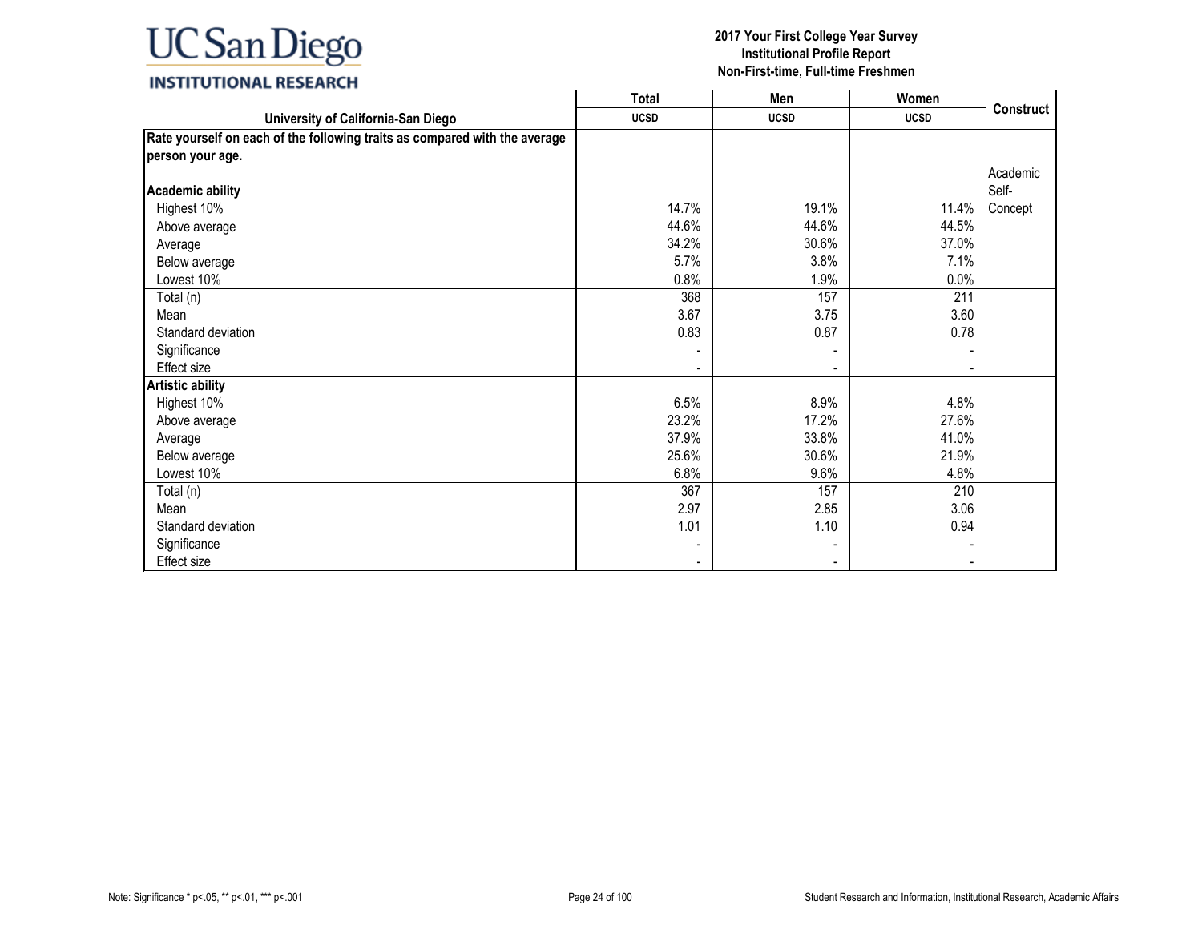| University of California-San Diego | Total UCSD | Men UCSD | Women UCSD | Construct |
|---|---|---|---|---|
| **Rate yourself on each of the following traits as compared with the average person your age.** | | | | |
| **Academic ability** | | | | Academic Self-Concept |
| Highest 10% | 14.7% | 19.1% | 11.4% | |
| Above average | 44.6% | 44.6% | 44.5% | |
| Average | 34.2% | 30.6% | 37.0% | |
| Below average | 5.7% | 3.8% | 7.1% | |
| Lowest 10% | 0.8% | 1.9% | 0.0% | |
| Total (n) | 368 | 157 | 211 | |
| Mean | 3.67 | 3.75 | 3.60 | |
| Standard deviation | 0.83 | 0.87 | 0.78 | |
| Significance | - | - | - | |
| Effect size | - | - | - | |
| **Artistic ability** | | | | |
| Highest 10% | 6.5% | 8.9% | 4.8% | |
| Above average | 23.2% | 17.2% | 27.6% | |
| Average | 37.9% | 33.8% | 41.0% | |
| Below average | 25.6% | 30.6% | 21.9% | |
| Lowest 10% | 6.8% | 9.6% | 4.8% | |
| Total (n) | 367 | 157 | 210 | |
| Mean | 2.97 | 2.85 | 3.06 | |
| Standard deviation | 1.01 | 1.10 | 0.94 | |
| Significance | - | - | - | |
| Effect size | - | - | - | |

Note: Significance * p<.05, ** p<.01, *** p<.001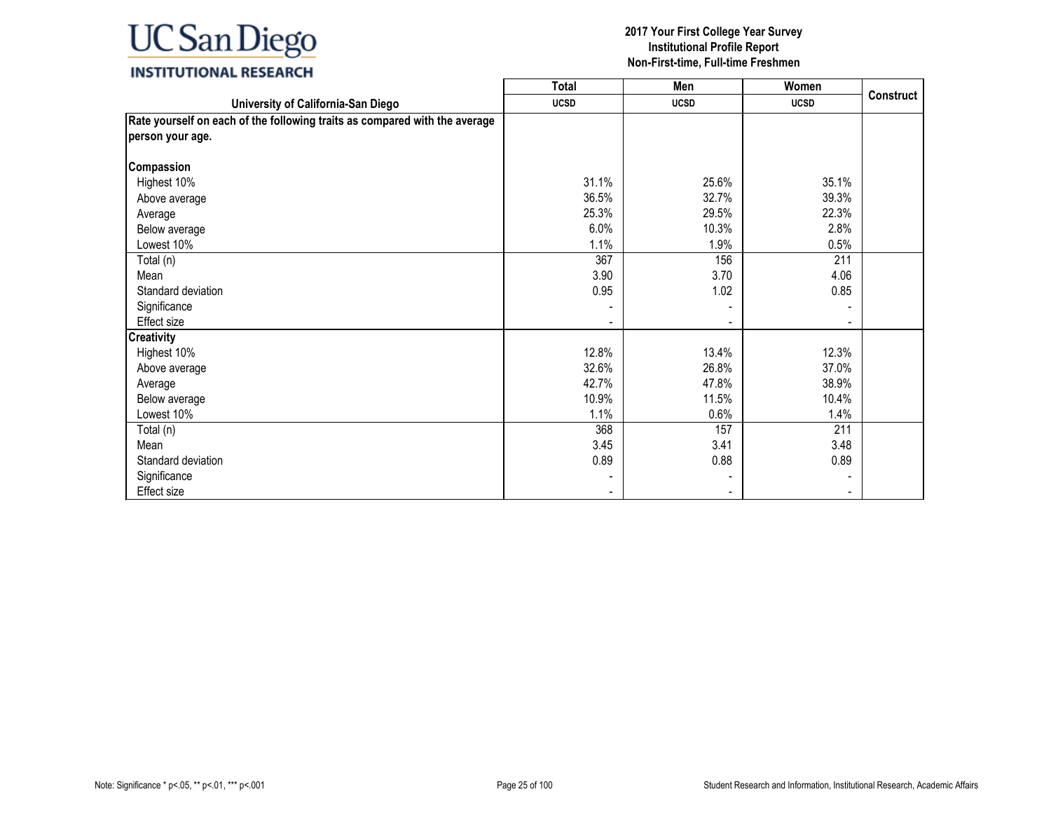# UC San Diego
## INSTITUTIONAL RESEARCH

**2017 Your First College Year Survey**
**Institutional Profile Report**
**Non-First-time, Full-time Freshmen**

| University of California-San Diego | Total UCSD | Men UCSD | Women UCSD | Construct |
|---|---|---|---|---|
| **Rate yourself on each of the following traits as compared with the average person your age.** | | | | |
| **Compassion** | | | | |
| Highest 10% | 31.1% | 25.6% | 35.1% | |
| Above average | 36.5% | 32.7% | 39.3% | |
| Average | 25.3% | 29.5% | 22.3% | |
| Below average | 6.0% | 10.3% | 2.8% | |
| Lowest 10% | 1.1% | 1.9% | 0.5% | |
| Total (n) | 367 | 156 | 211 | |
| Mean | 3.90 | 3.70 | 4.06 | |
| Standard deviation | 0.95 | 1.02 | 0.85 | |
| Significance | - | - | - | |
| Effect size | - | - | - | |
| **Creativity** | | | | |
| Highest 10% | 12.8% | 13.4% | 12.3% | |
| Above average | 32.6% | 26.8% | 37.0% | |
| Average | 42.7% | 47.8% | 38.9% | |
| Below average | 10.9% | 11.5% | 10.4% | |
| Lowest 10% | 1.1% | 0.6% | 1.4% | |
| Total (n) | 368 | 157 | 211 | |
| Mean | 3.45 | 3.41 | 3.48 | |
| Standard deviation | 0.89 | 0.88 | 0.89 | |
| Significance | - | - | - | |
| Effect size | - | - | - | |

Note: Significance * p<.05, ** p<.01, *** p<.001

Student Research and Information, Institutional Research, Academic Affairs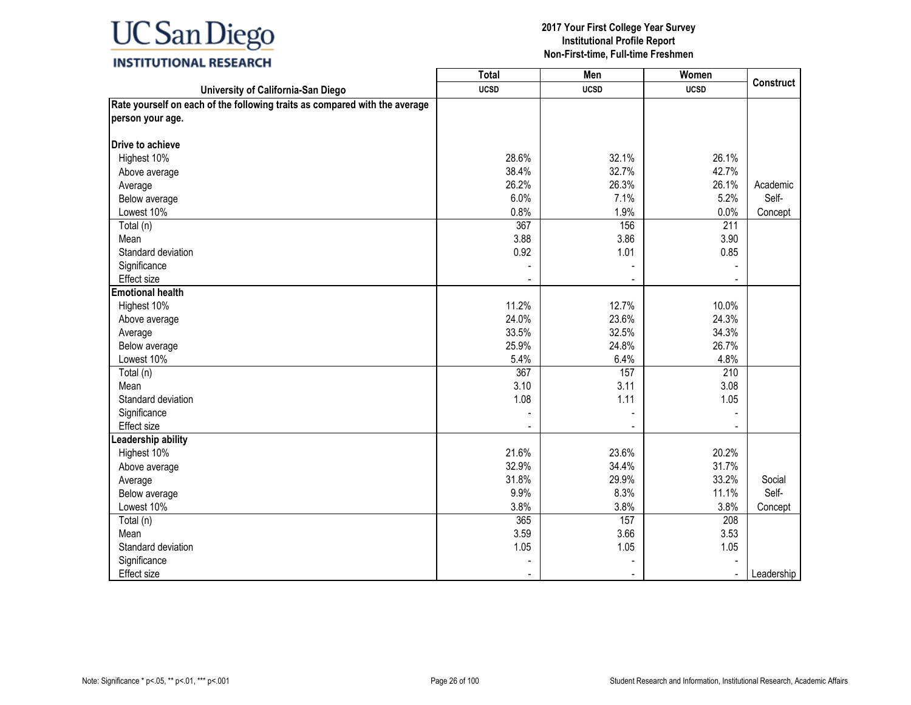**2017 Your First College Year Survey**
**Institutional Profile Report**
**Non-First-time, Full-time Freshmen**

| University of California-San Diego | Total UCSD | Men UCSD | Women UCSD | Construct |
|---|---|---|---|---|
| **Rate yourself on each of the following traits as compared with the average person your age.** | | | | |
| **Drive to achieve** | | | | |
| Highest 10% | 28.6% | 32.1% | 26.1% | |
| Above average | 38.4% | 32.7% | 42.7% | |
| Average | 26.2% | 26.3% | 26.1% | Academic |
| Below average | 6.0% | 7.1% | 5.2% | Self- |
| Lowest 10% | 0.8% | 1.9% | 0.0% | Concept |
| Total (n) | 367 | 156 | 211 | |
| Mean | 3.88 | 3.86 | 3.90 | |
| Standard deviation | 0.92 | 1.01 | 0.85 | |
| Significance | - | - | - | |
| Effect size | - | - | - | |
| **Emotional health** | | | | |
| Highest 10% | 11.2% | 12.7% | 10.0% | |
| Above average | 24.0% | 23.6% | 24.3% | |
| Average | 33.5% | 32.5% | 34.3% | |
| Below average | 25.9% | 24.8% | 26.7% | |
| Lowest 10% | 5.4% | 6.4% | 4.8% | |
| Total (n) | 367 | 157 | 210 | |
| Mean | 3.10 | 3.11 | 3.08 | |
| Standard deviation | 1.08 | 1.11 | 1.05 | |
| Significance | - | - | - | |
| Effect size | - | - | - | |
| **Leadership ability** | | | | |
| Highest 10% | 21.6% | 23.6% | 20.2% | |
| Above average | 32.9% | 34.4% | 31.7% | |
| Average | 31.8% | 29.9% | 33.2% | Social |
| Below average | 9.9% | 8.3% | 11.1% | Self- |
| Lowest 10% | 3.8% | 3.8% | 3.8% | Concept |
| Total (n) | 365 | 157 | 208 | |
| Mean | 3.59 | 3.66 | 3.53 | |
| Standard deviation | 1.05 | 1.05 | 1.05 | |
| Significance | - | - | - | |
| Effect size | - | - | - | Leadership |

Note: Significance * p<.05, ** p<.01, *** p<.001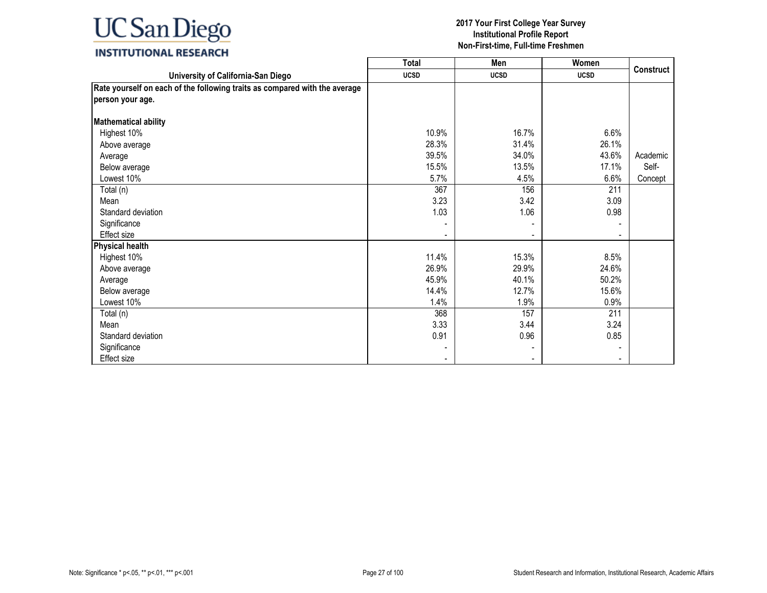UC San Diego
INSTITUTIONAL RESEARCH

**2017 Your First College Year Survey**
**Institutional Profile Report**
**Non-First-time, Full-time Freshmen**

| University of California-San Diego | Total UCSD | Men UCSD | Women UCSD | Construct |
|---|---|---|---|---|
| **Rate yourself on each of the following traits as compared with the average person your age.** | | | | |
| **Mathematical ability** | | | | |
| Highest 10% | 10.9% | 16.7% | 6.6% | |
| Above average | 28.3% | 31.4% | 26.1% | |
| Average | 39.5% | 34.0% | 43.6% | Academic Self-Concept |
| Below average | 15.5% | 13.5% | 17.1% | |
| Lowest 10% | 5.7% | 4.5% | 6.6% | |
| Total (n) | 367 | 156 | 211 | |
| Mean | 3.23 | 3.42 | 3.09 | |
| Standard deviation | 1.03 | 1.06 | 0.98 | |
| Significance | - | - | - | |
| Effect size | - | - | - | |
| **Physical health** | | | | |
| Highest 10% | 11.4% | 15.3% | 8.5% | |
| Above average | 26.9% | 29.9% | 24.6% | |
| Average | 45.9% | 40.1% | 50.2% | |
| Below average | 14.4% | 12.7% | 15.6% | |
| Lowest 10% | 1.4% | 1.9% | 0.9% | |
| Total (n) | 368 | 157 | 211 | |
| Mean | 3.33 | 3.44 | 3.24 | |
| Standard deviation | 0.91 | 0.96 | 0.85 | |
| Significance | - | - | - | |
| Effect size | - | - | - | |

Note: Significance * p<.05, ** p<.01, *** p<.001

Student Research and Information, Institutional Research, Academic Affairs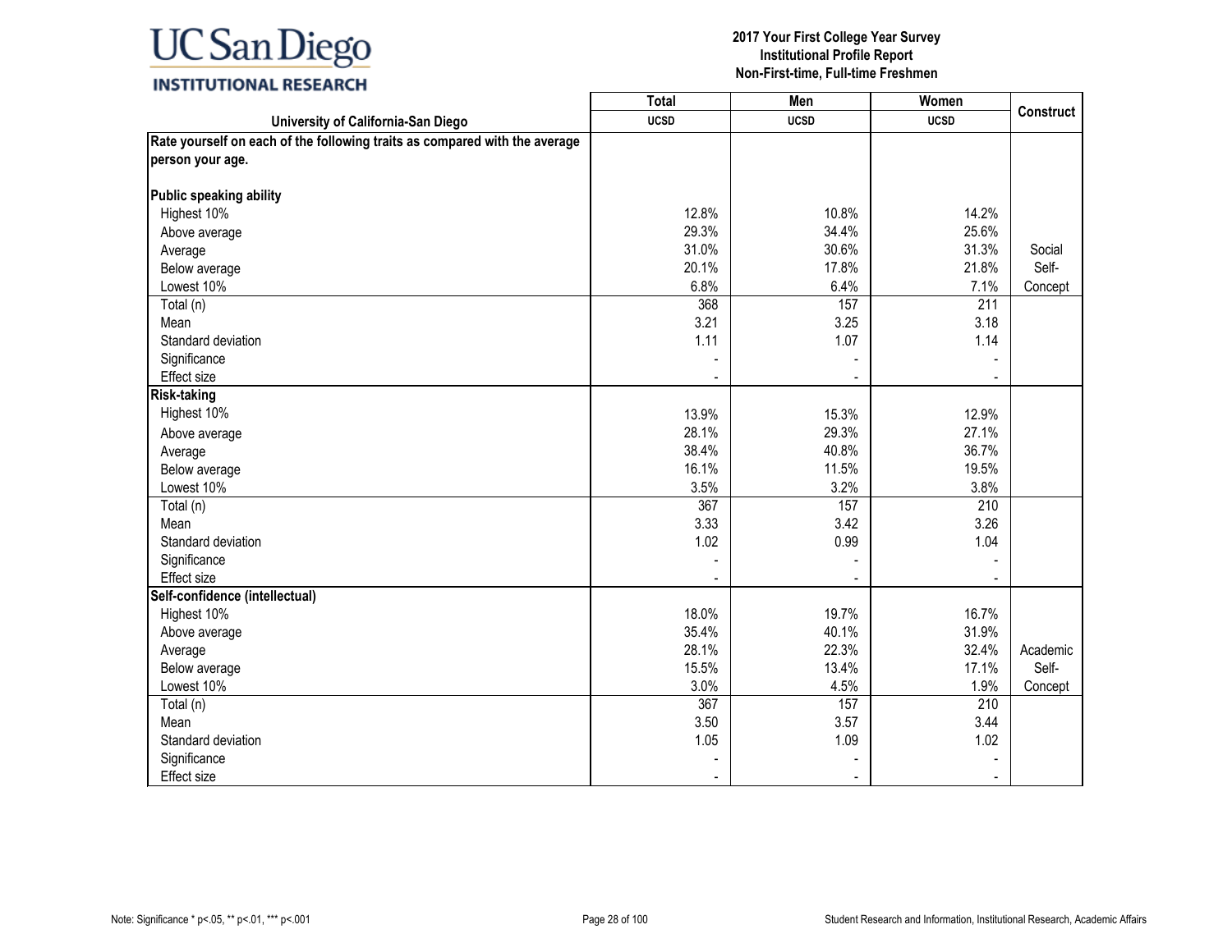UC San Diego
INSTITUTIONAL RESEARCH

**2017 Your First College Year Survey**
**Institutional Profile Report**
**Non-First-time, Full-time Freshmen**

| University of California-San Diego | Total UCSD | Men UCSD | Women UCSD | Construct |
|---|---|---|---|---|
| **Rate yourself on each of the following traits as compared with the average person your age.** | | | | |
| **Public speaking ability** | | | | |
| Highest 10% | 12.8% | 10.8% | 14.2% | |
| Above average | 29.3% | 34.4% | 25.6% | |
| Average | 31.0% | 30.6% | 31.3% | Social Self-Concept |
| Below average | 20.1% | 17.8% | 21.8% | |
| Lowest 10% | 6.8% | 6.4% | 7.1% | |
| Total (n) | 368 | 157 | 211 | |
| Mean | 3.21 | 3.25 | 3.18 | |
| Standard deviation | 1.11 | 1.07 | 1.14 | |
| Significance | - | - | - | |
| Effect size | - | - | - | |
| **Risk-taking** | | | | |
| Highest 10% | 13.9% | 15.3% | 12.9% | |
| Above average | 28.1% | 29.3% | 27.1% | |
| Average | 38.4% | 40.8% | 36.7% | |
| Below average | 16.1% | 11.5% | 19.5% | |
| Lowest 10% | 3.5% | 3.2% | 3.8% | |
| Total (n) | 367 | 157 | 210 | |
| Mean | 3.33 | 3.42 | 3.26 | |
| Standard deviation | 1.02 | 0.99 | 1.04 | |
| Significance | - | - | - | |
| Effect size | - | - | - | |
| **Self-confidence (intellectual)** | | | | |
| Highest 10% | 18.0% | 19.7% | 16.7% | |
| Above average | 35.4% | 40.1% | 31.9% | |
| Average | 28.1% | 22.3% | 32.4% | Academic Self-Concept |
| Below average | 15.5% | 13.4% | 17.1% | |
| Lowest 10% | 3.0% | 4.5% | 1.9% | |
| Total (n) | 367 | 157 | 210 | |
| Mean | 3.50 | 3.57 | 3.44 | |
| Standard deviation | 1.05 | 1.09 | 1.02 | |
| Significance | - | - | - | |
| Effect size | - | - | - | |

Note: Significance * p<.05, ** p<.01, *** p<.001

Student Research and Information, Institutional Research, Academic Affairs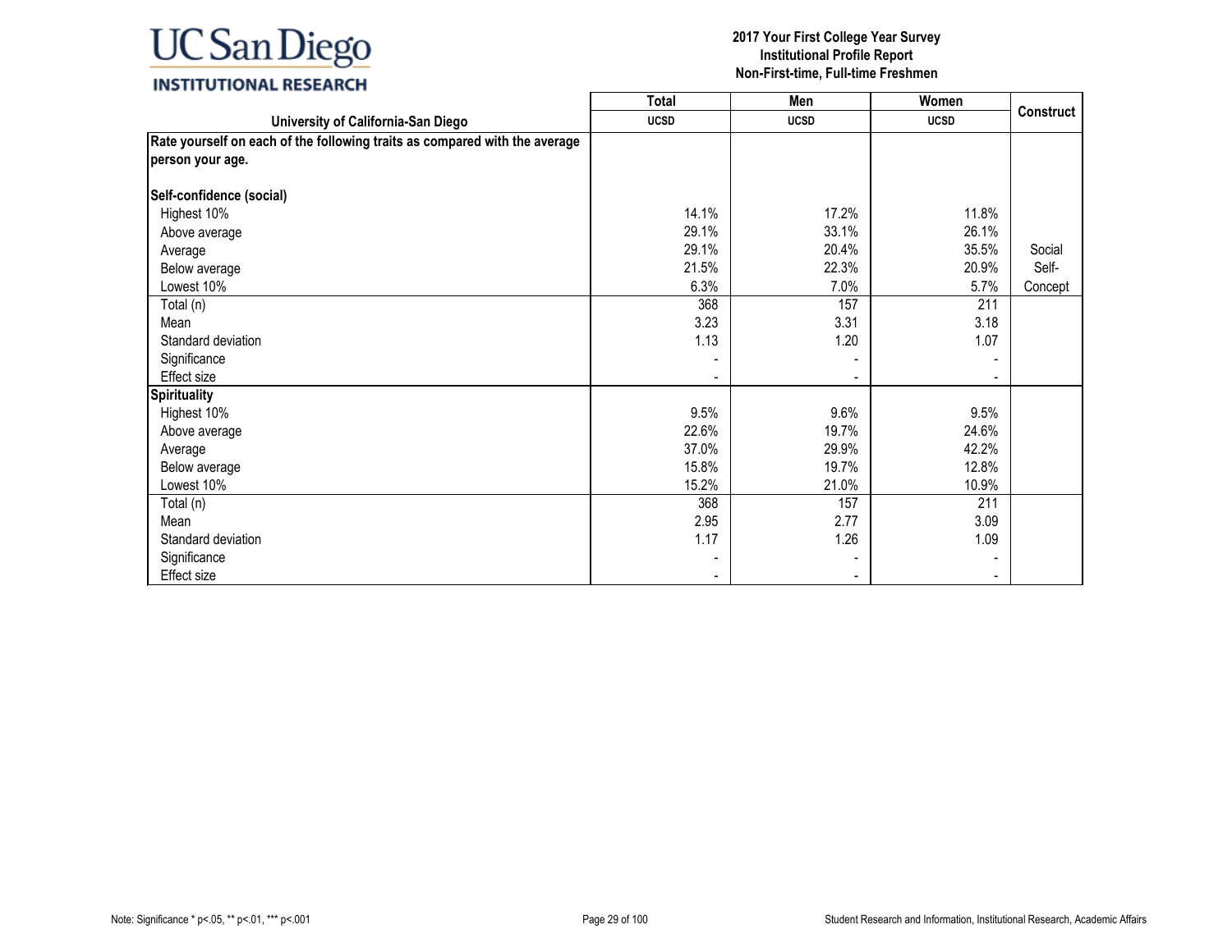UC San Diego INSTITUTIONAL RESEARCH

**2017 Your First College Year Survey**
**Institutional Profile Report**
**Non-First-time, Full-time Freshmen**

| University of California-San Diego | Total UCSD | Men UCSD | Women UCSD | Construct |
|---|---|---|---|---|
| **Rate yourself on each of the following traits as compared with the average person your age.** | | | | |
| **Self-confidence (social)** | | | | |
| Highest 10% | 14.1% | 17.2% | 11.8% | |
| Above average | 29.1% | 33.1% | 26.1% | |
| Average | 29.1% | 20.4% | 35.5% | Social Self-Concept |
| Below average | 21.5% | 22.3% | 20.9% | |
| Lowest 10% | 6.3% | 7.0% | 5.7% | |
| Total (n) | 368 | 157 | 211 | |
| Mean | 3.23 | 3.31 | 3.18 | |
| Standard deviation | 1.13 | 1.20 | 1.07 | |
| Significance | - | - | - | |
| Effect size | - | - | - | |
| **Spirituality** | | | | |
| Highest 10% | 9.5% | 9.6% | 9.5% | |
| Above average | 22.6% | 19.7% | 24.6% | |
| Average | 37.0% | 29.9% | 42.2% | |
| Below average | 15.8% | 19.7% | 12.8% | |
| Lowest 10% | 15.2% | 21.0% | 10.9% | |
| Total (n) | 368 | 157 | 211 | |
| Mean | 2.95 | 2.77 | 3.09 | |
| Standard deviation | 1.17 | 1.26 | 1.09 | |
| Significance | - | - | - | |
| Effect size | - | - | - | |

Note: Significance * p<.05, ** p<.01, *** p<.001

Student Research and Information, Institutional Research, Academic Affairs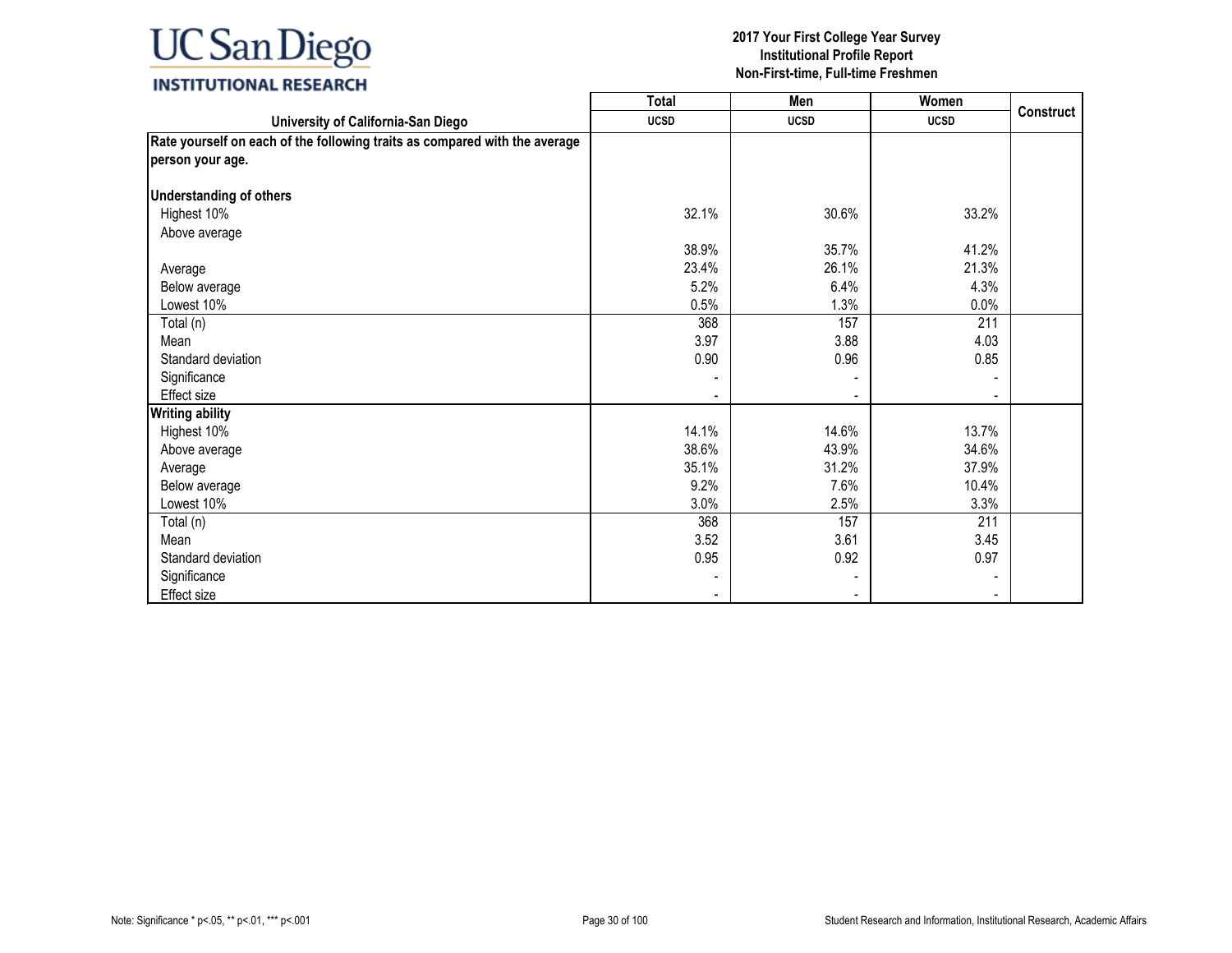**UC San Diego**
**INSTITUTIONAL RESEARCH**

**2017 Your First College Year Survey**
**Institutional Profile Report**
**Non-First-time, Full-time Freshmen**

| University of California-San Diego | Total UCSD | Men UCSD | Women UCSD | Construct |
|---|---|---|---|---|
| **Rate yourself on each of the following traits as compared with the average person your age.** | | | | |
| **Understanding of others** | | | | |
| Highest 10% | 32.1% | 30.6% | 33.2% | |
| Above average | 38.9% | 35.7% | 41.2% | |
| Average | 23.4% | 26.1% | 21.3% | |
| Below average | 5.2% | 6.4% | 4.3% | |
| Lowest 10% | 0.5% | 1.3% | 0.0% | |
| Total (n) | 368 | 157 | 211 | |
| Mean | 3.97 | 3.88 | 4.03 | |
| Standard deviation | 0.90 | 0.96 | 0.85 | |
| Significance | - | - | - | |
| Effect size | - | - | - | |
| **Writing ability** | | | | |
| Highest 10% | 14.1% | 14.6% | 13.7% | |
| Above average | 38.6% | 43.9% | 34.6% | |
| Average | 35.1% | 31.2% | 37.9% | |
| Below average | 9.2% | 7.6% | 10.4% | |
| Lowest 10% | 3.0% | 2.5% | 3.3% | |
| Total (n) | 368 | 157 | 211 | |
| Mean | 3.52 | 3.61 | 3.45 | |
| Standard deviation | 0.95 | 0.92 | 0.97 | |
| Significance | - | - | - | |
| Effect size | - | - | - | |

Note: Significance * p<.05, ** p<.01, *** p<.001

Student Research and Information, Institutional Research, Academic Affairs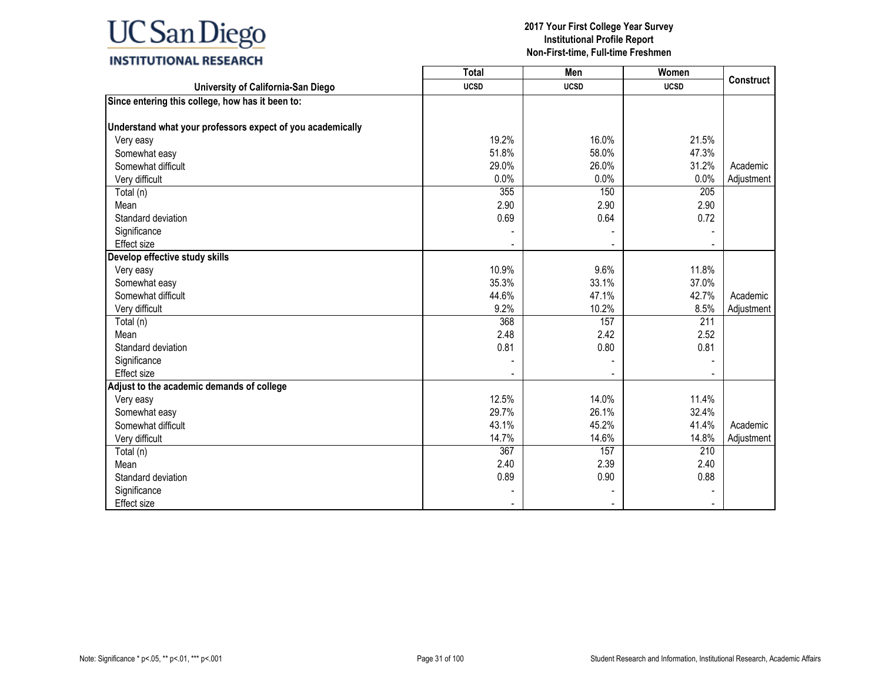# 2017 Your First College Year Survey
## Institutional Profile Report
### Non-First-time, Full-time Freshmen

| University of California-San Diego | Total UCSD | Men UCSD | Women UCSD | Construct |
|---|---|---|---|---|
| **Since entering this college, how has it been to:** | | | | |
| **Understand what your professors expect of you academically** | | | | |
| Very easy | 19.2% | 16.0% | 21.5% | |
| Somewhat easy | 51.8% | 58.0% | 47.3% | |
| Somewhat difficult | 29.0% | 26.0% | 31.2% | Academic |
| Very difficult | 0.0% | 0.0% | 0.0% | Adjustment |
| Total (n) | 355 | 150 | 205 | |
| Mean | 2.90 | 2.90 | 2.90 | |
| Standard deviation | 0.69 | 0.64 | 0.72 | |
| Significance | - | - | - | |
| Effect size | - | - | - | |
| **Develop effective study skills** | | | | |
| Very easy | 10.9% | 9.6% | 11.8% | |
| Somewhat easy | 35.3% | 33.1% | 37.0% | |
| Somewhat difficult | 44.6% | 47.1% | 42.7% | Academic |
| Very difficult | 9.2% | 10.2% | 8.5% | Adjustment |
| Total (n) | 368 | 157 | 211 | |
| Mean | 2.48 | 2.42 | 2.52 | |
| Standard deviation | 0.81 | 0.80 | 0.81 | |
| Significance | - | - | - | |
| Effect size | - | - | - | |
| **Adjust to the academic demands of college** | | | | |
| Very easy | 12.5% | 14.0% | 11.4% | |
| Somewhat easy | 29.7% | 26.1% | 32.4% | |
| Somewhat difficult | 43.1% | 45.2% | 41.4% | Academic |
| Very difficult | 14.7% | 14.6% | 14.8% | Adjustment |
| Total (n) | 367 | 157 | 210 | |
| Mean | 2.40 | 2.39 | 2.40 | |
| Standard deviation | 0.89 | 0.90 | 0.88 | |
| Significance | - | - | - | |
| Effect size | - | - | - | |

Note: Significance * p<.05, ** p<.01, *** p<.001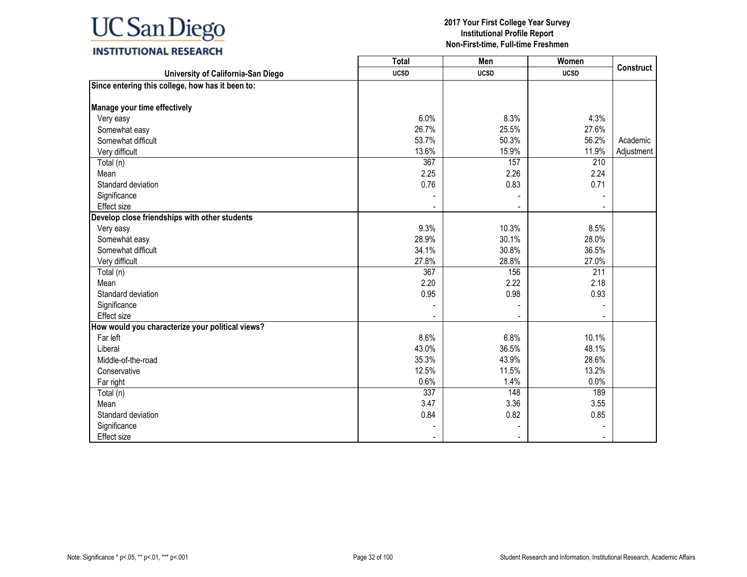# 2017 Your First College Year Survey
## Institutional Profile Report
## Non-First-time, Full-time Freshmen

| University of California-San Diego | Total UCSD | Men UCSD | Women UCSD | Construct |
|---|---|---|---|---|
| **Since entering this college, how has it been to:** | | | | |
| **Manage your time effectively** | | | | |
| Very easy | 6.0% | 8.3% | 4.3% | |
| Somewhat easy | 26.7% | 25.5% | 27.6% | |
| Somewhat difficult | 53.7% | 50.3% | 56.2% | Academic Adjustment |
| Very difficult | 13.6% | 15.9% | 11.9% | |
| Total (n) | 367 | 157 | 210 | |
| Mean | 2.25 | 2.26 | 2.24 | |
| Standard deviation | 0.76 | 0.83 | 0.71 | |
| Significance | - | - | - | |
| Effect size | - | - | - | |
| **Develop close friendships with other students** | | | | |
| Very easy | 9.3% | 10.3% | 8.5% | |
| Somewhat easy | 28.9% | 30.1% | 28.0% | |
| Somewhat difficult | 34.1% | 30.8% | 36.5% | |
| Very difficult | 27.8% | 28.8% | 27.0% | |
| Total (n) | 367 | 156 | 211 | |
| Mean | 2.20 | 2.22 | 2.18 | |
| Standard deviation | 0.95 | 0.98 | 0.93 | |
| Significance | - | - | - | |
| Effect size | - | - | - | |
| **How would you characterize your political views?** | | | | |
| Far left | 8.6% | 6.8% | 10.1% | |
| Liberal | 43.0% | 36.5% | 48.1% | |
| Middle-of-the-road | 35.3% | 43.9% | 28.6% | |
| Conservative | 12.5% | 11.5% | 13.2% | |
| Far right | 0.6% | 1.4% | 0.0% | |
| Total (n) | 337 | 148 | 189 | |
| Mean | 3.47 | 3.36 | 3.55 | |
| Standard deviation | 0.84 | 0.82 | 0.85 | |
| Significance | - | - | - | |
| Effect size | - | - | - | |

Note: Significance * p<.05, ** p<.01, *** p<.001

Student Research and Information, Institutional Research, Academic Affairs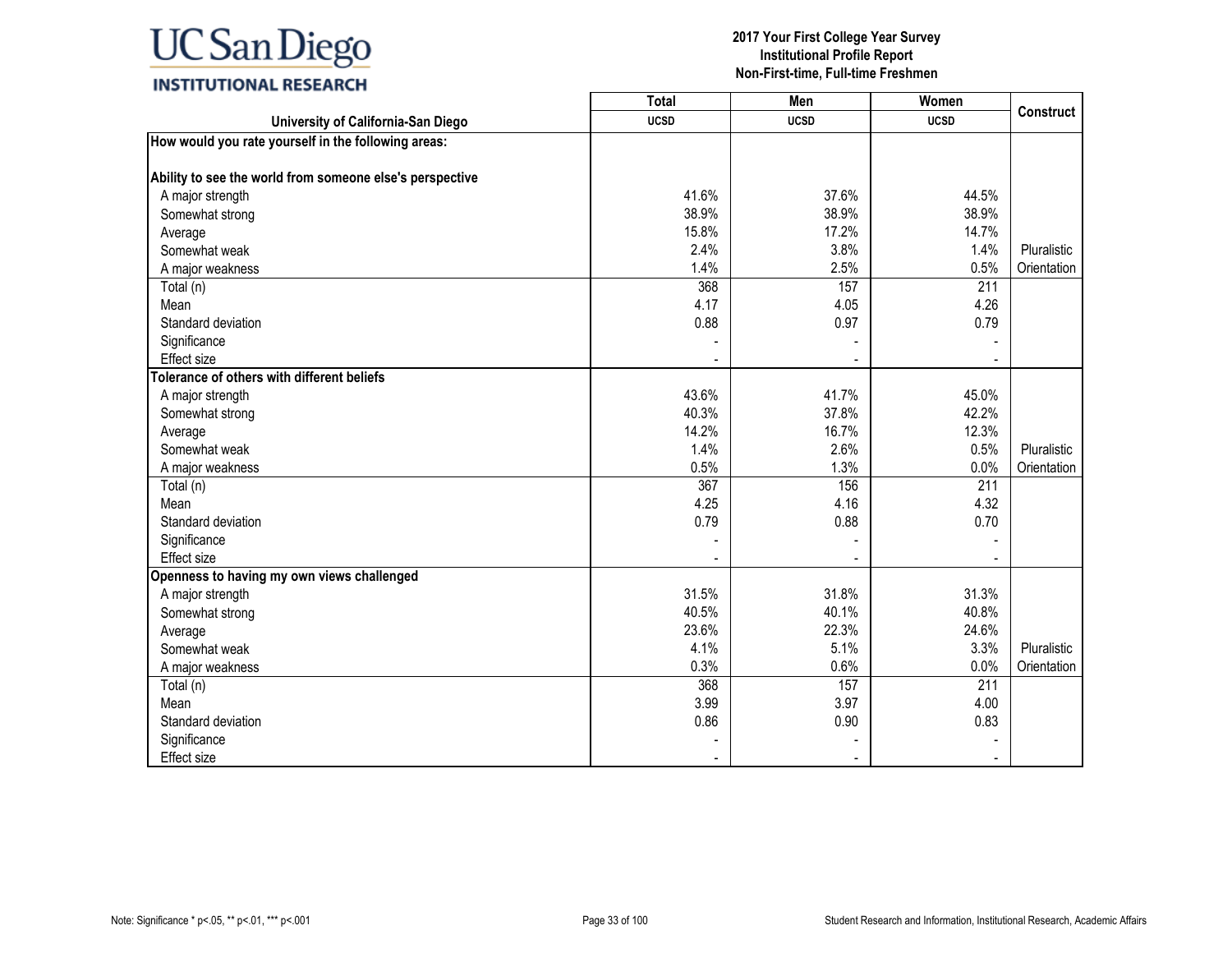UC San Diego
INSTITUTIONAL RESEARCH

**2017 Your First College Year Survey**
**Institutional Profile Report**
**Non-First-time, Full-time Freshmen**

| University of California-San Diego | Total UCSD | Men UCSD | Women UCSD | Construct |
|---|---|---|---|---|
| **How would you rate yourself in the following areas:** | | | | |
| **Ability to see the world from someone else's perspective** | | | | |
| A major strength | 41.6% | 37.6% | 44.5% | |
| Somewhat strong | 38.9% | 38.9% | 38.9% | |
| Average | 15.8% | 17.2% | 14.7% | |
| Somewhat weak | 2.4% | 3.8% | 1.4% | Pluralistic |
| A major weakness | 1.4% | 2.5% | 0.5% | Orientation |
| Total (n) | 368 | 157 | 211 | |
| Mean | 4.17 | 4.05 | 4.26 | |
| Standard deviation | 0.88 | 0.97 | 0.79 | |
| Significance | - | - | - | |
| Effect size | - | - | - | |
| **Tolerance of others with different beliefs** | | | | |
| A major strength | 43.6% | 41.7% | 45.0% | |
| Somewhat strong | 40.3% | 37.8% | 42.2% | |
| Average | 14.2% | 16.7% | 12.3% | |
| Somewhat weak | 1.4% | 2.6% | 0.5% | Pluralistic |
| A major weakness | 0.5% | 1.3% | 0.0% | Orientation |
| Total (n) | 367 | 156 | 211 | |
| Mean | 4.25 | 4.16 | 4.32 | |
| Standard deviation | 0.79 | 0.88 | 0.70 | |
| Significance | - | - | - | |
| Effect size | - | - | - | |
| **Openness to having my own views challenged** | | | | |
| A major strength | 31.5% | 31.8% | 31.3% | |
| Somewhat strong | 40.5% | 40.1% | 40.8% | |
| Average | 23.6% | 22.3% | 24.6% | |
| Somewhat weak | 4.1% | 5.1% | 3.3% | Pluralistic |
| A major weakness | 0.3% | 0.6% | 0.0% | Orientation |
| Total (n) | 368 | 157 | 211 | |
| Mean | 3.99 | 3.97 | 4.00 | |
| Standard deviation | 0.86 | 0.90 | 0.83 | |
| Significance | - | - | - | |
| Effect size | - | - | - | |

Note: Significance * p<.05, ** p<.01, *** p<.001

Student Research and Information, Institutional Research, Academic Affairs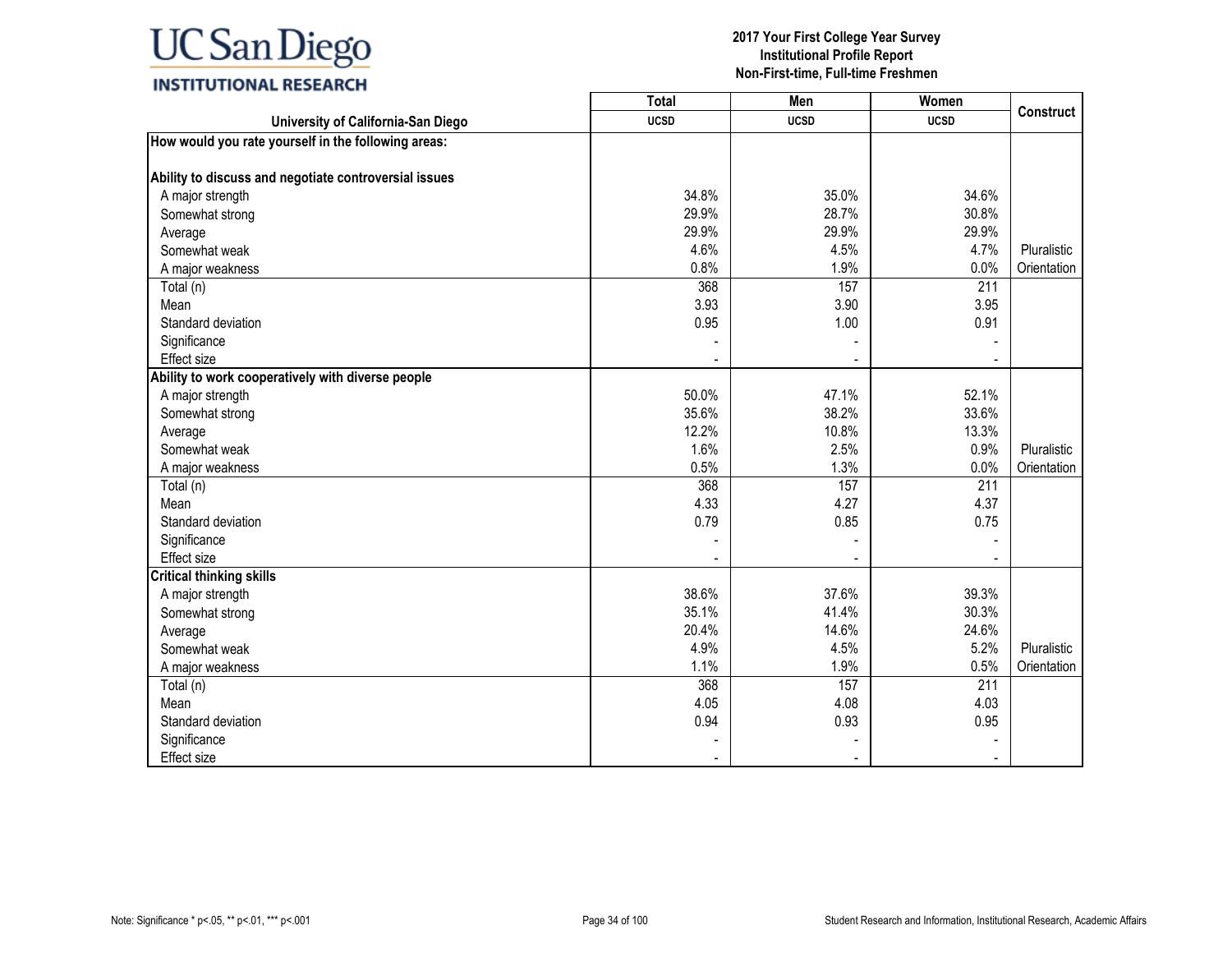UC San Diego
INSTITUTIONAL RESEARCH

**2017 Your First College Year Survey**
**Institutional Profile Report**
**Non-First-time, Full-time Freshmen**

| University of California-San Diego | Total UCSD | Men UCSD | Women UCSD | Construct |
|---|---|---|---|---|
| **How would you rate yourself in the following areas:** | | | | |
| **Ability to discuss and negotiate controversial issues** | | | | |
| A major strength | 34.8% | 35.0% | 34.6% | |
| Somewhat strong | 29.9% | 28.7% | 30.8% | |
| Average | 29.9% | 29.9% | 29.9% | |
| Somewhat weak | 4.6% | 4.5% | 4.7% | Pluralistic |
| A major weakness | 0.8% | 1.9% | 0.0% | Orientation |
| Total (n) | 368 | 157 | 211 | |
| Mean | 3.93 | 3.90 | 3.95 | |
| Standard deviation | 0.95 | 1.00 | 0.91 | |
| Significance | - | - | - | |
| Effect size | - | - | - | |
| **Ability to work cooperatively with diverse people** | | | | |
| A major strength | 50.0% | 47.1% | 52.1% | |
| Somewhat strong | 35.6% | 38.2% | 33.6% | |
| Average | 12.2% | 10.8% | 13.3% | |
| Somewhat weak | 1.6% | 2.5% | 0.9% | Pluralistic |
| A major weakness | 0.5% | 1.3% | 0.0% | Orientation |
| Total (n) | 368 | 157 | 211 | |
| Mean | 4.33 | 4.27 | 4.37 | |
| Standard deviation | 0.79 | 0.85 | 0.75 | |
| Significance | - | - | - | |
| Effect size | - | - | - | |
| **Critical thinking skills** | | | | |
| A major strength | 38.6% | 37.6% | 39.3% | |
| Somewhat strong | 35.1% | 41.4% | 30.3% | |
| Average | 20.4% | 14.6% | 24.6% | |
| Somewhat weak | 4.9% | 4.5% | 5.2% | Pluralistic |
| A major weakness | 1.1% | 1.9% | 0.5% | Orientation |
| Total (n) | 368 | 157 | 211 | |
| Mean | 4.05 | 4.08 | 4.03 | |
| Standard deviation | 0.94 | 0.93 | 0.95 | |
| Significance | - | - | - | |
| Effect size | - | - | - | |

Note: Significance * p<.05, ** p<.01, *** p<.001

Student Research and Information, Institutional Research, Academic Affairs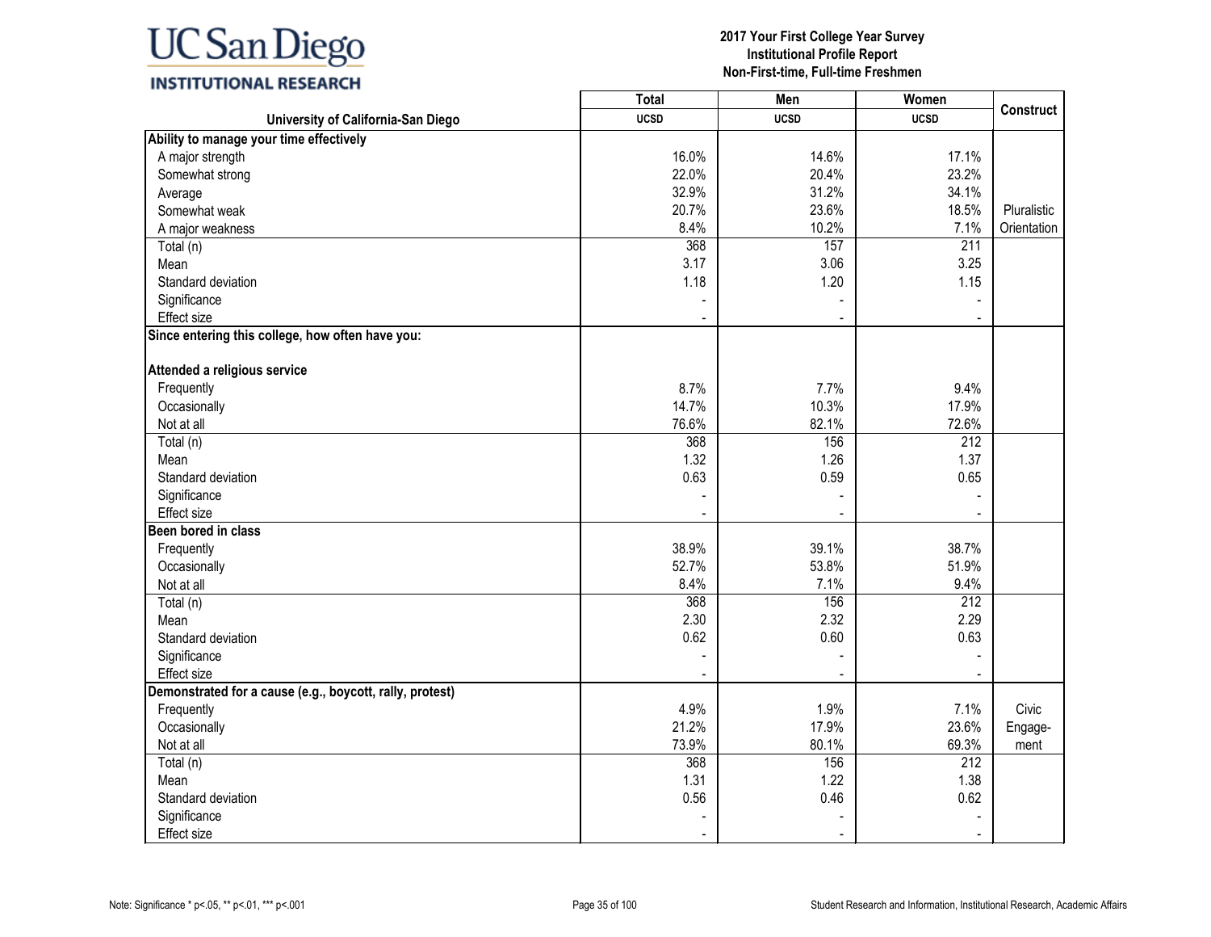# UC San Diego INSTITUTIONAL RESEARCH

**2017 Your First College Year Survey**
**Institutional Profile Report**
**Non-First-time, Full-time Freshmen**

| University of California-San Diego | Total UCSD | Men UCSD | Women UCSD | Construct |
|---|---|---|---|---|
| **Ability to manage your time effectively** | | | | |
| A major strength | 16.0% | 14.6% | 17.1% | |
| Somewhat strong | 22.0% | 20.4% | 23.2% | |
| Average | 32.9% | 31.2% | 34.1% | |
| Somewhat weak | 20.7% | 23.6% | 18.5% | Pluralistic Orientation |
| A major weakness | 8.4% | 10.2% | 7.1% | |
| Total (n) | 368 | 157 | 211 | |
| Mean | 3.17 | 3.06 | 3.25 | |
| Standard deviation | 1.18 | 1.20 | 1.15 | |
| Significance | - | - | - | |
| Effect size | - | - | - | |
| **Since entering this college, how often have you:** | | | | |
| **Attended a religious service** | | | | |
| Frequently | 8.7% | 7.7% | 9.4% | |
| Occasionally | 14.7% | 10.3% | 17.9% | |
| Not at all | 76.6% | 82.1% | 72.6% | |
| Total (n) | 368 | 156 | 212 | |
| Mean | 1.32 | 1.26 | 1.37 | |
| Standard deviation | 0.63 | 0.59 | 0.65 | |
| Significance | - | - | - | |
| Effect size | - | - | - | |
| **Been bored in class** | | | | |
| Frequently | 38.9% | 39.1% | 38.7% | |
| Occasionally | 52.7% | 53.8% | 51.9% | |
| Not at all | 8.4% | 7.1% | 9.4% | |
| Total (n) | 368 | 156 | 212 | |
| Mean | 2.30 | 2.32 | 2.29 | |
| Standard deviation | 0.62 | 0.60 | 0.63 | |
| Significance | - | - | - | |
| Effect size | - | - | - | |
| **Demonstrated for a cause (e.g., boycott, rally, protest)** | | | | |
| Frequently | 4.9% | 1.9% | 7.1% | Civic Engage-ment |
| Occasionally | 21.2% | 17.9% | 23.6% | |
| Not at all | 73.9% | 80.1% | 69.3% | |
| Total (n) | 368 | 156 | 212 | |
| Mean | 1.31 | 1.22 | 1.38 | |
| Standard deviation | 0.56 | 0.46 | 0.62 | |
| Significance | - | - | - | |
| Effect size | - | - | - | |

Note: Significance * p<.05, ** p<.01, *** p<.001

Student Research and Information, Institutional Research, Academic Affairs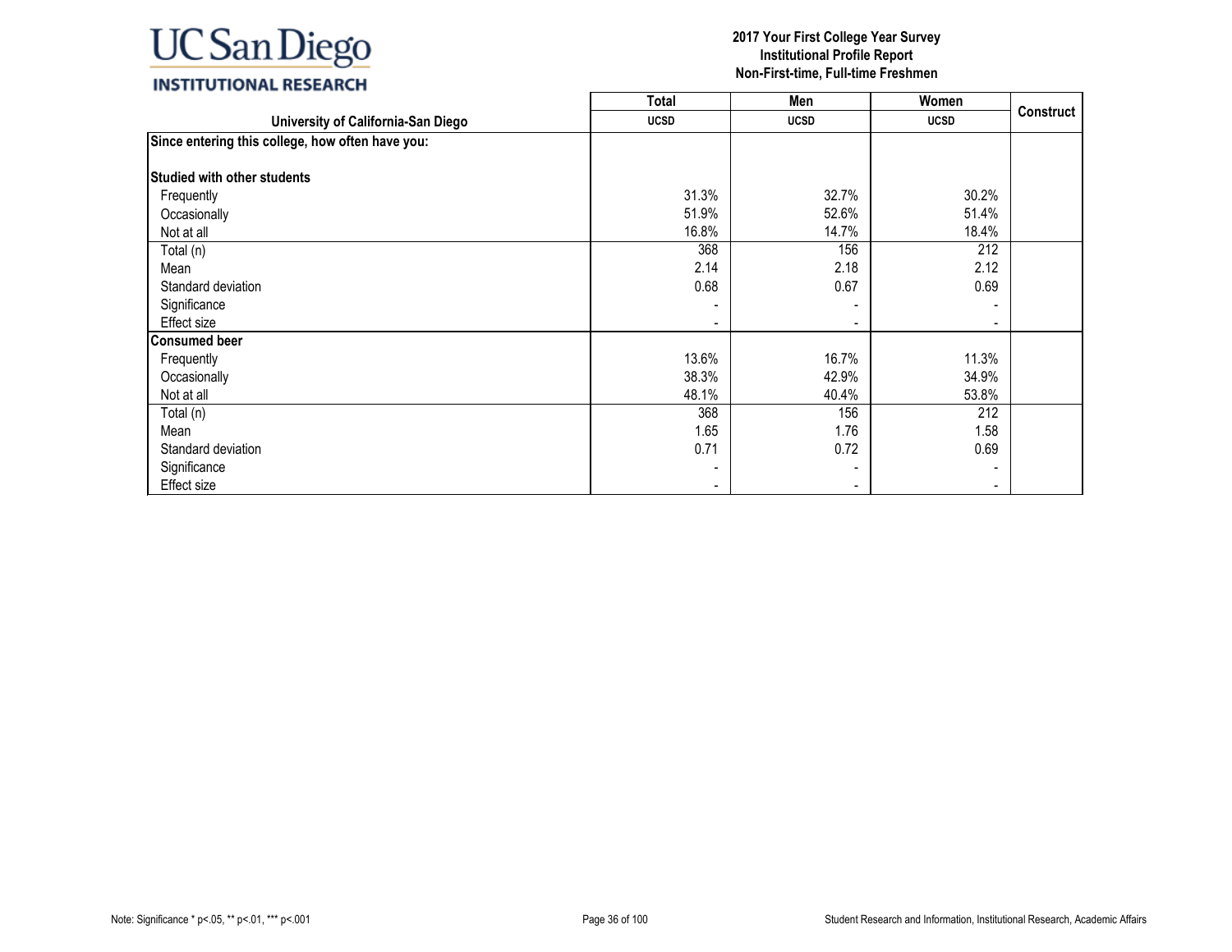UC San Diego
INSTITUTIONAL RESEARCH

**2017 Your First College Year Survey**
**Institutional Profile Report**
**Non-First-time, Full-time Freshmen**

| University of California-San Diego | Total UCSD | Men UCSD | Women UCSD | Construct |
|---|---|---|---|---|
| **Since entering this college, how often have you:** | | | | |
| **Studied with other students** | | | | |
| Frequently | 31.3% | 32.7% | 30.2% | |
| Occasionally | 51.9% | 52.6% | 51.4% | |
| Not at all | 16.8% | 14.7% | 18.4% | |
| Total (n) | 368 | 156 | 212 | |
| Mean | 2.14 | 2.18 | 2.12 | |
| Standard deviation | 0.68 | 0.67 | 0.69 | |
| Significance | - | - | - | |
| Effect size | - | - | - | |
| **Consumed beer** | | | | |
| Frequently | 13.6% | 16.7% | 11.3% | |
| Occasionally | 38.3% | 42.9% | 34.9% | |
| Not at all | 48.1% | 40.4% | 53.8% | |
| Total (n) | 368 | 156 | 212 | |
| Mean | 1.65 | 1.76 | 1.58 | |
| Standard deviation | 0.71 | 0.72 | 0.69 | |
| Significance | - | - | - | |
| Effect size | - | - | - | |

Note: Significance * p<.05, ** p<.01, *** p<.001

Student Research and Information, Institutional Research, Academic Affairs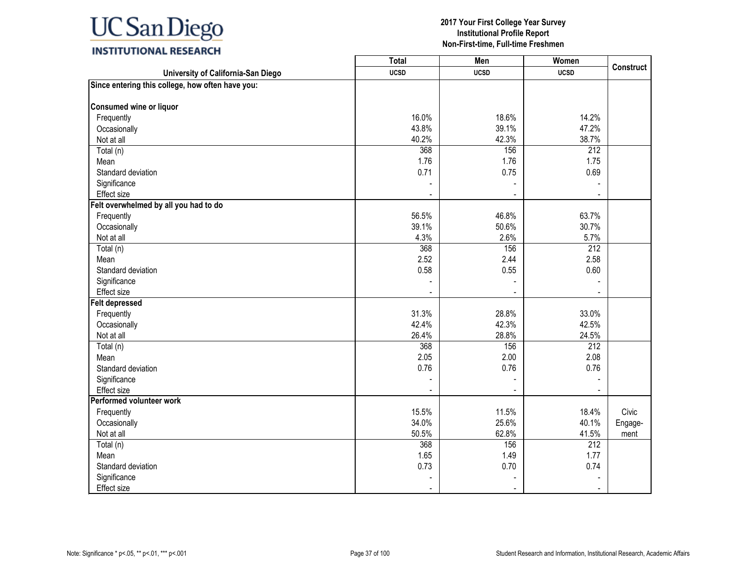# 2017 Your First College Year Survey
## Institutional Profile Report
### Non-First-time, Full-time Freshmen

| University of California-San Diego | Total UCSD | Men UCSD | Women UCSD | Construct |
|---|---|---|---|---|
| **Since entering this college, how often have you:** | | | | |
| **Consumed wine or liquor** | | | | |
| Frequently | 16.0% | 18.6% | 14.2% | |
| Occasionally | 43.8% | 39.1% | 47.2% | |
| Not at all | 40.2% | 42.3% | 38.7% | |
| Total (n) | 368 | 156 | 212 | |
| Mean | 1.76 | 1.76 | 1.75 | |
| Standard deviation | 0.71 | 0.75 | 0.69 | |
| Significance | - | - | - | |
| Effect size | - | - | - | |
| **Felt overwhelmed by all you had to do** | | | | |
| Frequently | 56.5% | 46.8% | 63.7% | |
| Occasionally | 39.1% | 50.6% | 30.7% | |
| Not at all | 4.3% | 2.6% | 5.7% | |
| Total (n) | 368 | 156 | 212 | |
| Mean | 2.52 | 2.44 | 2.58 | |
| Standard deviation | 0.58 | 0.55 | 0.60 | |
| Significance | - | - | - | |
| Effect size | - | - | - | |
| **Felt depressed** | | | | |
| Frequently | 31.3% | 28.8% | 33.0% | |
| Occasionally | 42.4% | 42.3% | 42.5% | |
| Not at all | 26.4% | 28.8% | 24.5% | |
| Total (n) | 368 | 156 | 212 | |
| Mean | 2.05 | 2.00 | 2.08 | |
| Standard deviation | 0.76 | 0.76 | 0.76 | |
| Significance | - | - | - | |
| Effect size | - | - | - | |
| **Performed volunteer work** | | | | |
| Frequently | 15.5% | 11.5% | 18.4% | Civic Engage-ment |
| Occasionally | 34.0% | 25.6% | 40.1% | |
| Not at all | 50.5% | 62.8% | 41.5% | |
| Total (n) | 368 | 156 | 212 | |
| Mean | 1.65 | 1.49 | 1.77 | |
| Standard deviation | 0.73 | 0.70 | 0.74 | |
| Significance | - | - | - | |
| Effect size | - | - | - | |

Note: Significance * p<.05, ** p<.01, *** p<.001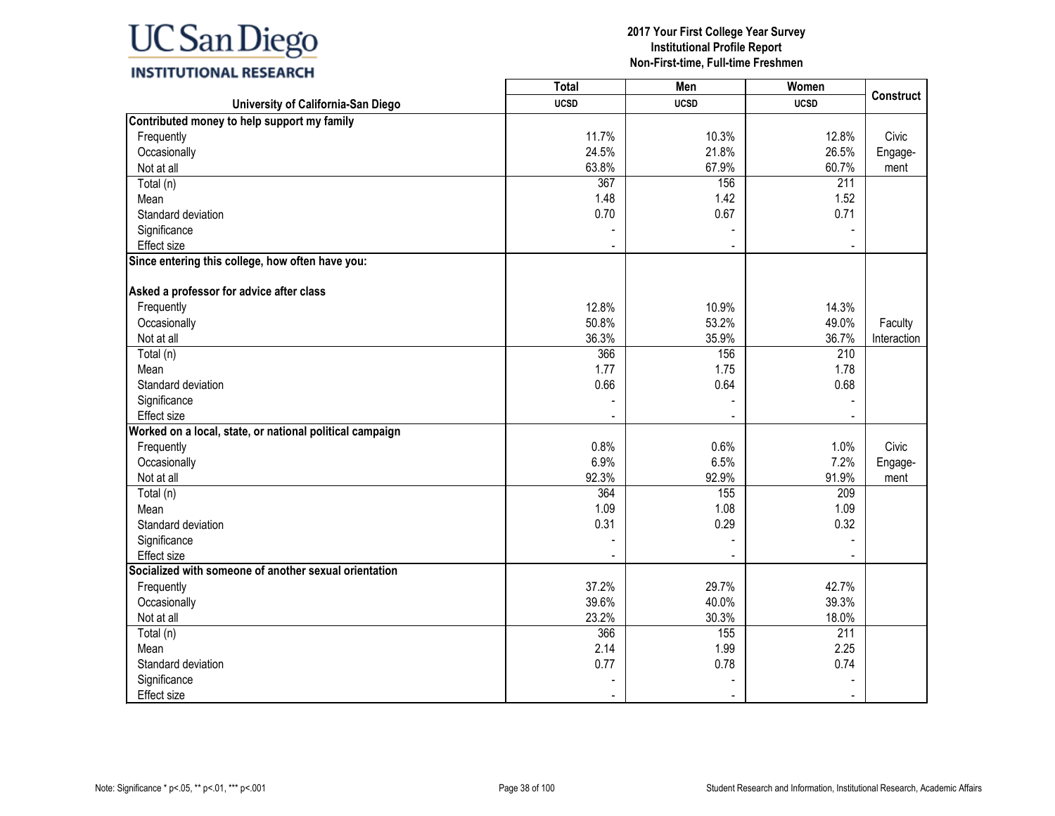**UC San Diego**
**INSTITUTIONAL RESEARCH**

**2017 Your First College Year Survey**
**Institutional Profile Report**
**Non-First-time, Full-time Freshmen**

| University of California-San Diego | Total UCSD | Men UCSD | Women UCSD | Construct |
|---|---|---|---|---|
| **Contributed money to help support my family** | | | | |
| Frequently | 11.7% | 10.3% | 12.8% | Civic Engage-ment |
| Occasionally | 24.5% | 21.8% | 26.5% | |
| Not at all | 63.8% | 67.9% | 60.7% | |
| Total (n) | 367 | 156 | 211 | |
| Mean | 1.48 | 1.42 | 1.52 | |
| Standard deviation | 0.70 | 0.67 | 0.71 | |
| Significance | - | - | - | |
| Effect size | - | - | - | |
| **Since entering this college, how often have you:** | | | | |
| **Asked a professor for advice after class** | | | | |
| Frequently | 12.8% | 10.9% | 14.3% | Faculty Interaction |
| Occasionally | 50.8% | 53.2% | 49.0% | |
| Not at all | 36.3% | 35.9% | 36.7% | |
| Total (n) | 366 | 156 | 210 | |
| Mean | 1.77 | 1.75 | 1.78 | |
| Standard deviation | 0.66 | 0.64 | 0.68 | |
| Significance | - | - | - | |
| Effect size | - | - | - | |
| **Worked on a local, state, or national political campaign** | | | | |
| Frequently | 0.8% | 0.6% | 1.0% | Civic Engage-ment |
| Occasionally | 6.9% | 6.5% | 7.2% | |
| Not at all | 92.3% | 92.9% | 91.9% | |
| Total (n) | 364 | 155 | 209 | |
| Mean | 1.09 | 1.08 | 1.09 | |
| Standard deviation | 0.31 | 0.29 | 0.32 | |
| Significance | - | - | - | |
| Effect size | - | - | - | |
| **Socialized with someone of another sexual orientation** | | | | |
| Frequently | 37.2% | 29.7% | 42.7% | |
| Occasionally | 39.6% | 40.0% | 39.3% | |
| Not at all | 23.2% | 30.3% | 18.0% | |
| Total (n) | 366 | 155 | 211 | |
| Mean | 2.14 | 1.99 | 2.25 | |
| Standard deviation | 0.77 | 0.78 | 0.74 | |
| Significance | - | - | - | |
| Effect size | - | - | - | |

Note: Significance * p<.05, ** p<.01, *** p<.001

Student Research and Information, Institutional Research, Academic Affairs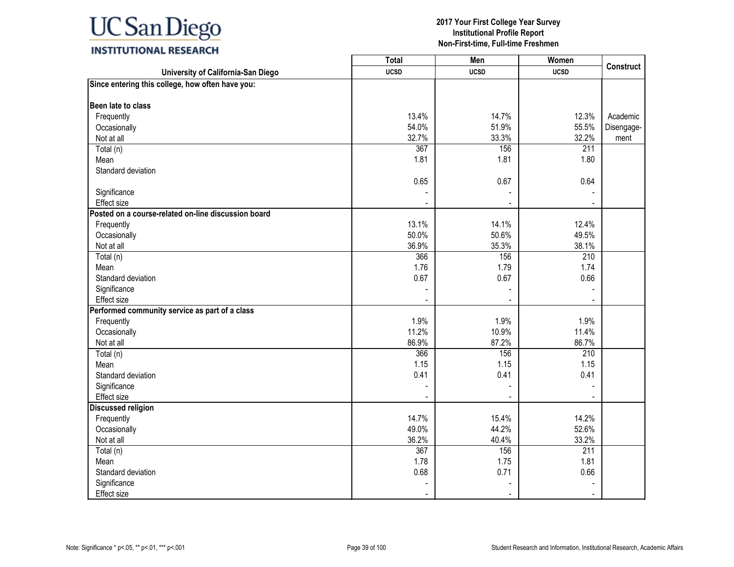# 2017 Your First College Year Survey
## Institutional Profile Report
## Non-First-time, Full-time Freshmen

| University of California-San Diego | Total UCSD | Men UCSD | Women UCSD | Construct |
|---|---|---|---|---|
| **Since entering this college, how often have you:** | | | | |
| **Been late to class** | | | | |
| Frequently | 13.4% | 14.7% | 12.3% | Academic Disengagement |
| Occasionally | 54.0% | 51.9% | 55.5% | |
| Not at all | 32.7% | 33.3% | 32.2% | |
| Total (n) | 367 | 156 | 211 | |
| Mean | 1.81 | 1.81 | 1.80 | |
| Standard deviation | 0.65 | 0.67 | 0.64 | |
| Significance | - | - | - | |
| Effect size | - | - | - | |
| **Posted on a course-related on-line discussion board** | | | | |
| Frequently | 13.1% | 14.1% | 12.4% | |
| Occasionally | 50.0% | 50.6% | 49.5% | |
| Not at all | 36.9% | 35.3% | 38.1% | |
| Total (n) | 366 | 156 | 210 | |
| Mean | 1.76 | 1.79 | 1.74 | |
| Standard deviation | 0.67 | 0.67 | 0.66 | |
| Significance | - | - | - | |
| Effect size | - | - | - | |
| **Performed community service as part of a class** | | | | |
| Frequently | 1.9% | 1.9% | 1.9% | |
| Occasionally | 11.2% | 10.9% | 11.4% | |
| Not at all | 86.9% | 87.2% | 86.7% | |
| Total (n) | 366 | 156 | 210 | |
| Mean | 1.15 | 1.15 | 1.15 | |
| Standard deviation | 0.41 | 0.41 | 0.41 | |
| Significance | - | - | - | |
| Effect size | - | - | - | |
| **Discussed religion** | | | | |
| Frequently | 14.7% | 15.4% | 14.2% | |
| Occasionally | 49.0% | 44.2% | 52.6% | |
| Not at all | 36.2% | 40.4% | 33.2% | |
| Total (n) | 367 | 156 | 211 | |
| Mean | 1.78 | 1.75 | 1.81 | |
| Standard deviation | 0.68 | 0.71 | 0.66 | |
| Significance | - | - | - | |
| Effect size | - | - | - | |

Note: Significance * p<.05, ** p<.01, *** p<.001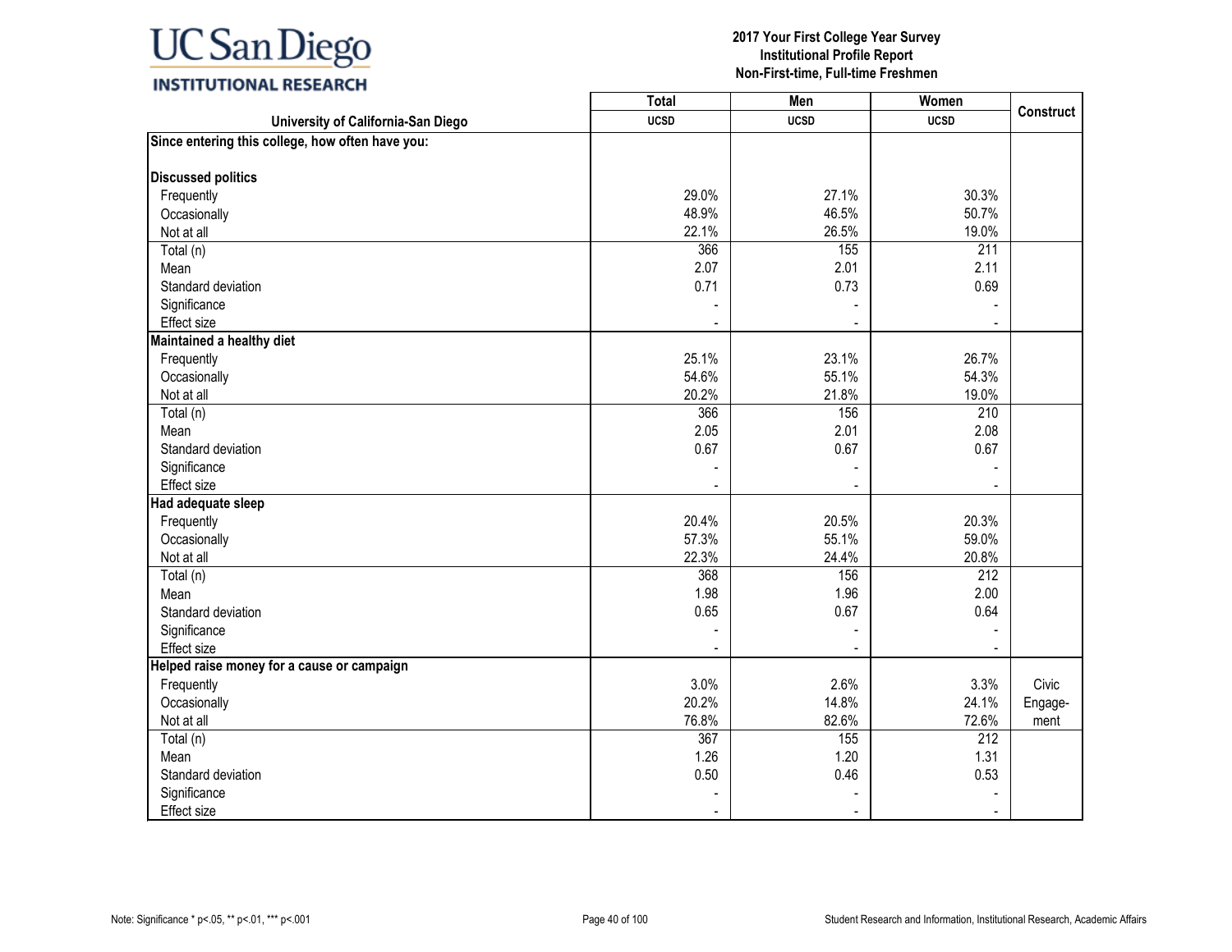# 2017 Your First College Year Survey
## Institutional Profile Report
## Non-First-time, Full-time Freshmen

| University of California-San Diego | Total UCSD | Men UCSD | Women UCSD | Construct |
|---|---|---|---|---|
| **Since entering this college, how often have you:** | | | | |
| **Discussed politics** | | | | |
| Frequently | 29.0% | 27.1% | 30.3% | |
| Occasionally | 48.9% | 46.5% | 50.7% | |
| Not at all | 22.1% | 26.5% | 19.0% | |
| Total (n) | 366 | 155 | 211 | |
| Mean | 2.07 | 2.01 | 2.11 | |
| Standard deviation | 0.71 | 0.73 | 0.69 | |
| Significance | - | - | - | |
| Effect size | - | - | - | |
| **Maintained a healthy diet** | | | | |
| Frequently | 25.1% | 23.1% | 26.7% | |
| Occasionally | 54.6% | 55.1% | 54.3% | |
| Not at all | 20.2% | 21.8% | 19.0% | |
| Total (n) | 366 | 156 | 210 | |
| Mean | 2.05 | 2.01 | 2.08 | |
| Standard deviation | 0.67 | 0.67 | 0.67 | |
| Significance | - | - | - | |
| Effect size | - | - | - | |
| **Had adequate sleep** | | | | |
| Frequently | 20.4% | 20.5% | 20.3% | |
| Occasionally | 57.3% | 55.1% | 59.0% | |
| Not at all | 22.3% | 24.4% | 20.8% | |
| Total (n) | 368 | 156 | 212 | |
| Mean | 1.98 | 1.96 | 2.00 | |
| Standard deviation | 0.65 | 0.67 | 0.64 | |
| Significance | - | - | - | |
| Effect size | - | - | - | |
| **Helped raise money for a cause or campaign** | | | | |
| Frequently | 3.0% | 2.6% | 3.3% | Civic Engagement |
| Occasionally | 20.2% | 14.8% | 24.1% | |
| Not at all | 76.8% | 82.6% | 72.6% | |
| Total (n) | 367 | 155 | 212 | |
| Mean | 1.26 | 1.20 | 1.31 | |
| Standard deviation | 0.50 | 0.46 | 0.53 | |
| Significance | - | - | - | |
| Effect size | - | - | - | |

Note: Significance * p<.05, ** p<.01, *** p<.001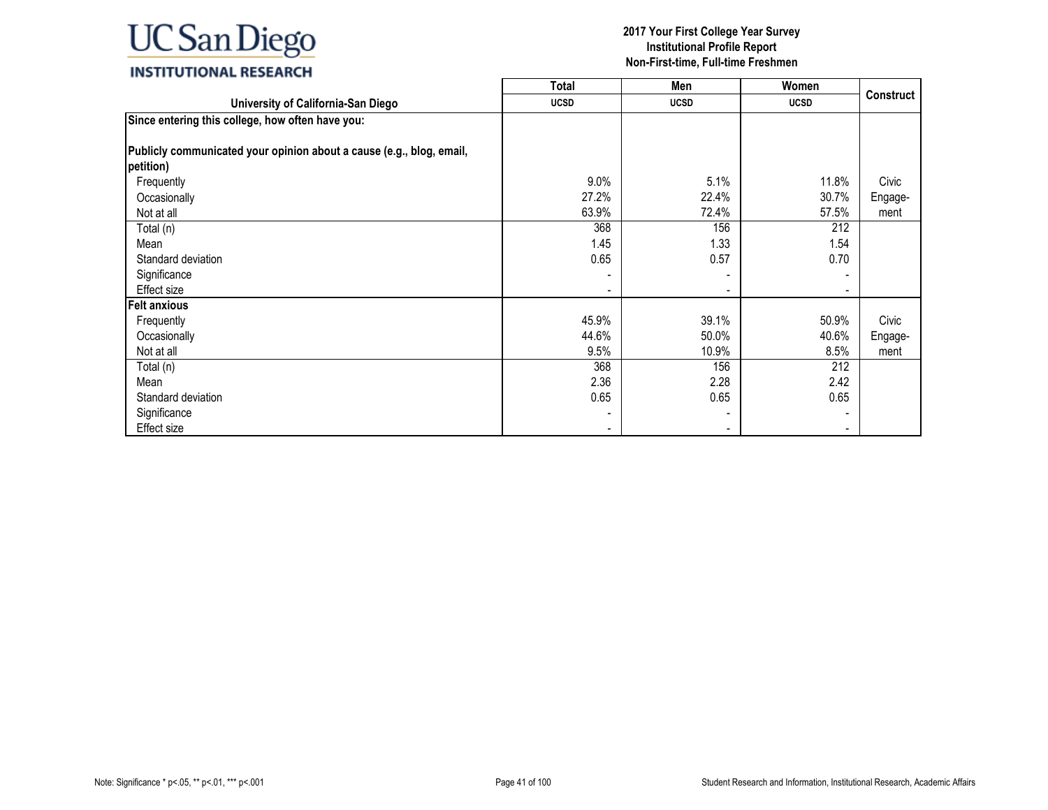**UC San Diego**
**INSTITUTIONAL RESEARCH**

**2017 Your First College Year Survey**
**Institutional Profile Report**
**Non-First-time, Full-time Freshmen**

| University of California-San Diego | Total<br>UCSD | Men<br>UCSD | Women<br>UCSD | Construct |
|---|---|---|---|---|
| **Since entering this college, how often have you:** | | | | |
| **Publicly communicated your opinion about a cause (e.g., blog, email, petition)** | | | | |
| Frequently | 9.0% | 5.1% | 11.8% | Civic Engage-ment |
| Occasionally | 27.2% | 22.4% | 30.7% | |
| Not at all | 63.9% | 72.4% | 57.5% | |
| Total (n) | 368 | 156 | 212 | |
| Mean | 1.45 | 1.33 | 1.54 | |
| Standard deviation | 0.65 | 0.57 | 0.70 | |
| Significance | - | - | - | |
| Effect size | - | - | - | |
| **Felt anxious** | | | | |
| Frequently | 45.9% | 39.1% | 50.9% | Civic Engage-ment |
| Occasionally | 44.6% | 50.0% | 40.6% | |
| Not at all | 9.5% | 10.9% | 8.5% | |
| Total (n) | 368 | 156 | 212 | |
| Mean | 2.36 | 2.28 | 2.42 | |
| Standard deviation | 0.65 | 0.65 | 0.65 | |
| Significance | - | - | - | |
| Effect size | - | - | - | |

Note: Significance * p<.05, ** p<.01, *** p<.001

Student Research and Information, Institutional Research, Academic Affairs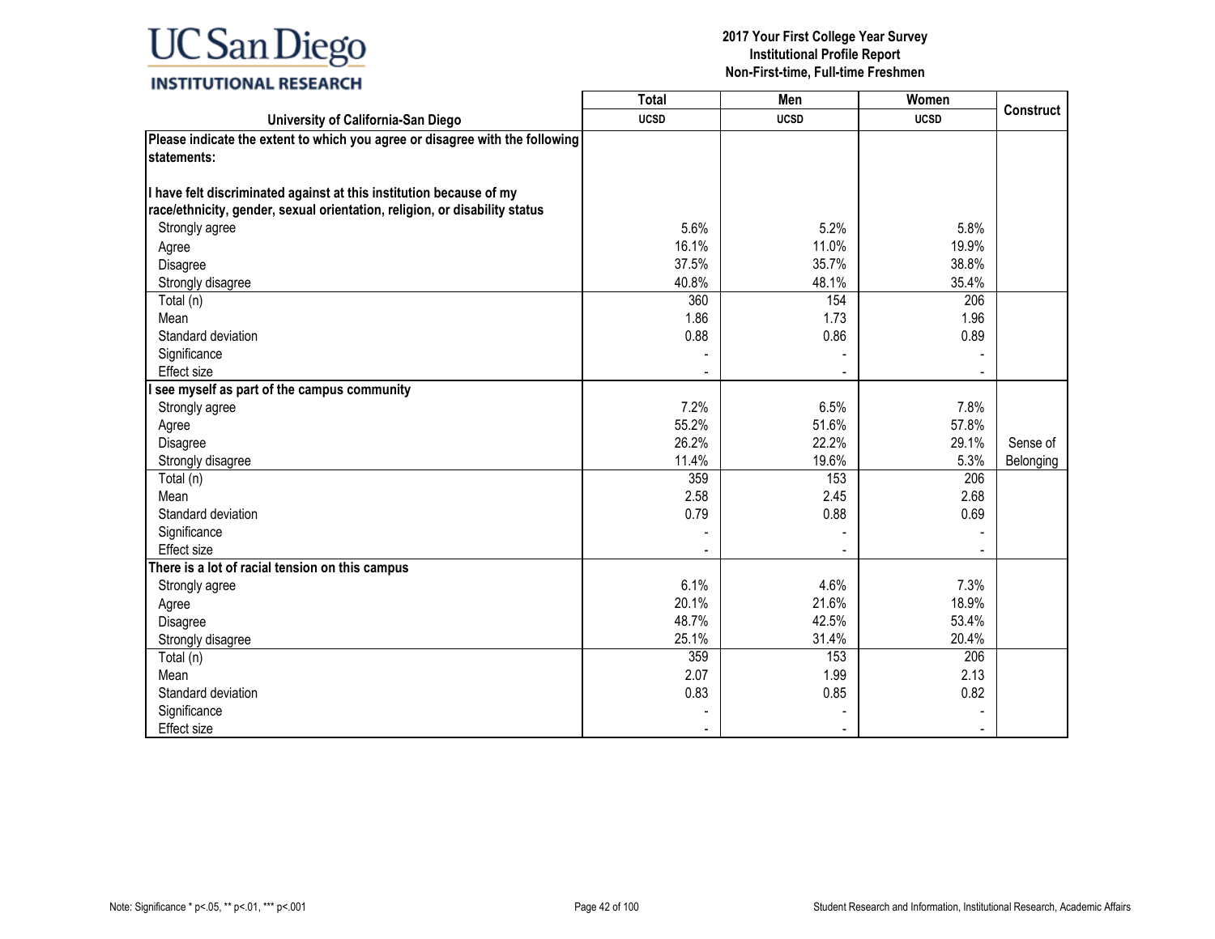# 2017 Your First College Year Survey
## Institutional Profile Report
## Non-First-time, Full-time Freshmen

| University of California-San Diego | Total UCSD | Men UCSD | Women UCSD | Construct |
|---|---|---|---|---|
| **Please indicate the extent to which you agree or disagree with the following statements:** | | | | |
| **I have felt discriminated against at this institution because of my race/ethnicity, gender, sexual orientation, religion, or disability status** | | | | |
| Strongly agree | 5.6% | 5.2% | 5.8% | |
| Agree | 16.1% | 11.0% | 19.9% | |
| Disagree | 37.5% | 35.7% | 38.8% | |
| Strongly disagree | 40.8% | 48.1% | 35.4% | |
| Total (n) | 360 | 154 | 206 | |
| Mean | 1.86 | 1.73 | 1.96 | |
| Standard deviation | 0.88 | 0.86 | 0.89 | |
| Significance | - | - | - | |
| Effect size | - | - | - | |
| **I see myself as part of the campus community** | | | | |
| Strongly agree | 7.2% | 6.5% | 7.8% | |
| Agree | 55.2% | 51.6% | 57.8% | |
| Disagree | 26.2% | 22.2% | 29.1% | Sense of Belonging |
| Strongly disagree | 11.4% | 19.6% | 5.3% | |
| Total (n) | 359 | 153 | 206 | |
| Mean | 2.58 | 2.45 | 2.68 | |
| Standard deviation | 0.79 | 0.88 | 0.69 | |
| Significance | - | - | - | |
| Effect size | - | - | - | |
| **There is a lot of racial tension on this campus** | | | | |
| Strongly agree | 6.1% | 4.6% | 7.3% | |
| Agree | 20.1% | 21.6% | 18.9% | |
| Disagree | 48.7% | 42.5% | 53.4% | |
| Strongly disagree | 25.1% | 31.4% | 20.4% | |
| Total (n) | 359 | 153 | 206 | |
| Mean | 2.07 | 1.99 | 2.13 | |
| Standard deviation | 0.83 | 0.85 | 0.82 | |
| Significance | - | - | - | |
| Effect size | - | - | - | |

Note: Significance * p<.05, ** p<.01, *** p<.001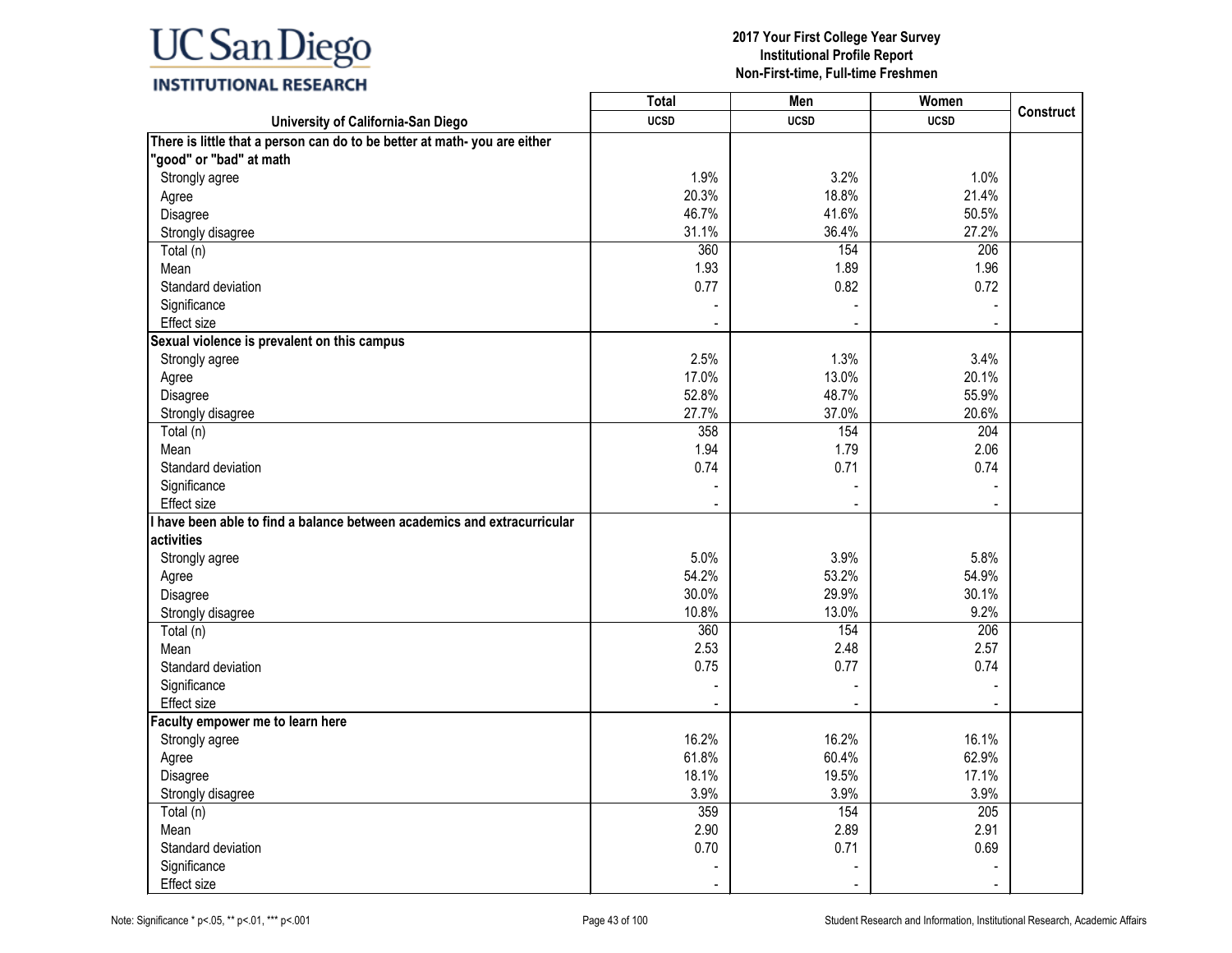2017 Your First College Year Survey
Institutional Profile Report
Non-First-time, Full-time Freshmen

| University of California-San Diego | Total UCSD | Men UCSD | Women UCSD | Construct |
|---|---|---|---|---|
| **There is little that a person can do to be better at math- you are either "good" or "bad" at math** | | | | |
| Strongly agree | 1.9% | 3.2% | 1.0% | |
| Agree | 20.3% | 18.8% | 21.4% | |
| Disagree | 46.7% | 41.6% | 50.5% | |
| Strongly disagree | 31.1% | 36.4% | 27.2% | |
| Total (n) | 360 | 154 | 206 | |
| Mean | 1.93 | 1.89 | 1.96 | |
| Standard deviation | 0.77 | 0.82 | 0.72 | |
| Significance | - | - | - | |
| Effect size | - | - | - | |
| **Sexual violence is prevalent on this campus** | | | | |
| Strongly agree | 2.5% | 1.3% | 3.4% | |
| Agree | 17.0% | 13.0% | 20.1% | |
| Disagree | 52.8% | 48.7% | 55.9% | |
| Strongly disagree | 27.7% | 37.0% | 20.6% | |
| Total (n) | 358 | 154 | 204 | |
| Mean | 1.94 | 1.79 | 2.06 | |
| Standard deviation | 0.74 | 0.71 | 0.74 | |
| Significance | - | - | - | |
| Effect size | - | - | - | |
| **I have been able to find a balance between academics and extracurricular activities** | | | | |
| Strongly agree | 5.0% | 3.9% | 5.8% | |
| Agree | 54.2% | 53.2% | 54.9% | |
| Disagree | 30.0% | 29.9% | 30.1% | |
| Strongly disagree | 10.8% | 13.0% | 9.2% | |
| Total (n) | 360 | 154 | 206 | |
| Mean | 2.53 | 2.48 | 2.57 | |
| Standard deviation | 0.75 | 0.77 | 0.74 | |
| Significance | - | - | - | |
| Effect size | - | - | - | |
| **Faculty empower me to learn here** | | | | |
| Strongly agree | 16.2% | 16.2% | 16.1% | |
| Agree | 61.8% | 60.4% | 62.9% | |
| Disagree | 18.1% | 19.5% | 17.1% | |
| Strongly disagree | 3.9% | 3.9% | 3.9% | |
| Total (n) | 359 | 154 | 205 | |
| Mean | 2.90 | 2.89 | 2.91 | |
| Standard deviation | 0.70 | 0.71 | 0.69 | |
| Significance | - | - | - | |
| Effect size | - | - | - | |

Note: Significance * p<.05, ** p<.01, *** p<.001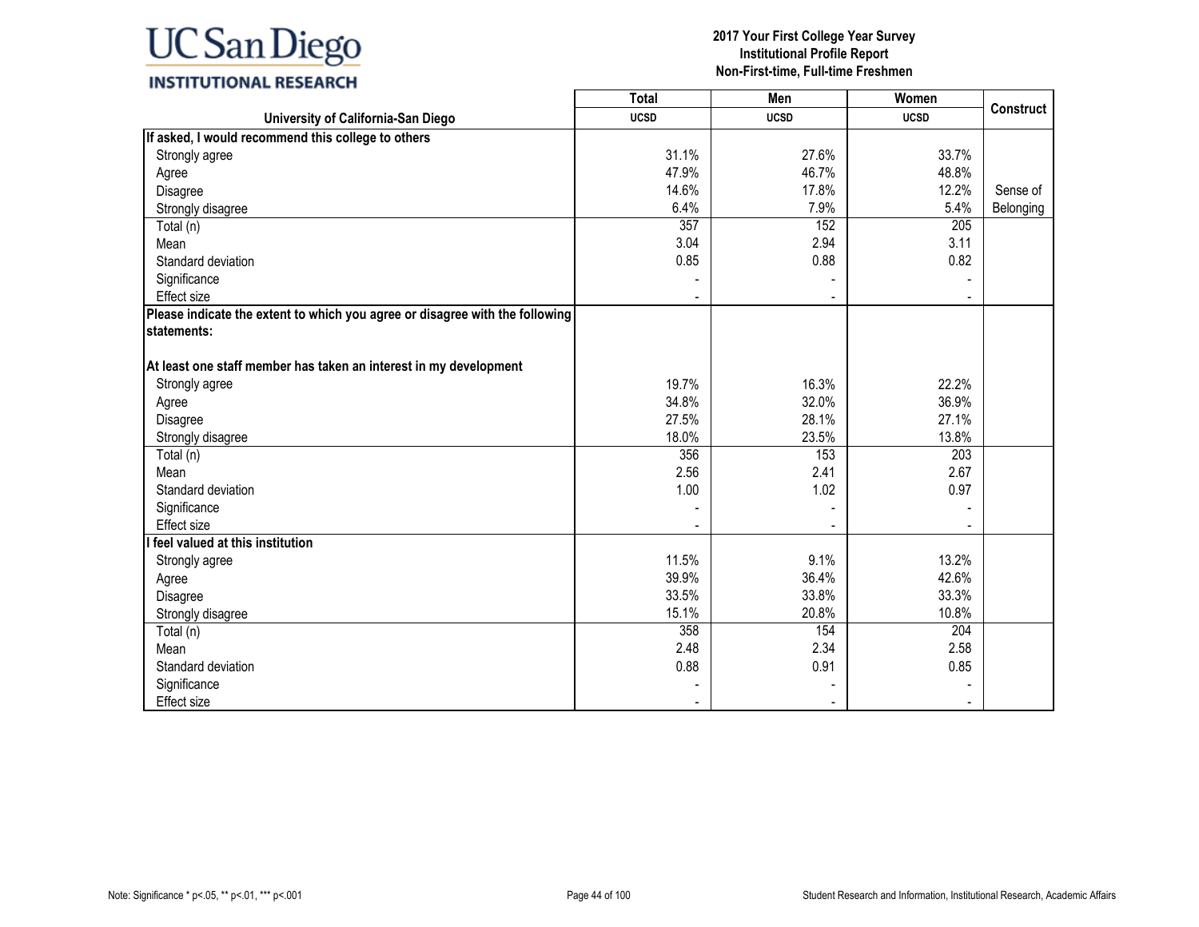UC San Diego
INSTITUTIONAL RESEARCH

**2017 Your First College Year Survey**
**Institutional Profile Report**
**Non-First-time, Full-time Freshmen**

| University of California-San Diego | Total UCSD | Men UCSD | Women UCSD | Construct |
|---|---|---|---|---|
| **If asked, I would recommend this college to others** | | | | |
| Strongly agree | 31.1% | 27.6% | 33.7% | |
| Agree | 47.9% | 46.7% | 48.8% | |
| Disagree | 14.6% | 17.8% | 12.2% | Sense of |
| Strongly disagree | 6.4% | 7.9% | 5.4% | Belonging |
| Total (n) | 357 | 152 | 205 | |
| Mean | 3.04 | 2.94 | 3.11 | |
| Standard deviation | 0.85 | 0.88 | 0.82 | |
| Significance | - | - | - | |
| Effect size | - | - | - | |
| **Please indicate the extent to which you agree or disagree with the following statements:** | | | | |
| **At least one staff member has taken an interest in my development** | | | | |
| Strongly agree | 19.7% | 16.3% | 22.2% | |
| Agree | 34.8% | 32.0% | 36.9% | |
| Disagree | 27.5% | 28.1% | 27.1% | |
| Strongly disagree | 18.0% | 23.5% | 13.8% | |
| Total (n) | 356 | 153 | 203 | |
| Mean | 2.56 | 2.41 | 2.67 | |
| Standard deviation | 1.00 | 1.02 | 0.97 | |
| Significance | - | - | - | |
| Effect size | - | - | - | |
| **I feel valued at this institution** | | | | |
| Strongly agree | 11.5% | 9.1% | 13.2% | |
| Agree | 39.9% | 36.4% | 42.6% | |
| Disagree | 33.5% | 33.8% | 33.3% | |
| Strongly disagree | 15.1% | 20.8% | 10.8% | |
| Total (n) | 358 | 154 | 204 | |
| Mean | 2.48 | 2.34 | 2.58 | |
| Standard deviation | 0.88 | 0.91 | 0.85 | |
| Significance | - | - | - | |
| Effect size | - | - | - | |

Note: Significance * p<.05, ** p<.01, *** p<.001

Student Research and Information, Institutional Research, Academic Affairs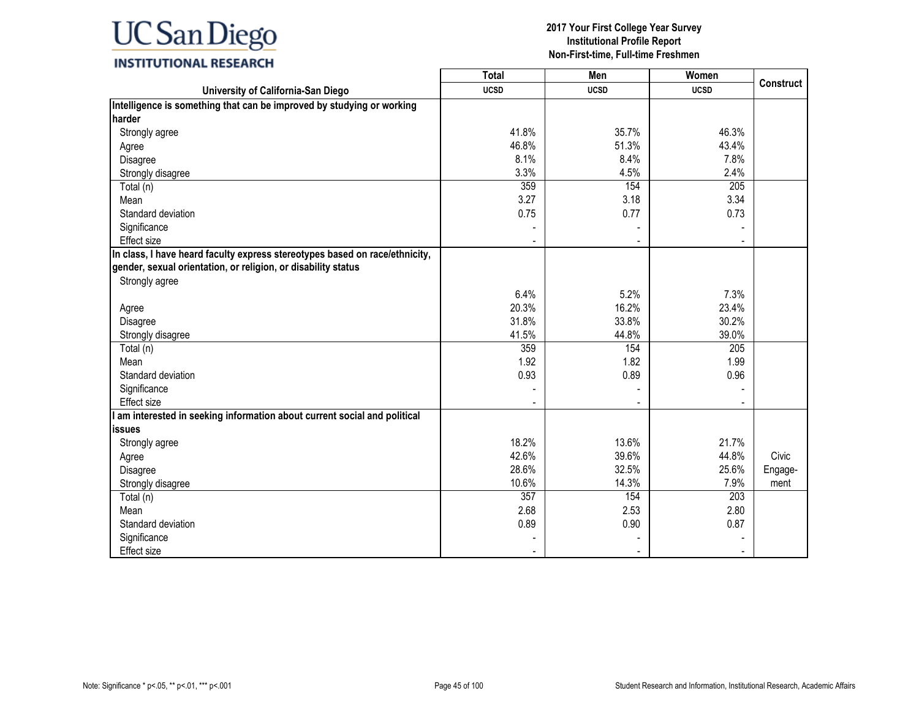**UC San Diego INSTITUTIONAL RESEARCH**

**2017 Your First College Year Survey**
**Institutional Profile Report**
**Non-First-time, Full-time Freshmen**

| University of California-San Diego | Total UCSD | Men UCSD | Women UCSD | Construct |
|---|---|---|---|---|
| **Intelligence is something that can be improved by studying or working harder** | | | | |
| Strongly agree | 41.8% | 35.7% | 46.3% | |
| Agree | 46.8% | 51.3% | 43.4% | |
| Disagree | 8.1% | 8.4% | 7.8% | |
| Strongly disagree | 3.3% | 4.5% | 2.4% | |
| Total (n) | 359 | 154 | 205 | |
| Mean | 3.27 | 3.18 | 3.34 | |
| Standard deviation | 0.75 | 0.77 | 0.73 | |
| Significance | - | - | - | |
| Effect size | - | - | - | |
| **In class, I have heard faculty express stereotypes based on race/ethnicity, gender, sexual orientation, or religion, or disability status** | | | | |
| Strongly agree | 6.4% | 5.2% | 7.3% | |
| Agree | 20.3% | 16.2% | 23.4% | |
| Disagree | 31.8% | 33.8% | 30.2% | |
| Strongly disagree | 41.5% | 44.8% | 39.0% | |
| Total (n) | 359 | 154 | 205 | |
| Mean | 1.92 | 1.82 | 1.99 | |
| Standard deviation | 0.93 | 0.89 | 0.96 | |
| Significance | - | - | - | |
| Effect size | - | - | - | |
| **I am interested in seeking information about current social and political issues** | | | | |
| Strongly agree | 18.2% | 13.6% | 21.7% | Civic Engagement |
| Agree | 42.6% | 39.6% | 44.8% | |
| Disagree | 28.6% | 32.5% | 25.6% | |
| Strongly disagree | 10.6% | 14.3% | 7.9% | |
| Total (n) | 357 | 154 | 203 | |
| Mean | 2.68 | 2.53 | 2.80 | |
| Standard deviation | 0.89 | 0.90 | 0.87 | |
| Significance | - | - | - | |
| Effect size | - | - | - | |

Note: Significance * p<.05, ** p<.01, *** p<.001

Student Research and Information, Institutional Research, Academic Affairs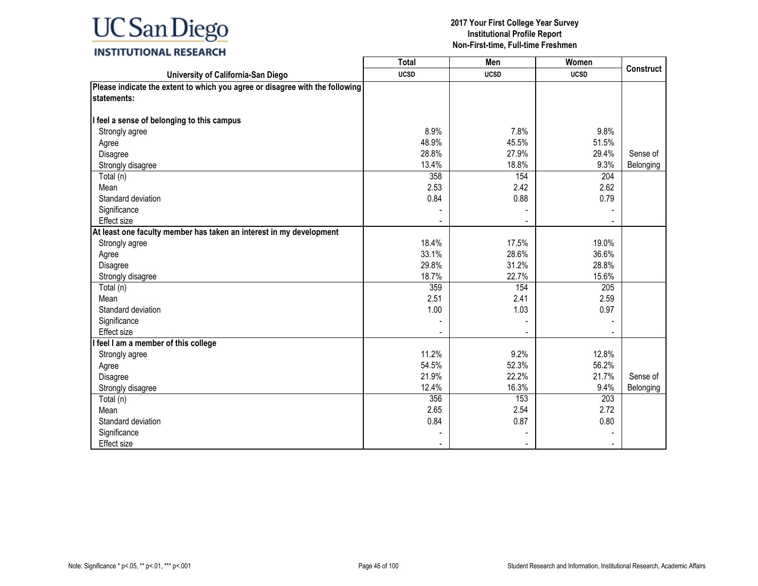# 2017 Your First College Year Survey
## Institutional Profile Report
## Non-First-time, Full-time Freshmen

| University of California-San Diego | Total UCSD | Men UCSD | Women UCSD | Construct |
|---|---|---|---|---|
| **Please indicate the extent to which you agree or disagree with the following statements:** | | | | |
| **I feel a sense of belonging to this campus** | | | | |
| Strongly agree | 8.9% | 7.8% | 9.8% | |
| Agree | 48.9% | 45.5% | 51.5% | |
| Disagree | 28.8% | 27.9% | 29.4% | Sense of |
| Strongly disagree | 13.4% | 18.8% | 9.3% | Belonging |
| Total (n) | 358 | 154 | 204 | |
| Mean | 2.53 | 2.42 | 2.62 | |
| Standard deviation | 0.84 | 0.88 | 0.79 | |
| Significance | - | - | - | |
| Effect size | - | - | - | |
| **At least one faculty member has taken an interest in my development** | | | | |
| Strongly agree | 18.4% | 17.5% | 19.0% | |
| Agree | 33.1% | 28.6% | 36.6% | |
| Disagree | 29.8% | 31.2% | 28.8% | |
| Strongly disagree | 18.7% | 22.7% | 15.6% | |
| Total (n) | 359 | 154 | 205 | |
| Mean | 2.51 | 2.41 | 2.59 | |
| Standard deviation | 1.00 | 1.03 | 0.97 | |
| Significance | - | - | - | |
| Effect size | - | - | - | |
| **I feel I am a member of this college** | | | | |
| Strongly agree | 11.2% | 9.2% | 12.8% | |
| Agree | 54.5% | 52.3% | 56.2% | |
| Disagree | 21.9% | 22.2% | 21.7% | Sense of |
| Strongly disagree | 12.4% | 16.3% | 9.4% | Belonging |
| Total (n) | 356 | 153 | 203 | |
| Mean | 2.65 | 2.54 | 2.72 | |
| Standard deviation | 0.84 | 0.87 | 0.80 | |
| Significance | - | - | - | |
| Effect size | - | - | - | |

Note: Significance * p<.05, ** p<.01, *** p<.001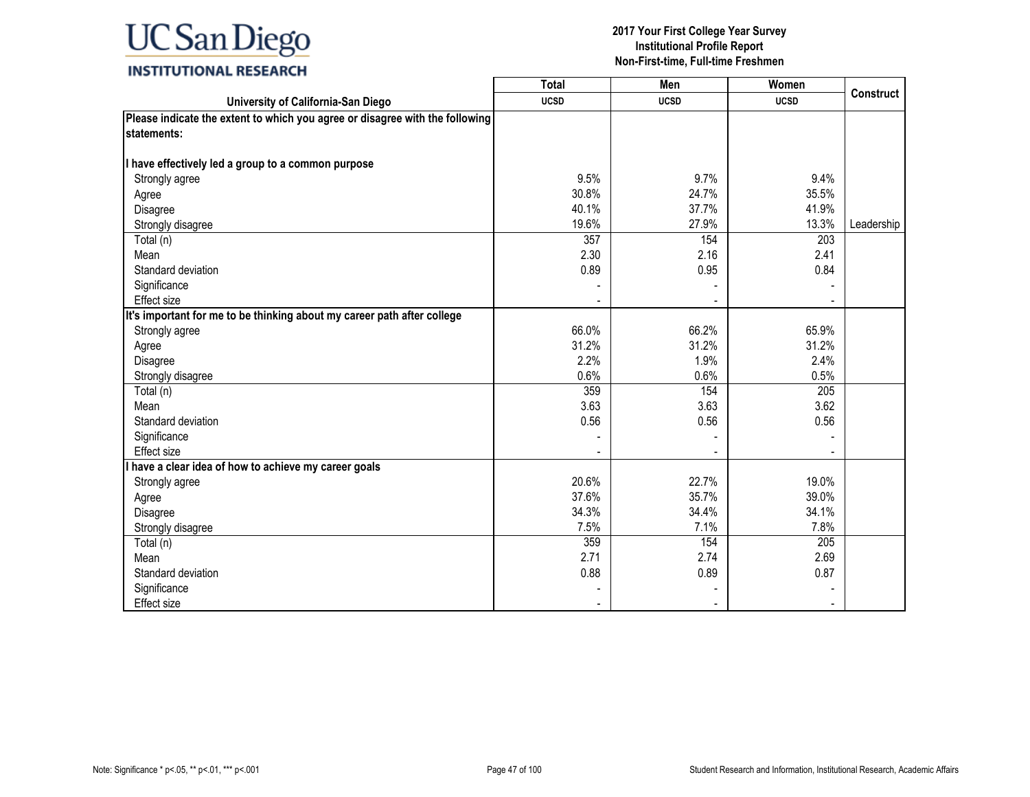# 2017 Your First College Year Survey
## Institutional Profile Report
## Non-First-time, Full-time Freshmen

| University of California-San Diego | Total UCSD | Men UCSD | Women UCSD | Construct |
|---|---|---|---|---|
| **Please indicate the extent to which you agree or disagree with the following statements:** | | | | |
| **I have effectively led a group to a common purpose** | | | | |
| Strongly agree | 9.5% | 9.7% | 9.4% | |
| Agree | 30.8% | 24.7% | 35.5% | |
| Disagree | 40.1% | 37.7% | 41.9% | |
| Strongly disagree | 19.6% | 27.9% | 13.3% | Leadership |
| Total (n) | 357 | 154 | 203 | |
| Mean | 2.30 | 2.16 | 2.41 | |
| Standard deviation | 0.89 | 0.95 | 0.84 | |
| Significance | - | - | - | |
| Effect size | - | - | - | |
| **It's important for me to be thinking about my career path after college** | | | | |
| Strongly agree | 66.0% | 66.2% | 65.9% | |
| Agree | 31.2% | 31.2% | 31.2% | |
| Disagree | 2.2% | 1.9% | 2.4% | |
| Strongly disagree | 0.6% | 0.6% | 0.5% | |
| Total (n) | 359 | 154 | 205 | |
| Mean | 3.63 | 3.63 | 3.62 | |
| Standard deviation | 0.56 | 0.56 | 0.56 | |
| Significance | - | - | - | |
| Effect size | - | - | - | |
| **I have a clear idea of how to achieve my career goals** | | | | |
| Strongly agree | 20.6% | 22.7% | 19.0% | |
| Agree | 37.6% | 35.7% | 39.0% | |
| Disagree | 34.3% | 34.4% | 34.1% | |
| Strongly disagree | 7.5% | 7.1% | 7.8% | |
| Total (n) | 359 | 154 | 205 | |
| Mean | 2.71 | 2.74 | 2.69 | |
| Standard deviation | 0.88 | 0.89 | 0.87 | |
| Significance | - | - | - | |
| Effect size | - | - | - | |

Note: Significance * p<.05, ** p<.01, *** p<.001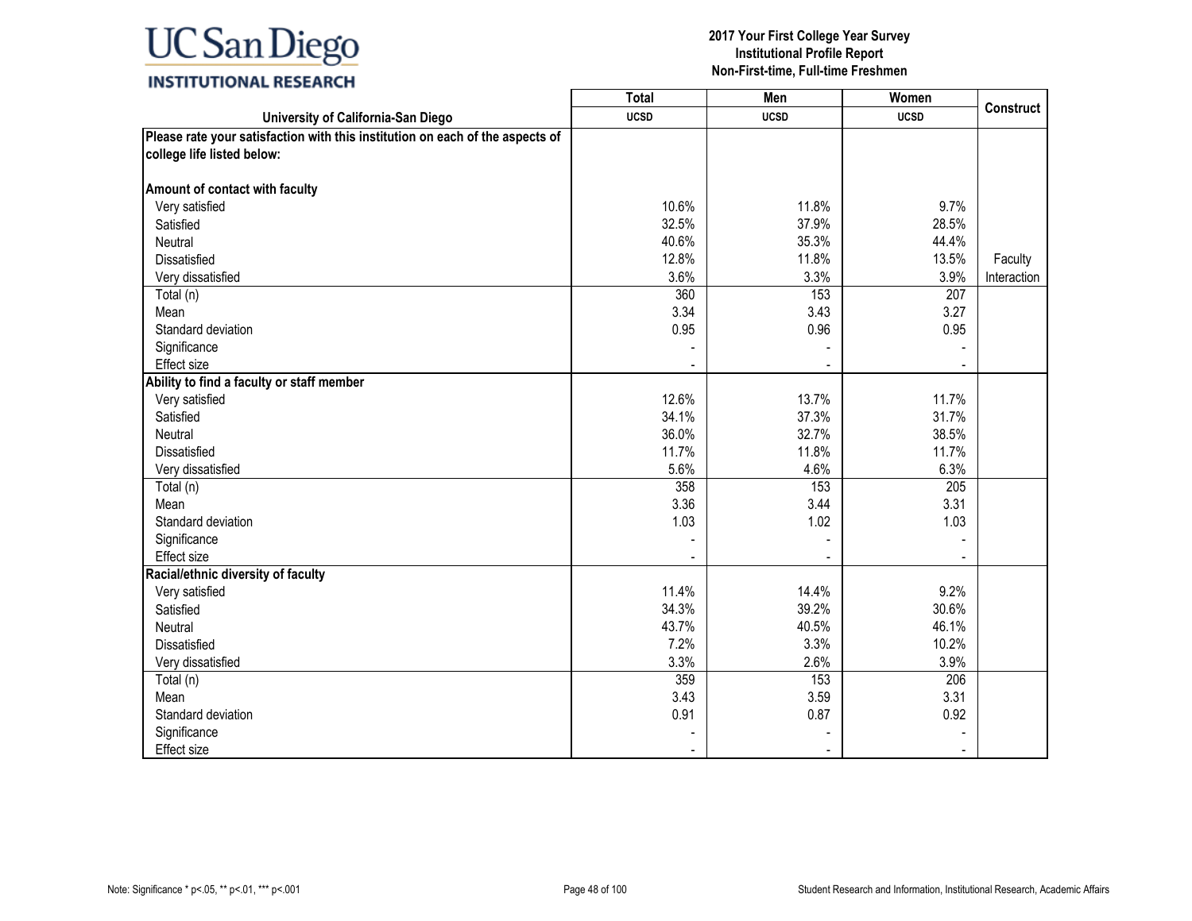UC San Diego
INSTITUTIONAL RESEARCH

**2017 Your First College Year Survey**
**Institutional Profile Report**
**Non-First-time, Full-time Freshmen**

| University of California-San Diego | Total UCSD | Men UCSD | Women UCSD | Construct |
|---|---|---|---|---|
| **Please rate your satisfaction with this institution on each of the aspects of college life listed below:** | | | | |
| **Amount of contact with faculty** | | | | |
| Very satisfied | 10.6% | 11.8% | 9.7% | |
| Satisfied | 32.5% | 37.9% | 28.5% | |
| Neutral | 40.6% | 35.3% | 44.4% | |
| Dissatisfied | 12.8% | 11.8% | 13.5% | Faculty |
| Very dissatisfied | 3.6% | 3.3% | 3.9% | Interaction |
| Total (n) | 360 | 153 | 207 | |
| Mean | 3.34 | 3.43 | 3.27 | |
| Standard deviation | 0.95 | 0.96 | 0.95 | |
| Significance | - | - | - | |
| Effect size | - | - | - | |
| **Ability to find a faculty or staff member** | | | | |
| Very satisfied | 12.6% | 13.7% | 11.7% | |
| Satisfied | 34.1% | 37.3% | 31.7% | |
| Neutral | 36.0% | 32.7% | 38.5% | |
| Dissatisfied | 11.7% | 11.8% | 11.7% | |
| Very dissatisfied | 5.6% | 4.6% | 6.3% | |
| Total (n) | 358 | 153 | 205 | |
| Mean | 3.36 | 3.44 | 3.31 | |
| Standard deviation | 1.03 | 1.02 | 1.03 | |
| Significance | - | - | - | |
| Effect size | - | - | - | |
| **Racial/ethnic diversity of faculty** | | | | |
| Very satisfied | 11.4% | 14.4% | 9.2% | |
| Satisfied | 34.3% | 39.2% | 30.6% | |
| Neutral | 43.7% | 40.5% | 46.1% | |
| Dissatisfied | 7.2% | 3.3% | 10.2% | |
| Very dissatisfied | 3.3% | 2.6% | 3.9% | |
| Total (n) | 359 | 153 | 206 | |
| Mean | 3.43 | 3.59 | 3.31 | |
| Standard deviation | 0.91 | 0.87 | 0.92 | |
| Significance | - | - | - | |
| Effect size | - | - | - | |

Note: Significance * p<.05, ** p<.01, *** p<.001

Student Research and Information, Institutional Research, Academic Affairs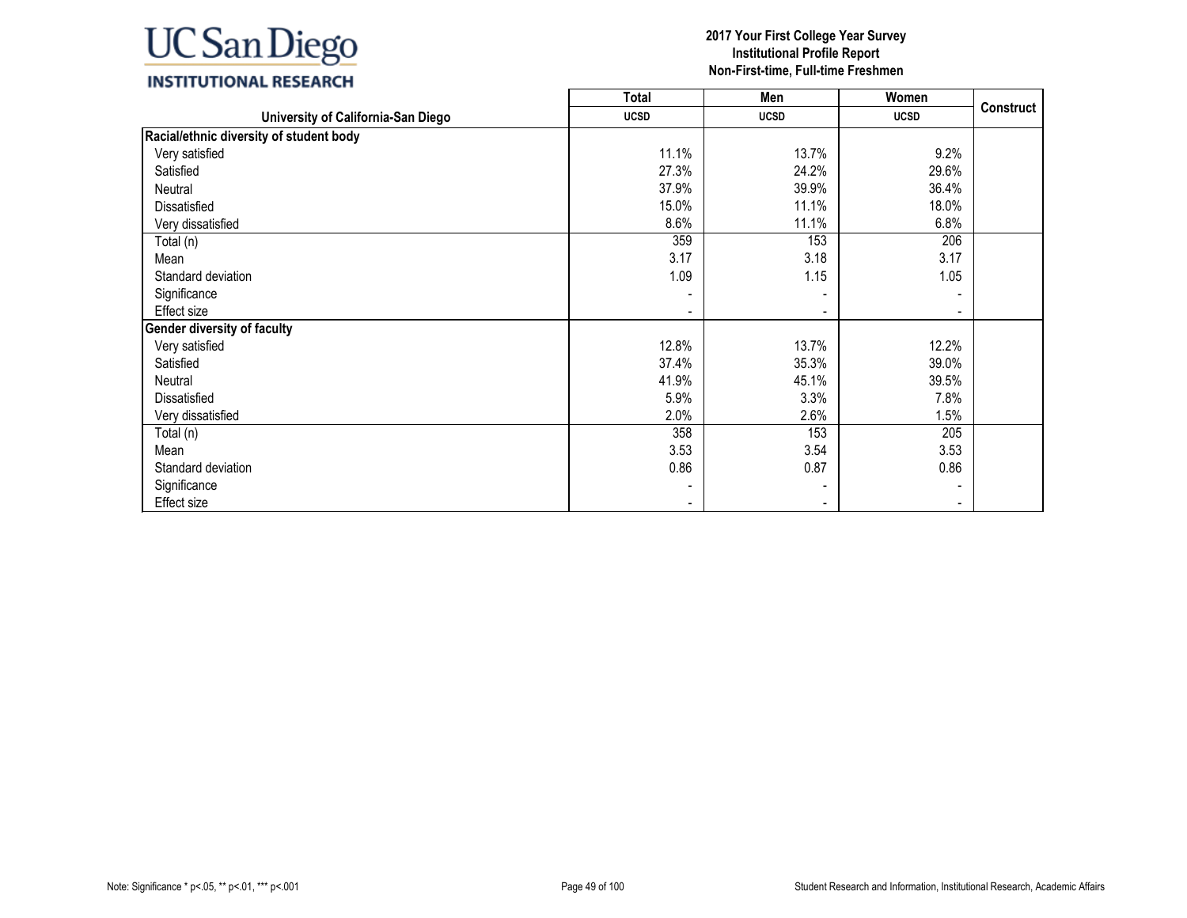# UC San Diego INSTITUTIONAL RESEARCH

**2017 Your First College Year Survey**
**Institutional Profile Report**
**Non-First-time, Full-time Freshmen**

| University of California-San Diego | Total | Men | Women | Construct |
|---|---|---|---|---|
| | UCSD | UCSD | UCSD | |
| **Racial/ethnic diversity of student body** | | | | |
| Very satisfied | 11.1% | 13.7% | 9.2% | |
| Satisfied | 27.3% | 24.2% | 29.6% | |
| Neutral | 37.9% | 39.9% | 36.4% | |
| Dissatisfied | 15.0% | 11.1% | 18.0% | |
| Very dissatisfied | 8.6% | 11.1% | 6.8% | |
| Total (n) | 359 | 153 | 206 | |
| Mean | 3.17 | 3.18 | 3.17 | |
| Standard deviation | 1.09 | 1.15 | 1.05 | |
| Significance | - | - | - | |
| Effect size | - | - | - | |
| **Gender diversity of faculty** | | | | |
| Very satisfied | 12.8% | 13.7% | 12.2% | |
| Satisfied | 37.4% | 35.3% | 39.0% | |
| Neutral | 41.9% | 45.1% | 39.5% | |
| Dissatisfied | 5.9% | 3.3% | 7.8% | |
| Very dissatisfied | 2.0% | 2.6% | 1.5% | |
| Total (n) | 358 | 153 | 205 | |
| Mean | 3.53 | 3.54 | 3.53 | |
| Standard deviation | 0.86 | 0.87 | 0.86 | |
| Significance | - | - | - | |
| Effect size | - | - | - | |

Note: Significance * p<.05, ** p<.01, *** p<.001

Student Research and Information, Institutional Research, Academic Affairs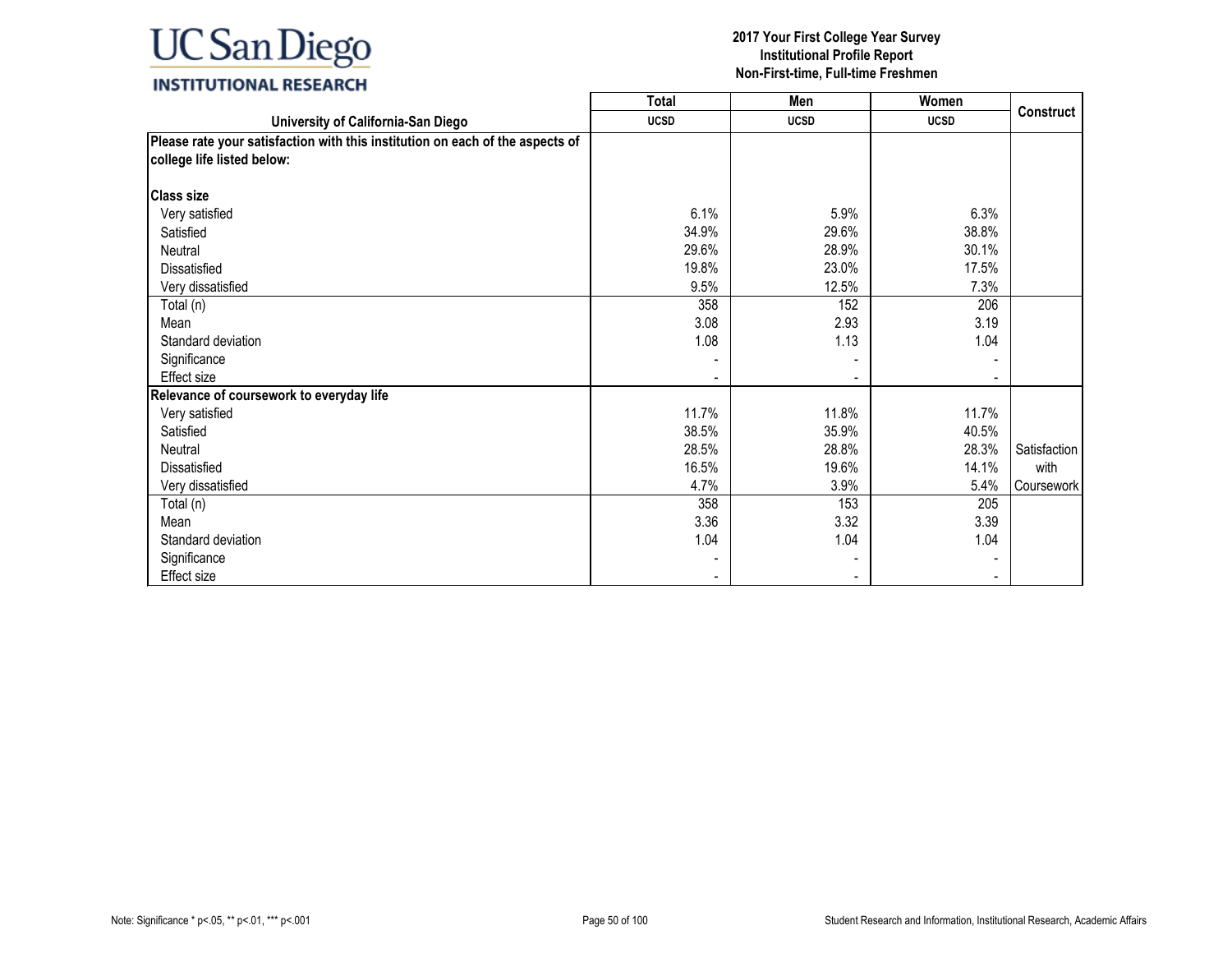# 2017 Your First College Year Survey
## Institutional Profile Report
## Non-First-time, Full-time Freshmen

| University of California-San Diego | Total UCSD | Men UCSD | Women UCSD | Construct |
|---|---|---|---|---|
| **Please rate your satisfaction with this institution on each of the aspects of college life listed below:** | | | | |
| **Class size** | | | | |
| Very satisfied | 6.1% | 5.9% | 6.3% | |
| Satisfied | 34.9% | 29.6% | 38.8% | |
| Neutral | 29.6% | 28.9% | 30.1% | |
| Dissatisfied | 19.8% | 23.0% | 17.5% | |
| Very dissatisfied | 9.5% | 12.5% | 7.3% | |
| Total (n) | 358 | 152 | 206 | |
| Mean | 3.08 | 2.93 | 3.19 | |
| Standard deviation | 1.08 | 1.13 | 1.04 | |
| Significance | - | - | - | |
| Effect size | - | - | - | |
| **Relevance of coursework to everyday life** | | | | |
| Very satisfied | 11.7% | 11.8% | 11.7% | Satisfaction with Coursework |
| Satisfied | 38.5% | 35.9% | 40.5% | |
| Neutral | 28.5% | 28.8% | 28.3% | |
| Dissatisfied | 16.5% | 19.6% | 14.1% | |
| Very dissatisfied | 4.7% | 3.9% | 5.4% | |
| Total (n) | 358 | 153 | 205 | |
| Mean | 3.36 | 3.32 | 3.39 | |
| Standard deviation | 1.04 | 1.04 | 1.04 | |
| Significance | - | - | - | |
| Effect size | - | - | - | |

Note: Significance * p<.05, ** p<.01, *** p<.001

Student Research and Information, Institutional Research, Academic Affairs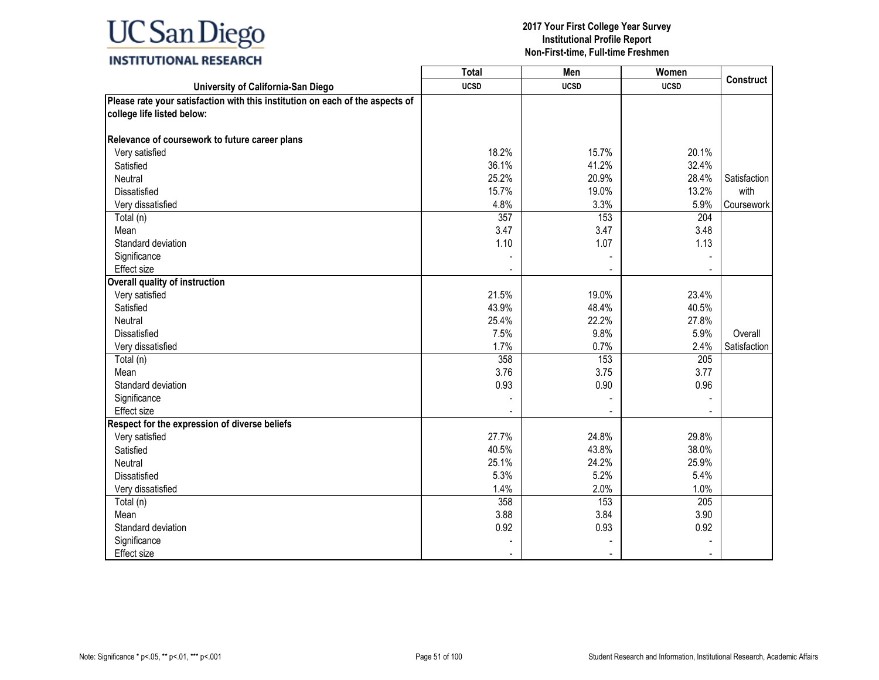# 2017 Your First College Year Survey
## Institutional Profile Report
## Non-First-time, Full-time Freshmen

| University of California-San Diego | Total UCSD | Men UCSD | Women UCSD | Construct |
|---|---|---|---|---|
| **Please rate your satisfaction with this institution on each of the aspects of college life listed below:** | | | | |
| **Relevance of coursework to future career plans** | | | | |
| Very satisfied | 18.2% | 15.7% | 20.1% | |
| Satisfied | 36.1% | 41.2% | 32.4% | |
| Neutral | 25.2% | 20.9% | 28.4% | Satisfaction with Coursework |
| Dissatisfied | 15.7% | 19.0% | 13.2% | |
| Very dissatisfied | 4.8% | 3.3% | 5.9% | |
| Total (n) | 357 | 153 | 204 | |
| Mean | 3.47 | 3.47 | 3.48 | |
| Standard deviation | 1.10 | 1.07 | 1.13 | |
| Significance | - | - | - | |
| Effect size | - | - | - | |
| **Overall quality of instruction** | | | | |
| Very satisfied | 21.5% | 19.0% | 23.4% | |
| Satisfied | 43.9% | 48.4% | 40.5% | |
| Neutral | 25.4% | 22.2% | 27.8% | |
| Dissatisfied | 7.5% | 9.8% | 5.9% | Overall Satisfaction |
| Very dissatisfied | 1.7% | 0.7% | 2.4% | |
| Total (n) | 358 | 153 | 205 | |
| Mean | 3.76 | 3.75 | 3.77 | |
| Standard deviation | 0.93 | 0.90 | 0.96 | |
| Significance | - | - | - | |
| Effect size | - | - | - | |
| **Respect for the expression of diverse beliefs** | | | | |
| Very satisfied | 27.7% | 24.8% | 29.8% | |
| Satisfied | 40.5% | 43.8% | 38.0% | |
| Neutral | 25.1% | 24.2% | 25.9% | |
| Dissatisfied | 5.3% | 5.2% | 5.4% | |
| Very dissatisfied | 1.4% | 2.0% | 1.0% | |
| Total (n) | 358 | 153 | 205 | |
| Mean | 3.88 | 3.84 | 3.90 | |
| Standard deviation | 0.92 | 0.93 | 0.92 | |
| Significance | - | - | - | |
| Effect size | - | - | - | |

Note: Significance * p<.05, ** p<.01, *** p<.001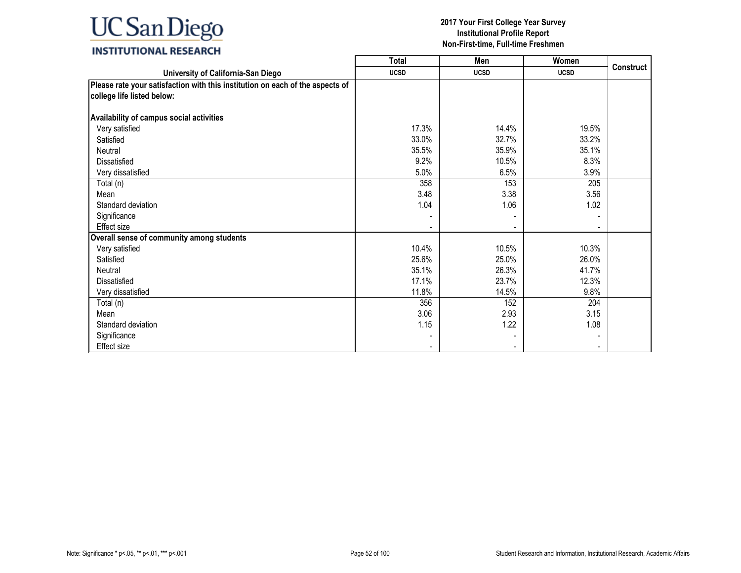**2017 Your First College Year Survey**
**Institutional Profile Report**
**Non-First-time, Full-time Freshmen**

| University of California-San Diego | Total UCSD | Men UCSD | Women UCSD | Construct |
|---|---|---|---|---|
| **Please rate your satisfaction with this institution on each of the aspects of college life listed below:** | | | | |
| **Availability of campus social activities** | | | | |
| Very satisfied | 17.3% | 14.4% | 19.5% | |
| Satisfied | 33.0% | 32.7% | 33.2% | |
| Neutral | 35.5% | 35.9% | 35.1% | |
| Dissatisfied | 9.2% | 10.5% | 8.3% | |
| Very dissatisfied | 5.0% | 6.5% | 3.9% | |
| Total (n) | 358 | 153 | 205 | |
| Mean | 3.48 | 3.38 | 3.56 | |
| Standard deviation | 1.04 | 1.06 | 1.02 | |
| Significance | - | - | - | |
| Effect size | - | - | - | |
| **Overall sense of community among students** | | | | |
| Very satisfied | 10.4% | 10.5% | 10.3% | |
| Satisfied | 25.6% | 25.0% | 26.0% | |
| Neutral | 35.1% | 26.3% | 41.7% | |
| Dissatisfied | 17.1% | 23.7% | 12.3% | |
| Very dissatisfied | 11.8% | 14.5% | 9.8% | |
| Total (n) | 356 | 152 | 204 | |
| Mean | 3.06 | 2.93 | 3.15 | |
| Standard deviation | 1.15 | 1.22 | 1.08 | |
| Significance | - | - | - | |
| Effect size | - | - | - | |

Note: Significance * p<.05, ** p<.01, *** p<.001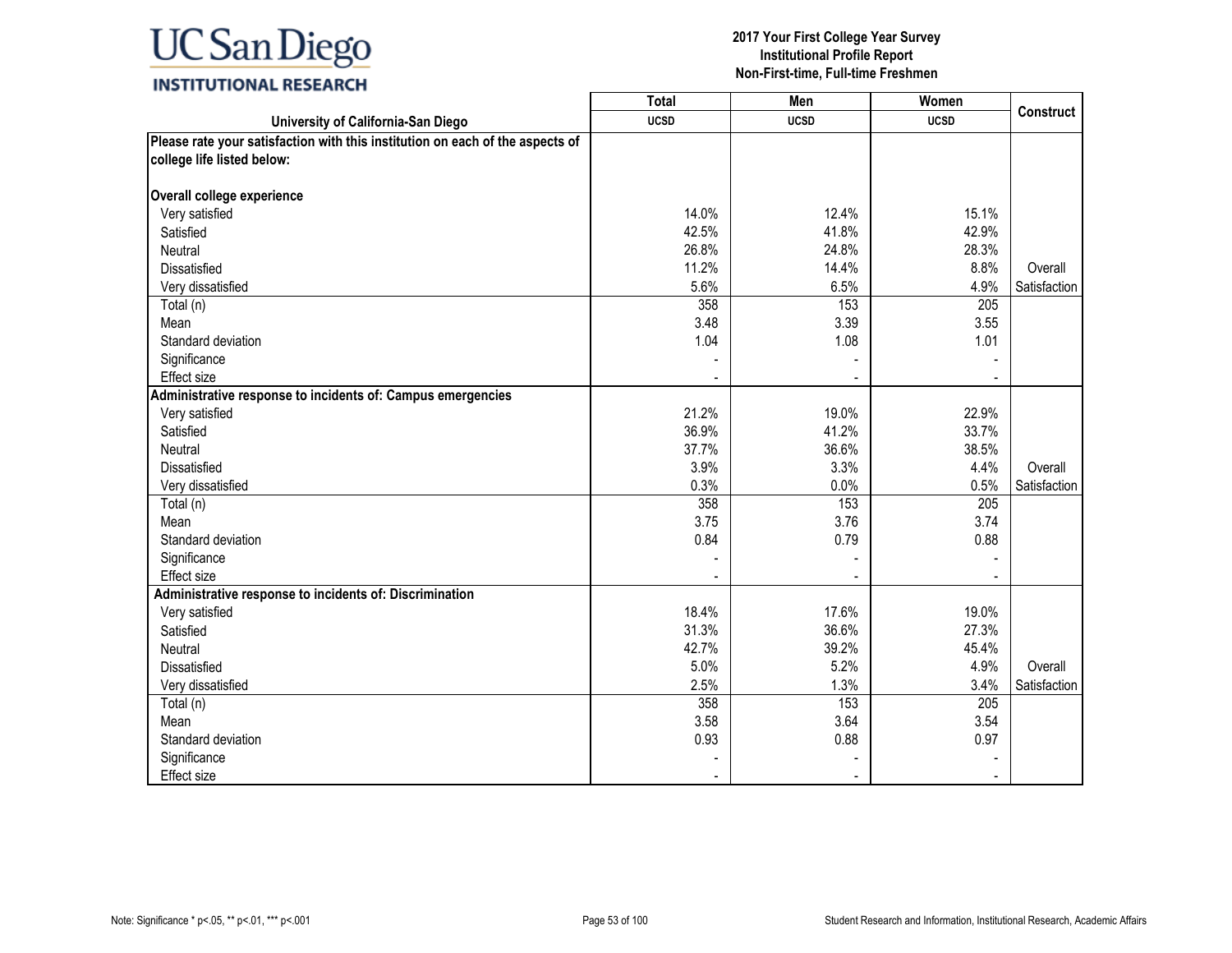# UC San Diego INSTITUTIONAL RESEARCH

**2017 Your First College Year Survey**
**Institutional Profile Report**
**Non-First-time, Full-time Freshmen**

| University of California-San Diego | Total UCSD | Men UCSD | Women UCSD | Construct |
|---|---|---|---|---|
| **Please rate your satisfaction with this institution on each of the aspects of college life listed below:** | | | | |
| **Overall college experience** | | | | |
| Very satisfied | 14.0% | 12.4% | 15.1% | |
| Satisfied | 42.5% | 41.8% | 42.9% | |
| Neutral | 26.8% | 24.8% | 28.3% | |
| Dissatisfied | 11.2% | 14.4% | 8.8% | Overall |
| Very dissatisfied | 5.6% | 6.5% | 4.9% | Satisfaction |
| Total (n) | 358 | 153 | 205 | |
| Mean | 3.48 | 3.39 | 3.55 | |
| Standard deviation | 1.04 | 1.08 | 1.01 | |
| Significance | - | - | - | |
| Effect size | - | - | - | |
| **Administrative response to incidents of: Campus emergencies** | | | | |
| Very satisfied | 21.2% | 19.0% | 22.9% | |
| Satisfied | 36.9% | 41.2% | 33.7% | |
| Neutral | 37.7% | 36.6% | 38.5% | |
| Dissatisfied | 3.9% | 3.3% | 4.4% | Overall |
| Very dissatisfied | 0.3% | 0.0% | 0.5% | Satisfaction |
| Total (n) | 358 | 153 | 205 | |
| Mean | 3.75 | 3.76 | 3.74 | |
| Standard deviation | 0.84 | 0.79 | 0.88 | |
| Significance | - | - | - | |
| Effect size | - | - | - | |
| **Administrative response to incidents of: Discrimination** | | | | |
| Very satisfied | 18.4% | 17.6% | 19.0% | |
| Satisfied | 31.3% | 36.6% | 27.3% | |
| Neutral | 42.7% | 39.2% | 45.4% | |
| Dissatisfied | 5.0% | 5.2% | 4.9% | Overall |
| Very dissatisfied | 2.5% | 1.3% | 3.4% | Satisfaction |
| Total (n) | 358 | 153 | 205 | |
| Mean | 3.58 | 3.64 | 3.54 | |
| Standard deviation | 0.93 | 0.88 | 0.97 | |
| Significance | - | - | - | |
| Effect size | - | - | - | |

Note: Significance * p<.05, ** p<.01, *** p<.001

Student Research and Information, Institutional Research, Academic Affairs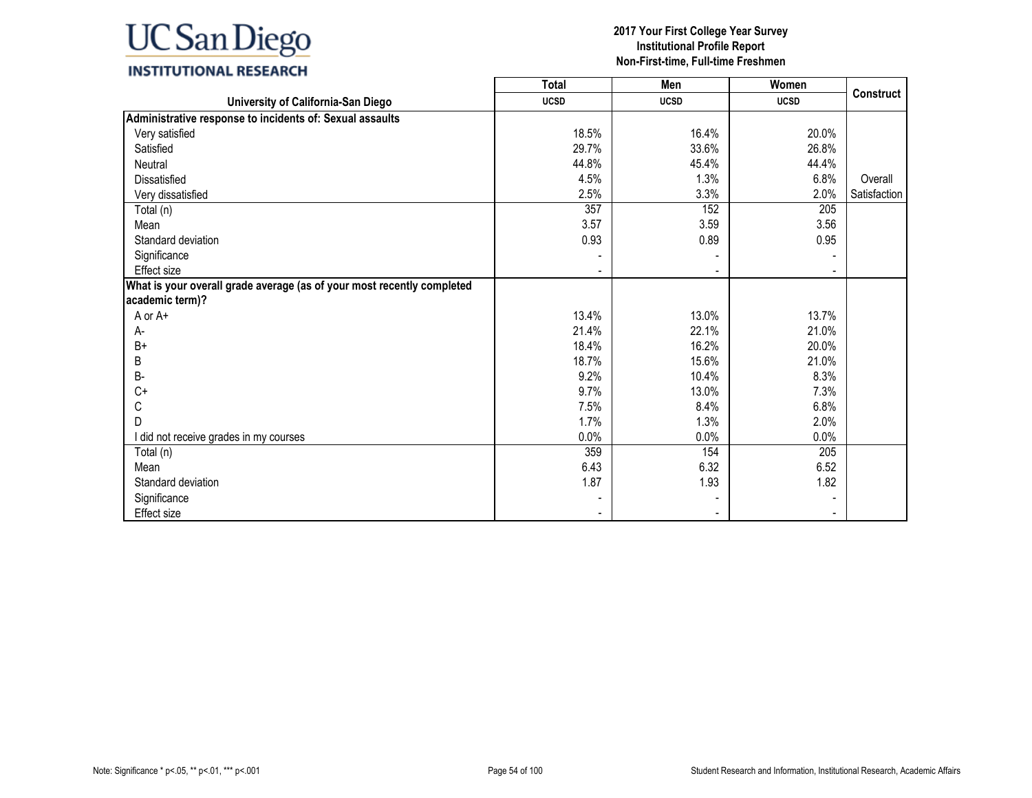UC San Diego
INSTITUTIONAL RESEARCH

**2017 Your First College Year Survey**
**Institutional Profile Report**
**Non-First-time, Full-time Freshmen**

| University of California-San Diego | Total<br>UCSD | Men<br>UCSD | Women<br>UCSD | Construct |
|---|---|---|---|---|
| **Administrative response to incidents of: Sexual assaults** | | | | |
| Very satisfied | 18.5% | 16.4% | 20.0% | |
| Satisfied | 29.7% | 33.6% | 26.8% | |
| Neutral | 44.8% | 45.4% | 44.4% | |
| Dissatisfied | 4.5% | 1.3% | 6.8% | Overall |
| Very dissatisfied | 2.5% | 3.3% | 2.0% | Satisfaction |
| Total (n) | 357 | 152 | 205 | |
| Mean | 3.57 | 3.59 | 3.56 | |
| Standard deviation | 0.93 | 0.89 | 0.95 | |
| Significance | - | - | - | |
| Effect size | - | - | - | |
| **What is your overall grade average (as of your most recently completed academic term)?** | | | | |
| A or A+ | 13.4% | 13.0% | 13.7% | |
| A- | 21.4% | 22.1% | 21.0% | |
| B+ | 18.4% | 16.2% | 20.0% | |
| B | 18.7% | 15.6% | 21.0% | |
| B- | 9.2% | 10.4% | 8.3% | |
| C+ | 9.7% | 13.0% | 7.3% | |
| C | 7.5% | 8.4% | 6.8% | |
| D | 1.7% | 1.3% | 2.0% | |
| I did not receive grades in my courses | 0.0% | 0.0% | 0.0% | |
| Total (n) | 359 | 154 | 205 | |
| Mean | 6.43 | 6.32 | 6.52 | |
| Standard deviation | 1.87 | 1.93 | 1.82 | |
| Significance | - | - | - | |
| Effect size | - | - | - | |

Note: Significance * p<.05, ** p<.01, *** p<.001

Student Research and Information, Institutional Research, Academic Affairs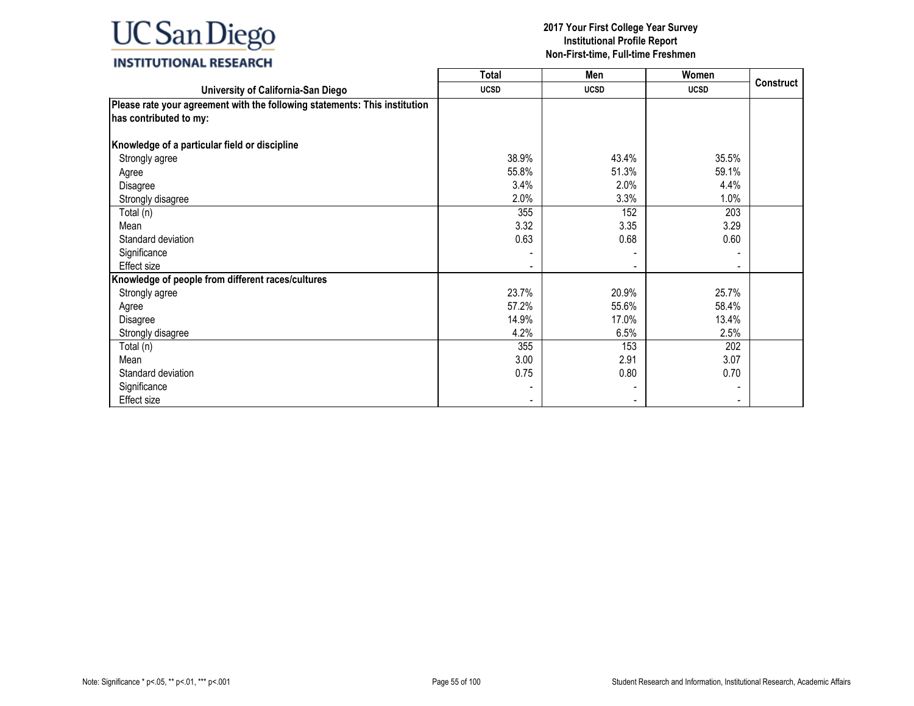**2017 Your First College Year Survey**
**Institutional Profile Report**
**Non-First-time, Full-time Freshmen**

| University of California-San Diego | Total | Men | Women | Construct |
|---|---|---|---|---|
| | UCSD | UCSD | UCSD | |
| **Please rate your agreement with the following statements: This institution has contributed to my:** | | | | |
| **Knowledge of a particular field or discipline** | | | | |
| Strongly agree | 38.9% | 43.4% | 35.5% | |
| Agree | 55.8% | 51.3% | 59.1% | |
| Disagree | 3.4% | 2.0% | 4.4% | |
| Strongly disagree | 2.0% | 3.3% | 1.0% | |
| Total (n) | 355 | 152 | 203 | |
| Mean | 3.32 | 3.35 | 3.29 | |
| Standard deviation | 0.63 | 0.68 | 0.60 | |
| Significance | - | - | - | |
| Effect size | - | - | - | |
| **Knowledge of people from different races/cultures** | | | | |
| Strongly agree | 23.7% | 20.9% | 25.7% | |
| Agree | 57.2% | 55.6% | 58.4% | |
| Disagree | 14.9% | 17.0% | 13.4% | |
| Strongly disagree | 4.2% | 6.5% | 2.5% | |
| Total (n) | 355 | 153 | 202 | |
| Mean | 3.00 | 2.91 | 3.07 | |
| Standard deviation | 0.75 | 0.80 | 0.70 | |
| Significance | - | - | - | |
| Effect size | - | - | - | |

Note: Significance * p<.05, ** p<.01, *** p<.001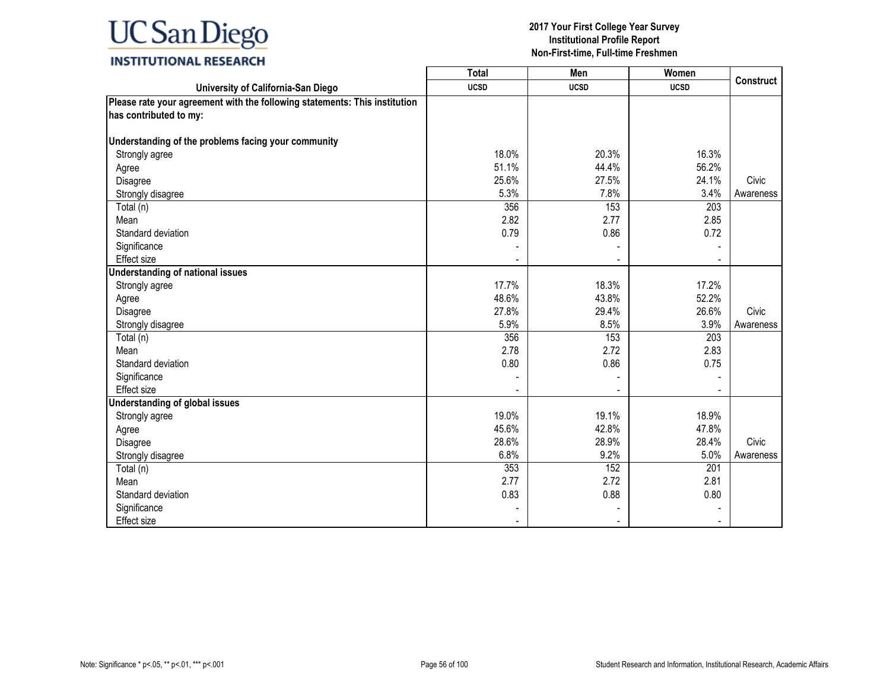# 2017 Your First College Year Survey
## Institutional Profile Report
## Non-First-time, Full-time Freshmen

| University of California-San Diego | Total UCSD | Men UCSD | Women UCSD | Construct |
|---|---|---|---|---|
| **Please rate your agreement with the following statements: This institution has contributed to my:** | | | | |
| **Understanding of the problems facing your community** | | | | |
| Strongly agree | 18.0% | 20.3% | 16.3% | |
| Agree | 51.1% | 44.4% | 56.2% | |
| Disagree | 25.6% | 27.5% | 24.1% | Civic |
| Strongly disagree | 5.3% | 7.8% | 3.4% | Awareness |
| Total (n) | 356 | 153 | 203 | |
| Mean | 2.82 | 2.77 | 2.85 | |
| Standard deviation | 0.79 | 0.86 | 0.72 | |
| Significance | - | - | - | |
| Effect size | - | - | - | |
| **Understanding of national issues** | | | | |
| Strongly agree | 17.7% | 18.3% | 17.2% | |
| Agree | 48.6% | 43.8% | 52.2% | |
| Disagree | 27.8% | 29.4% | 26.6% | Civic |
| Strongly disagree | 5.9% | 8.5% | 3.9% | Awareness |
| Total (n) | 356 | 153 | 203 | |
| Mean | 2.78 | 2.72 | 2.83 | |
| Standard deviation | 0.80 | 0.86 | 0.75 | |
| Significance | - | - | - | |
| Effect size | - | - | - | |
| **Understanding of global issues** | | | | |
| Strongly agree | 19.0% | 19.1% | 18.9% | |
| Agree | 45.6% | 42.8% | 47.8% | |
| Disagree | 28.6% | 28.9% | 28.4% | Civic |
| Strongly disagree | 6.8% | 9.2% | 5.0% | Awareness |
| Total (n) | 353 | 152 | 201 | |
| Mean | 2.77 | 2.72 | 2.81 | |
| Standard deviation | 0.83 | 0.88 | 0.80 | |
| Significance | - | - | - | |
| Effect size | - | - | - | |

Note: Significance * p<.05, ** p<.01, *** p<.001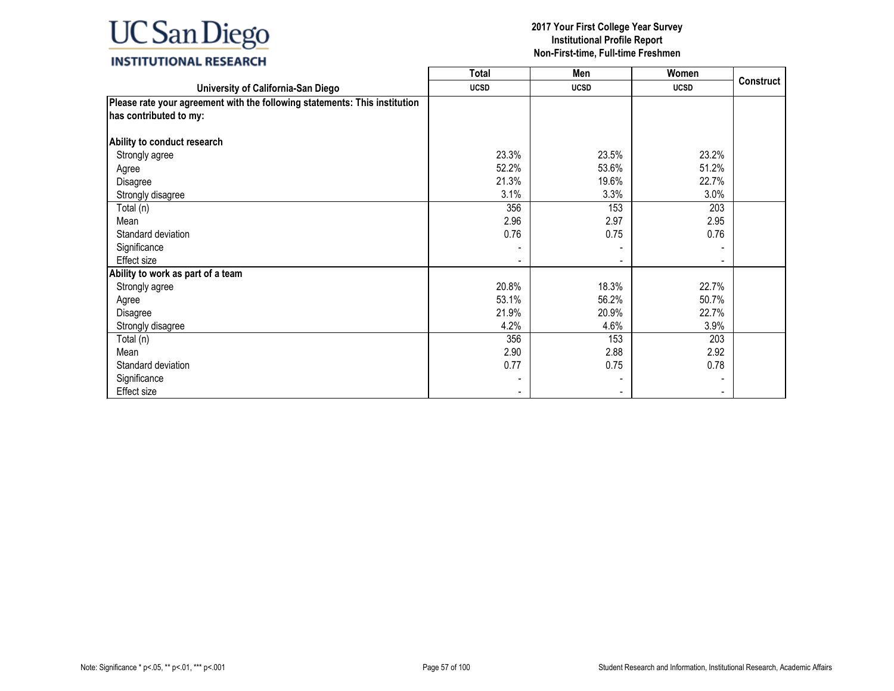UC San Diego
INSTITUTIONAL RESEARCH

**2017 Your First College Year Survey**
**Institutional Profile Report**
**Non-First-time, Full-time Freshmen**

| University of California-San Diego | Total<br>UCSD | Men<br>UCSD | Women<br>UCSD | Construct |
|---|---|---|---|---|
| **Please rate your agreement with the following statements: This institution has contributed to my:** | | | | |
| **Ability to conduct research** | | | | |
| Strongly agree | 23.3% | 23.5% | 23.2% | |
| Agree | 52.2% | 53.6% | 51.2% | |
| Disagree | 21.3% | 19.6% | 22.7% | |
| Strongly disagree | 3.1% | 3.3% | 3.0% | |
| Total (n) | 356 | 153 | 203 | |
| Mean | 2.96 | 2.97 | 2.95 | |
| Standard deviation | 0.76 | 0.75 | 0.76 | |
| Significance | - | - | - | |
| Effect size | - | - | - | |
| **Ability to work as part of a team** | | | | |
| Strongly agree | 20.8% | 18.3% | 22.7% | |
| Agree | 53.1% | 56.2% | 50.7% | |
| Disagree | 21.9% | 20.9% | 22.7% | |
| Strongly disagree | 4.2% | 4.6% | 3.9% | |
| Total (n) | 356 | 153 | 203 | |
| Mean | 2.90 | 2.88 | 2.92 | |
| Standard deviation | 0.77 | 0.75 | 0.78 | |
| Significance | - | - | - | |
| Effect size | - | - | - | |

Note: Significance * p<.05, ** p<.01, *** p<.001

Student Research and Information, Institutional Research, Academic Affairs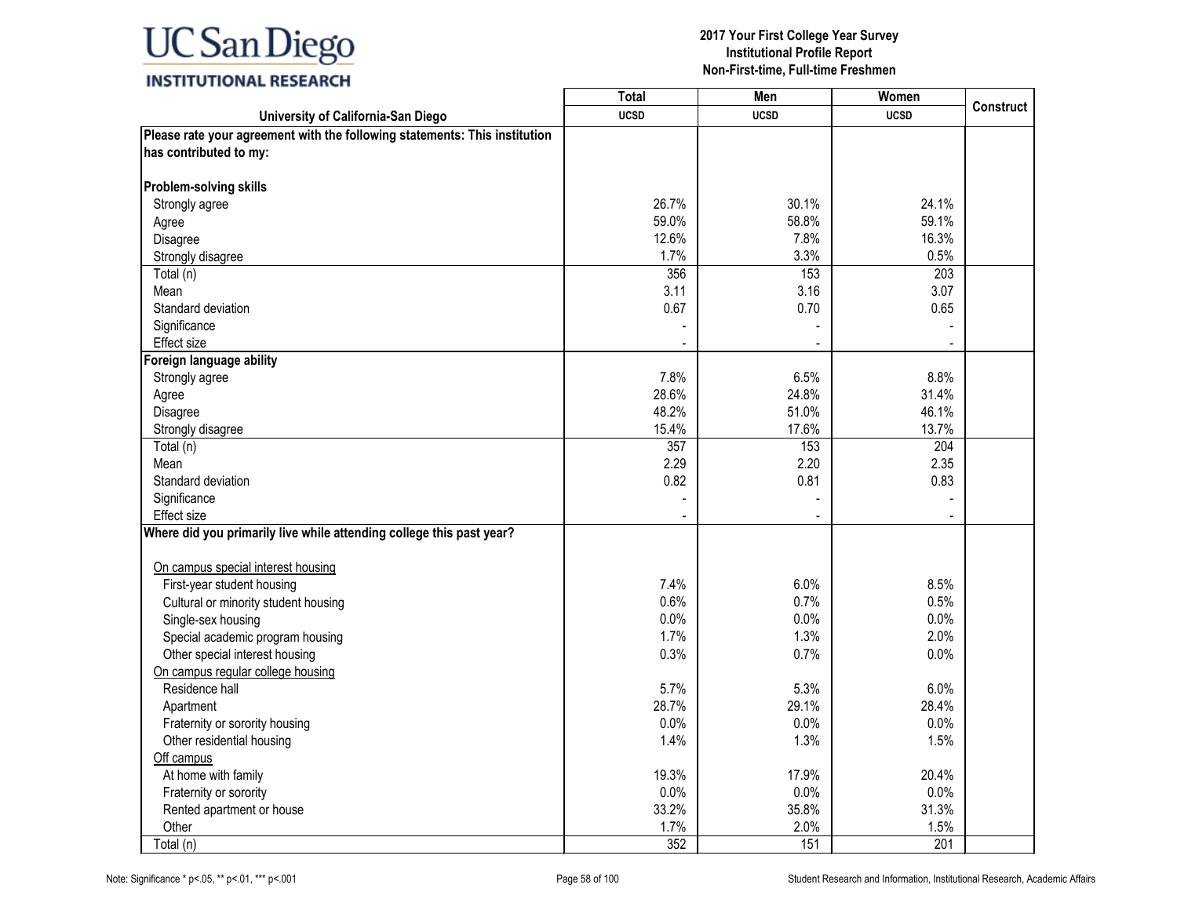# 2017 Your First College Year Survey
## Institutional Profile Report
## Non-First-time, Full-time Freshmen

| University of California-San Diego | Total UCSD | Men UCSD | Women UCSD | Construct |
|---|---|---|---|---|
| **Please rate your agreement with the following statements: This institution has contributed to my:** | | | | |
| **Problem-solving skills** | | | | |
| Strongly agree | 26.7% | 30.1% | 24.1% | |
| Agree | 59.0% | 58.8% | 59.1% | |
| Disagree | 12.6% | 7.8% | 16.3% | |
| Strongly disagree | 1.7% | 3.3% | 0.5% | |
| Total (n) | 356 | 153 | 203 | |
| Mean | 3.11 | 3.16 | 3.07 | |
| Standard deviation | 0.67 | 0.70 | 0.65 | |
| Significance | - | - | - | |
| Effect size | - | - | - | |
| **Foreign language ability** | | | | |
| Strongly agree | 7.8% | 6.5% | 8.8% | |
| Agree | 28.6% | 24.8% | 31.4% | |
| Disagree | 48.2% | 51.0% | 46.1% | |
| Strongly disagree | 15.4% | 17.6% | 13.7% | |
| Total (n) | 357 | 153 | 204 | |
| Mean | 2.29 | 2.20 | 2.35 | |
| Standard deviation | 0.82 | 0.81 | 0.83 | |
| Significance | - | - | - | |
| Effect size | - | - | - | |
| **Where did you primarily live while attending college this past year?** | | | | |
| On campus special interest housing | | | | |
| First-year student housing | 7.4% | 6.0% | 8.5% | |
| Cultural or minority student housing | 0.6% | 0.7% | 0.5% | |
| Single-sex housing | 0.0% | 0.0% | 0.0% | |
| Special academic program housing | 1.7% | 1.3% | 2.0% | |
| Other special interest housing | 0.3% | 0.7% | 0.0% | |
| On campus regular college housing | | | | |
| Residence hall | 5.7% | 5.3% | 6.0% | |
| Apartment | 28.7% | 29.1% | 28.4% | |
| Fraternity or sorority housing | 0.0% | 0.0% | 0.0% | |
| Other residential housing | 1.4% | 1.3% | 1.5% | |
| Off campus | | | | |
| At home with family | 19.3% | 17.9% | 20.4% | |
| Fraternity or sorority | 0.0% | 0.0% | 0.0% | |
| Rented apartment or house | 33.2% | 35.8% | 31.3% | |
| Other | 1.7% | 2.0% | 1.5% | |
| Total (n) | 352 | 151 | 201 | |

Note: Significance * p<.05, ** p<.01, *** p<.001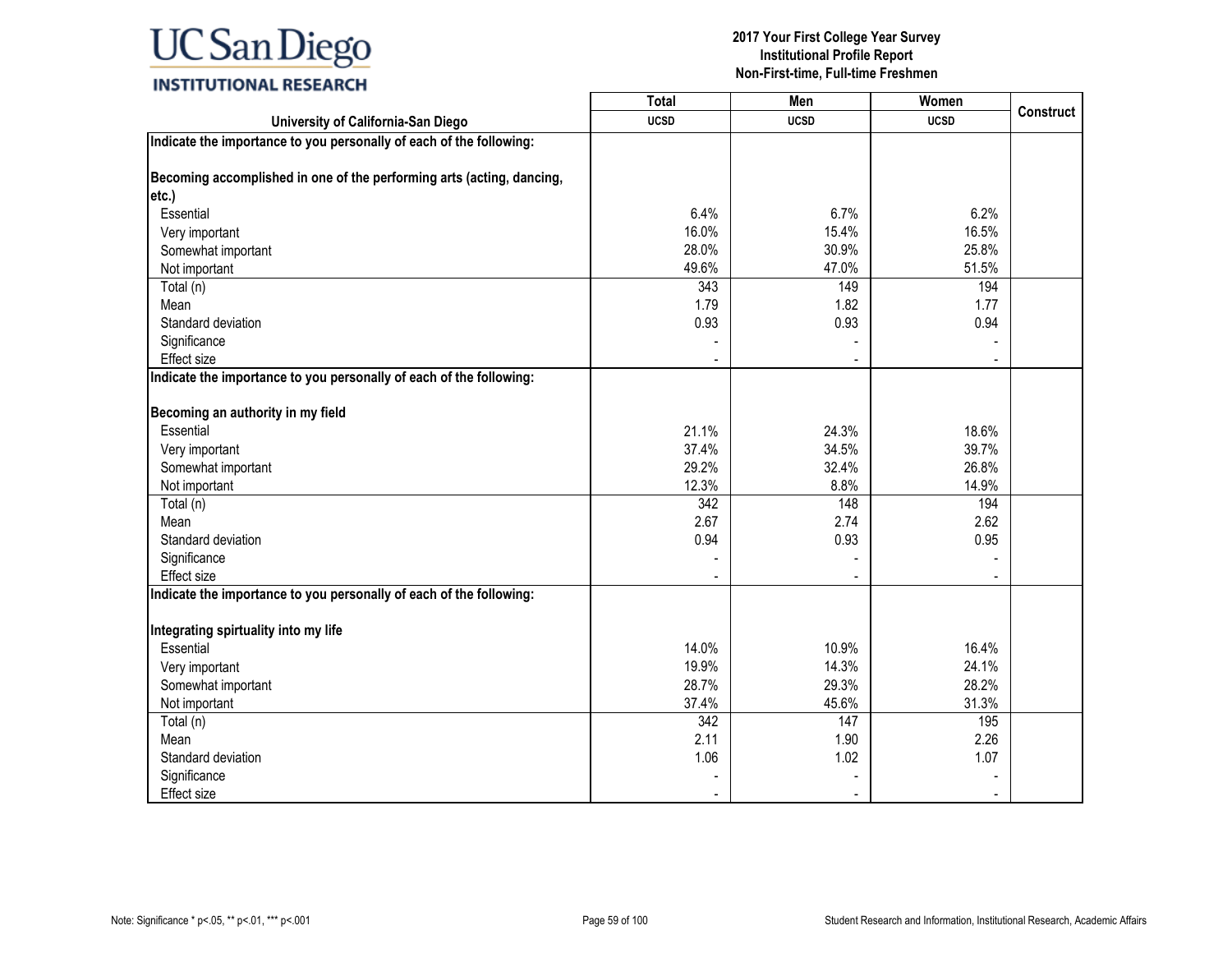# 2017 Your First College Year Survey
## Institutional Profile Report
### Non-First-time, Full-time Freshmen

| University of California-San Diego | Total UCSD | Men UCSD | Women UCSD | Construct |
|---|---|---|---|---|
| **Indicate the importance to you personally of each of the following:** | | | | |
| **Becoming accomplished in one of the performing arts (acting, dancing, etc.)** | | | | |
| Essential | 6.4% | 6.7% | 6.2% | |
| Very important | 16.0% | 15.4% | 16.5% | |
| Somewhat important | 28.0% | 30.9% | 25.8% | |
| Not important | 49.6% | 47.0% | 51.5% | |
| Total (n) | 343 | 149 | 194 | |
| Mean | 1.79 | 1.82 | 1.77 | |
| Standard deviation | 0.93 | 0.93 | 0.94 | |
| Significance | - | - | - | |
| Effect size | - | - | - | |
| **Indicate the importance to you personally of each of the following:** | | | | |
| **Becoming an authority in my field** | | | | |
| Essential | 21.1% | 24.3% | 18.6% | |
| Very important | 37.4% | 34.5% | 39.7% | |
| Somewhat important | 29.2% | 32.4% | 26.8% | |
| Not important | 12.3% | 8.8% | 14.9% | |
| Total (n) | 342 | 148 | 194 | |
| Mean | 2.67 | 2.74 | 2.62 | |
| Standard deviation | 0.94 | 0.93 | 0.95 | |
| Significance | - | - | - | |
| Effect size | - | - | - | |
| **Indicate the importance to you personally of each of the following:** | | | | |
| **Integrating spirtuality into my life** | | | | |
| Essential | 14.0% | 10.9% | 16.4% | |
| Very important | 19.9% | 14.3% | 24.1% | |
| Somewhat important | 28.7% | 29.3% | 28.2% | |
| Not important | 37.4% | 45.6% | 31.3% | |
| Total (n) | 342 | 147 | 195 | |
| Mean | 2.11 | 1.90 | 2.26 | |
| Standard deviation | 1.06 | 1.02 | 1.07 | |
| Significance | - | - | - | |
| Effect size | - | - | - | |

Note: Significance * p<.05, ** p<.01, *** p<.001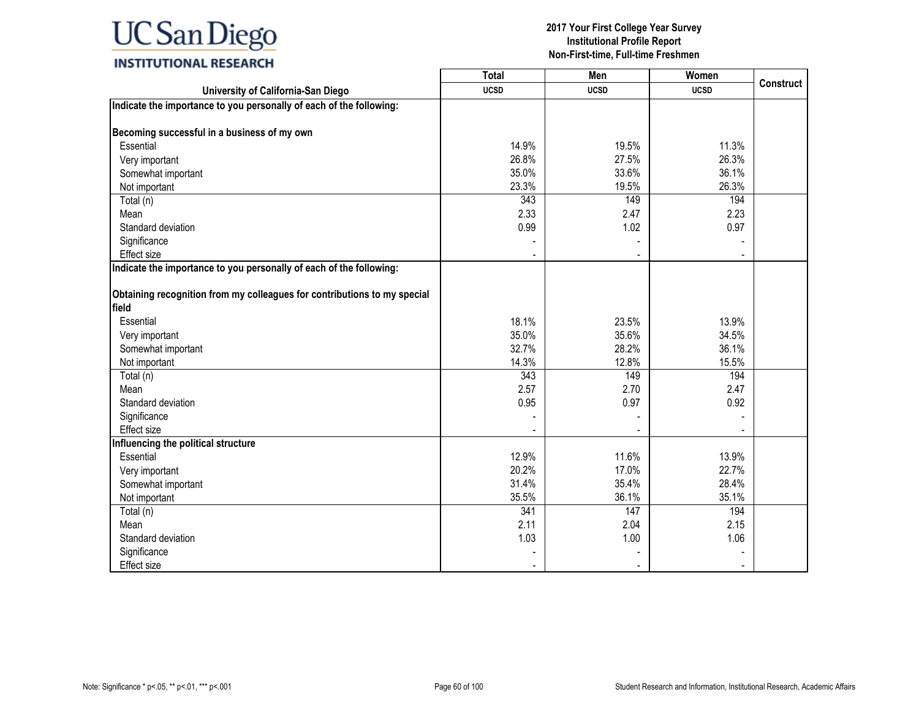**UC San Diego INSTITUTIONAL RESEARCH**

**2017 Your First College Year Survey**
**Institutional Profile Report**
**Non-First-time, Full-time Freshmen**

| University of California-San Diego | Total UCSD | Men UCSD | Women UCSD | Construct |
|---|---|---|---|---|
| **Indicate the importance to you personally of each of the following:** | | | | |
| **Becoming successful in a business of my own** | | | | |
| Essential | 14.9% | 19.5% | 11.3% | |
| Very important | 26.8% | 27.5% | 26.3% | |
| Somewhat important | 35.0% | 33.6% | 36.1% | |
| Not important | 23.3% | 19.5% | 26.3% | |
| Total (n) | 343 | 149 | 194 | |
| Mean | 2.33 | 2.47 | 2.23 | |
| Standard deviation | 0.99 | 1.02 | 0.97 | |
| Significance | - | - | - | |
| Effect size | - | - | - | |
| **Indicate the importance to you personally of each of the following:** | | | | |
| **Obtaining recognition from my colleagues for contributions to my special field** | | | | |
| Essential | 18.1% | 23.5% | 13.9% | |
| Very important | 35.0% | 35.6% | 34.5% | |
| Somewhat important | 32.7% | 28.2% | 36.1% | |
| Not important | 14.3% | 12.8% | 15.5% | |
| Total (n) | 343 | 149 | 194 | |
| Mean | 2.57 | 2.70 | 2.47 | |
| Standard deviation | 0.95 | 0.97 | 0.92 | |
| Significance | - | - | - | |
| Effect size | - | - | - | |
| **Influencing the political structure** | | | | |
| Essential | 12.9% | 11.6% | 13.9% | |
| Very important | 20.2% | 17.0% | 22.7% | |
| Somewhat important | 31.4% | 35.4% | 28.4% | |
| Not important | 35.5% | 36.1% | 35.1% | |
| Total (n) | 341 | 147 | 194 | |
| Mean | 2.11 | 2.04 | 2.15 | |
| Standard deviation | 1.03 | 1.00 | 1.06 | |
| Significance | - | - | - | |
| Effect size | - | - | - | |

Note: Significance * p<.05, ** p<.01, *** p<.001

Student Research and Information, Institutional Research, Academic Affairs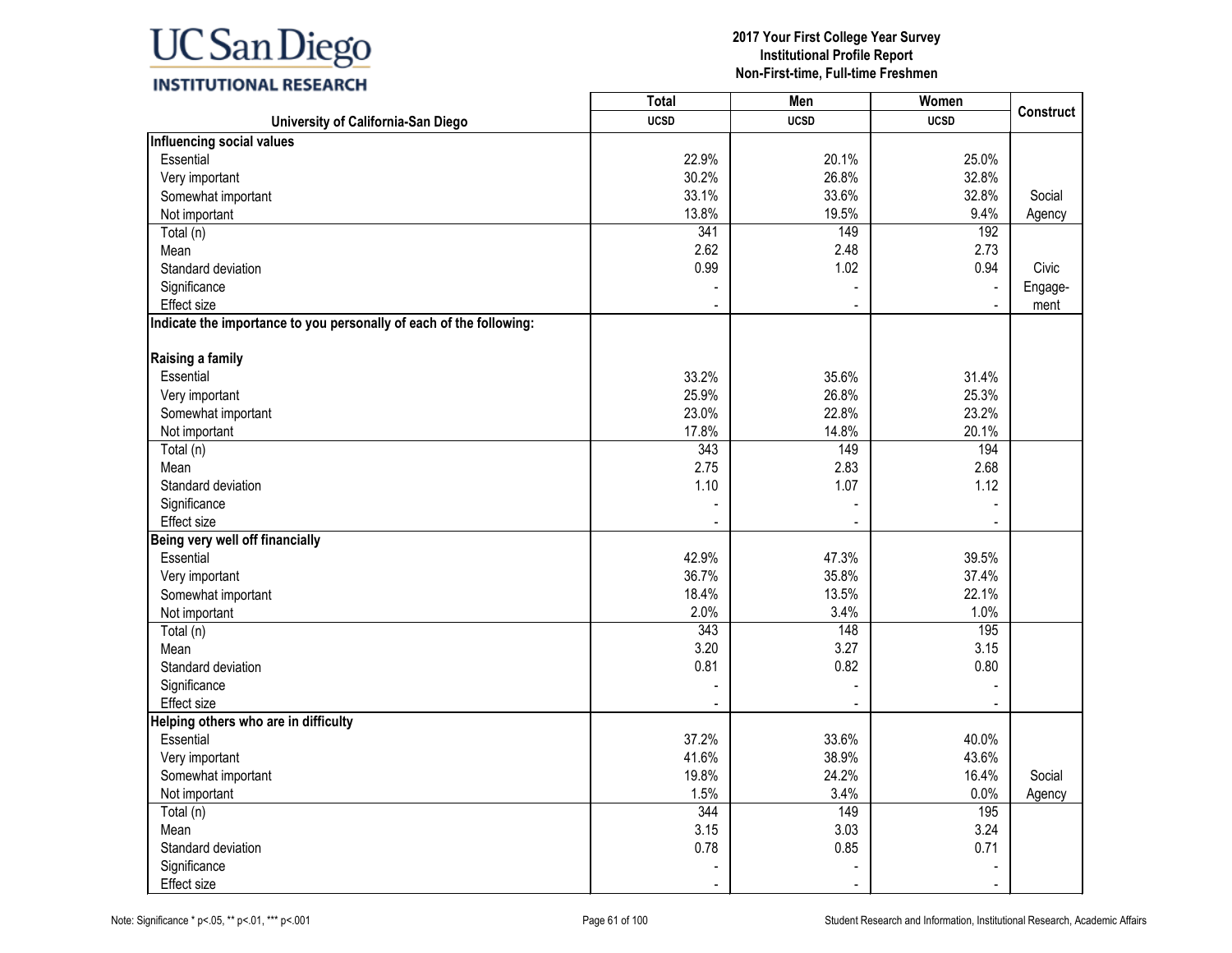**UC San Diego INSTITUTIONAL RESEARCH**

**2017 Your First College Year Survey**
**Institutional Profile Report**
**Non-First-time, Full-time Freshmen**

| University of California-San Diego | Total UCSD | Men UCSD | Women UCSD | Construct |
|---|---|---|---|---|
| **Influencing social values** | | | | |
| Essential | 22.9% | 20.1% | 25.0% | |
| Very important | 30.2% | 26.8% | 32.8% | |
| Somewhat important | 33.1% | 33.6% | 32.8% | Social |
| Not important | 13.8% | 19.5% | 9.4% | Agency |
| Total (n) | 341 | 149 | 192 | |
| Mean | 2.62 | 2.48 | 2.73 | |
| Standard deviation | 0.99 | 1.02 | 0.94 | Civic |
| Significance | - | - | - | Engage- |
| Effect size | - | - | - | ment |
| **Indicate the importance to you personally of each of the following:** | | | | |
| **Raising a family** | | | | |
| Essential | 33.2% | 35.6% | 31.4% | |
| Very important | 25.9% | 26.8% | 25.3% | |
| Somewhat important | 23.0% | 22.8% | 23.2% | |
| Not important | 17.8% | 14.8% | 20.1% | |
| Total (n) | 343 | 149 | 194 | |
| Mean | 2.75 | 2.83 | 2.68 | |
| Standard deviation | 1.10 | 1.07 | 1.12 | |
| Significance | - | - | - | |
| Effect size | - | - | - | |
| **Being very well off financially** | | | | |
| Essential | 42.9% | 47.3% | 39.5% | |
| Very important | 36.7% | 35.8% | 37.4% | |
| Somewhat important | 18.4% | 13.5% | 22.1% | |
| Not important | 2.0% | 3.4% | 1.0% | |
| Total (n) | 343 | 148 | 195 | |
| Mean | 3.20 | 3.27 | 3.15 | |
| Standard deviation | 0.81 | 0.82 | 0.80 | |
| Significance | - | - | - | |
| Effect size | - | - | - | |
| **Helping others who are in difficulty** | | | | |
| Essential | 37.2% | 33.6% | 40.0% | |
| Very important | 41.6% | 38.9% | 43.6% | |
| Somewhat important | 19.8% | 24.2% | 16.4% | Social |
| Not important | 1.5% | 3.4% | 0.0% | Agency |
| Total (n) | 344 | 149 | 195 | |
| Mean | 3.15 | 3.03 | 3.24 | |
| Standard deviation | 0.78 | 0.85 | 0.71 | |
| Significance | - | - | - | |
| Effect size | - | - | - | |

Note: Significance * p<.05, ** p<.01, *** p<.001

Student Research and Information, Institutional Research, Academic Affairs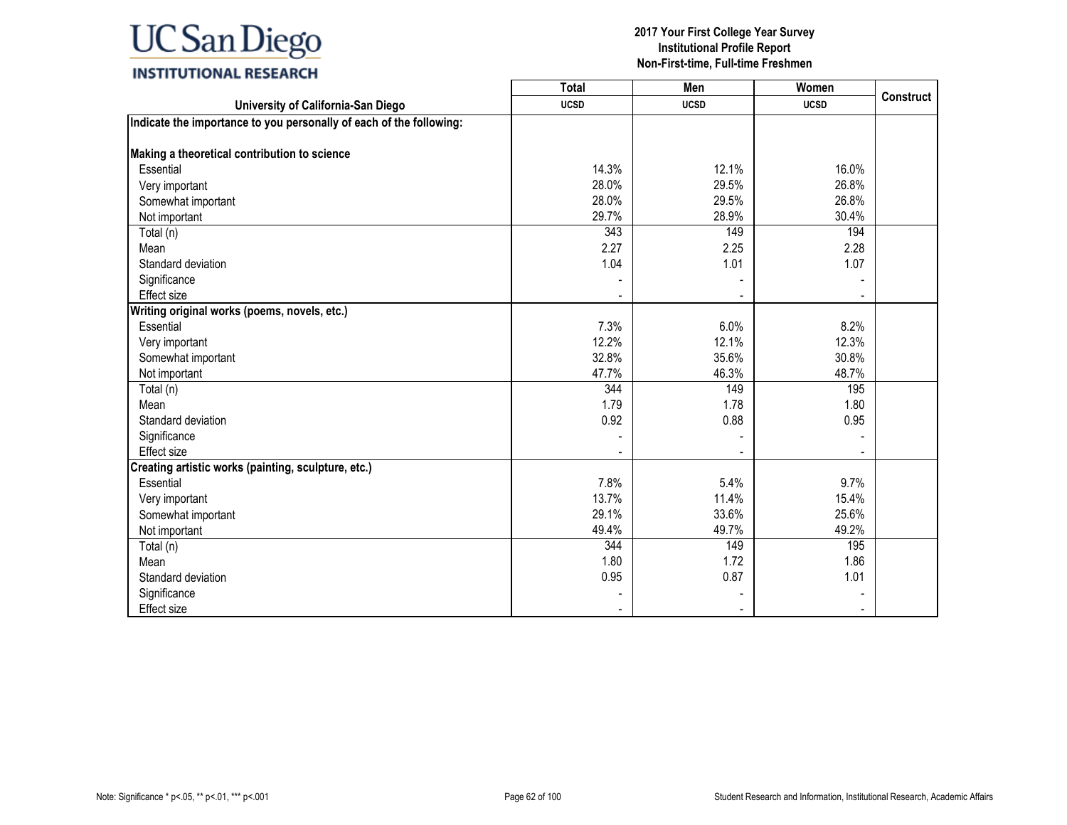# 2017 Your First College Year Survey
## Institutional Profile Report
## Non-First-time, Full-time Freshmen

| University of California-San Diego | Total UCSD | Men UCSD | Women UCSD | Construct |
|---|---|---|---|---|
| **Indicate the importance to you personally of each of the following:** | | | | |
| **Making a theoretical contribution to science** | | | | |
| Essential | 14.3% | 12.1% | 16.0% | |
| Very important | 28.0% | 29.5% | 26.8% | |
| Somewhat important | 28.0% | 29.5% | 26.8% | |
| Not important | 29.7% | 28.9% | 30.4% | |
| Total (n) | 343 | 149 | 194 | |
| Mean | 2.27 | 2.25 | 2.28 | |
| Standard deviation | 1.04 | 1.01 | 1.07 | |
| Significance | - | - | - | |
| Effect size | - | - | - | |
| **Writing original works (poems, novels, etc.)** | | | | |
| Essential | 7.3% | 6.0% | 8.2% | |
| Very important | 12.2% | 12.1% | 12.3% | |
| Somewhat important | 32.8% | 35.6% | 30.8% | |
| Not important | 47.7% | 46.3% | 48.7% | |
| Total (n) | 344 | 149 | 195 | |
| Mean | 1.79 | 1.78 | 1.80 | |
| Standard deviation | 0.92 | 0.88 | 0.95 | |
| Significance | - | - | - | |
| Effect size | - | - | - | |
| **Creating artistic works (painting, sculpture, etc.)** | | | | |
| Essential | 7.8% | 5.4% | 9.7% | |
| Very important | 13.7% | 11.4% | 15.4% | |
| Somewhat important | 29.1% | 33.6% | 25.6% | |
| Not important | 49.4% | 49.7% | 49.2% | |
| Total (n) | 344 | 149 | 195 | |
| Mean | 1.80 | 1.72 | 1.86 | |
| Standard deviation | 0.95 | 0.87 | 1.01 | |
| Significance | - | - | - | |
| Effect size | - | - | - | |

Note: Significance * p<.05, ** p<.01, *** p<.001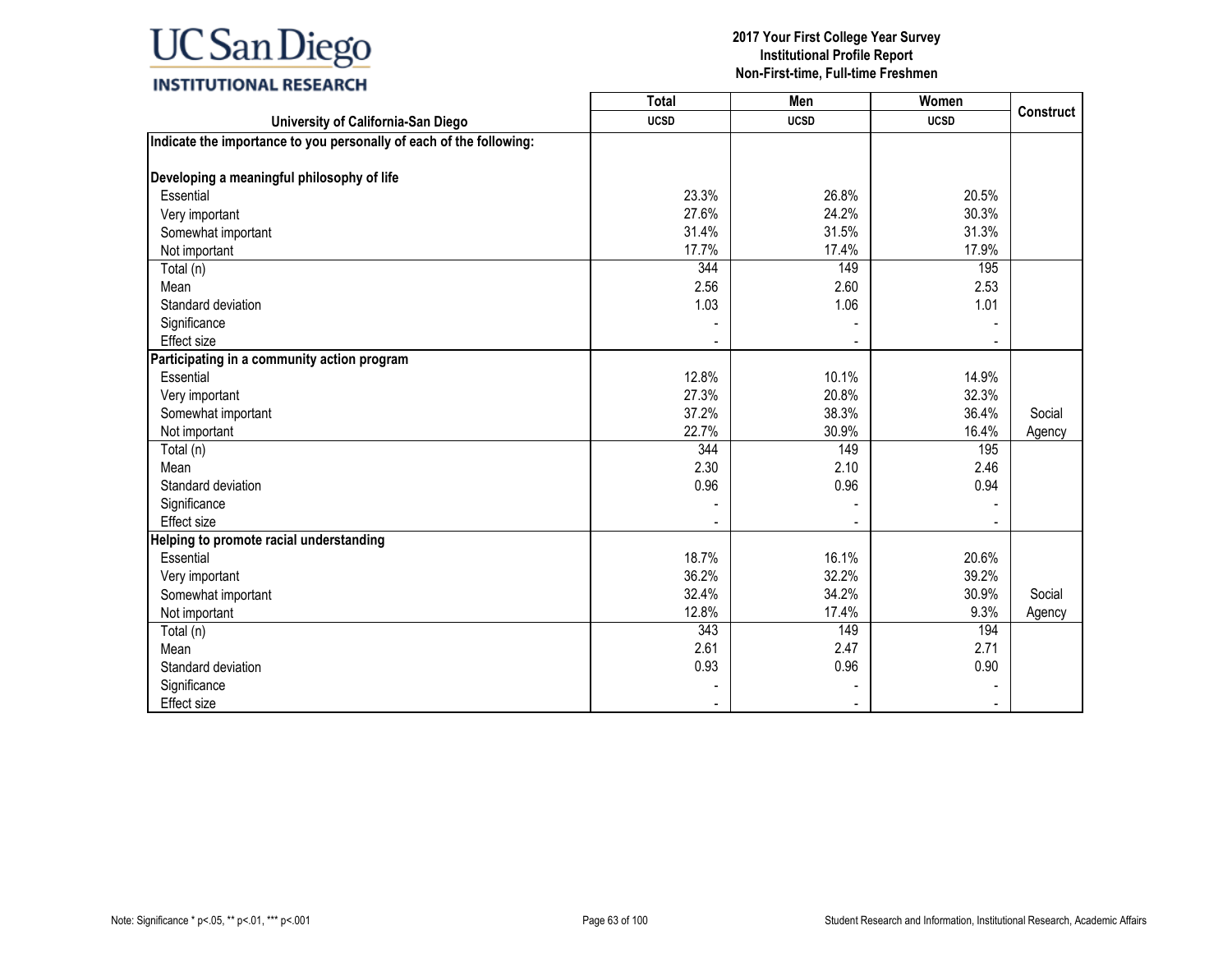**UC San Diego INSTITUTIONAL RESEARCH**

**2017 Your First College Year Survey**
**Institutional Profile Report**
**Non-First-time, Full-time Freshmen**

| University of California-San Diego | Total UCSD | Men UCSD | Women UCSD | Construct |
|---|---|---|---|---|
| **Indicate the importance to you personally of each of the following:** | | | | |
| **Developing a meaningful philosophy of life** | | | | |
| Essential | 23.3% | 26.8% | 20.5% | |
| Very important | 27.6% | 24.2% | 30.3% | |
| Somewhat important | 31.4% | 31.5% | 31.3% | |
| Not important | 17.7% | 17.4% | 17.9% | |
| Total (n) | 344 | 149 | 195 | |
| Mean | 2.56 | 2.60 | 2.53 | |
| Standard deviation | 1.03 | 1.06 | 1.01 | |
| Significance | - | - | - | |
| Effect size | - | - | - | |
| **Participating in a community action program** | | | | |
| Essential | 12.8% | 10.1% | 14.9% | |
| Very important | 27.3% | 20.8% | 32.3% | |
| Somewhat important | 37.2% | 38.3% | 36.4% | Social |
| Not important | 22.7% | 30.9% | 16.4% | Agency |
| Total (n) | 344 | 149 | 195 | |
| Mean | 2.30 | 2.10 | 2.46 | |
| Standard deviation | 0.96 | 0.96 | 0.94 | |
| Significance | - | - | - | |
| Effect size | - | - | - | |
| **Helping to promote racial understanding** | | | | |
| Essential | 18.7% | 16.1% | 20.6% | |
| Very important | 36.2% | 32.2% | 39.2% | |
| Somewhat important | 32.4% | 34.2% | 30.9% | Social |
| Not important | 12.8% | 17.4% | 9.3% | Agency |
| Total (n) | 343 | 149 | 194 | |
| Mean | 2.61 | 2.47 | 2.71 | |
| Standard deviation | 0.93 | 0.96 | 0.90 | |
| Significance | - | - | - | |
| Effect size | - | - | - | |

Note: Significance * p<.05, ** p<.01, *** p<.001

Student Research and Information, Institutional Research, Academic Affairs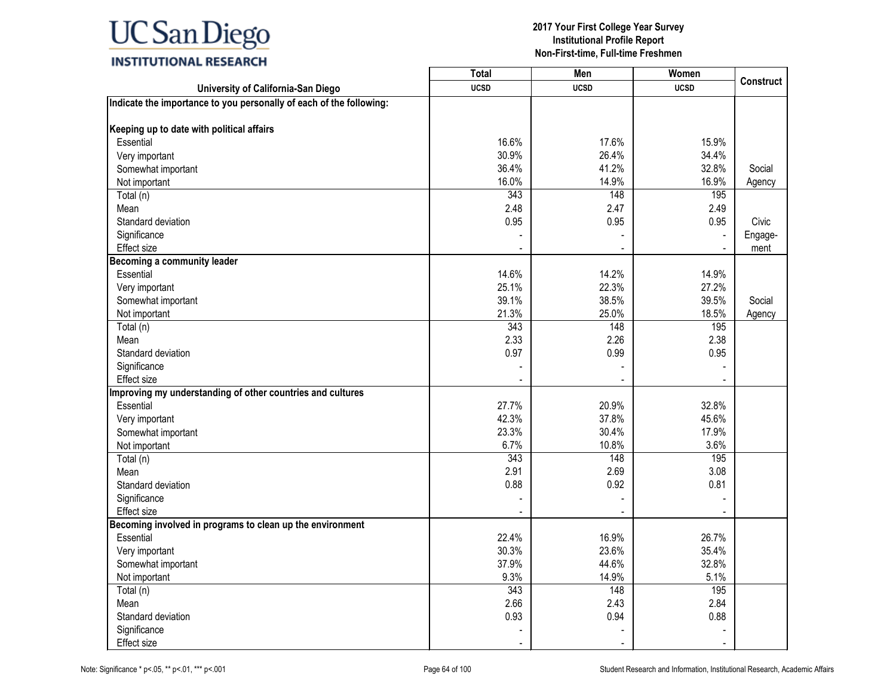UC San Diego INSTITUTIONAL RESEARCH

**2017 Your First College Year Survey**
**Institutional Profile Report**
**Non-First-time, Full-time Freshmen**

| University of California-San Diego | Total UCSD | Men UCSD | Women UCSD | Construct |
|---|---|---|---|---|
| **Indicate the importance to you personally of each of the following:** | | | | |
| **Keeping up to date with political affairs** | | | | |
| Essential | 16.6% | 17.6% | 15.9% | |
| Very important | 30.9% | 26.4% | 34.4% | |
| Somewhat important | 36.4% | 41.2% | 32.8% | Social |
| Not important | 16.0% | 14.9% | 16.9% | Agency |
| Total (n) | 343 | 148 | 195 | |
| Mean | 2.48 | 2.47 | 2.49 | |
| Standard deviation | 0.95 | 0.95 | 0.95 | Civic |
| Significance | - | - | - | Engage- |
| Effect size | - | - | - | ment |
| **Becoming a community leader** | | | | |
| Essential | 14.6% | 14.2% | 14.9% | |
| Very important | 25.1% | 22.3% | 27.2% | |
| Somewhat important | 39.1% | 38.5% | 39.5% | Social |
| Not important | 21.3% | 25.0% | 18.5% | Agency |
| Total (n) | 343 | 148 | 195 | |
| Mean | 2.33 | 2.26 | 2.38 | |
| Standard deviation | 0.97 | 0.99 | 0.95 | |
| Significance | - | - | - | |
| Effect size | - | - | - | |
| **Improving my understanding of other countries and cultures** | | | | |
| Essential | 27.7% | 20.9% | 32.8% | |
| Very important | 42.3% | 37.8% | 45.6% | |
| Somewhat important | 23.3% | 30.4% | 17.9% | |
| Not important | 6.7% | 10.8% | 3.6% | |
| Total (n) | 343 | 148 | 195 | |
| Mean | 2.91 | 2.69 | 3.08 | |
| Standard deviation | 0.88 | 0.92 | 0.81 | |
| Significance | - | - | - | |
| Effect size | - | - | - | |
| **Becoming involved in programs to clean up the environment** | | | | |
| Essential | 22.4% | 16.9% | 26.7% | |
| Very important | 30.3% | 23.6% | 35.4% | |
| Somewhat important | 37.9% | 44.6% | 32.8% | |
| Not important | 9.3% | 14.9% | 5.1% | |
| Total (n) | 343 | 148 | 195 | |
| Mean | 2.66 | 2.43 | 2.84 | |
| Standard deviation | 0.93 | 0.94 | 0.88 | |
| Significance | - | - | - | |
| Effect size | - | - | - | |

Note: Significance * p<.05, ** p<.01, *** p<.001

Student Research and Information, Institutional Research, Academic Affairs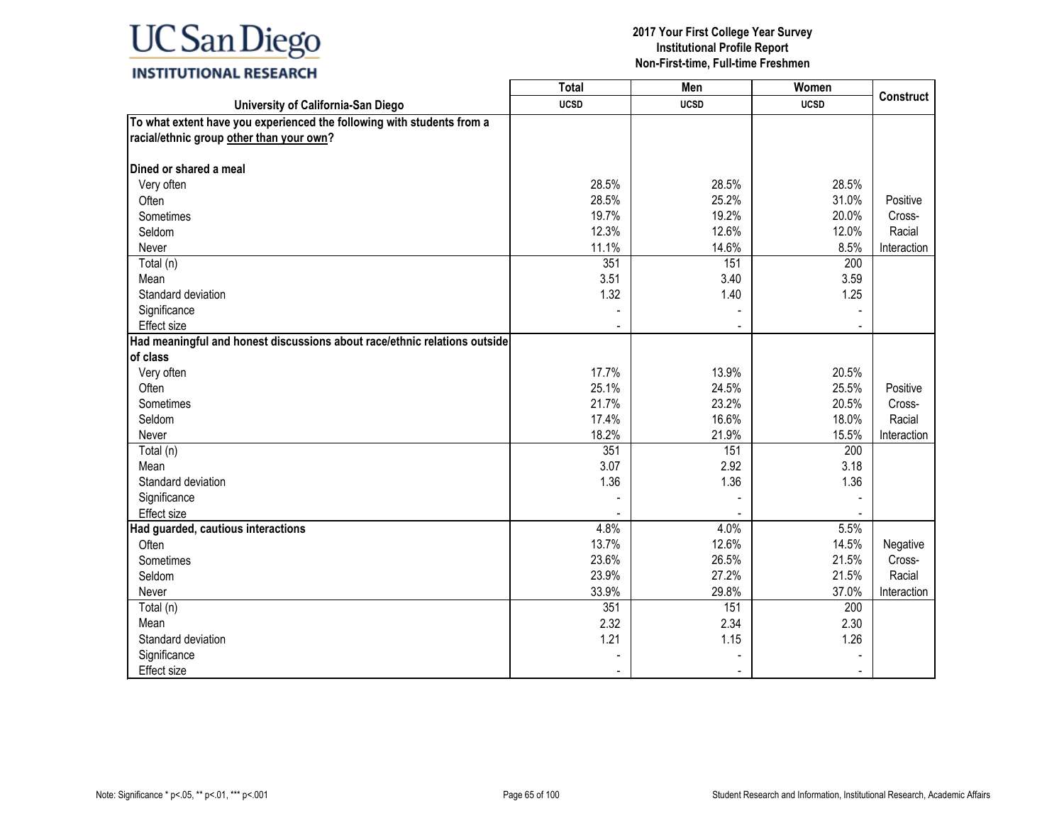# 2017 Your First College Year Survey
## Institutional Profile Report
## Non-First-time, Full-time Freshmen

| University of California-San Diego | Total UCSD | Men UCSD | Women UCSD | Construct |
|---|---|---|---|---|
| **To what extent have you experienced the following with students from a racial/ethnic group other than your own?** | | | | |
| **Dined or shared a meal** | | | | |
| Very often | 28.5% | 28.5% | 28.5% | |
| Often | 28.5% | 25.2% | 31.0% | Positive Cross-Racial Interaction |
| Sometimes | 19.7% | 19.2% | 20.0% | |
| Seldom | 12.3% | 12.6% | 12.0% | |
| Never | 11.1% | 14.6% | 8.5% | |
| Total (n) | 351 | 151 | 200 | |
| Mean | 3.51 | 3.40 | 3.59 | |
| Standard deviation | 1.32 | 1.40 | 1.25 | |
| Significance | - | - | - | |
| Effect size | - | - | - | |
| **Had meaningful and honest discussions about race/ethnic relations outside of class** | | | | |
| Very often | 17.7% | 13.9% | 20.5% | |
| Often | 25.1% | 24.5% | 25.5% | Positive Cross-Racial Interaction |
| Sometimes | 21.7% | 23.2% | 20.5% | |
| Seldom | 17.4% | 16.6% | 18.0% | |
| Never | 18.2% | 21.9% | 15.5% | |
| Total (n) | 351 | 151 | 200 | |
| Mean | 3.07 | 2.92 | 3.18 | |
| Standard deviation | 1.36 | 1.36 | 1.36 | |
| Significance | - | - | - | |
| Effect size | - | - | - | |
| **Had guarded, cautious interactions** | 4.8% | 4.0% | 5.5% | |
| Often | 13.7% | 12.6% | 14.5% | Negative Cross-Racial Interaction |
| Sometimes | 23.6% | 26.5% | 21.5% | |
| Seldom | 23.9% | 27.2% | 21.5% | |
| Never | 33.9% | 29.8% | 37.0% | |
| Total (n) | 351 | 151 | 200 | |
| Mean | 2.32 | 2.34 | 2.30 | |
| Standard deviation | 1.21 | 1.15 | 1.26 | |
| Significance | - | - | - | |
| Effect size | - | - | - | |

Note: Significance * p<.05, ** p<.01, *** p<.001

Student Research and Information, Institutional Research, Academic Affairs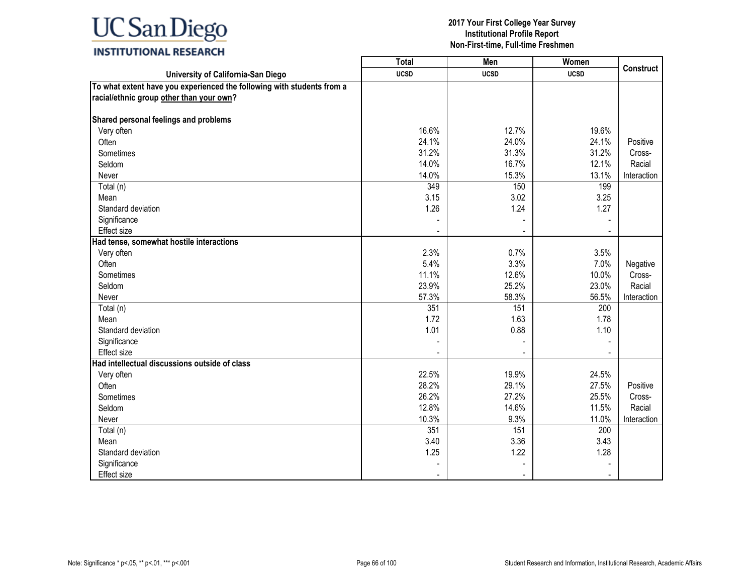# 2017 Your First College Year Survey
## Institutional Profile Report
## Non-First-time, Full-time Freshmen

| University of California-San Diego | Total UCSD | Men UCSD | Women UCSD | Construct |
|---|---|---|---|---|
| **To what extent have you experienced the following with students from a racial/ethnic group other than your own?** | | | | |
| **Shared personal feelings and problems** | | | | |
| Very often | 16.6% | 12.7% | 19.6% | Positive Cross-Racial Interaction |
| Often | 24.1% | 24.0% | 24.1% | |
| Sometimes | 31.2% | 31.3% | 31.2% | |
| Seldom | 14.0% | 16.7% | 12.1% | |
| Never | 14.0% | 15.3% | 13.1% | |
| Total (n) | 349 | 150 | 199 | |
| Mean | 3.15 | 3.02 | 3.25 | |
| Standard deviation | 1.26 | 1.24 | 1.27 | |
| Significance | - | - | - | |
| Effect size | - | - | - | |
| **Had tense, somewhat hostile interactions** | | | | |
| Very often | 2.3% | 0.7% | 3.5% | Negative Cross-Racial Interaction |
| Often | 5.4% | 3.3% | 7.0% | |
| Sometimes | 11.1% | 12.6% | 10.0% | |
| Seldom | 23.9% | 25.2% | 23.0% | |
| Never | 57.3% | 58.3% | 56.5% | |
| Total (n) | 351 | 151 | 200 | |
| Mean | 1.72 | 1.63 | 1.78 | |
| Standard deviation | 1.01 | 0.88 | 1.10 | |
| Significance | - | - | - | |
| Effect size | - | - | - | |
| **Had intellectual discussions outside of class** | | | | |
| Very often | 22.5% | 19.9% | 24.5% | Positive Cross-Racial Interaction |
| Often | 28.2% | 29.1% | 27.5% | |
| Sometimes | 26.2% | 27.2% | 25.5% | |
| Seldom | 12.8% | 14.6% | 11.5% | |
| Never | 10.3% | 9.3% | 11.0% | |
| Total (n) | 351 | 151 | 200 | |
| Mean | 3.40 | 3.36 | 3.43 | |
| Standard deviation | 1.25 | 1.22 | 1.28 | |
| Significance | - | - | - | |
| Effect size | - | - | - | |

Note: Significance * p<.05, ** p<.01, *** p<.001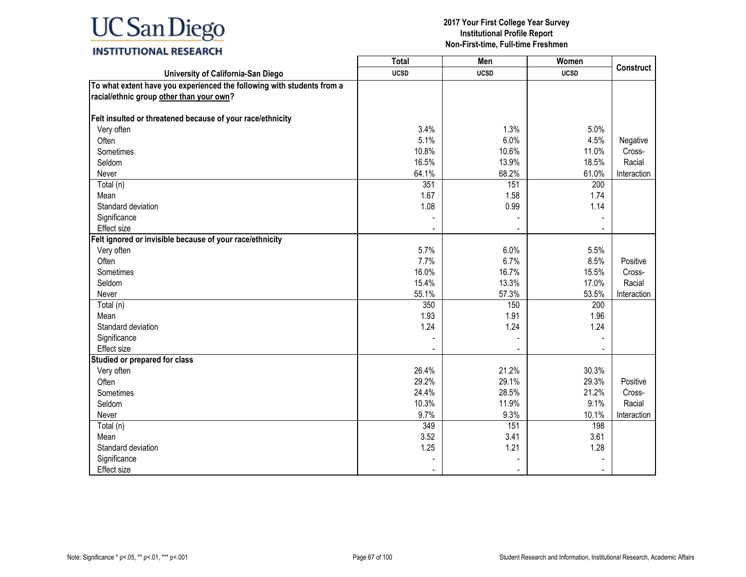# 2017 Your First College Year Survey
## Institutional Profile Report
### Non-First-time, Full-time Freshmen

| University of California-San Diego | Total UCSD | Men UCSD | Women UCSD | Construct |
|---|---|---|---|---|
| **To what extent have you experienced the following with students from a racial/ethnic group other than your own?** | | | | |
| **Felt insulted or threatened because of your race/ethnicity** | | | | |
| Very often | 3.4% | 1.3% | 5.0% | Negative Cross-Racial Interaction |
| Often | 5.1% | 6.0% | 4.5% | |
| Sometimes | 10.8% | 10.6% | 11.0% | |
| Seldom | 16.5% | 13.9% | 18.5% | |
| Never | 64.1% | 68.2% | 61.0% | |
| Total (n) | 351 | 151 | 200 | |
| Mean | 1.67 | 1.58 | 1.74 | |
| Standard deviation | 1.08 | 0.99 | 1.14 | |
| Significance | - | - | - | |
| Effect size | - | - | - | |
| **Felt ignored or invisible because of your race/ethnicity** | | | | |
| Very often | 5.7% | 6.0% | 5.5% | Positive Cross-Racial Interaction |
| Often | 7.7% | 6.7% | 8.5% | |
| Sometimes | 16.0% | 16.7% | 15.5% | |
| Seldom | 15.4% | 13.3% | 17.0% | |
| Never | 55.1% | 57.3% | 53.5% | |
| Total (n) | 350 | 150 | 200 | |
| Mean | 1.93 | 1.91 | 1.96 | |
| Standard deviation | 1.24 | 1.24 | 1.24 | |
| Significance | - | - | - | |
| Effect size | - | - | - | |
| **Studied or prepared for class** | | | | |
| Very often | 26.4% | 21.2% | 30.3% | Positive Cross-Racial Interaction |
| Often | 29.2% | 29.1% | 29.3% | |
| Sometimes | 24.4% | 28.5% | 21.2% | |
| Seldom | 10.3% | 11.9% | 9.1% | |
| Never | 9.7% | 9.3% | 10.1% | |
| Total (n) | 349 | 151 | 198 | |
| Mean | 3.52 | 3.41 | 3.61 | |
| Standard deviation | 1.25 | 1.21 | 1.28 | |
| Significance | - | - | - | |
| Effect size | - | - | - | |

Note: Significance * p<.05, ** p<.01, *** p<.001

Student Research and Information, Institutional Research, Academic Affairs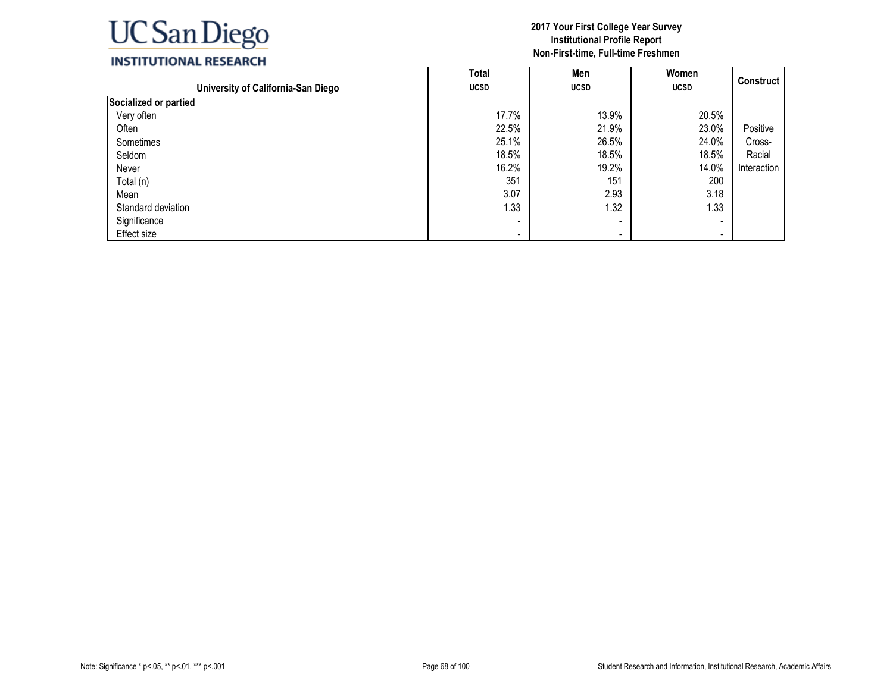**UC San Diego**
**INSTITUTIONAL RESEARCH**

**2017 Your First College Year Survey**
**Institutional Profile Report**
**Non-First-time, Full-time Freshmen**

| University of California-San Diego | Total<br>UCSD | Men<br>UCSD | Women<br>UCSD | Construct |
|---|---|---|---|---|
| **Socialized or partied** | | | | |
| Very often | 17.7% | 13.9% | 20.5% | |
| Often | 22.5% | 21.9% | 23.0% | Positive |
| Sometimes | 25.1% | 26.5% | 24.0% | Cross- |
| Seldom | 18.5% | 18.5% | 18.5% | Racial |
| Never | 16.2% | 19.2% | 14.0% | Interaction |
| Total (n) | 351 | 151 | 200 | |
| Mean | 3.07 | 2.93 | 3.18 | |
| Standard deviation | 1.33 | 1.32 | 1.33 | |
| Significance | - | - | - | |
| Effect size | - | - | - | |

Note: Significance * p<.05, ** p<.01, *** p<.001

Student Research and Information, Institutional Research, Academic Affairs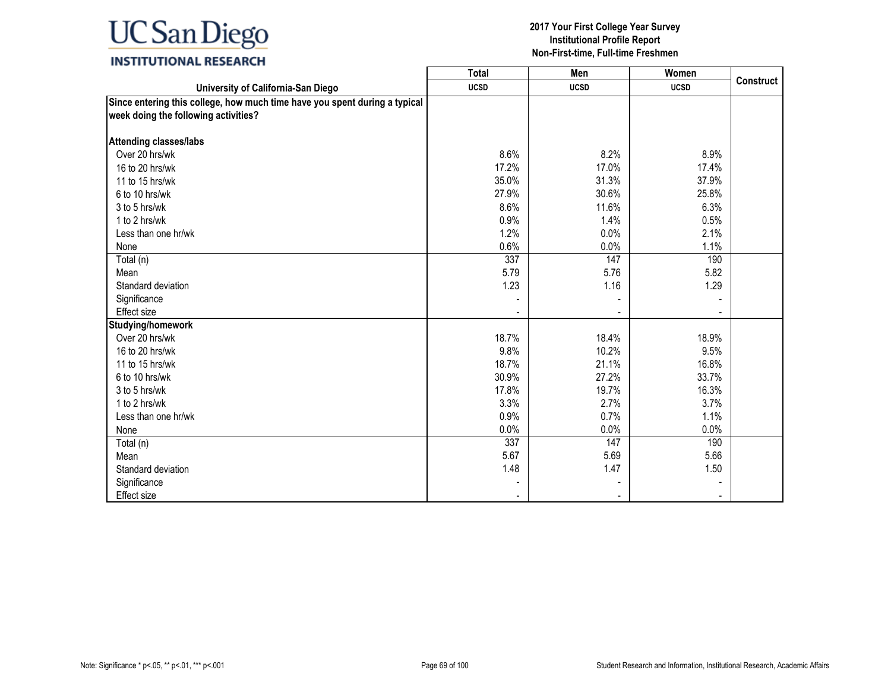# 2017 Your First College Year Survey
## Institutional Profile Report
### Non-First-time, Full-time Freshmen

| University of California-San Diego | Total UCSD | Men UCSD | Women UCSD | Construct |
|---|---|---|---|---|
| **Since entering this college, how much time have you spent during a typical week doing the following activities?** | | | | |
| **Attending classes/labs** | | | | |
| Over 20 hrs/wk | 8.6% | 8.2% | 8.9% | |
| 16 to 20 hrs/wk | 17.2% | 17.0% | 17.4% | |
| 11 to 15 hrs/wk | 35.0% | 31.3% | 37.9% | |
| 6 to 10 hrs/wk | 27.9% | 30.6% | 25.8% | |
| 3 to 5 hrs/wk | 8.6% | 11.6% | 6.3% | |
| 1 to 2 hrs/wk | 0.9% | 1.4% | 0.5% | |
| Less than one hr/wk | 1.2% | 0.0% | 2.1% | |
| None | 0.6% | 0.0% | 1.1% | |
| Total (n) | 337 | 147 | 190 | |
| Mean | 5.79 | 5.76 | 5.82 | |
| Standard deviation | 1.23 | 1.16 | 1.29 | |
| Significance | - | - | - | |
| Effect size | - | - | - | |
| **Studying/homework** | | | | |
| Over 20 hrs/wk | 18.7% | 18.4% | 18.9% | |
| 16 to 20 hrs/wk | 9.8% | 10.2% | 9.5% | |
| 11 to 15 hrs/wk | 18.7% | 21.1% | 16.8% | |
| 6 to 10 hrs/wk | 30.9% | 27.2% | 33.7% | |
| 3 to 5 hrs/wk | 17.8% | 19.7% | 16.3% | |
| 1 to 2 hrs/wk | 3.3% | 2.7% | 3.7% | |
| Less than one hr/wk | 0.9% | 0.7% | 1.1% | |
| None | 0.0% | 0.0% | 0.0% | |
| Total (n) | 337 | 147 | 190 | |
| Mean | 5.67 | 5.69 | 5.66 | |
| Standard deviation | 1.48 | 1.47 | 1.50 | |
| Significance | - | - | - | |
| Effect size | - | - | - | |

Note: Significance * p<.05, ** p<.01, *** p<.001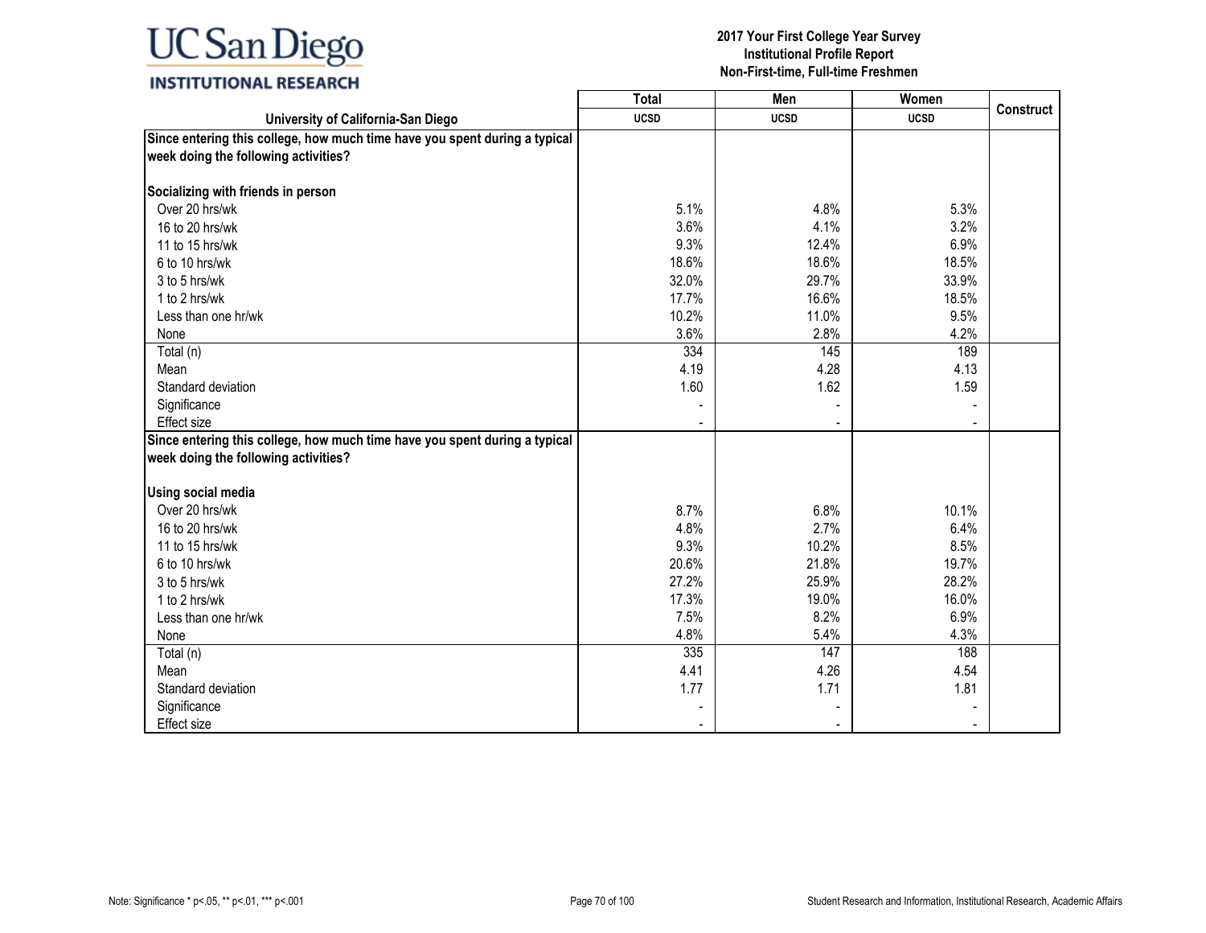# 2017 Your First College Year Survey
## Institutional Profile Report
## Non-First-time, Full-time Freshmen

| University of California-San Diego | Total UCSD | Men UCSD | Women UCSD | Construct |
|---|---|---|---|---|
| **Since entering this college, how much time have you spent during a typical week doing the following activities?** | | | | |
| **Socializing with friends in person** | | | | |
| Over 20 hrs/wk | 5.1% | 4.8% | 5.3% | |
| 16 to 20 hrs/wk | 3.6% | 4.1% | 3.2% | |
| 11 to 15 hrs/wk | 9.3% | 12.4% | 6.9% | |
| 6 to 10 hrs/wk | 18.6% | 18.6% | 18.5% | |
| 3 to 5 hrs/wk | 32.0% | 29.7% | 33.9% | |
| 1 to 2 hrs/wk | 17.7% | 16.6% | 18.5% | |
| Less than one hr/wk | 10.2% | 11.0% | 9.5% | |
| None | 3.6% | 2.8% | 4.2% | |
| Total (n) | 334 | 145 | 189 | |
| Mean | 4.19 | 4.28 | 4.13 | |
| Standard deviation | 1.60 | 1.62 | 1.59 | |
| Significance | - | - | - | |
| Effect size | - | - | - | |
| **Since entering this college, how much time have you spent during a typical week doing the following activities?** | | | | |
| **Using social media** | | | | |
| Over 20 hrs/wk | 8.7% | 6.8% | 10.1% | |
| 16 to 20 hrs/wk | 4.8% | 2.7% | 6.4% | |
| 11 to 15 hrs/wk | 9.3% | 10.2% | 8.5% | |
| 6 to 10 hrs/wk | 20.6% | 21.8% | 19.7% | |
| 3 to 5 hrs/wk | 27.2% | 25.9% | 28.2% | |
| 1 to 2 hrs/wk | 17.3% | 19.0% | 16.0% | |
| Less than one hr/wk | 7.5% | 8.2% | 6.9% | |
| None | 4.8% | 5.4% | 4.3% | |
| Total (n) | 335 | 147 | 188 | |
| Mean | 4.41 | 4.26 | 4.54 | |
| Standard deviation | 1.77 | 1.71 | 1.81 | |
| Significance | - | - | - | |
| Effect size | - | - | - | |

Note: Significance * p<.05, ** p<.01, *** p<.001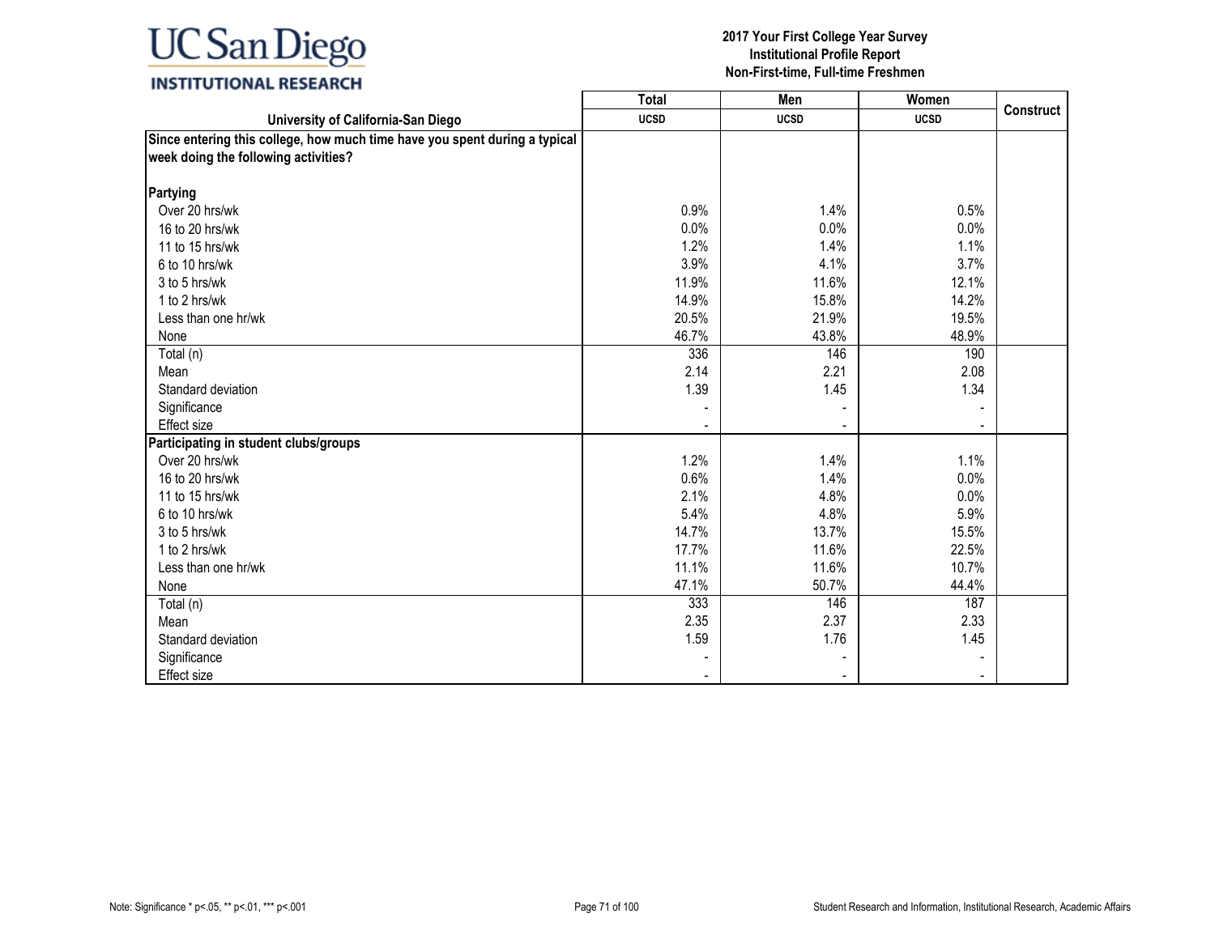UC San Diego
INSTITUTIONAL RESEARCH

**2017 Your First College Year Survey**
**Institutional Profile Report**
**Non-First-time, Full-time Freshmen**

| University of California-San Diego | Total UCSD | Men UCSD | Women UCSD | Construct |
|---|---|---|---|---|
| **Since entering this college, how much time have you spent during a typical week doing the following activities?** | | | | |
| **Partying** | | | | |
| Over 20 hrs/wk | 0.9% | 1.4% | 0.5% | |
| 16 to 20 hrs/wk | 0.0% | 0.0% | 0.0% | |
| 11 to 15 hrs/wk | 1.2% | 1.4% | 1.1% | |
| 6 to 10 hrs/wk | 3.9% | 4.1% | 3.7% | |
| 3 to 5 hrs/wk | 11.9% | 11.6% | 12.1% | |
| 1 to 2 hrs/wk | 14.9% | 15.8% | 14.2% | |
| Less than one hr/wk | 20.5% | 21.9% | 19.5% | |
| None | 46.7% | 43.8% | 48.9% | |
| Total (n) | 336 | 146 | 190 | |
| Mean | 2.14 | 2.21 | 2.08 | |
| Standard deviation | 1.39 | 1.45 | 1.34 | |
| Significance | - | - | - | |
| Effect size | - | - | - | |
| **Participating in student clubs/groups** | | | | |
| Over 20 hrs/wk | 1.2% | 1.4% | 1.1% | |
| 16 to 20 hrs/wk | 0.6% | 1.4% | 0.0% | |
| 11 to 15 hrs/wk | 2.1% | 4.8% | 0.0% | |
| 6 to 10 hrs/wk | 5.4% | 4.8% | 5.9% | |
| 3 to 5 hrs/wk | 14.7% | 13.7% | 15.5% | |
| 1 to 2 hrs/wk | 17.7% | 11.6% | 22.5% | |
| Less than one hr/wk | 11.1% | 11.6% | 10.7% | |
| None | 47.1% | 50.7% | 44.4% | |
| Total (n) | 333 | 146 | 187 | |
| Mean | 2.35 | 2.37 | 2.33 | |
| Standard deviation | 1.59 | 1.76 | 1.45 | |
| Significance | - | - | - | |
| Effect size | - | - | - | |

Note: Significance * p<.05, ** p<.01, *** p<.001

Student Research and Information, Institutional Research, Academic Affairs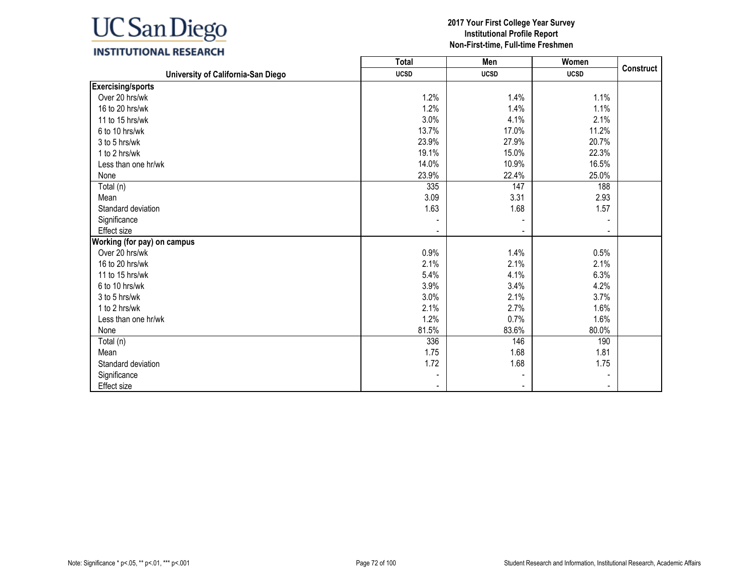**UC San Diego**
**INSTITUTIONAL RESEARCH**

**2017 Your First College Year Survey**
**Institutional Profile Report**
**Non-First-time, Full-time Freshmen**

| University of California-San Diego | Total | Men | Women | Construct |
|---|---|---|---|---|
| | UCSD | UCSD | UCSD | |
| **Exercising/sports** | | | | |
| Over 20 hrs/wk | 1.2% | 1.4% | 1.1% | |
| 16 to 20 hrs/wk | 1.2% | 1.4% | 1.1% | |
| 11 to 15 hrs/wk | 3.0% | 4.1% | 2.1% | |
| 6 to 10 hrs/wk | 13.7% | 17.0% | 11.2% | |
| 3 to 5 hrs/wk | 23.9% | 27.9% | 20.7% | |
| 1 to 2 hrs/wk | 19.1% | 15.0% | 22.3% | |
| Less than one hr/wk | 14.0% | 10.9% | 16.5% | |
| None | 23.9% | 22.4% | 25.0% | |
| Total (n) | 335 | 147 | 188 | |
| Mean | 3.09 | 3.31 | 2.93 | |
| Standard deviation | 1.63 | 1.68 | 1.57 | |
| Significance | - | - | - | |
| Effect size | - | - | - | |
| **Working (for pay) on campus** | | | | |
| Over 20 hrs/wk | 0.9% | 1.4% | 0.5% | |
| 16 to 20 hrs/wk | 2.1% | 2.1% | 2.1% | |
| 11 to 15 hrs/wk | 5.4% | 4.1% | 6.3% | |
| 6 to 10 hrs/wk | 3.9% | 3.4% | 4.2% | |
| 3 to 5 hrs/wk | 3.0% | 2.1% | 3.7% | |
| 1 to 2 hrs/wk | 2.1% | 2.7% | 1.6% | |
| Less than one hr/wk | 1.2% | 0.7% | 1.6% | |
| None | 81.5% | 83.6% | 80.0% | |
| Total (n) | 336 | 146 | 190 | |
| Mean | 1.75 | 1.68 | 1.81 | |
| Standard deviation | 1.72 | 1.68 | 1.75 | |
| Significance | - | - | - | |
| Effect size | - | - | - | |

Note: Significance * p<.05, ** p<.01, *** p<.001

Student Research and Information, Institutional Research, Academic Affairs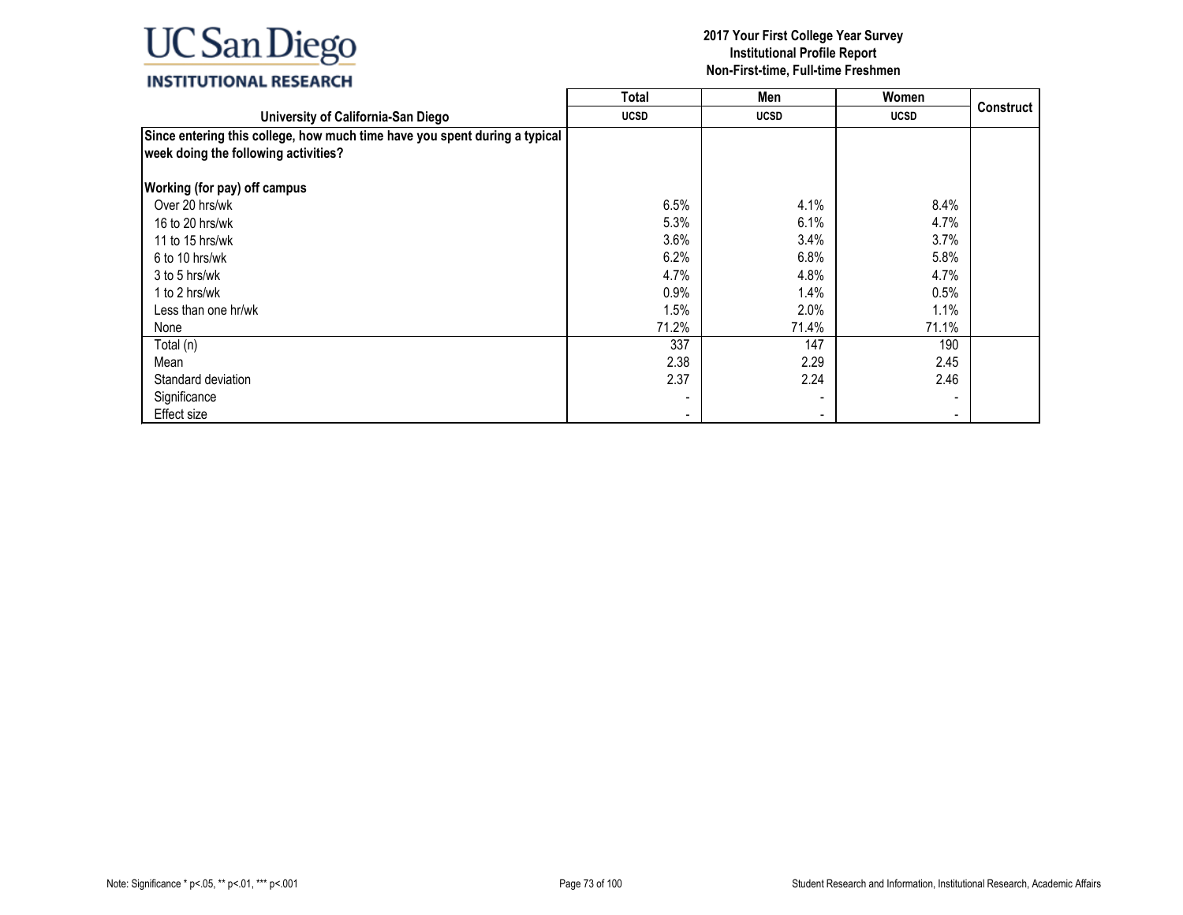**2017 Your First College Year Survey**
**Institutional Profile Report**
**Non-First-time, Full-time Freshmen**

| University of California-San Diego | Total<br>UCSD | Men<br>UCSD | Women<br>UCSD | Construct |
|---|---|---|---|---|
| **Since entering this college, how much time have you spent during a typical week doing the following activities?** | | | | |
| **Working (for pay) off campus** | | | | |
| Over 20 hrs/wk | 6.5% | 4.1% | 8.4% | |
| 16 to 20 hrs/wk | 5.3% | 6.1% | 4.7% | |
| 11 to 15 hrs/wk | 3.6% | 3.4% | 3.7% | |
| 6 to 10 hrs/wk | 6.2% | 6.8% | 5.8% | |
| 3 to 5 hrs/wk | 4.7% | 4.8% | 4.7% | |
| 1 to 2 hrs/wk | 0.9% | 1.4% | 0.5% | |
| Less than one hr/wk | 1.5% | 2.0% | 1.1% | |
| None | 71.2% | 71.4% | 71.1% | |
| Total (n) | 337 | 147 | 190 | |
| Mean | 2.38 | 2.29 | 2.45 | |
| Standard deviation | 2.37 | 2.24 | 2.46 | |
| Significance | - | - | - | |
| Effect size | - | - | - | |

Note: Significance * p<.05, ** p<.01, *** p<.001

Student Research and Information, Institutional Research, Academic Affairs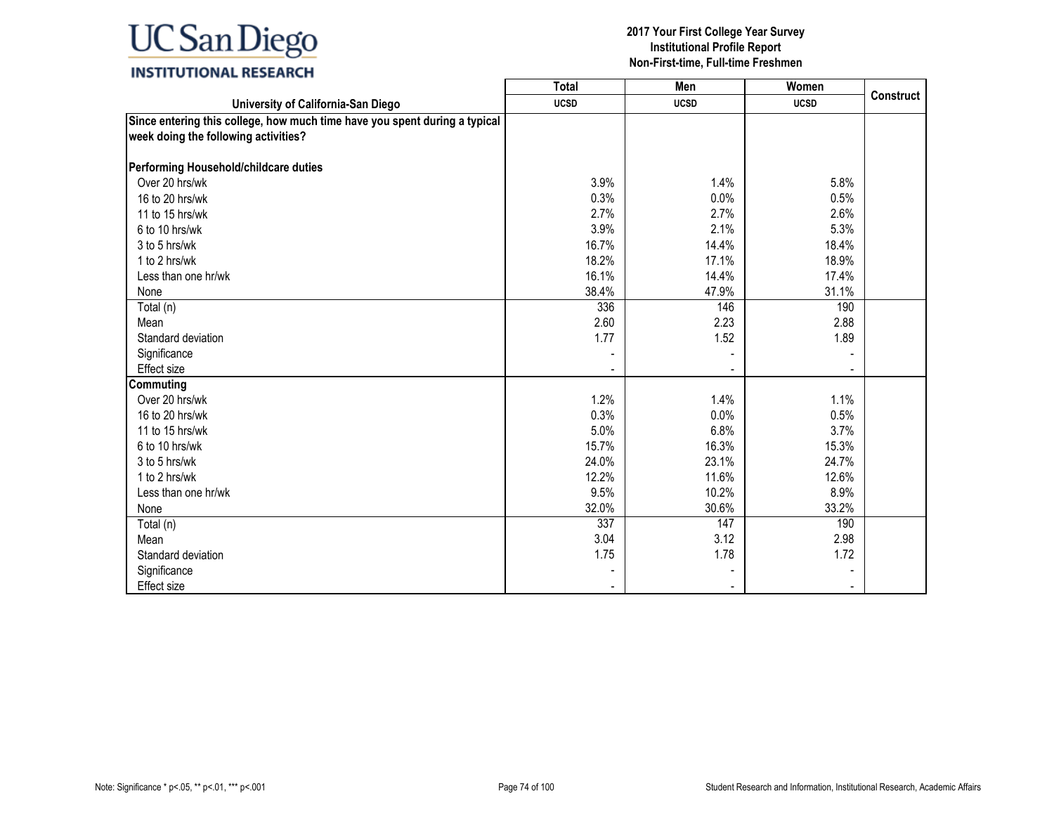# 2017 Your First College Year Survey
## Institutional Profile Report
### Non-First-time, Full-time Freshmen

| University of California-San Diego | Total UCSD | Men UCSD | Women UCSD | Construct |
|---|---|---|---|---|
| **Since entering this college, how much time have you spent during a typical week doing the following activities?** | | | | |
| **Performing Household/childcare duties** | | | | |
| Over 20 hrs/wk | 3.9% | 1.4% | 5.8% | |
| 16 to 20 hrs/wk | 0.3% | 0.0% | 0.5% | |
| 11 to 15 hrs/wk | 2.7% | 2.7% | 2.6% | |
| 6 to 10 hrs/wk | 3.9% | 2.1% | 5.3% | |
| 3 to 5 hrs/wk | 16.7% | 14.4% | 18.4% | |
| 1 to 2 hrs/wk | 18.2% | 17.1% | 18.9% | |
| Less than one hr/wk | 16.1% | 14.4% | 17.4% | |
| None | 38.4% | 47.9% | 31.1% | |
| Total (n) | 336 | 146 | 190 | |
| Mean | 2.60 | 2.23 | 2.88 | |
| Standard deviation | 1.77 | 1.52 | 1.89 | |
| Significance | - | - | - | |
| Effect size | - | - | - | |
| **Commuting** | | | | |
| Over 20 hrs/wk | 1.2% | 1.4% | 1.1% | |
| 16 to 20 hrs/wk | 0.3% | 0.0% | 0.5% | |
| 11 to 15 hrs/wk | 5.0% | 6.8% | 3.7% | |
| 6 to 10 hrs/wk | 15.7% | 16.3% | 15.3% | |
| 3 to 5 hrs/wk | 24.0% | 23.1% | 24.7% | |
| 1 to 2 hrs/wk | 12.2% | 11.6% | 12.6% | |
| Less than one hr/wk | 9.5% | 10.2% | 8.9% | |
| None | 32.0% | 30.6% | 33.2% | |
| Total (n) | 337 | 147 | 190 | |
| Mean | 3.04 | 3.12 | 2.98 | |
| Standard deviation | 1.75 | 1.78 | 1.72 | |
| Significance | - | - | - | |
| Effect size | - | - | - | |

Note: Significance * p<.05, ** p<.01, *** p<.001

Student Research and Information, Institutional Research, Academic Affairs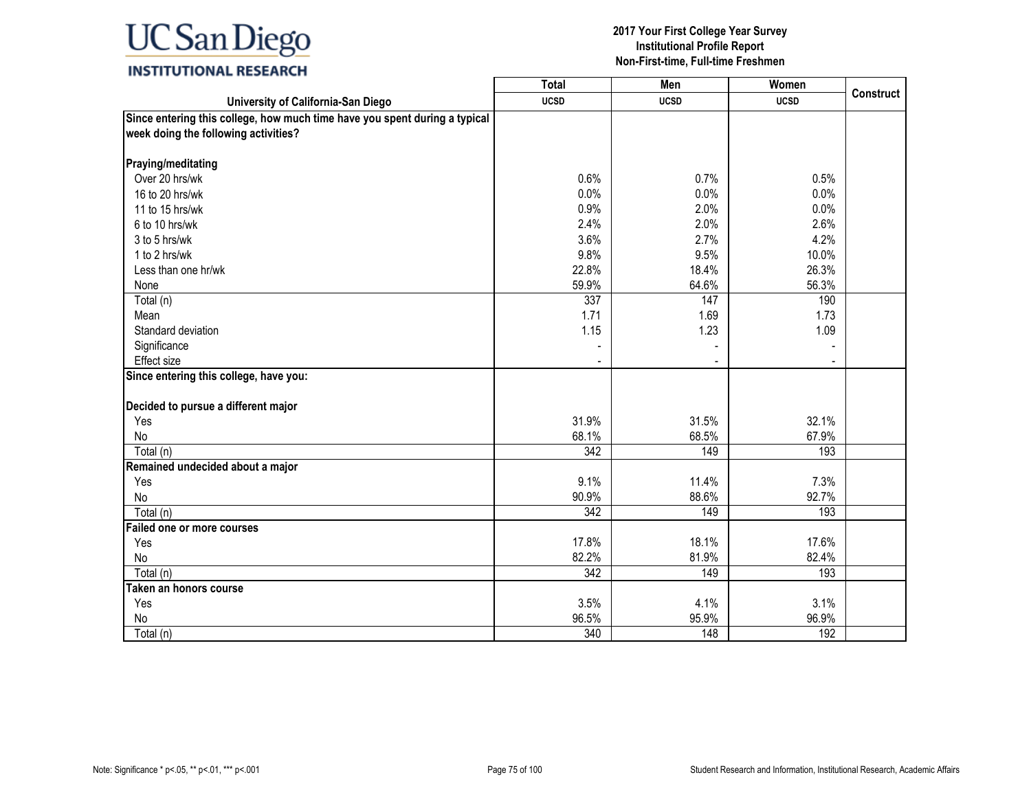| University of California-San Diego | Total UCSD | Men UCSD | Women UCSD | Construct |
|---|---|---|---|---|
| **Since entering this college, how much time have you spent during a typical week doing the following activities?** | | | | |
| **Praying/meditating** | | | | |
| Over 20 hrs/wk | 0.6% | 0.7% | 0.5% | |
| 16 to 20 hrs/wk | 0.0% | 0.0% | 0.0% | |
| 11 to 15 hrs/wk | 0.9% | 2.0% | 0.0% | |
| 6 to 10 hrs/wk | 2.4% | 2.0% | 2.6% | |
| 3 to 5 hrs/wk | 3.6% | 2.7% | 4.2% | |
| 1 to 2 hrs/wk | 9.8% | 9.5% | 10.0% | |
| Less than one hr/wk | 22.8% | 18.4% | 26.3% | |
| None | 59.9% | 64.6% | 56.3% | |
| Total (n) | 337 | 147 | 190 | |
| Mean | 1.71 | 1.69 | 1.73 | |
| Standard deviation | 1.15 | 1.23 | 1.09 | |
| Significance | - | - | - | |
| Effect size | - | - | - | |
| **Since entering this college, have you:** | | | | |
| **Decided to pursue a different major** | | | | |
| Yes | 31.9% | 31.5% | 32.1% | |
| No | 68.1% | 68.5% | 67.9% | |
| Total (n) | 342 | 149 | 193 | |
| **Remained undecided about a major** | | | | |
| Yes | 9.1% | 11.4% | 7.3% | |
| No | 90.9% | 88.6% | 92.7% | |
| Total (n) | 342 | 149 | 193 | |
| **Failed one or more courses** | | | | |
| Yes | 17.8% | 18.1% | 17.6% | |
| No | 82.2% | 81.9% | 82.4% | |
| Total (n) | 342 | 149 | 193 | |
| **Taken an honors course** | | | | |
| Yes | 3.5% | 4.1% | 3.1% | |
| No | 96.5% | 95.9% | 96.9% | |
| Total (n) | 340 | 148 | 192 | |

Note: Significance * p<.05, ** p<.01, *** p<.001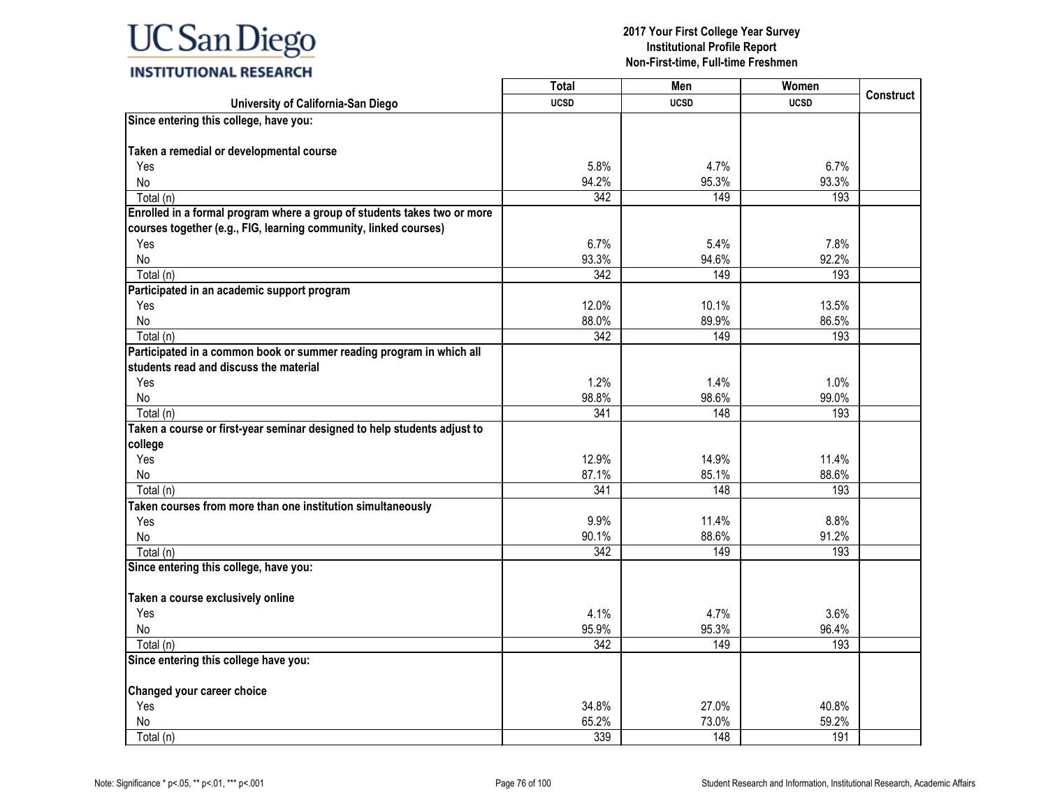# 2017 Your First College Year Survey
## Institutional Profile Report
### Non-First-time, Full-time Freshmen

| University of California-San Diego | Total UCSD | Men UCSD | Women UCSD | Construct |
|---|---|---|---|---|
| **Since entering this college, have you:** | | | | |
| **Taken a remedial or developmental course** | | | | |
| Yes | 5.8% | 4.7% | 6.7% | |
| No | 94.2% | 95.3% | 93.3% | |
| Total (n) | 342 | 149 | 193 | |
| **Enrolled in a formal program where a group of students takes two or more courses together (e.g., FIG, learning community, linked courses)** | | | | |
| Yes | 6.7% | 5.4% | 7.8% | |
| No | 93.3% | 94.6% | 92.2% | |
| Total (n) | 342 | 149 | 193 | |
| **Participated in an academic support program** | | | | |
| Yes | 12.0% | 10.1% | 13.5% | |
| No | 88.0% | 89.9% | 86.5% | |
| Total (n) | 342 | 149 | 193 | |
| **Participated in a common book or summer reading program in which all students read and discuss the material** | | | | |
| Yes | 1.2% | 1.4% | 1.0% | |
| No | 98.8% | 98.6% | 99.0% | |
| Total (n) | 341 | 148 | 193 | |
| **Taken a course or first-year seminar designed to help students adjust to college** | | | | |
| Yes | 12.9% | 14.9% | 11.4% | |
| No | 87.1% | 85.1% | 88.6% | |
| Total (n) | 341 | 148 | 193 | |
| **Taken courses from more than one institution simultaneously** | | | | |
| Yes | 9.9% | 11.4% | 8.8% | |
| No | 90.1% | 88.6% | 91.2% | |
| Total (n) | 342 | 149 | 193 | |
| **Since entering this college, have you:** | | | | |
| **Taken a course exclusively online** | | | | |
| Yes | 4.1% | 4.7% | 3.6% | |
| No | 95.9% | 95.3% | 96.4% | |
| Total (n) | 342 | 149 | 193 | |
| **Since entering this college have you:** | | | | |
| **Changed your career choice** | | | | |
| Yes | 34.8% | 27.0% | 40.8% | |
| No | 65.2% | 73.0% | 59.2% | |
| Total (n) | 339 | 148 | 191 | |

Note: Significance * p<.05, ** p<.01, *** p<.001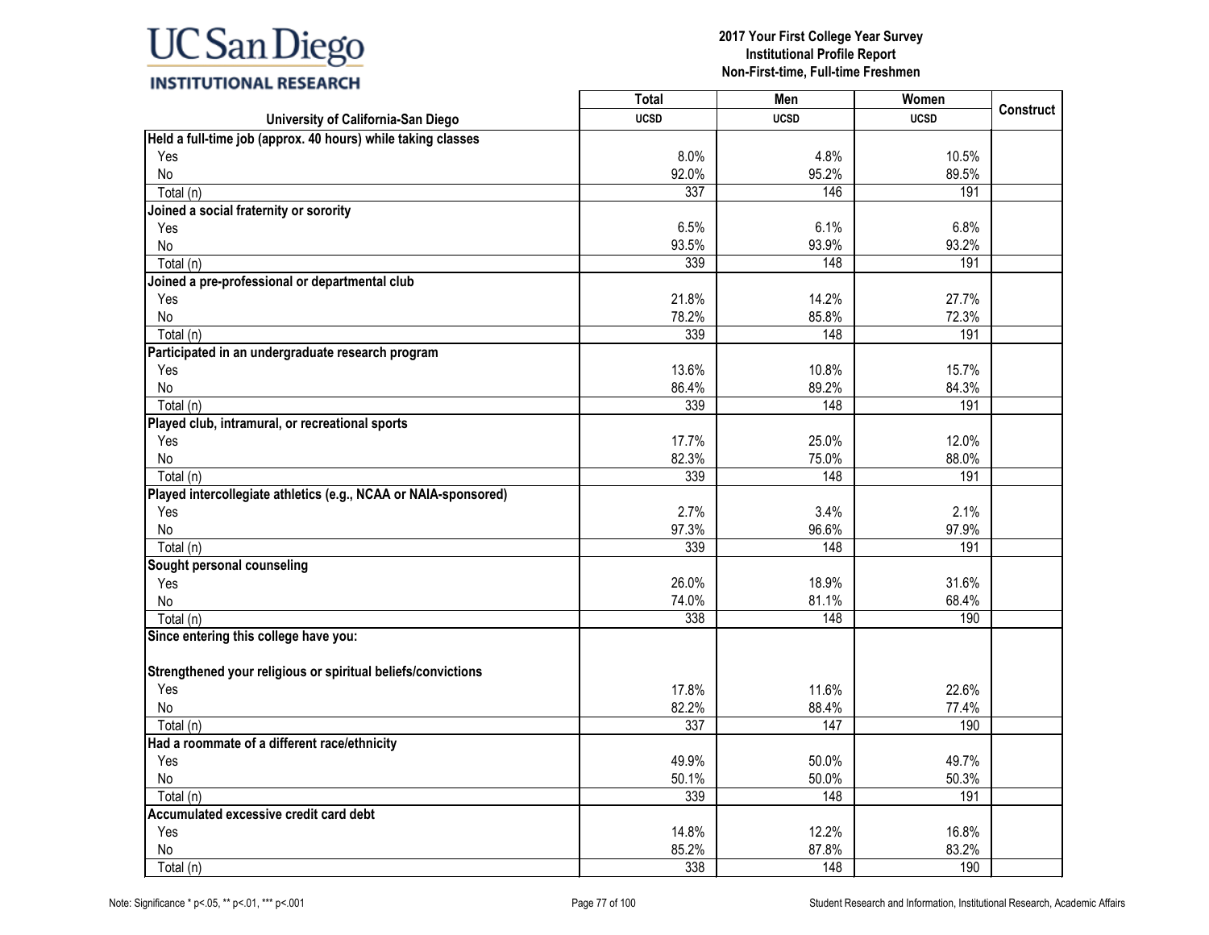**UC San Diego INSTITUTIONAL RESEARCH**

**2017 Your First College Year Survey**
**Institutional Profile Report**
**Non-First-time, Full-time Freshmen**

| University of California-San Diego | Total UCSD | Men UCSD | Women UCSD | Construct |
|---|---|---|---|---|
| **Held a full-time job (approx. 40 hours) while taking classes** | | | | |
| Yes | 8.0% | 4.8% | 10.5% | |
| No | 92.0% | 95.2% | 89.5% | |
| Total (n) | 337 | 146 | 191 | |
| **Joined a social fraternity or sorority** | | | | |
| Yes | 6.5% | 6.1% | 6.8% | |
| No | 93.5% | 93.9% | 93.2% | |
| Total (n) | 339 | 148 | 191 | |
| **Joined a pre-professional or departmental club** | | | | |
| Yes | 21.8% | 14.2% | 27.7% | |
| No | 78.2% | 85.8% | 72.3% | |
| Total (n) | 339 | 148 | 191 | |
| **Participated in an undergraduate research program** | | | | |
| Yes | 13.6% | 10.8% | 15.7% | |
| No | 86.4% | 89.2% | 84.3% | |
| Total (n) | 339 | 148 | 191 | |
| **Played club, intramural, or recreational sports** | | | | |
| Yes | 17.7% | 25.0% | 12.0% | |
| No | 82.3% | 75.0% | 88.0% | |
| Total (n) | 339 | 148 | 191 | |
| **Played intercollegiate athletics (e.g., NCAA or NAIA-sponsored)** | | | | |
| Yes | 2.7% | 3.4% | 2.1% | |
| No | 97.3% | 96.6% | 97.9% | |
| Total (n) | 339 | 148 | 191 | |
| **Sought personal counseling** | | | | |
| Yes | 26.0% | 18.9% | 31.6% | |
| No | 74.0% | 81.1% | 68.4% | |
| Total (n) | 338 | 148 | 190 | |
| **Since entering this college have you:** | | | | |
| **Strengthened your religious or spiritual beliefs/convictions** | | | | |
| Yes | 17.8% | 11.6% | 22.6% | |
| No | 82.2% | 88.4% | 77.4% | |
| Total (n) | 337 | 147 | 190 | |
| **Had a roommate of a different race/ethnicity** | | | | |
| Yes | 49.9% | 50.0% | 49.7% | |
| No | 50.1% | 50.0% | 50.3% | |
| Total (n) | 339 | 148 | 191 | |
| **Accumulated excessive credit card debt** | | | | |
| Yes | 14.8% | 12.2% | 16.8% | |
| No | 85.2% | 87.8% | 83.2% | |
| Total (n) | 338 | 148 | 190 | |

Note: Significance * p<.05, ** p<.01, *** p<.001

Student Research and Information, Institutional Research, Academic Affairs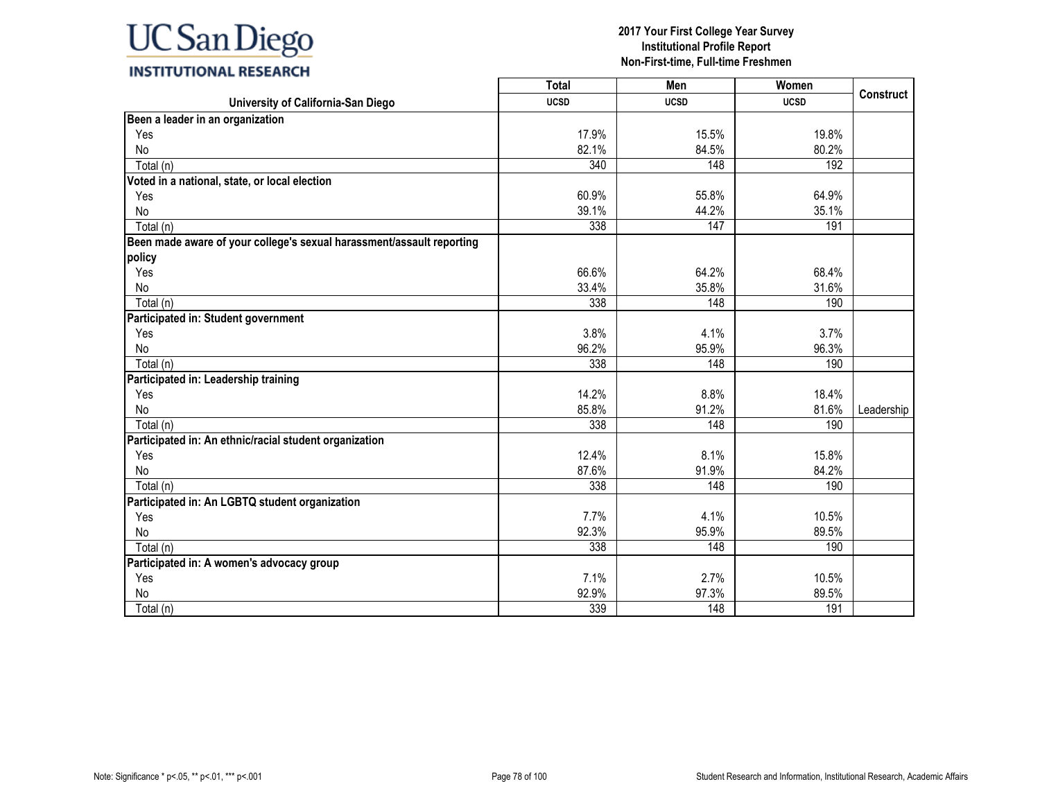UC San Diego
INSTITUTIONAL RESEARCH

**2017 Your First College Year Survey**
**Institutional Profile Report**
**Non-First-time, Full-time Freshmen**

| University of California-San Diego | Total | Men | Women | Construct |
|---|---|---|---|---|
| | UCSD | UCSD | UCSD | |
| **Been a leader in an organization** | | | | |
| Yes | 17.9% | 15.5% | 19.8% | |
| No | 82.1% | 84.5% | 80.2% | |
| Total (n) | 340 | 148 | 192 | |
| **Voted in a national, state, or local election** | | | | |
| Yes | 60.9% | 55.8% | 64.9% | |
| No | 39.1% | 44.2% | 35.1% | |
| Total (n) | 338 | 147 | 191 | |
| **Been made aware of your college's sexual harassment/assault reporting policy** | | | | |
| Yes | 66.6% | 64.2% | 68.4% | |
| No | 33.4% | 35.8% | 31.6% | |
| Total (n) | 338 | 148 | 190 | |
| **Participated in: Student government** | | | | |
| Yes | 3.8% | 4.1% | 3.7% | |
| No | 96.2% | 95.9% | 96.3% | |
| Total (n) | 338 | 148 | 190 | |
| **Participated in: Leadership training** | | | | |
| Yes | 14.2% | 8.8% | 18.4% | |
| No | 85.8% | 91.2% | 81.6% | Leadership |
| Total (n) | 338 | 148 | 190 | |
| **Participated in: An ethnic/racial student organization** | | | | |
| Yes | 12.4% | 8.1% | 15.8% | |
| No | 87.6% | 91.9% | 84.2% | |
| Total (n) | 338 | 148 | 190 | |
| **Participated in: An LGBTQ student organization** | | | | |
| Yes | 7.7% | 4.1% | 10.5% | |
| No | 92.3% | 95.9% | 89.5% | |
| Total (n) | 338 | 148 | 190 | |
| **Participated in: A women's advocacy group** | | | | |
| Yes | 7.1% | 2.7% | 10.5% | |
| No | 92.9% | 97.3% | 89.5% | |
| Total (n) | 339 | 148 | 191 | |

Note: Significance * p<.05, ** p<.01, *** p<.001

Student Research and Information, Institutional Research, Academic Affairs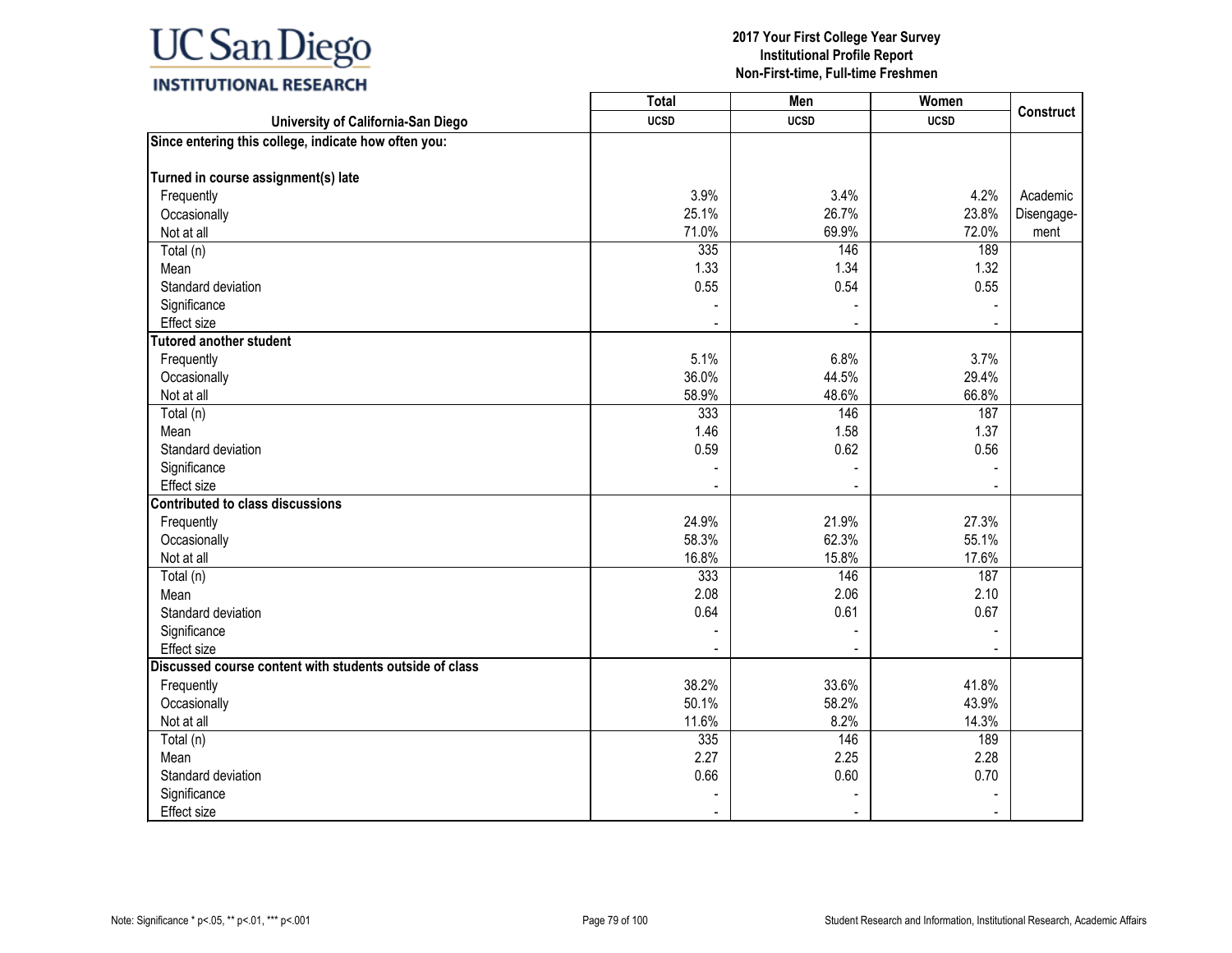**2017 Your First College Year Survey**
**Institutional Profile Report**
**Non-First-time, Full-time Freshmen**

| University of California-San Diego | Total UCSD | Men UCSD | Women UCSD | Construct |
|---|---|---|---|---|
| **Since entering this college, indicate how often you:** | | | | |
| **Turned in course assignment(s) late** | | | | |
| Frequently | 3.9% | 3.4% | 4.2% | Academic Disengagement |
| Occasionally | 25.1% | 26.7% | 23.8% | |
| Not at all | 71.0% | 69.9% | 72.0% | |
| Total (n) | 335 | 146 | 189 | |
| Mean | 1.33 | 1.34 | 1.32 | |
| Standard deviation | 0.55 | 0.54 | 0.55 | |
| Significance | - | - | - | |
| Effect size | - | - | - | |
| **Tutored another student** | | | | |
| Frequently | 5.1% | 6.8% | 3.7% | |
| Occasionally | 36.0% | 44.5% | 29.4% | |
| Not at all | 58.9% | 48.6% | 66.8% | |
| Total (n) | 333 | 146 | 187 | |
| Mean | 1.46 | 1.58 | 1.37 | |
| Standard deviation | 0.59 | 0.62 | 0.56 | |
| Significance | - | - | - | |
| Effect size | - | - | - | |
| **Contributed to class discussions** | | | | |
| Frequently | 24.9% | 21.9% | 27.3% | |
| Occasionally | 58.3% | 62.3% | 55.1% | |
| Not at all | 16.8% | 15.8% | 17.6% | |
| Total (n) | 333 | 146 | 187 | |
| Mean | 2.08 | 2.06 | 2.10 | |
| Standard deviation | 0.64 | 0.61 | 0.67 | |
| Significance | - | - | - | |
| Effect size | - | - | - | |
| **Discussed course content with students outside of class** | | | | |
| Frequently | 38.2% | 33.6% | 41.8% | |
| Occasionally | 50.1% | 58.2% | 43.9% | |
| Not at all | 11.6% | 8.2% | 14.3% | |
| Total (n) | 335 | 146 | 189 | |
| Mean | 2.27 | 2.25 | 2.28 | |
| Standard deviation | 0.66 | 0.60 | 0.70 | |
| Significance | - | - | - | |
| Effect size | - | - | - | |

Note: Significance * p<.05, ** p<.01, *** p<.001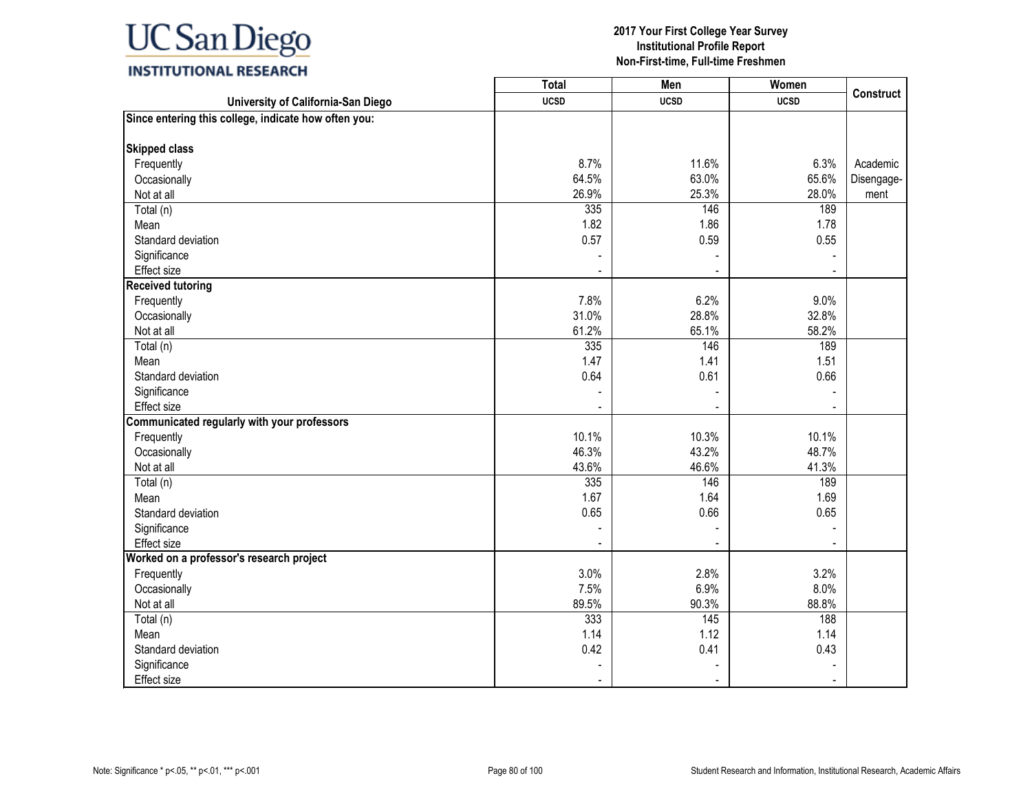UC San Diego
INSTITUTIONAL RESEARCH

**2017 Your First College Year Survey**
**Institutional Profile Report**
**Non-First-time, Full-time Freshmen**

| University of California-San Diego | Total UCSD | Men UCSD | Women UCSD | Construct |
|---|---|---|---|---|
| **Since entering this college, indicate how often you:** | | | | |
| **Skipped class** | | | | |
| Frequently | 8.7% | 11.6% | 6.3% | Academic Disengage-ment |
| Occasionally | 64.5% | 63.0% | 65.6% | |
| Not at all | 26.9% | 25.3% | 28.0% | |
| Total (n) | 335 | 146 | 189 | |
| Mean | 1.82 | 1.86 | 1.78 | |
| Standard deviation | 0.57 | 0.59 | 0.55 | |
| Significance | - | - | - | |
| Effect size | - | - | - | |
| **Received tutoring** | | | | |
| Frequently | 7.8% | 6.2% | 9.0% | |
| Occasionally | 31.0% | 28.8% | 32.8% | |
| Not at all | 61.2% | 65.1% | 58.2% | |
| Total (n) | 335 | 146 | 189 | |
| Mean | 1.47 | 1.41 | 1.51 | |
| Standard deviation | 0.64 | 0.61 | 0.66 | |
| Significance | - | - | - | |
| Effect size | - | - | - | |
| **Communicated regularly with your professors** | | | | |
| Frequently | 10.1% | 10.3% | 10.1% | |
| Occasionally | 46.3% | 43.2% | 48.7% | |
| Not at all | 43.6% | 46.6% | 41.3% | |
| Total (n) | 335 | 146 | 189 | |
| Mean | 1.67 | 1.64 | 1.69 | |
| Standard deviation | 0.65 | 0.66 | 0.65 | |
| Significance | - | - | - | |
| Effect size | - | - | - | |
| **Worked on a professor's research project** | | | | |
| Frequently | 3.0% | 2.8% | 3.2% | |
| Occasionally | 7.5% | 6.9% | 8.0% | |
| Not at all | 89.5% | 90.3% | 88.8% | |
| Total (n) | 333 | 145 | 188 | |
| Mean | 1.14 | 1.12 | 1.14 | |
| Standard deviation | 0.42 | 0.41 | 0.43 | |
| Significance | - | - | - | |
| Effect size | - | - | - | |

Note: Significance * $p<.05$, ** $p<.01$, *** $p<.001$

Student Research and Information, Institutional Research, Academic Affairs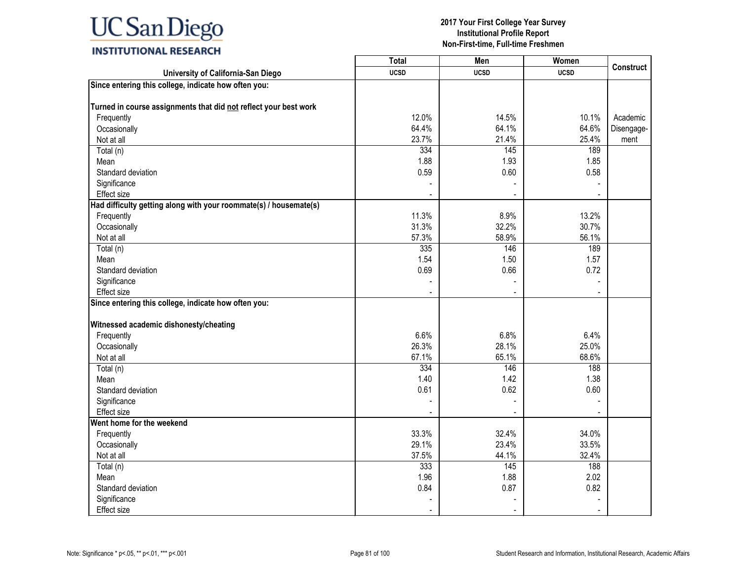# 2017 Your First College Year Survey
## Institutional Profile Report
### Non-First-time, Full-time Freshmen

| University of California-San Diego | Total UCSD | Men UCSD | Women UCSD | Construct |
|---|---|---|---|---|
| **Since entering this college, indicate how often you:** | | | | |
| **Turned in course assignments that did not reflect your best work** | | | | |
| Frequently | 12.0% | 14.5% | 10.1% | Academic Disengagement |
| Occasionally | 64.4% | 64.1% | 64.6% | |
| Not at all | 23.7% | 21.4% | 25.4% | |
| Total (n) | 334 | 145 | 189 | |
| Mean | 1.88 | 1.93 | 1.85 | |
| Standard deviation | 0.59 | 0.60 | 0.58 | |
| Significance | - | - | - | |
| Effect size | - | - | - | |
| **Had difficulty getting along with your roommate(s) / housemate(s)** | | | | |
| Frequently | 11.3% | 8.9% | 13.2% | |
| Occasionally | 31.3% | 32.2% | 30.7% | |
| Not at all | 57.3% | 58.9% | 56.1% | |
| Total (n) | 335 | 146 | 189 | |
| Mean | 1.54 | 1.50 | 1.57 | |
| Standard deviation | 0.69 | 0.66 | 0.72 | |
| Significance | - | - | - | |
| Effect size | - | - | - | |
| **Since entering this college, indicate how often you:** | | | | |
| **Witnessed academic dishonesty/cheating** | | | | |
| Frequently | 6.6% | 6.8% | 6.4% | |
| Occasionally | 26.3% | 28.1% | 25.0% | |
| Not at all | 67.1% | 65.1% | 68.6% | |
| Total (n) | 334 | 146 | 188 | |
| Mean | 1.40 | 1.42 | 1.38 | |
| Standard deviation | 0.61 | 0.62 | 0.60 | |
| Significance | - | - | - | |
| Effect size | - | - | - | |
| **Went home for the weekend** | | | | |
| Frequently | 33.3% | 32.4% | 34.0% | |
| Occasionally | 29.1% | 23.4% | 33.5% | |
| Not at all | 37.5% | 44.1% | 32.4% | |
| Total (n) | 333 | 145 | 188 | |
| Mean | 1.96 | 1.88 | 2.02 | |
| Standard deviation | 0.84 | 0.87 | 0.82 | |
| Significance | - | - | - | |
| Effect size | - | - | - | |

Note: Significance * p<.05, ** p<.01, *** p<.001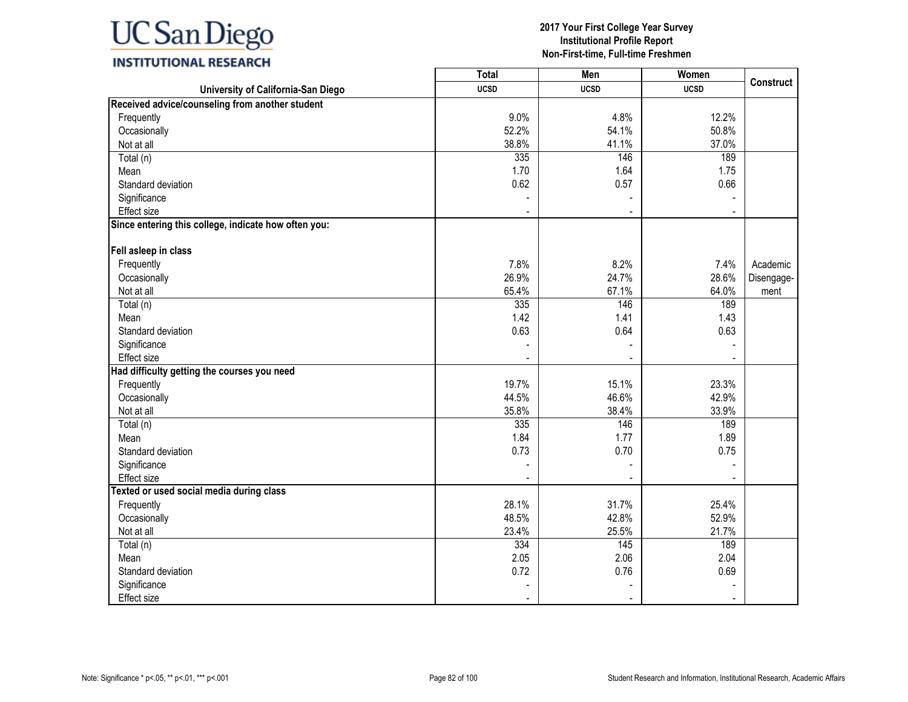# 2017 Your First College Year Survey
## Institutional Profile Report
### Non-First-time, Full-time Freshmen

| University of California-San Diego | Total UCSD | Men UCSD | Women UCSD | Construct |
|---|---|---|---|---|
| **Received advice/counseling from another student** | | | | |
| Frequently | 9.0% | 4.8% | 12.2% | |
| Occasionally | 52.2% | 54.1% | 50.8% | |
| Not at all | 38.8% | 41.1% | 37.0% | |
| Total (n) | 335 | 146 | 189 | |
| Mean | 1.70 | 1.64 | 1.75 | |
| Standard deviation | 0.62 | 0.57 | 0.66 | |
| Significance | - | - | - | |
| Effect size | - | - | - | |
| **Since entering this college, indicate how often you:** | | | | |
| **Fell asleep in class** | | | | |
| Frequently | 7.8% | 8.2% | 7.4% | Academic Disengagement |
| Occasionally | 26.9% | 24.7% | 28.6% | |
| Not at all | 65.4% | 67.1% | 64.0% | |
| Total (n) | 335 | 146 | 189 | |
| Mean | 1.42 | 1.41 | 1.43 | |
| Standard deviation | 0.63 | 0.64 | 0.63 | |
| Significance | - | - | - | |
| Effect size | - | - | - | |
| **Had difficulty getting the courses you need** | | | | |
| Frequently | 19.7% | 15.1% | 23.3% | |
| Occasionally | 44.5% | 46.6% | 42.9% | |
| Not at all | 35.8% | 38.4% | 33.9% | |
| Total (n) | 335 | 146 | 189 | |
| Mean | 1.84 | 1.77 | 1.89 | |
| Standard deviation | 0.73 | 0.70 | 0.75 | |
| Significance | - | - | - | |
| Effect size | - | - | - | |
| **Texted or used social media during class** | | | | |
| Frequently | 28.1% | 31.7% | 25.4% | |
| Occasionally | 48.5% | 42.8% | 52.9% | |
| Not at all | 23.4% | 25.5% | 21.7% | |
| Total (n) | 334 | 145 | 189 | |
| Mean | 2.05 | 2.06 | 2.04 | |
| Standard deviation | 0.72 | 0.76 | 0.69 | |
| Significance | - | - | - | |
| Effect size | - | - | - | |

Note: Significance * p<.05, ** p<.01, *** p<.001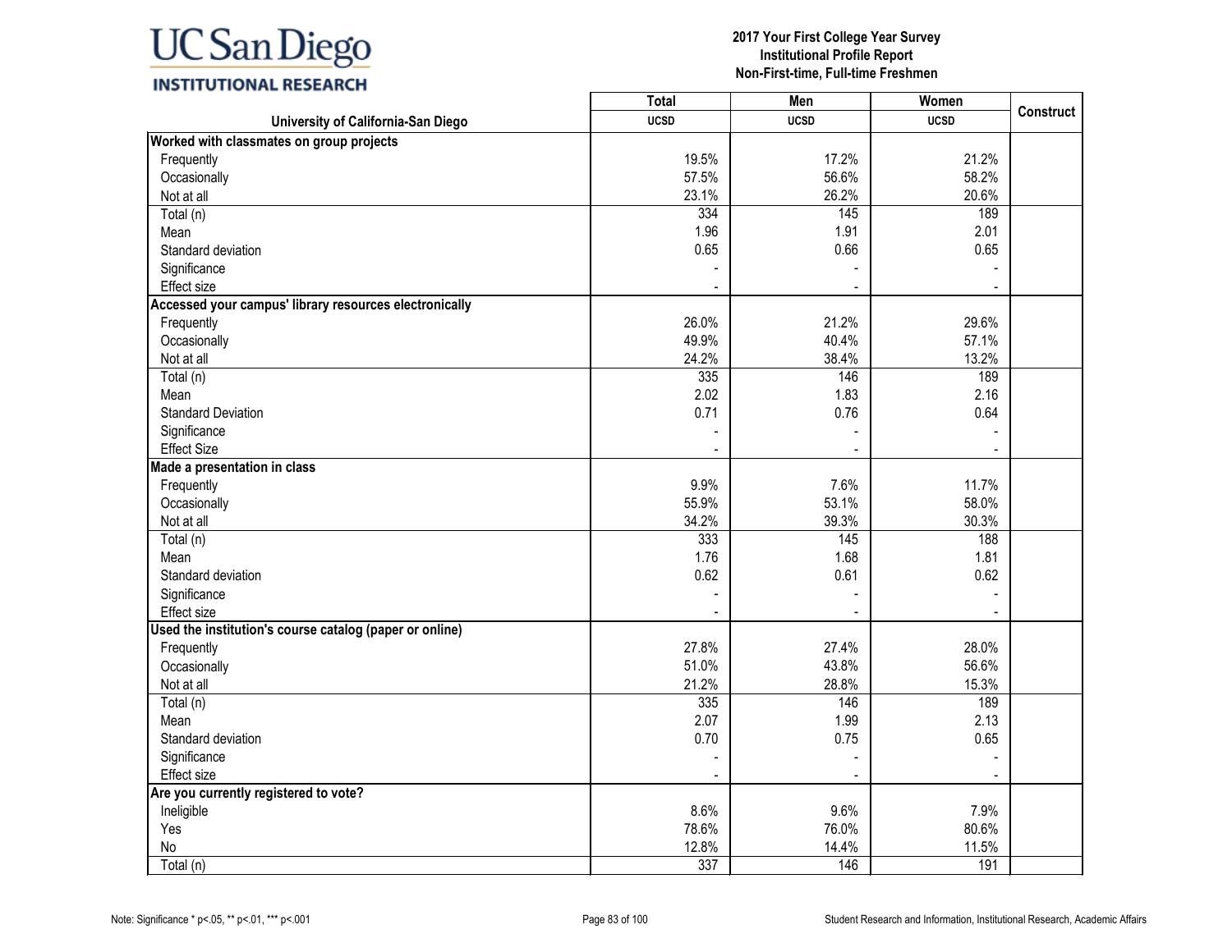# UC San Diego INSTITUTIONAL RESEARCH

**2017 Your First College Year Survey**
**Institutional Profile Report**
**Non-First-time, Full-time Freshmen**

| University of California-San Diego | Total UCSD | Men UCSD | Women UCSD | Construct |
|---|---|---|---|---|
| **Worked with classmates on group projects** | | | | |
| Frequently | 19.5% | 17.2% | 21.2% | |
| Occasionally | 57.5% | 56.6% | 58.2% | |
| Not at all | 23.1% | 26.2% | 20.6% | |
| Total (n) | 334 | 145 | 189 | |
| Mean | 1.96 | 1.91 | 2.01 | |
| Standard deviation | 0.65 | 0.66 | 0.65 | |
| Significance | - | - | - | |
| Effect size | - | - | - | |
| **Accessed your campus' library resources electronically** | | | | |
| Frequently | 26.0% | 21.2% | 29.6% | |
| Occasionally | 49.9% | 40.4% | 57.1% | |
| Not at all | 24.2% | 38.4% | 13.2% | |
| Total (n) | 335 | 146 | 189 | |
| Mean | 2.02 | 1.83 | 2.16 | |
| Standard Deviation | 0.71 | 0.76 | 0.64 | |
| Significance | - | - | - | |
| Effect Size | - | - | - | |
| **Made a presentation in class** | | | | |
| Frequently | 9.9% | 7.6% | 11.7% | |
| Occasionally | 55.9% | 53.1% | 58.0% | |
| Not at all | 34.2% | 39.3% | 30.3% | |
| Total (n) | 333 | 145 | 188 | |
| Mean | 1.76 | 1.68 | 1.81 | |
| Standard deviation | 0.62 | 0.61 | 0.62 | |
| Significance | - | - | - | |
| Effect size | - | - | - | |
| **Used the institution's course catalog (paper or online)** | | | | |
| Frequently | 27.8% | 27.4% | 28.0% | |
| Occasionally | 51.0% | 43.8% | 56.6% | |
| Not at all | 21.2% | 28.8% | 15.3% | |
| Total (n) | 335 | 146 | 189 | |
| Mean | 2.07 | 1.99 | 2.13 | |
| Standard deviation | 0.70 | 0.75 | 0.65 | |
| Significance | - | - | - | |
| Effect size | - | - | - | |
| **Are you currently registered to vote?** | | | | |
| Ineligible | 8.6% | 9.6% | 7.9% | |
| Yes | 78.6% | 76.0% | 80.6% | |
| No | 12.8% | 14.4% | 11.5% | |
| Total (n) | 337 | 146 | 191 | |

Note: Significance * p<.05, ** p<.01, *** p<.001

Student Research and Information, Institutional Research, Academic Affairs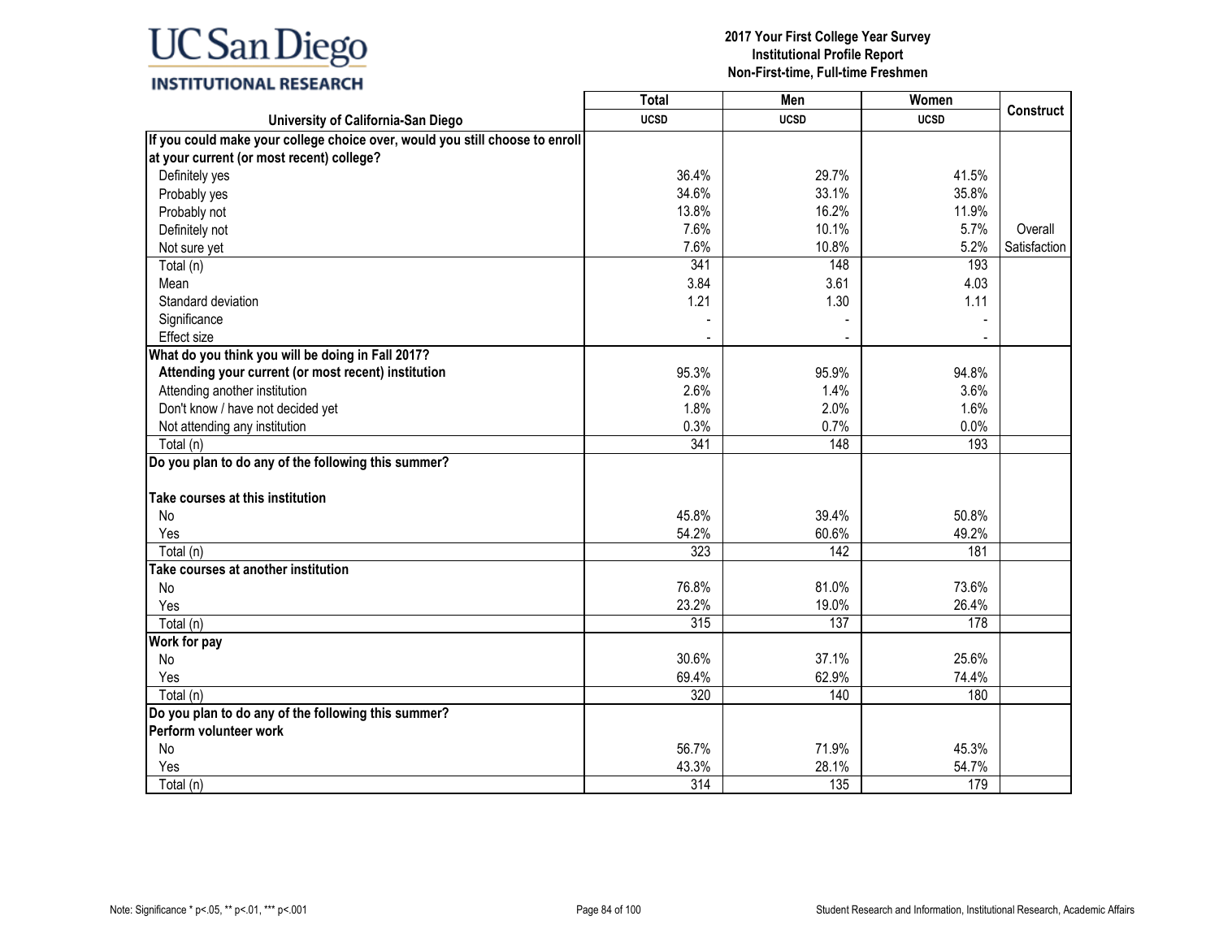UC San Diego INSTITUTIONAL RESEARCH

**2017 Your First College Year Survey**
**Institutional Profile Report**
**Non-First-time, Full-time Freshmen**

| University of California-San Diego | Total UCSD | Men UCSD | Women UCSD | Construct |
|---|---|---|---|---|
| **If you could make your college choice over, would you still choose to enroll at your current (or most recent) college?** | | | | |
| Definitely yes | 36.4% | 29.7% | 41.5% | |
| Probably yes | 34.6% | 33.1% | 35.8% | |
| Probably not | 13.8% | 16.2% | 11.9% | |
| Definitely not | 7.6% | 10.1% | 5.7% | Overall |
| Not sure yet | 7.6% | 10.8% | 5.2% | Satisfaction |
| Total (n) | 341 | 148 | 193 | |
| Mean | 3.84 | 3.61 | 4.03 | |
| Standard deviation | 1.21 | 1.30 | 1.11 | |
| Significance | - | - | - | |
| Effect size | - | - | - | |
| **What do you think you will be doing in Fall 2017?** | | | | |
| **Attending your current (or most recent) institution** | 95.3% | 95.9% | 94.8% | |
| Attending another institution | 2.6% | 1.4% | 3.6% | |
| Don't know / have not decided yet | 1.8% | 2.0% | 1.6% | |
| Not attending any institution | 0.3% | 0.7% | 0.0% | |
| Total (n) | 341 | 148 | 193 | |
| **Do you plan to do any of the following this summer?** | | | | |
| **Take courses at this institution** | | | | |
| No | 45.8% | 39.4% | 50.8% | |
| Yes | 54.2% | 60.6% | 49.2% | |
| Total (n) | 323 | 142 | 181 | |
| **Take courses at another institution** | | | | |
| No | 76.8% | 81.0% | 73.6% | |
| Yes | 23.2% | 19.0% | 26.4% | |
| Total (n) | 315 | 137 | 178 | |
| **Work for pay** | | | | |
| No | 30.6% | 37.1% | 25.6% | |
| Yes | 69.4% | 62.9% | 74.4% | |
| Total (n) | 320 | 140 | 180 | |
| **Do you plan to do any of the following this summer? Perform volunteer work** | | | | |
| No | 56.7% | 71.9% | 45.3% | |
| Yes | 43.3% | 28.1% | 54.7% | |
| Total (n) | 314 | 135 | 179 | |

Note: Significance * p<.05, ** p<.01, *** p<.001

Student Research and Information, Institutional Research, Academic Affairs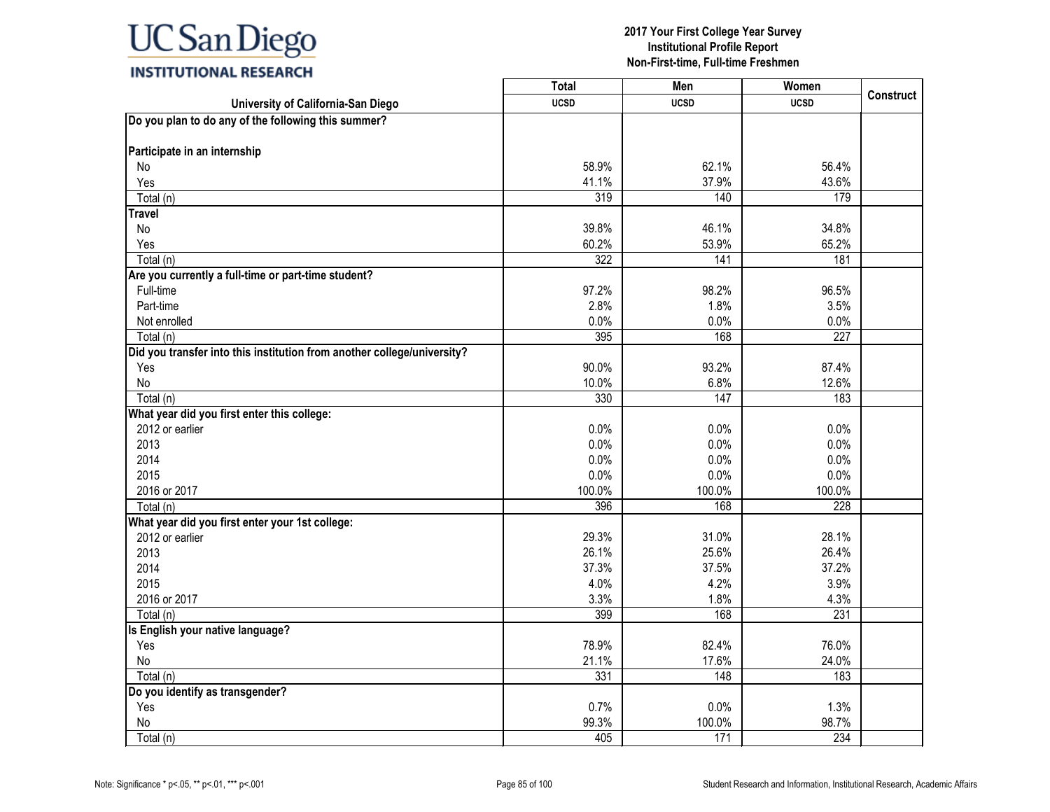**2017 Your First College Year Survey**
**Institutional Profile Report**
**Non-First-time, Full-time Freshmen**

| University of California-San Diego | Total UCSD | Men UCSD | Women UCSD | Construct |
|---|---|---|---|---|
| **Do you plan to do any of the following this summer?** | | | | |
| **Participate in an internship** | | | | |
| No | 58.9% | 62.1% | 56.4% | |
| Yes | 41.1% | 37.9% | 43.6% | |
| Total (n) | 319 | 140 | 179 | |
| **Travel** | | | | |
| No | 39.8% | 46.1% | 34.8% | |
| Yes | 60.2% | 53.9% | 65.2% | |
| Total (n) | 322 | 141 | 181 | |
| **Are you currently a full-time or part-time student?** | | | | |
| Full-time | 97.2% | 98.2% | 96.5% | |
| Part-time | 2.8% | 1.8% | 3.5% | |
| Not enrolled | 0.0% | 0.0% | 0.0% | |
| Total (n) | 395 | 168 | 227 | |
| **Did you transfer into this institution from another college/university?** | | | | |
| Yes | 90.0% | 93.2% | 87.4% | |
| No | 10.0% | 6.8% | 12.6% | |
| Total (n) | 330 | 147 | 183 | |
| **What year did you first enter this college:** | | | | |
| 2012 or earlier | 0.0% | 0.0% | 0.0% | |
| 2013 | 0.0% | 0.0% | 0.0% | |
| 2014 | 0.0% | 0.0% | 0.0% | |
| 2015 | 0.0% | 0.0% | 0.0% | |
| 2016 or 2017 | 100.0% | 100.0% | 100.0% | |
| Total (n) | 396 | 168 | 228 | |
| **What year did you first enter your 1st college:** | | | | |
| 2012 or earlier | 29.3% | 31.0% | 28.1% | |
| 2013 | 26.1% | 25.6% | 26.4% | |
| 2014 | 37.3% | 37.5% | 37.2% | |
| 2015 | 4.0% | 4.2% | 3.9% | |
| 2016 or 2017 | 3.3% | 1.8% | 4.3% | |
| Total (n) | 399 | 168 | 231 | |
| **Is English your native language?** | | | | |
| Yes | 78.9% | 82.4% | 76.0% | |
| No | 21.1% | 17.6% | 24.0% | |
| Total (n) | 331 | 148 | 183 | |
| **Do you identify as transgender?** | | | | |
| Yes | 0.7% | 0.0% | 1.3% | |
| No | 99.3% | 100.0% | 98.7% | |
| Total (n) | 405 | 171 | 234 | |

Note: Significance * p<.05, ** p<.01, *** p<.001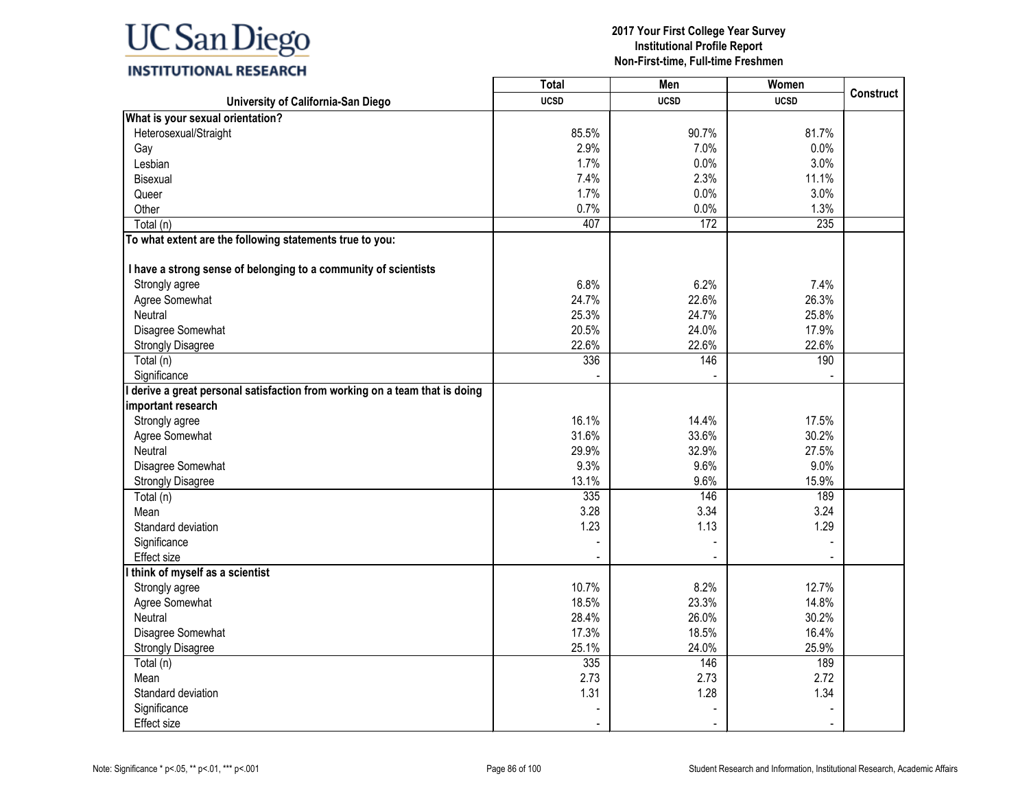# 2017 Your First College Year Survey
## Institutional Profile Report
## Non-First-time, Full-time Freshmen

| University of California-San Diego | Total UCSD | Men UCSD | Women UCSD | Construct |
|---|---|---|---|---|
| **What is your sexual orientation?** | | | | |
| Heterosexual/Straight | 85.5% | 90.7% | 81.7% | |
| Gay | 2.9% | 7.0% | 0.0% | |
| Lesbian | 1.7% | 0.0% | 3.0% | |
| Bisexual | 7.4% | 2.3% | 11.1% | |
| Queer | 1.7% | 0.0% | 3.0% | |
| Other | 0.7% | 0.0% | 1.3% | |
| Total (n) | 407 | 172 | 235 | |
| **To what extent are the following statements true to you:** | | | | |
| **I have a strong sense of belonging to a community of scientists** | | | | |
| Strongly agree | 6.8% | 6.2% | 7.4% | |
| Agree Somewhat | 24.7% | 22.6% | 26.3% | |
| Neutral | 25.3% | 24.7% | 25.8% | |
| Disagree Somewhat | 20.5% | 24.0% | 17.9% | |
| Strongly Disagree | 22.6% | 22.6% | 22.6% | |
| Total (n) | 336 | 146 | 190 | |
| Significance | - | - | - | |
| **I derive a great personal satisfaction from working on a team that is doing important research** | | | | |
| Strongly agree | 16.1% | 14.4% | 17.5% | |
| Agree Somewhat | 31.6% | 33.6% | 30.2% | |
| Neutral | 29.9% | 32.9% | 27.5% | |
| Disagree Somewhat | 9.3% | 9.6% | 9.0% | |
| Strongly Disagree | 13.1% | 9.6% | 15.9% | |
| Total (n) | 335 | 146 | 189 | |
| Mean | 3.28 | 3.34 | 3.24 | |
| Standard deviation | 1.23 | 1.13 | 1.29 | |
| Significance | - | - | - | |
| Effect size | - | - | - | |
| **I think of myself as a scientist** | | | | |
| Strongly agree | 10.7% | 8.2% | 12.7% | |
| Agree Somewhat | 18.5% | 23.3% | 14.8% | |
| Neutral | 28.4% | 26.0% | 30.2% | |
| Disagree Somewhat | 17.3% | 18.5% | 16.4% | |
| Strongly Disagree | 25.1% | 24.0% | 25.9% | |
| Total (n) | 335 | 146 | 189 | |
| Mean | 2.73 | 2.73 | 2.72 | |
| Standard deviation | 1.31 | 1.28 | 1.34 | |
| Significance | - | - | - | |
| Effect size | - | - | - | |

Note: Significance * p<.05, ** p<.01, *** p<.001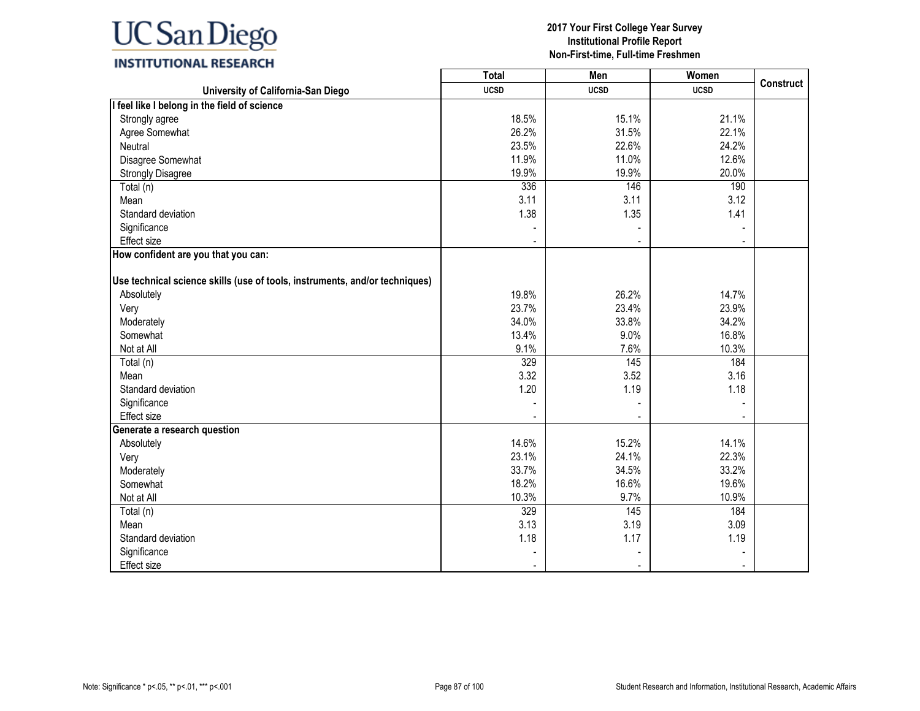2017 Your First College Year Survey
Institutional Profile Report
Non-First-time, Full-time Freshmen

| University of California-San Diego | Total<br>UCSD | Men<br>UCSD | Women<br>UCSD | Construct |
|---|---|---|---|---|
| **I feel like I belong in the field of science** | | | | |
| Strongly agree | 18.5% | 15.1% | 21.1% | |
| Agree Somewhat | 26.2% | 31.5% | 22.1% | |
| Neutral | 23.5% | 22.6% | 24.2% | |
| Disagree Somewhat | 11.9% | 11.0% | 12.6% | |
| Strongly Disagree | 19.9% | 19.9% | 20.0% | |
| Total (n) | 336 | 146 | 190 | |
| Mean | 3.11 | 3.11 | 3.12 | |
| Standard deviation | 1.38 | 1.35 | 1.41 | |
| Significance | - | - | - | |
| Effect size | - | - | - | |
| **How confident are you that you can:** | | | | |
| **Use technical science skills (use of tools, instruments, and/or techniques)** | | | | |
| Absolutely | 19.8% | 26.2% | 14.7% | |
| Very | 23.7% | 23.4% | 23.9% | |
| Moderately | 34.0% | 33.8% | 34.2% | |
| Somewhat | 13.4% | 9.0% | 16.8% | |
| Not at All | 9.1% | 7.6% | 10.3% | |
| Total (n) | 329 | 145 | 184 | |
| Mean | 3.32 | 3.52 | 3.16 | |
| Standard deviation | 1.20 | 1.19 | 1.18 | |
| Significance | - | - | - | |
| Effect size | - | - | - | |
| **Generate a research question** | | | | |
| Absolutely | 14.6% | 15.2% | 14.1% | |
| Very | 23.1% | 24.1% | 22.3% | |
| Moderately | 33.7% | 34.5% | 33.2% | |
| Somewhat | 18.2% | 16.6% | 19.6% | |
| Not at All | 10.3% | 9.7% | 10.9% | |
| Total (n) | 329 | 145 | 184 | |
| Mean | 3.13 | 3.19 | 3.09 | |
| Standard deviation | 1.18 | 1.17 | 1.19 | |
| Significance | - | - | - | |
| Effect size | - | - | - | |

Note: Significance * p<.05, ** p<.01, *** p<.001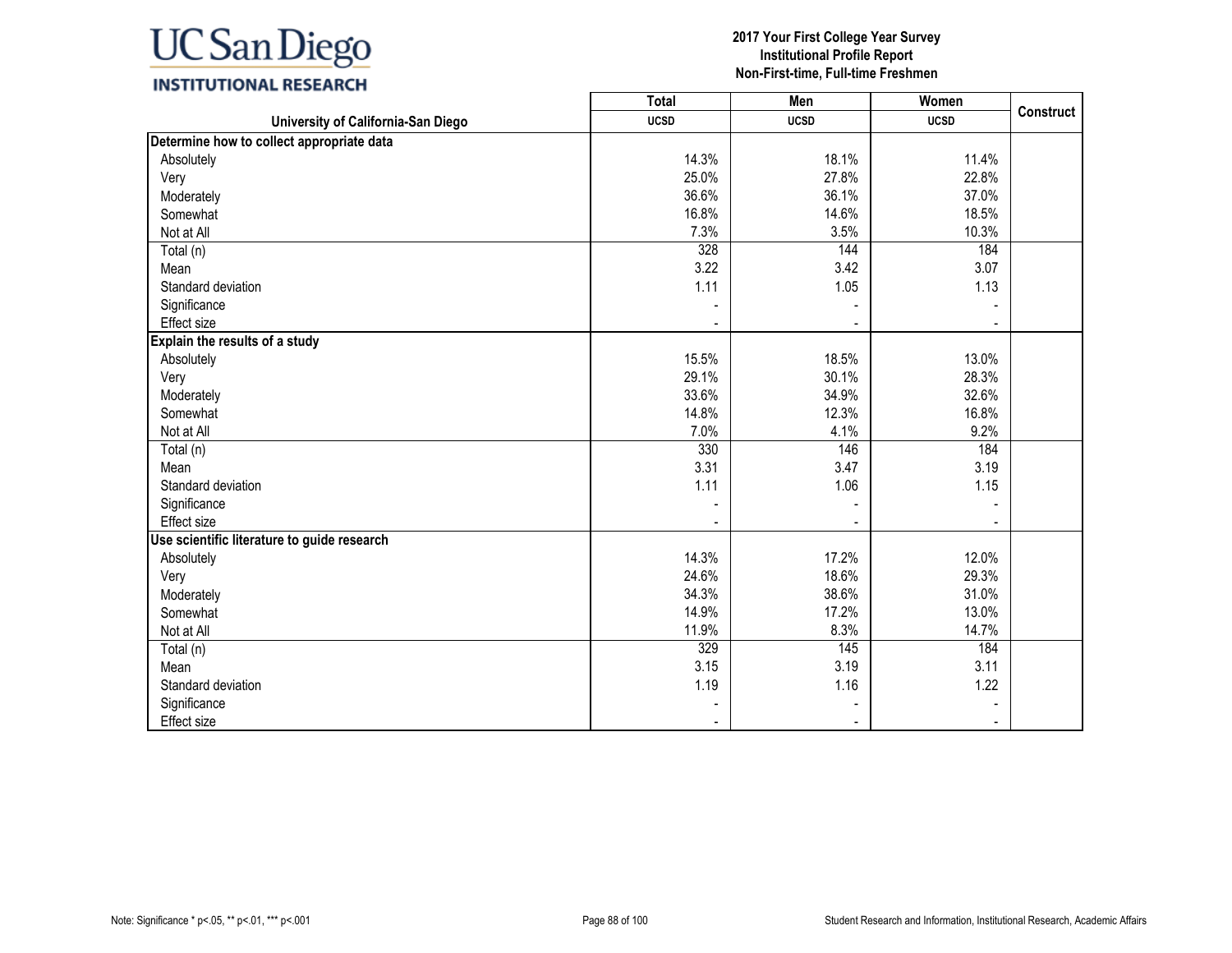UC San Diego
INSTITUTIONAL RESEARCH

**2017 Your First College Year Survey**
**Institutional Profile Report**
**Non-First-time, Full-time Freshmen**

| | Total | Men | Women | Construct |
|---|---|---|---|---|
| **University of California-San Diego** | **UCSD** | **UCSD** | **UCSD** | |
| **Determine how to collect appropriate data** | | | | |
| Absolutely | 14.3% | 18.1% | 11.4% | |
| Very | 25.0% | 27.8% | 22.8% | |
| Moderately | 36.6% | 36.1% | 37.0% | |
| Somewhat | 16.8% | 14.6% | 18.5% | |
| Not at All | 7.3% | 3.5% | 10.3% | |
| Total (n) | 328 | 144 | 184 | |
| Mean | 3.22 | 3.42 | 3.07 | |
| Standard deviation | 1.11 | 1.05 | 1.13 | |
| Significance | - | - | - | |
| Effect size | - | - | - | |
| **Explain the results of a study** | | | | |
| Absolutely | 15.5% | 18.5% | 13.0% | |
| Very | 29.1% | 30.1% | 28.3% | |
| Moderately | 33.6% | 34.9% | 32.6% | |
| Somewhat | 14.8% | 12.3% | 16.8% | |
| Not at All | 7.0% | 4.1% | 9.2% | |
| Total (n) | 330 | 146 | 184 | |
| Mean | 3.31 | 3.47 | 3.19 | |
| Standard deviation | 1.11 | 1.06 | 1.15 | |
| Significance | - | - | - | |
| Effect size | - | - | - | |
| **Use scientific literature to guide research** | | | | |
| Absolutely | 14.3% | 17.2% | 12.0% | |
| Very | 24.6% | 18.6% | 29.3% | |
| Moderately | 34.3% | 38.6% | 31.0% | |
| Somewhat | 14.9% | 17.2% | 13.0% | |
| Not at All | 11.9% | 8.3% | 14.7% | |
| Total (n) | 329 | 145 | 184 | |
| Mean | 3.15 | 3.19 | 3.11 | |
| Standard deviation | 1.19 | 1.16 | 1.22 | |
| Significance | - | - | - | |
| Effect size | - | - | - | |

Note: Significance * p<.05, ** p<.01, *** p<.001

Student Research and Information, Institutional Research, Academic Affairs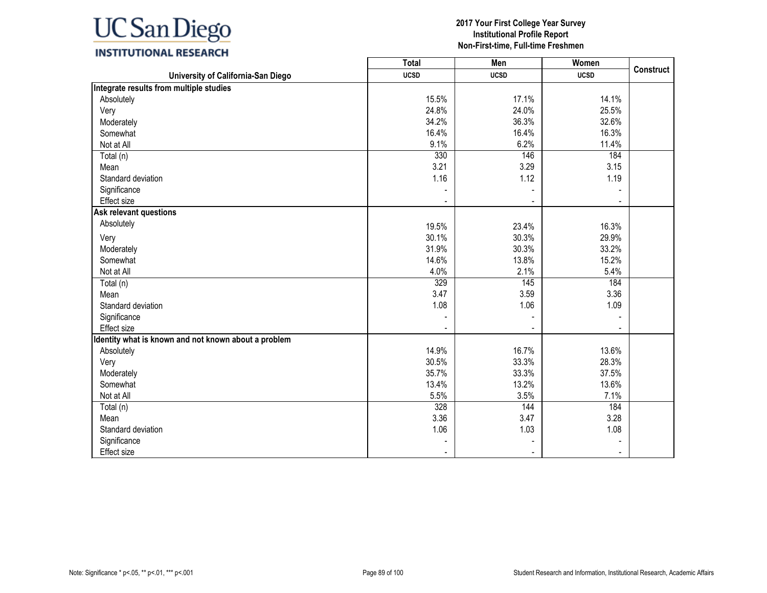2017 Your First College Year Survey
Institutional Profile Report
Non-First-time, Full-time Freshmen

| University of California-San Diego | Total UCSD | Men UCSD | Women UCSD | Construct |
|---|---|---|---|---|
| **Integrate results from multiple studies** | | | | |
| Absolutely | 15.5% | 17.1% | 14.1% | |
| Very | 24.8% | 24.0% | 25.5% | |
| Moderately | 34.2% | 36.3% | 32.6% | |
| Somewhat | 16.4% | 16.4% | 16.3% | |
| Not at All | 9.1% | 6.2% | 11.4% | |
| Total (n) | 330 | 146 | 184 | |
| Mean | 3.21 | 3.29 | 3.15 | |
| Standard deviation | 1.16 | 1.12 | 1.19 | |
| Significance | - | - | - | |
| Effect size | - | - | - | |
| **Ask relevant questions** | | | | |
| Absolutely | 19.5% | 23.4% | 16.3% | |
| Very | 30.1% | 30.3% | 29.9% | |
| Moderately | 31.9% | 30.3% | 33.2% | |
| Somewhat | 14.6% | 13.8% | 15.2% | |
| Not at All | 4.0% | 2.1% | 5.4% | |
| Total (n) | 329 | 145 | 184 | |
| Mean | 3.47 | 3.59 | 3.36 | |
| Standard deviation | 1.08 | 1.06 | 1.09 | |
| Significance | - | - | - | |
| Effect size | - | - | - | |
| **Identity what is known and not known about a problem** | | | | |
| Absolutely | 14.9% | 16.7% | 13.6% | |
| Very | 30.5% | 33.3% | 28.3% | |
| Moderately | 35.7% | 33.3% | 37.5% | |
| Somewhat | 13.4% | 13.2% | 13.6% | |
| Not at All | 5.5% | 3.5% | 7.1% | |
| Total (n) | 328 | 144 | 184 | |
| Mean | 3.36 | 3.47 | 3.28 | |
| Standard deviation | 1.06 | 1.03 | 1.08 | |
| Significance | - | - | - | |
| Effect size | - | - | - | |

Note: Significance * p<.05, ** p<.01, *** p<.001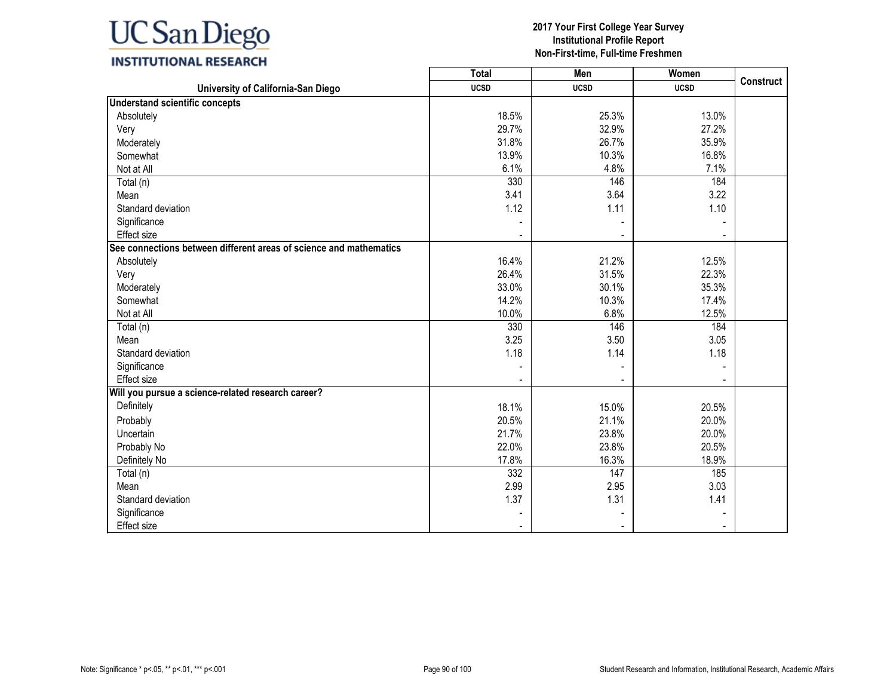# UC San Diego INSTITUTIONAL RESEARCH

**2017 Your First College Year Survey**
**Institutional Profile Report**
**Non-First-time, Full-time Freshmen**

| University of California-San Diego | Total<br>UCSD | Men<br>UCSD | Women<br>UCSD | Construct |
|---|---|---|---|---|
| **Understand scientific concepts** | | | | |
| Absolutely | 18.5% | 25.3% | 13.0% | |
| Very | 29.7% | 32.9% | 27.2% | |
| Moderately | 31.8% | 26.7% | 35.9% | |
| Somewhat | 13.9% | 10.3% | 16.8% | |
| Not at All | 6.1% | 4.8% | 7.1% | |
| Total (n) | 330 | 146 | 184 | |
| Mean | 3.41 | 3.64 | 3.22 | |
| Standard deviation | 1.12 | 1.11 | 1.10 | |
| Significance | - | - | - | |
| Effect size | - | - | - | |
| **See connections between different areas of science and mathematics** | | | | |
| Absolutely | 16.4% | 21.2% | 12.5% | |
| Very | 26.4% | 31.5% | 22.3% | |
| Moderately | 33.0% | 30.1% | 35.3% | |
| Somewhat | 14.2% | 10.3% | 17.4% | |
| Not at All | 10.0% | 6.8% | 12.5% | |
| Total (n) | 330 | 146 | 184 | |
| Mean | 3.25 | 3.50 | 3.05 | |
| Standard deviation | 1.18 | 1.14 | 1.18 | |
| Significance | - | - | - | |
| Effect size | - | - | - | |
| **Will you pursue a science-related research career?** | | | | |
| Definitely | 18.1% | 15.0% | 20.5% | |
| Probably | 20.5% | 21.1% | 20.0% | |
| Uncertain | 21.7% | 23.8% | 20.0% | |
| Probably No | 22.0% | 23.8% | 20.5% | |
| Definitely No | 17.8% | 16.3% | 18.9% | |
| Total (n) | 332 | 147 | 185 | |
| Mean | 2.99 | 2.95 | 3.03 | |
| Standard deviation | 1.37 | 1.31 | 1.41 | |
| Significance | - | - | - | |
| Effect size | - | - | - | |

Note: Significance * p<.05, ** p<.01, *** p<.001

Student Research and Information, Institutional Research, Academic Affairs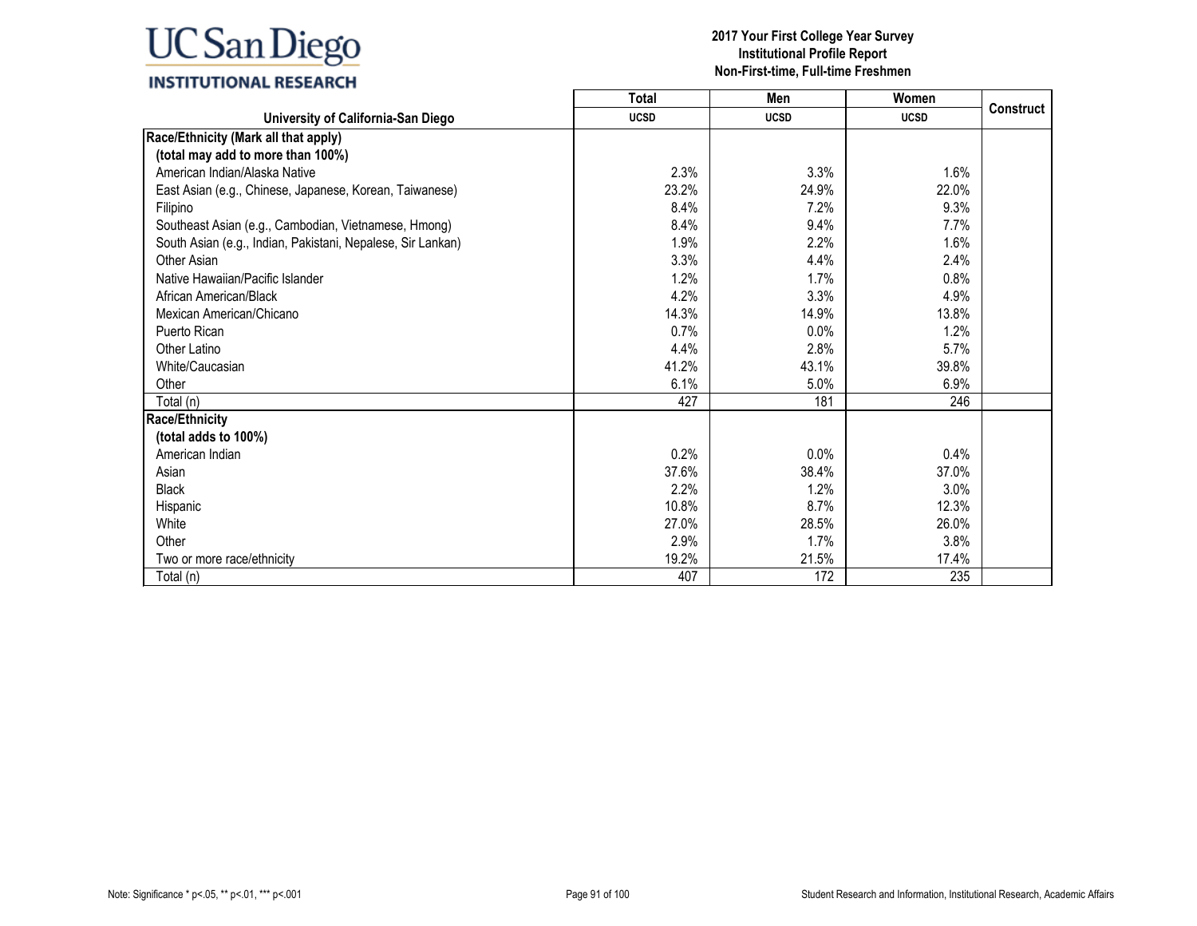UC San Diego
INSTITUTIONAL RESEARCH

**2017 Your First College Year Survey**
**Institutional Profile Report**
**Non-First-time, Full-time Freshmen**

| University of California-San Diego | Total UCSD | Men UCSD | Women UCSD | Construct |
|---|---|---|---|---|
| **Race/Ethnicity (Mark all that apply)** | | | | |
| **(total may add to more than 100%)** | | | | |
| American Indian/Alaska Native | 2.3% | 3.3% | 1.6% | |
| East Asian (e.g., Chinese, Japanese, Korean, Taiwanese) | 23.2% | 24.9% | 22.0% | |
| Filipino | 8.4% | 7.2% | 9.3% | |
| Southeast Asian (e.g., Cambodian, Vietnamese, Hmong) | 8.4% | 9.4% | 7.7% | |
| South Asian (e.g., Indian, Pakistani, Nepalese, Sir Lankan) | 1.9% | 2.2% | 1.6% | |
| Other Asian | 3.3% | 4.4% | 2.4% | |
| Native Hawaiian/Pacific Islander | 1.2% | 1.7% | 0.8% | |
| African American/Black | 4.2% | 3.3% | 4.9% | |
| Mexican American/Chicano | 14.3% | 14.9% | 13.8% | |
| Puerto Rican | 0.7% | 0.0% | 1.2% | |
| Other Latino | 4.4% | 2.8% | 5.7% | |
| White/Caucasian | 41.2% | 43.1% | 39.8% | |
| Other | 6.1% | 5.0% | 6.9% | |
| Total (n) | 427 | 181 | 246 | |
| **Race/Ethnicity** | | | | |
| **(total adds to 100%)** | | | | |
| American Indian | 0.2% | 0.0% | 0.4% | |
| Asian | 37.6% | 38.4% | 37.0% | |
| Black | 2.2% | 1.2% | 3.0% | |
| Hispanic | 10.8% | 8.7% | 12.3% | |
| White | 27.0% | 28.5% | 26.0% | |
| Other | 2.9% | 1.7% | 3.8% | |
| Two or more race/ethnicity | 19.2% | 21.5% | 17.4% | |
| Total (n) | 407 | 172 | 235 | |

Note: Significance * p<.05, ** p<.01, *** p<.001

Student Research and Information, Institutional Research, Academic Affairs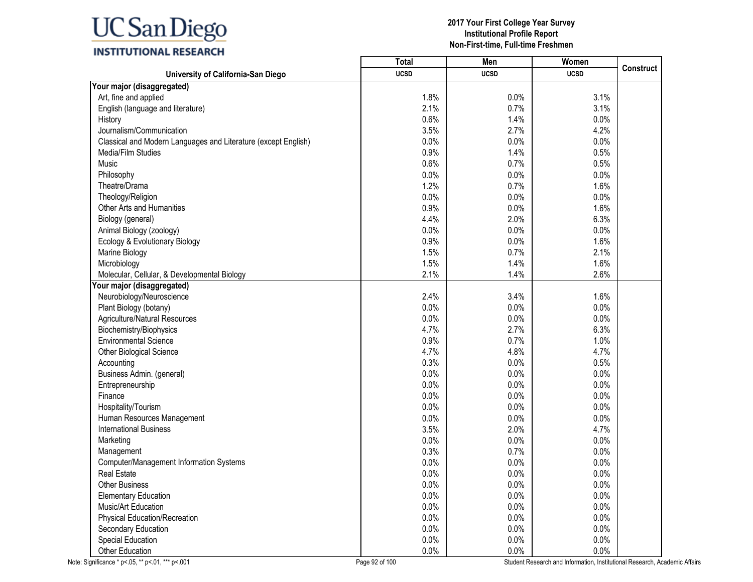UC San Diego
INSTITUTIONAL RESEARCH

**2017 Your First College Year Survey**
**Institutional Profile Report**
**Non-First-time, Full-time Freshmen**

| University of California-San Diego | Total UCSD | Men UCSD | Women UCSD | Construct |
|---|---|---|---|---|
| **Your major (disaggregated)** | | | | |
| Art, fine and applied | 1.8% | 0.0% | 3.1% | |
| English (language and literature) | 2.1% | 0.7% | 3.1% | |
| History | 0.6% | 1.4% | 0.0% | |
| Journalism/Communication | 3.5% | 2.7% | 4.2% | |
| Classical and Modern Languages and Literature (except English) | 0.0% | 0.0% | 0.0% | |
| Media/Film Studies | 0.9% | 1.4% | 0.5% | |
| Music | 0.6% | 0.7% | 0.5% | |
| Philosophy | 0.0% | 0.0% | 0.0% | |
| Theatre/Drama | 1.2% | 0.7% | 1.6% | |
| Theology/Religion | 0.0% | 0.0% | 0.0% | |
| Other Arts and Humanities | 0.9% | 0.0% | 1.6% | |
| Biology (general) | 4.4% | 2.0% | 6.3% | |
| Animal Biology (zoology) | 0.0% | 0.0% | 0.0% | |
| Ecology & Evolutionary Biology | 0.9% | 0.0% | 1.6% | |
| Marine Biology | 1.5% | 0.7% | 2.1% | |
| Microbiology | 1.5% | 1.4% | 1.6% | |
| Molecular, Cellular, & Developmental Biology | 2.1% | 1.4% | 2.6% | |
| **Your major (disaggregated)** | | | | |
| Neurobiology/Neuroscience | 2.4% | 3.4% | 1.6% | |
| Plant Biology (botany) | 0.0% | 0.0% | 0.0% | |
| Agriculture/Natural Resources | 0.0% | 0.0% | 0.0% | |
| Biochemistry/Biophysics | 4.7% | 2.7% | 6.3% | |
| Environmental Science | 0.9% | 0.7% | 1.0% | |
| Other Biological Science | 4.7% | 4.8% | 4.7% | |
| Accounting | 0.3% | 0.0% | 0.5% | |
| Business Admin. (general) | 0.0% | 0.0% | 0.0% | |
| Entrepreneurship | 0.0% | 0.0% | 0.0% | |
| Finance | 0.0% | 0.0% | 0.0% | |
| Hospitality/Tourism | 0.0% | 0.0% | 0.0% | |
| Human Resources Management | 0.0% | 0.0% | 0.0% | |
| International Business | 3.5% | 2.0% | 4.7% | |
| Marketing | 0.0% | 0.0% | 0.0% | |
| Management | 0.3% | 0.7% | 0.0% | |
| Computer/Management Information Systems | 0.0% | 0.0% | 0.0% | |
| Real Estate | 0.0% | 0.0% | 0.0% | |
| Other Business | 0.0% | 0.0% | 0.0% | |
| Elementary Education | 0.0% | 0.0% | 0.0% | |
| Music/Art Education | 0.0% | 0.0% | 0.0% | |
| Physical Education/Recreation | 0.0% | 0.0% | 0.0% | |
| Secondary Education | 0.0% | 0.0% | 0.0% | |
| Special Education | 0.0% | 0.0% | 0.0% | |
| Other Education | 0.0% | 0.0% | 0.0% | |

Note: Significance * p<.05, ** p<.01, *** p<.001

Student Research and Information, Institutional Research, Academic Affairs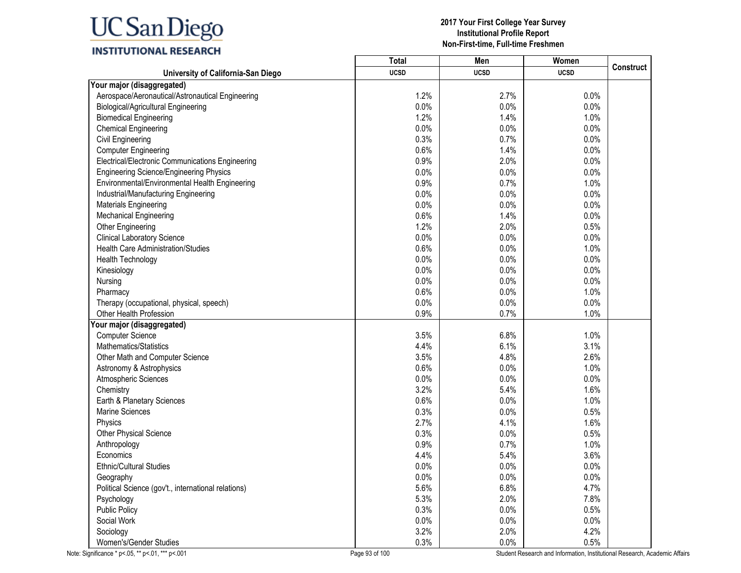**2017 Your First College Year Survey**
**Institutional Profile Report**
**Non-First-time, Full-time Freshmen**

| University of California-San Diego | Total UCSD | Men UCSD | Women UCSD | Construct |
|---|---|---|---|---|
| **Your major (disaggregated)** | | | | |
| Aerospace/Aeronautical/Astronautical Engineering | 1.2% | 2.7% | 0.0% | |
| Biological/Agricultural Engineering | 0.0% | 0.0% | 0.0% | |
| Biomedical Engineering | 1.2% | 1.4% | 1.0% | |
| Chemical Engineering | 0.0% | 0.0% | 0.0% | |
| Civil Engineering | 0.3% | 0.7% | 0.0% | |
| Computer Engineering | 0.6% | 1.4% | 0.0% | |
| Electrical/Electronic Communications Engineering | 0.9% | 2.0% | 0.0% | |
| Engineering Science/Engineering Physics | 0.0% | 0.0% | 0.0% | |
| Environmental/Environmental Health Engineering | 0.9% | 0.7% | 1.0% | |
| Industrial/Manufacturing Engineering | 0.0% | 0.0% | 0.0% | |
| Materials Engineering | 0.0% | 0.0% | 0.0% | |
| Mechanical Engineering | 0.6% | 1.4% | 0.0% | |
| Other Engineering | 1.2% | 2.0% | 0.5% | |
| Clinical Laboratory Science | 0.0% | 0.0% | 0.0% | |
| Health Care Administration/Studies | 0.6% | 0.0% | 1.0% | |
| Health Technology | 0.0% | 0.0% | 0.0% | |
| Kinesiology | 0.0% | 0.0% | 0.0% | |
| Nursing | 0.0% | 0.0% | 0.0% | |
| Pharmacy | 0.6% | 0.0% | 1.0% | |
| Therapy (occupational, physical, speech) | 0.0% | 0.0% | 0.0% | |
| Other Health Profession | 0.9% | 0.7% | 1.0% | |
| **Your major (disaggregated)** | | | | |
| Computer Science | 3.5% | 6.8% | 1.0% | |
| Mathematics/Statistics | 4.4% | 6.1% | 3.1% | |
| Other Math and Computer Science | 3.5% | 4.8% | 2.6% | |
| Astronomy & Astrophysics | 0.6% | 0.0% | 1.0% | |
| Atmospheric Sciences | 0.0% | 0.0% | 0.0% | |
| Chemistry | 3.2% | 5.4% | 1.6% | |
| Earth & Planetary Sciences | 0.6% | 0.0% | 1.0% | |
| Marine Sciences | 0.3% | 0.0% | 0.5% | |
| Physics | 2.7% | 4.1% | 1.6% | |
| Other Physical Science | 0.3% | 0.0% | 0.5% | |
| Anthropology | 0.9% | 0.7% | 1.0% | |
| Economics | 4.4% | 5.4% | 3.6% | |
| Ethnic/Cultural Studies | 0.0% | 0.0% | 0.0% | |
| Geography | 0.0% | 0.0% | 0.0% | |
| Political Science (gov't., international relations) | 5.6% | 6.8% | 4.7% | |
| Psychology | 5.3% | 2.0% | 7.8% | |
| Public Policy | 0.3% | 0.0% | 0.5% | |
| Social Work | 0.0% | 0.0% | 0.0% | |
| Sociology | 3.2% | 2.0% | 4.2% | |
| Women's/Gender Studies | 0.3% | 0.0% | 0.5% | |

Note: Significance * p<.05, ** p<.01, *** p<.001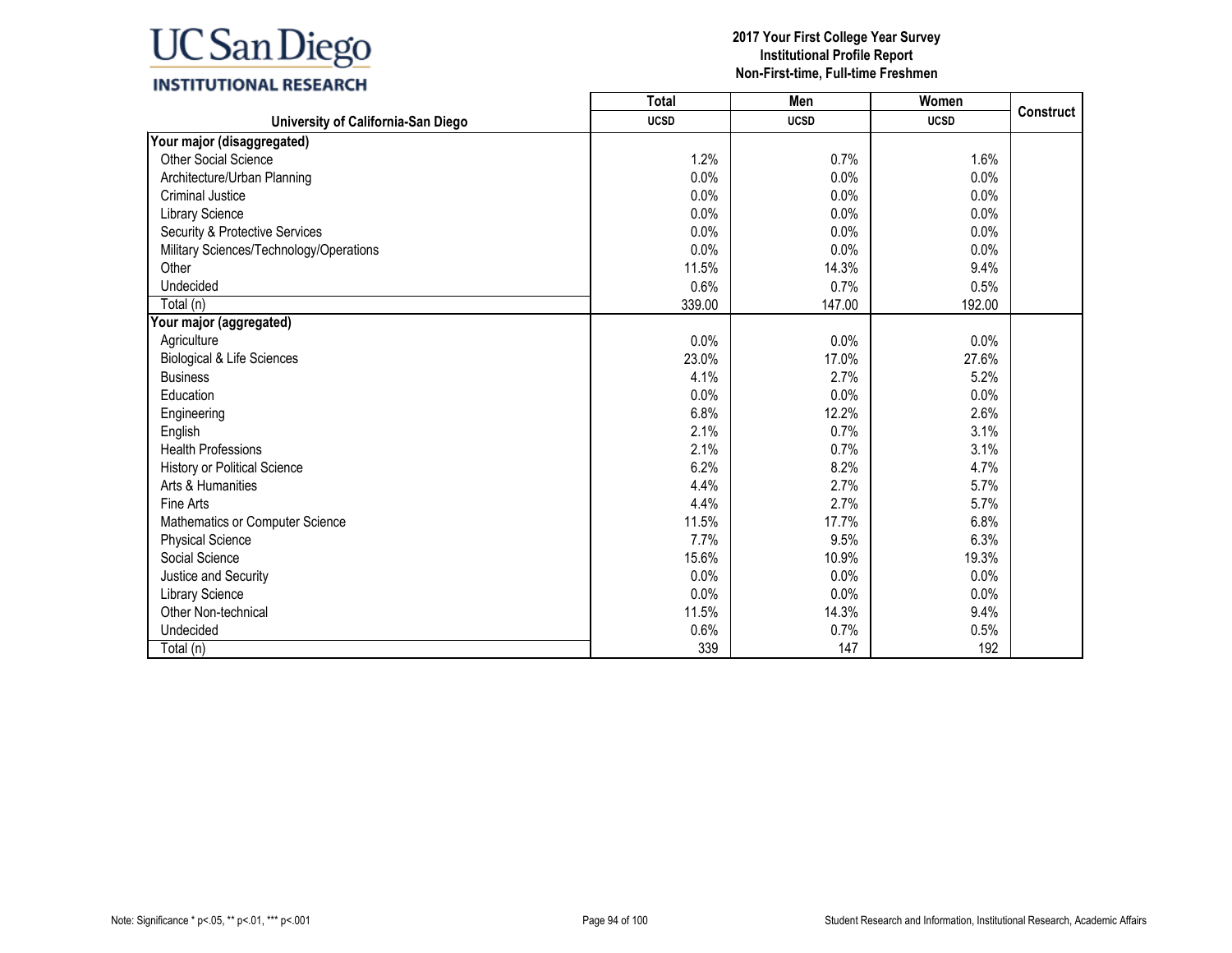# UC San Diego

**INSTITUTIONAL RESEARCH**

**2017 Your First College Year Survey**
**Institutional Profile Report**
**Non-First-time, Full-time Freshmen**

| University of California-San Diego | Total | Men | Women | Construct |
|---|---|---|---|---|
| | UCSD | UCSD | UCSD | |
| **Your major (disaggregated)** | | | | |
| Other Social Science | 1.2% | 0.7% | 1.6% | |
| Architecture/Urban Planning | 0.0% | 0.0% | 0.0% | |
| Criminal Justice | 0.0% | 0.0% | 0.0% | |
| Library Science | 0.0% | 0.0% | 0.0% | |
| Security & Protective Services | 0.0% | 0.0% | 0.0% | |
| Military Sciences/Technology/Operations | 0.0% | 0.0% | 0.0% | |
| Other | 11.5% | 14.3% | 9.4% | |
| Undecided | 0.6% | 0.7% | 0.5% | |
| Total (n) | 339.00 | 147.00 | 192.00 | |
| **Your major (aggregated)** | | | | |
| Agriculture | 0.0% | 0.0% | 0.0% | |
| Biological & Life Sciences | 23.0% | 17.0% | 27.6% | |
| Business | 4.1% | 2.7% | 5.2% | |
| Education | 0.0% | 0.0% | 0.0% | |
| Engineering | 6.8% | 12.2% | 2.6% | |
| English | 2.1% | 0.7% | 3.1% | |
| Health Professions | 2.1% | 0.7% | 3.1% | |
| History or Political Science | 6.2% | 8.2% | 4.7% | |
| Arts & Humanities | 4.4% | 2.7% | 5.7% | |
| Fine Arts | 4.4% | 2.7% | 5.7% | |
| Mathematics or Computer Science | 11.5% | 17.7% | 6.8% | |
| Physical Science | 7.7% | 9.5% | 6.3% | |
| Social Science | 15.6% | 10.9% | 19.3% | |
| Justice and Security | 0.0% | 0.0% | 0.0% | |
| Library Science | 0.0% | 0.0% | 0.0% | |
| Other Non-technical | 11.5% | 14.3% | 9.4% | |
| Undecided | 0.6% | 0.7% | 0.5% | |
| Total (n) | 339 | 147 | 192 | |

Note: Significance * p<.05, ** p<.01, *** p<.001

Student Research and Information, Institutional Research, Academic Affairs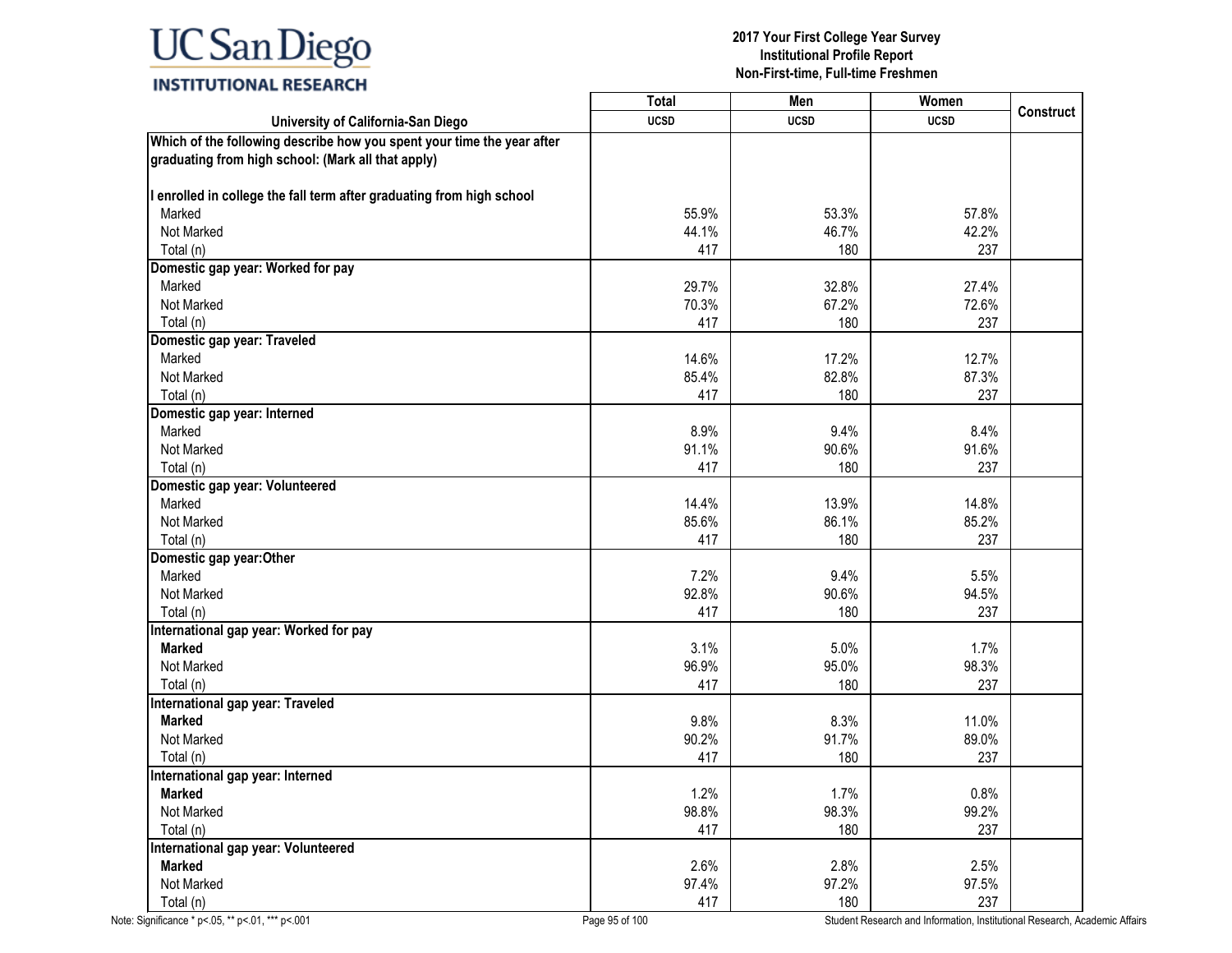| University of California-San Diego | Total | Men | Women | Construct |
|---|---|---|---|---|
| | UCSD | UCSD | UCSD | |
| **Which of the following describe how you spent your time the year after graduating from high school: (Mark all that apply)** | | | | |
| **I enrolled in college the fall term after graduating from high school** | | | | |
| Marked | 55.9% | 53.3% | 57.8% | |
| Not Marked | 44.1% | 46.7% | 42.2% | |
| Total (n) | 417 | 180 | 237 | |
| **Domestic gap year: Worked for pay** | | | | |
| Marked | 29.7% | 32.8% | 27.4% | |
| Not Marked | 70.3% | 67.2% | 72.6% | |
| Total (n) | 417 | 180 | 237 | |
| **Domestic gap year: Traveled** | | | | |
| Marked | 14.6% | 17.2% | 12.7% | |
| Not Marked | 85.4% | 82.8% | 87.3% | |
| Total (n) | 417 | 180 | 237 | |
| **Domestic gap year: Interned** | | | | |
| Marked | 8.9% | 9.4% | 8.4% | |
| Not Marked | 91.1% | 90.6% | 91.6% | |
| Total (n) | 417 | 180 | 237 | |
| **Domestic gap year: Volunteered** | | | | |
| Marked | 14.4% | 13.9% | 14.8% | |
| Not Marked | 85.6% | 86.1% | 85.2% | |
| Total (n) | 417 | 180 | 237 | |
| **Domestic gap year:Other** | | | | |
| Marked | 7.2% | 9.4% | 5.5% | |
| Not Marked | 92.8% | 90.6% | 94.5% | |
| Total (n) | 417 | 180 | 237 | |
| **International gap year: Worked for pay** | | | | |
| **Marked** | 3.1% | 5.0% | 1.7% | |
| Not Marked | 96.9% | 95.0% | 98.3% | |
| Total (n) | 417 | 180 | 237 | |
| **International gap year: Traveled** | | | | |
| **Marked** | 9.8% | 8.3% | 11.0% | |
| Not Marked | 90.2% | 91.7% | 89.0% | |
| Total (n) | 417 | 180 | 237 | |
| **International gap year: Interned** | | | | |
| **Marked** | 1.2% | 1.7% | 0.8% | |
| Not Marked | 98.8% | 98.3% | 99.2% | |
| Total (n) | 417 | 180 | 237 | |
| **International gap year: Volunteered** | | | | |
| **Marked** | 2.6% | 2.8% | 2.5% | |
| Not Marked | 97.4% | 97.2% | 97.5% | |
| Total (n) | 417 | 180 | 237 | |

Note: Significance * p<.05, ** p<.01, *** p<.001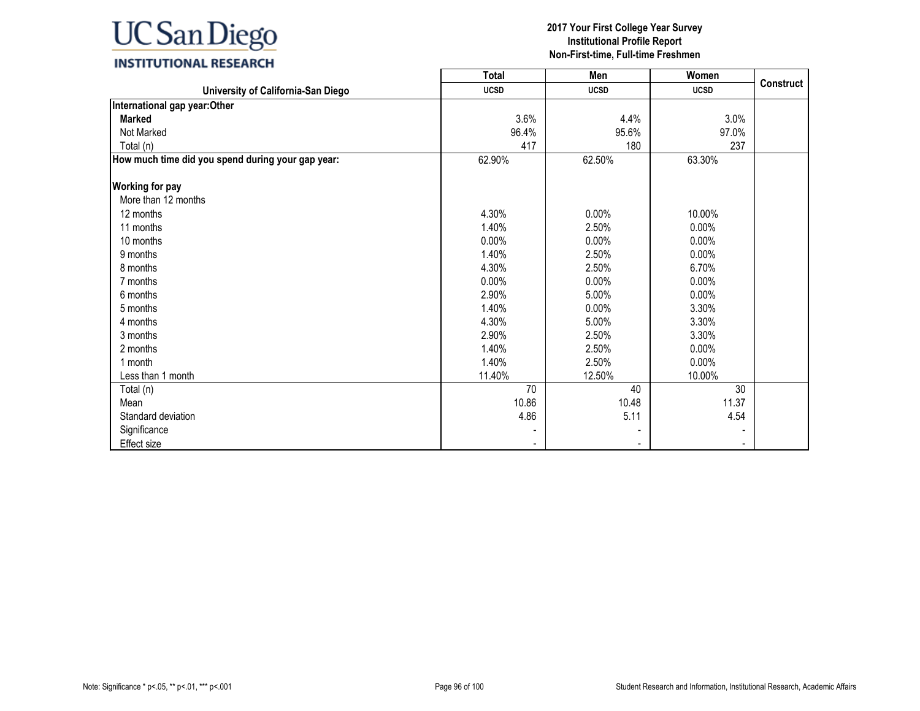**UC San Diego**
**INSTITUTIONAL RESEARCH**

**2017 Your First College Year Survey**
**Institutional Profile Report**
**Non-First-time, Full-time Freshmen**

| University of California-San Diego | Total UCSD | Men UCSD | Women UCSD | Construct |
|---|---|---|---|---|
| **International gap year:Other** | | | | |
| **Marked** | 3.6% | 4.4% | 3.0% | |
| Not Marked | 96.4% | 95.6% | 97.0% | |
| Total (n) | 417 | 180 | 237 | |
| **How much time did you spend during your gap year:** | 62.90% | 62.50% | 63.30% | |
| **Working for pay** | | | | |
| More than 12 months | | | | |
| 12 months | 4.30% | 0.00% | 10.00% | |
| 11 months | 1.40% | 2.50% | 0.00% | |
| 10 months | 0.00% | 0.00% | 0.00% | |
| 9 months | 1.40% | 2.50% | 0.00% | |
| 8 months | 4.30% | 2.50% | 6.70% | |
| 7 months | 0.00% | 0.00% | 0.00% | |
| 6 months | 2.90% | 5.00% | 0.00% | |
| 5 months | 1.40% | 0.00% | 3.30% | |
| 4 months | 4.30% | 5.00% | 3.30% | |
| 3 months | 2.90% | 2.50% | 3.30% | |
| 2 months | 1.40% | 2.50% | 0.00% | |
| 1 month | 1.40% | 2.50% | 0.00% | |
| Less than 1 month | 11.40% | 12.50% | 10.00% | |
| Total (n) | 70 | 40 | 30 | |
| Mean | 10.86 | 10.48 | 11.37 | |
| Standard deviation | 4.86 | 5.11 | 4.54 | |
| Significance | - | - | - | |
| Effect size | - | - | - | |

Note: Significance * p<.05, ** p<.01, *** p<.001

Student Research and Information, Institutional Research, Academic Affairs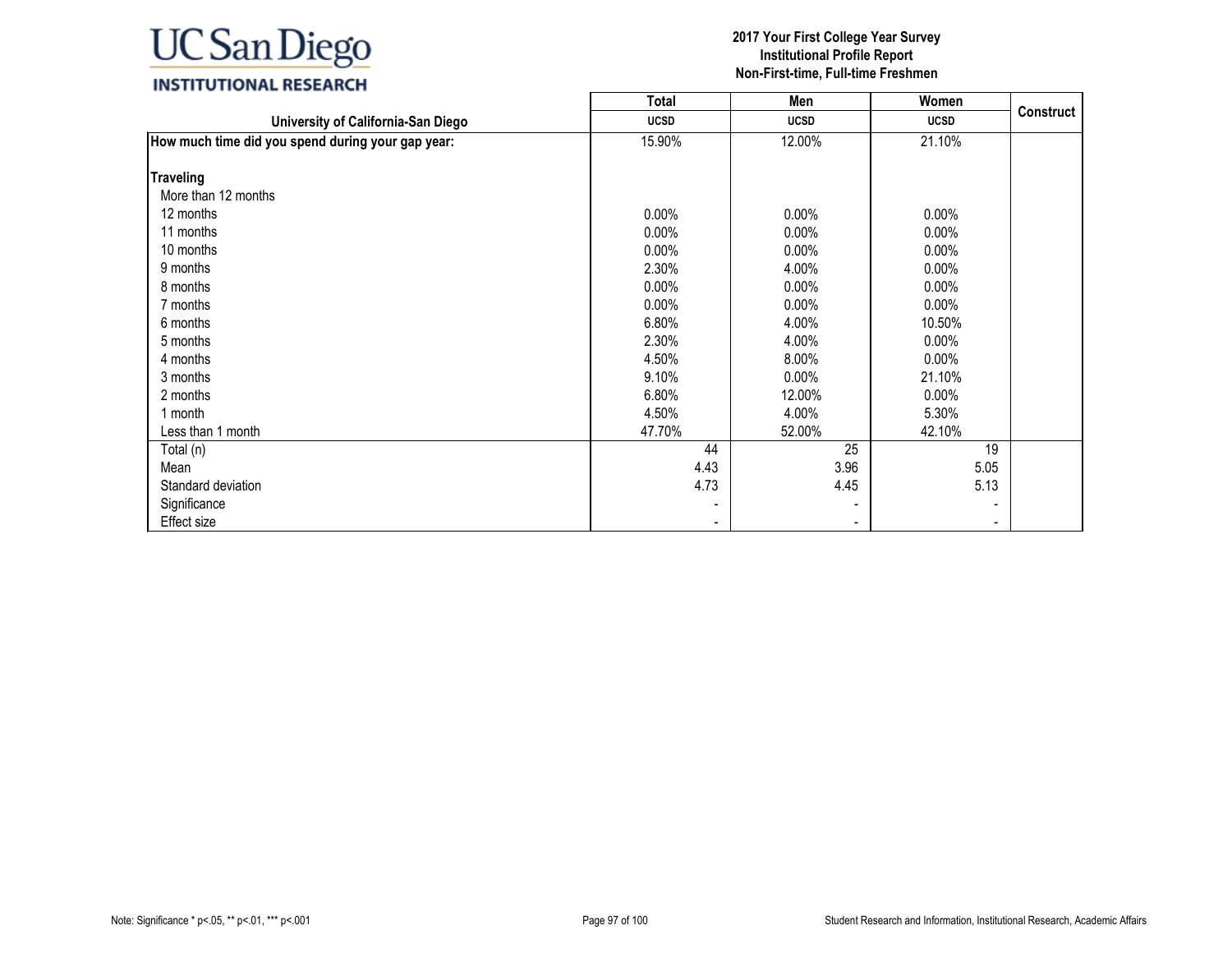| University of California-San Diego | Total UCSD | Men UCSD | Women UCSD | Construct |
|---|---|---|---|---|
| **How much time did you spend during your gap year:** | 15.90% | 12.00% | 21.10% | |
| **Traveling** | | | | |
| More than 12 months | | | | |
| 12 months | 0.00% | 0.00% | 0.00% | |
| 11 months | 0.00% | 0.00% | 0.00% | |
| 10 months | 0.00% | 0.00% | 0.00% | |
| 9 months | 2.30% | 4.00% | 0.00% | |
| 8 months | 0.00% | 0.00% | 0.00% | |
| 7 months | 0.00% | 0.00% | 0.00% | |
| 6 months | 6.80% | 4.00% | 10.50% | |
| 5 months | 2.30% | 4.00% | 0.00% | |
| 4 months | 4.50% | 8.00% | 0.00% | |
| 3 months | 9.10% | 0.00% | 21.10% | |
| 2 months | 6.80% | 12.00% | 0.00% | |
| 1 month | 4.50% | 4.00% | 5.30% | |
| Less than 1 month | 47.70% | 52.00% | 42.10% | |
| Total (n) | 44 | 25 | 19 | |
| Mean | 4.43 | 3.96 | 5.05 | |
| Standard deviation | 4.73 | 4.45 | 5.13 | |
| Significance | - | - | - | |
| Effect size | - | - | - | |

Note: Significance * p<.05, ** p<.01, *** p<.001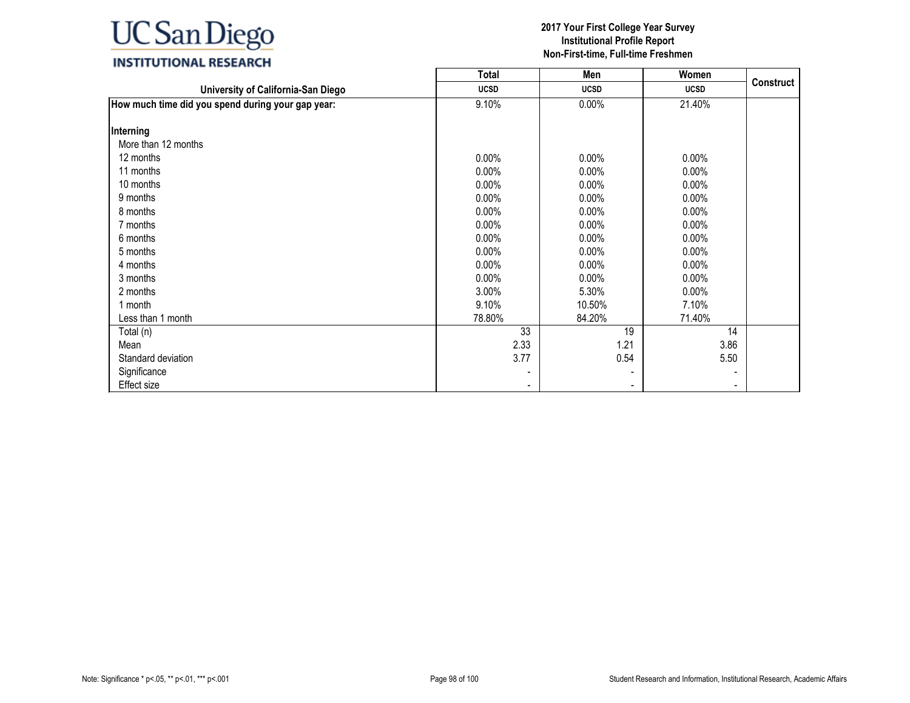| University of California-San Diego | Total UCSD | Men UCSD | Women UCSD | Construct |
|---|---|---|---|---|
| **How much time did you spend during your gap year:** | 9.10% | 0.00% | 21.40% | |
| **Interning** | | | | |
| More than 12 months | | | | |
| 12 months | 0.00% | 0.00% | 0.00% | |
| 11 months | 0.00% | 0.00% | 0.00% | |
| 10 months | 0.00% | 0.00% | 0.00% | |
| 9 months | 0.00% | 0.00% | 0.00% | |
| 8 months | 0.00% | 0.00% | 0.00% | |
| 7 months | 0.00% | 0.00% | 0.00% | |
| 6 months | 0.00% | 0.00% | 0.00% | |
| 5 months | 0.00% | 0.00% | 0.00% | |
| 4 months | 0.00% | 0.00% | 0.00% | |
| 3 months | 0.00% | 0.00% | 0.00% | |
| 2 months | 3.00% | 5.30% | 0.00% | |
| 1 month | 9.10% | 10.50% | 7.10% | |
| Less than 1 month | 78.80% | 84.20% | 71.40% | |
| Total (n) | 33 | 19 | 14 | |
| Mean | 2.33 | 1.21 | 3.86 | |
| Standard deviation | 3.77 | 0.54 | 5.50 | |
| Significance | - | - | - | |
| Effect size | - | - | - | |

Note: Significance * p<.05, ** p<.01, *** p<.001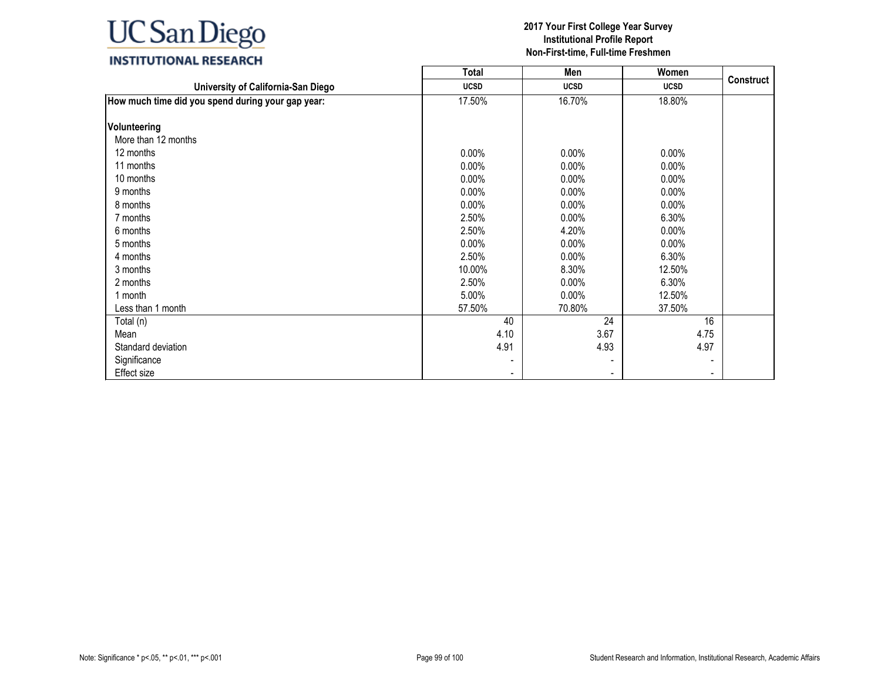**2017 Your First College Year Survey**
**Institutional Profile Report**
**Non-First-time, Full-time Freshmen**

| University of California-San Diego | Total | Men | Women | Construct |
|---|---|---|---|---|
| | UCSD | UCSD | UCSD | |
| **How much time did you spend during your gap year:** | 17.50% | 16.70% | 18.80% | |
| **Volunteering** | | | | |
| More than 12 months | | | | |
| 12 months | 0.00% | 0.00% | 0.00% | |
| 11 months | 0.00% | 0.00% | 0.00% | |
| 10 months | 0.00% | 0.00% | 0.00% | |
| 9 months | 0.00% | 0.00% | 0.00% | |
| 8 months | 0.00% | 0.00% | 0.00% | |
| 7 months | 2.50% | 0.00% | 6.30% | |
| 6 months | 2.50% | 4.20% | 0.00% | |
| 5 months | 0.00% | 0.00% | 0.00% | |
| 4 months | 2.50% | 0.00% | 6.30% | |
| 3 months | 10.00% | 8.30% | 12.50% | |
| 2 months | 2.50% | 0.00% | 6.30% | |
| 1 month | 5.00% | 0.00% | 12.50% | |
| Less than 1 month | 57.50% | 70.80% | 37.50% | |
| Total (n) | 40 | 24 | 16 | |
| Mean | 4.10 | 3.67 | 4.75 | |
| Standard deviation | 4.91 | 4.93 | 4.97 | |
| Significance | - | - | - | |
| Effect size | - | - | - | |

Note: Significance * p<.05, ** p<.01, *** p<.001

Student Research and Information, Institutional Research, Academic Affairs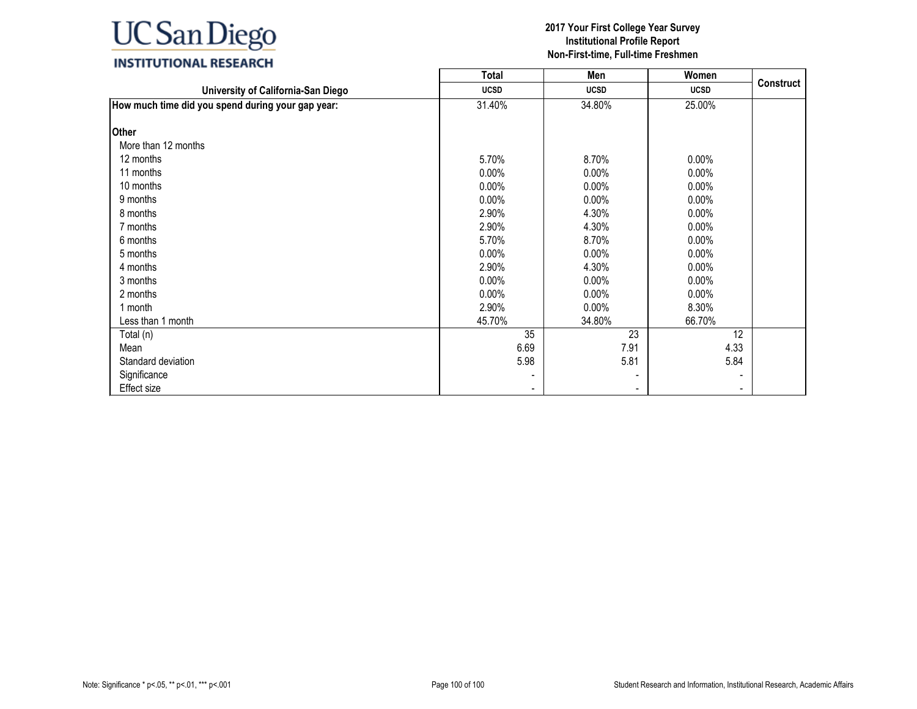2017 Your First College Year Survey
Institutional Profile Report
Non-First-time, Full-time Freshmen

| University of California-San Diego | Total UCSD | Men UCSD | Women UCSD | Construct |
|---|---|---|---|---|
| **How much time did you spend during your gap year:** | 31.40% | 34.80% | 25.00% | |
| **Other** | | | | |
| More than 12 months | | | | |
| 12 months | 5.70% | 8.70% | 0.00% | |
| 11 months | 0.00% | 0.00% | 0.00% | |
| 10 months | 0.00% | 0.00% | 0.00% | |
| 9 months | 0.00% | 0.00% | 0.00% | |
| 8 months | 2.90% | 4.30% | 0.00% | |
| 7 months | 2.90% | 4.30% | 0.00% | |
| 6 months | 5.70% | 8.70% | 0.00% | |
| 5 months | 0.00% | 0.00% | 0.00% | |
| 4 months | 2.90% | 4.30% | 0.00% | |
| 3 months | 0.00% | 0.00% | 0.00% | |
| 2 months | 0.00% | 0.00% | 0.00% | |
| 1 month | 2.90% | 0.00% | 8.30% | |
| Less than 1 month | 45.70% | 34.80% | 66.70% | |
| Total (n) | 35 | 23 | 12 | |
| Mean | 6.69 | 7.91 | 4.33 | |
| Standard deviation | 5.98 | 5.81 | 5.84 | |
| Significance | - | - | - | |
| Effect size | - | - | - | |

Note: Significance * p<.05, ** p<.01, *** p<.001

Student Research and Information, Institutional Research, Academic Affairs